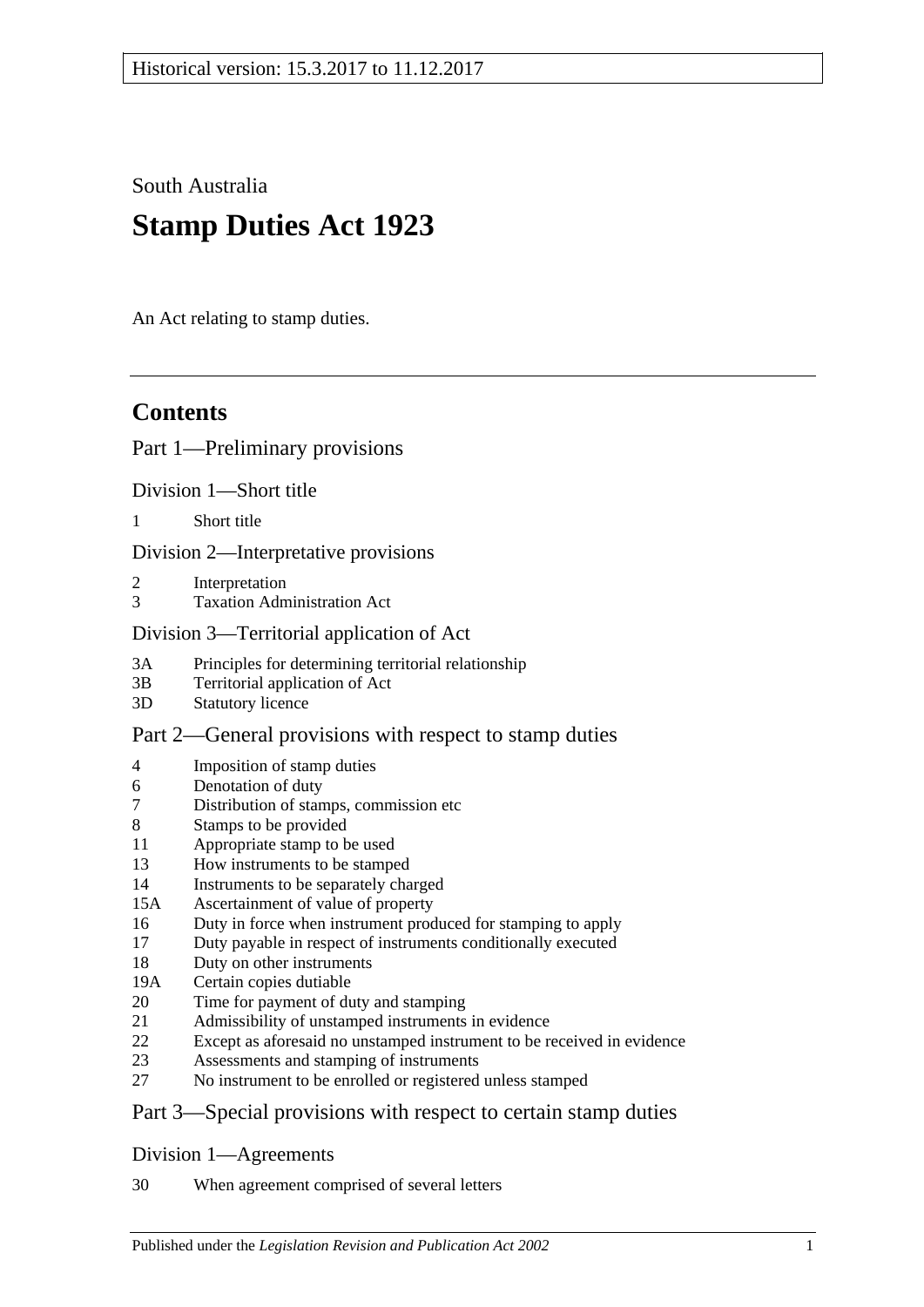Historical version: 15.3.2017 to 11.12.2017

South Australia

# Stamp Duties Act 1923

An Act relating to stamp duties.

## Contents

Part 1—Preliminary provisions

Division 1—Short title

1 Short title

Division 2—Interpretative provisions

2 Interpretation
3 Taxation Administration Act

Division 3—Territorial application of Act

3A Principles for determining territorial relationship
3B Territorial application of Act
3D Statutory licence

Part 2—General provisions with respect to stamp duties

4 Imposition of stamp duties
6 Denotation of duty
7 Distribution of stamps, commission etc
8 Stamps to be provided
11 Appropriate stamp to be used
13 How instruments to be stamped
14 Instruments to be separately charged
15A Ascertainment of value of property
16 Duty in force when instrument produced for stamping to apply
17 Duty payable in respect of instruments conditionally executed
18 Duty on other instruments
19A Certain copies dutiable
20 Time for payment of duty and stamping
21 Admissibility of unstamped instruments in evidence
22 Except as aforesaid no unstamped instrument to be received in evidence
23 Assessments and stamping of instruments
27 No instrument to be enrolled or registered unless stamped

Part 3—Special provisions with respect to certain stamp duties

Division 1—Agreements

30 When agreement comprised of several letters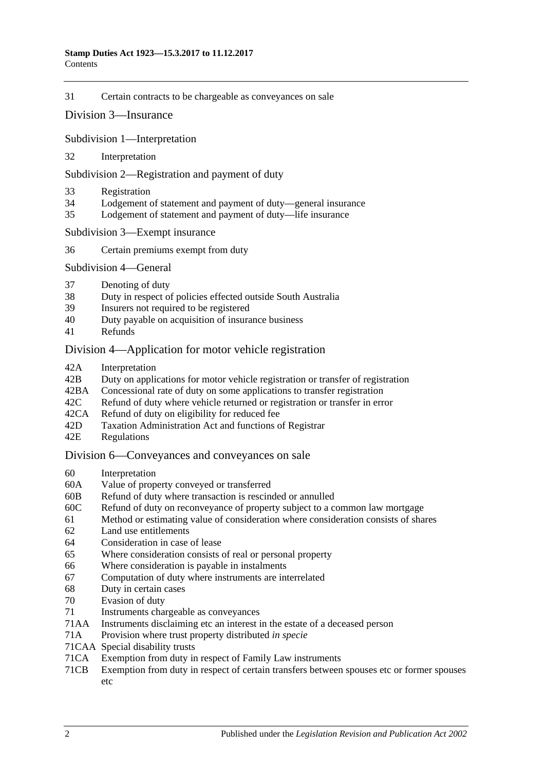31 Certain contracts to be chargeable as conveyances on sale

## Division 3—Insurance

### Subdivision 1—Interpretation

32 Interpretation

### Subdivision 2—Registration and payment of duty

33 Registration
34 Lodgement of statement and payment of duty—general insurance
35 Lodgement of statement and payment of duty—life insurance

### Subdivision 3—Exempt insurance

36 Certain premiums exempt from duty

### Subdivision 4—General

37 Denoting of duty
38 Duty in respect of policies effected outside South Australia
39 Insurers not required to be registered
40 Duty payable on acquisition of insurance business
41 Refunds

## Division 4—Application for motor vehicle registration

42A Interpretation
42B Duty on applications for motor vehicle registration or transfer of registration
42BA Concessional rate of duty on some applications to transfer registration
42C Refund of duty where vehicle returned or registration or transfer in error
42CA Refund of duty on eligibility for reduced fee
42D Taxation Administration Act and functions of Registrar
42E Regulations

## Division 6—Conveyances and conveyances on sale

60 Interpretation
60A Value of property conveyed or transferred
60B Refund of duty where transaction is rescinded or annulled
60C Refund of duty on reconveyance of property subject to a common law mortgage
61 Method or estimating value of consideration where consideration consists of shares
62 Land use entitlements
64 Consideration in case of lease
65 Where consideration consists of real or personal property
66 Where consideration is payable in instalments
67 Computation of duty where instruments are interrelated
68 Duty in certain cases
70 Evasion of duty
71 Instruments chargeable as conveyances
71AA Instruments disclaiming etc an interest in the estate of a deceased person
71A Provision where trust property distributed *in specie*
71CAA Special disability trusts
71CA Exemption from duty in respect of Family Law instruments
71CB Exemption from duty in respect of certain transfers between spouses etc or former spouses etc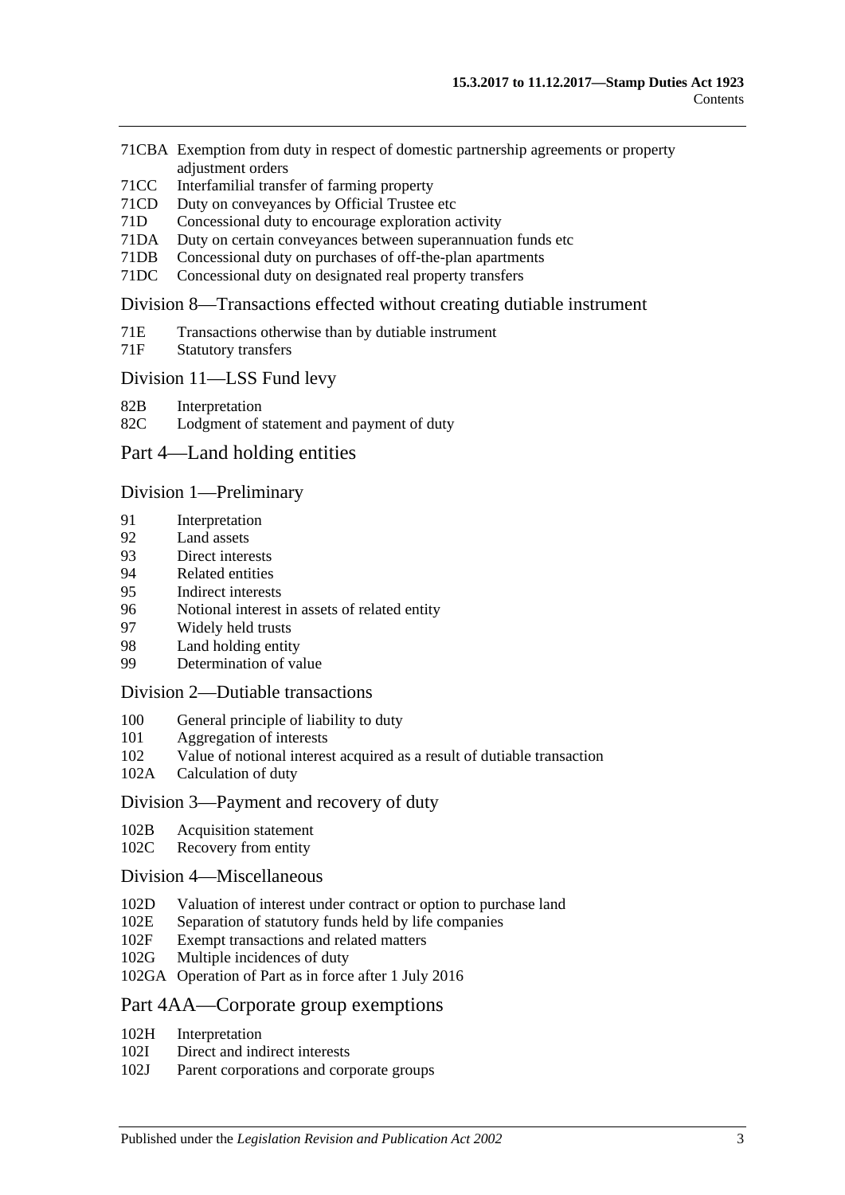71CBA Exemption from duty in respect of domestic partnership agreements or property adjustment orders
71CC Interfamilial transfer of farming property
71CD Duty on conveyances by Official Trustee etc
71D Concessional duty to encourage exploration activity
71DA Duty on certain conveyances between superannuation funds etc
71DB Concessional duty on purchases of off-the-plan apartments
71DC Concessional duty on designated real property transfers

### Division 8—Transactions effected without creating dutiable instrument

71E Transactions otherwise than by dutiable instrument
71F Statutory transfers

### Division 11—LSS Fund levy

82B Interpretation
82C Lodgment of statement and payment of duty

## Part 4—Land holding entities

### Division 1—Preliminary

91 Interpretation
92 Land assets
93 Direct interests
94 Related entities
95 Indirect interests
96 Notional interest in assets of related entity
97 Widely held trusts
98 Land holding entity
99 Determination of value

### Division 2—Dutiable transactions

100 General principle of liability to duty
101 Aggregation of interests
102 Value of notional interest acquired as a result of dutiable transaction
102A Calculation of duty

### Division 3—Payment and recovery of duty

102B Acquisition statement
102C Recovery from entity

### Division 4—Miscellaneous

102D Valuation of interest under contract or option to purchase land
102E Separation of statutory funds held by life companies
102F Exempt transactions and related matters
102G Multiple incidences of duty
102GA Operation of Part as in force after 1 July 2016

## Part 4AA—Corporate group exemptions

102H Interpretation
102I Direct and indirect interests
102J Parent corporations and corporate groups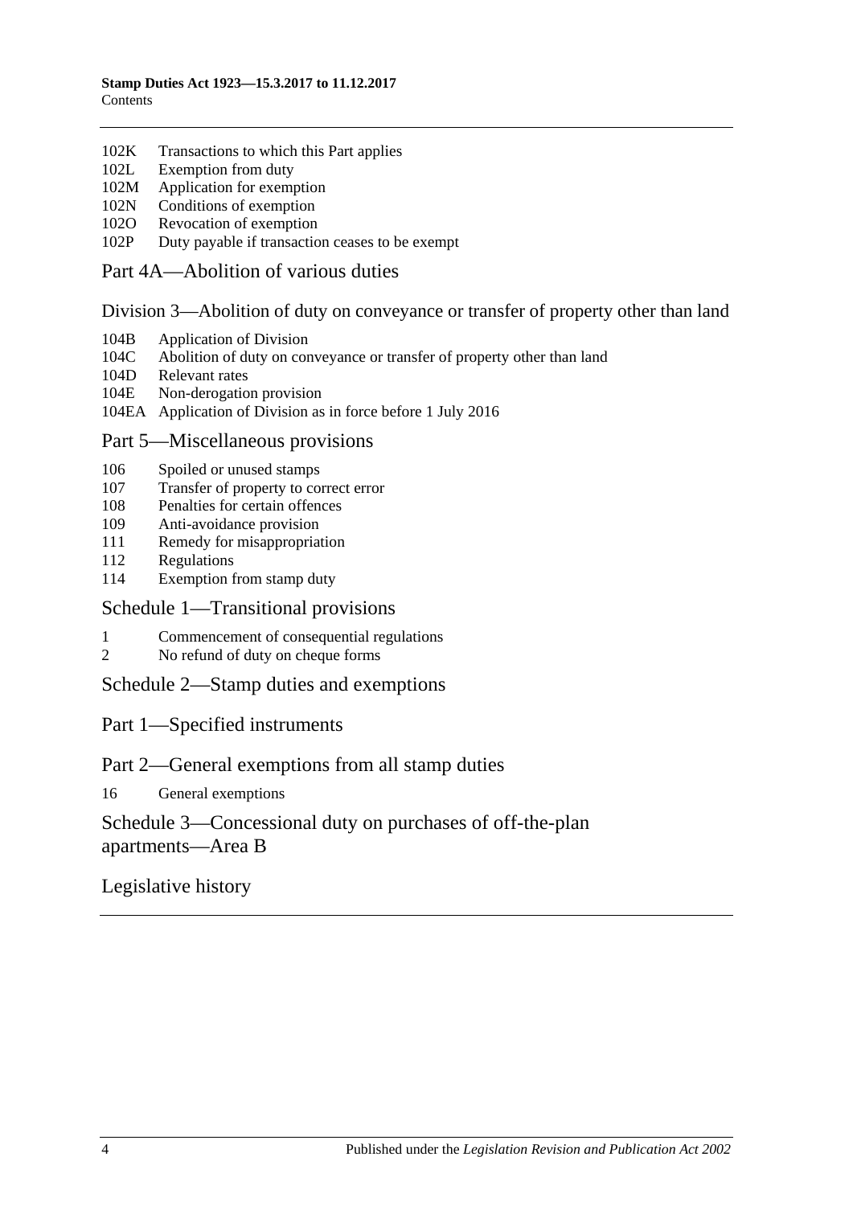102K Transactions to which this Part applies
102L Exemption from duty
102M Application for exemption
102N Conditions of exemption
102O Revocation of exemption
102P Duty payable if transaction ceases to be exempt

## Part 4A—Abolition of various duties

### Division 3—Abolition of duty on conveyance or transfer of property other than land

104B Application of Division
104C Abolition of duty on conveyance or transfer of property other than land
104D Relevant rates
104E Non-derogation provision
104EA Application of Division as in force before 1 July 2016

## Part 5—Miscellaneous provisions

106 Spoiled or unused stamps
107 Transfer of property to correct error
108 Penalties for certain offences
109 Anti-avoidance provision
111 Remedy for misappropriation
112 Regulations
114 Exemption from stamp duty

## Schedule 1—Transitional provisions

1 Commencement of consequential regulations
2 No refund of duty on cheque forms

## Schedule 2—Stamp duties and exemptions

## Part 1—Specified instruments

## Part 2—General exemptions from all stamp duties

16 General exemptions

## Schedule 3—Concessional duty on purchases of off-the-plan apartments—Area B

## Legislative history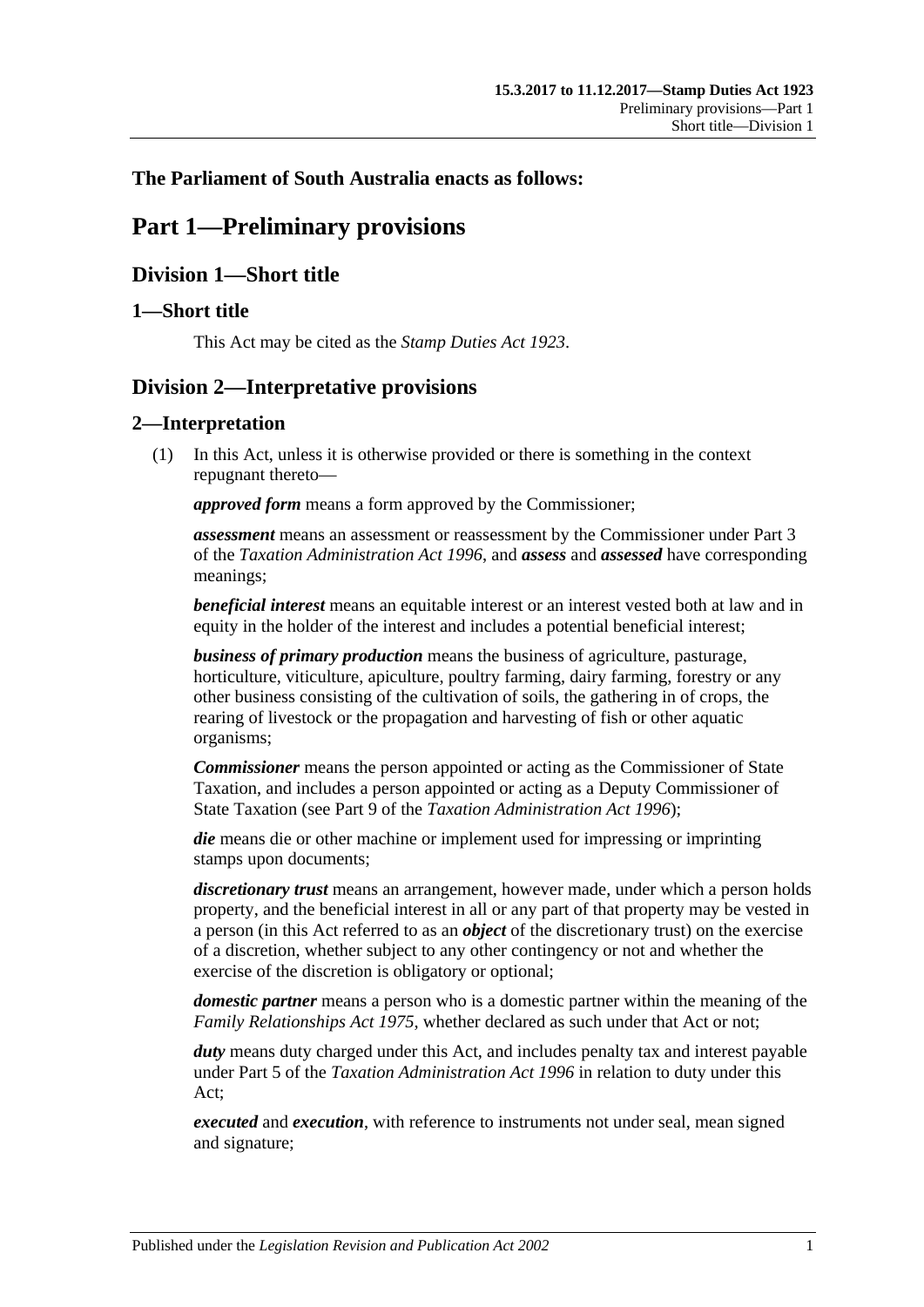**The Parliament of South Australia enacts as follows:**

# Part 1—Preliminary provisions

## Division 1—Short title

### 1—Short title

This Act may be cited as the *Stamp Duties Act 1923*.

## Division 2—Interpretative provisions

### 2—Interpretation

(1) In this Act, unless it is otherwise provided or there is something in the context repugnant thereto—

***approved form*** means a form approved by the Commissioner;

***assessment*** means an assessment or reassessment by the Commissioner under Part 3 of the *Taxation Administration Act 1996*, and ***assess*** and ***assessed*** have corresponding meanings;

***beneficial interest*** means an equitable interest or an interest vested both at law and in equity in the holder of the interest and includes a potential beneficial interest;

***business of primary production*** means the business of agriculture, pasturage, horticulture, viticulture, apiculture, poultry farming, dairy farming, forestry or any other business consisting of the cultivation of soils, the gathering in of crops, the rearing of livestock or the propagation and harvesting of fish or other aquatic organisms;

***Commissioner*** means the person appointed or acting as the Commissioner of State Taxation, and includes a person appointed or acting as a Deputy Commissioner of State Taxation (see Part 9 of the *Taxation Administration Act 1996*);

***die*** means die or other machine or implement used for impressing or imprinting stamps upon documents;

***discretionary trust*** means an arrangement, however made, under which a person holds property, and the beneficial interest in all or any part of that property may be vested in a person (in this Act referred to as an ***object*** of the discretionary trust) on the exercise of a discretion, whether subject to any other contingency or not and whether the exercise of the discretion is obligatory or optional;

***domestic partner*** means a person who is a domestic partner within the meaning of the *Family Relationships Act 1975*, whether declared as such under that Act or not;

***duty*** means duty charged under this Act, and includes penalty tax and interest payable under Part 5 of the *Taxation Administration Act 1996* in relation to duty under this Act;

***executed*** and ***execution***, with reference to instruments not under seal, mean signed and signature;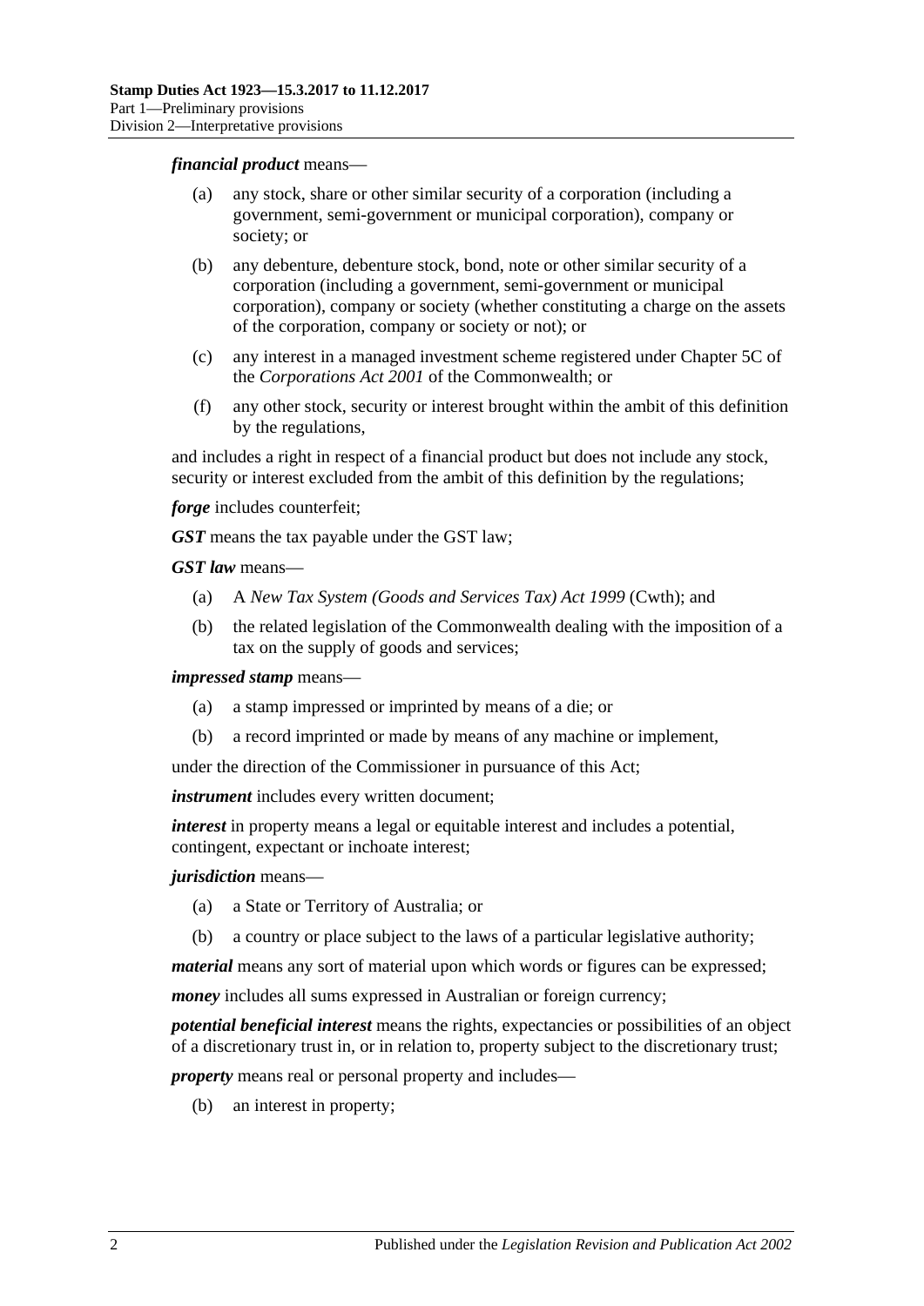***financial product*** means—

- (a) any stock, share or other similar security of a corporation (including a government, semi-government or municipal corporation), company or society; or
- (b) any debenture, debenture stock, bond, note or other similar security of a corporation (including a government, semi-government or municipal corporation), company or society (whether constituting a charge on the assets of the corporation, company or society or not); or
- (c) any interest in a managed investment scheme registered under Chapter 5C of the *Corporations Act 2001* of the Commonwealth; or
- (f) any other stock, security or interest brought within the ambit of this definition by the regulations,

and includes a right in respect of a financial product but does not include any stock, security or interest excluded from the ambit of this definition by the regulations;

***forge*** includes counterfeit;

***GST*** means the tax payable under the GST law;

***GST law*** means—

- (a) A *New Tax System (Goods and Services Tax) Act 1999* (Cwth); and
- (b) the related legislation of the Commonwealth dealing with the imposition of a tax on the supply of goods and services;

***impressed stamp*** means—

- (a) a stamp impressed or imprinted by means of a die; or
- (b) a record imprinted or made by means of any machine or implement,

under the direction of the Commissioner in pursuance of this Act;

***instrument*** includes every written document;

***interest*** in property means a legal or equitable interest and includes a potential, contingent, expectant or inchoate interest;

***jurisdiction*** means—

- (a) a State or Territory of Australia; or
- (b) a country or place subject to the laws of a particular legislative authority;

***material*** means any sort of material upon which words or figures can be expressed;

***money*** includes all sums expressed in Australian or foreign currency;

***potential beneficial interest*** means the rights, expectancies or possibilities of an object of a discretionary trust in, or in relation to, property subject to the discretionary trust;

***property*** means real or personal property and includes—

- (b) an interest in property;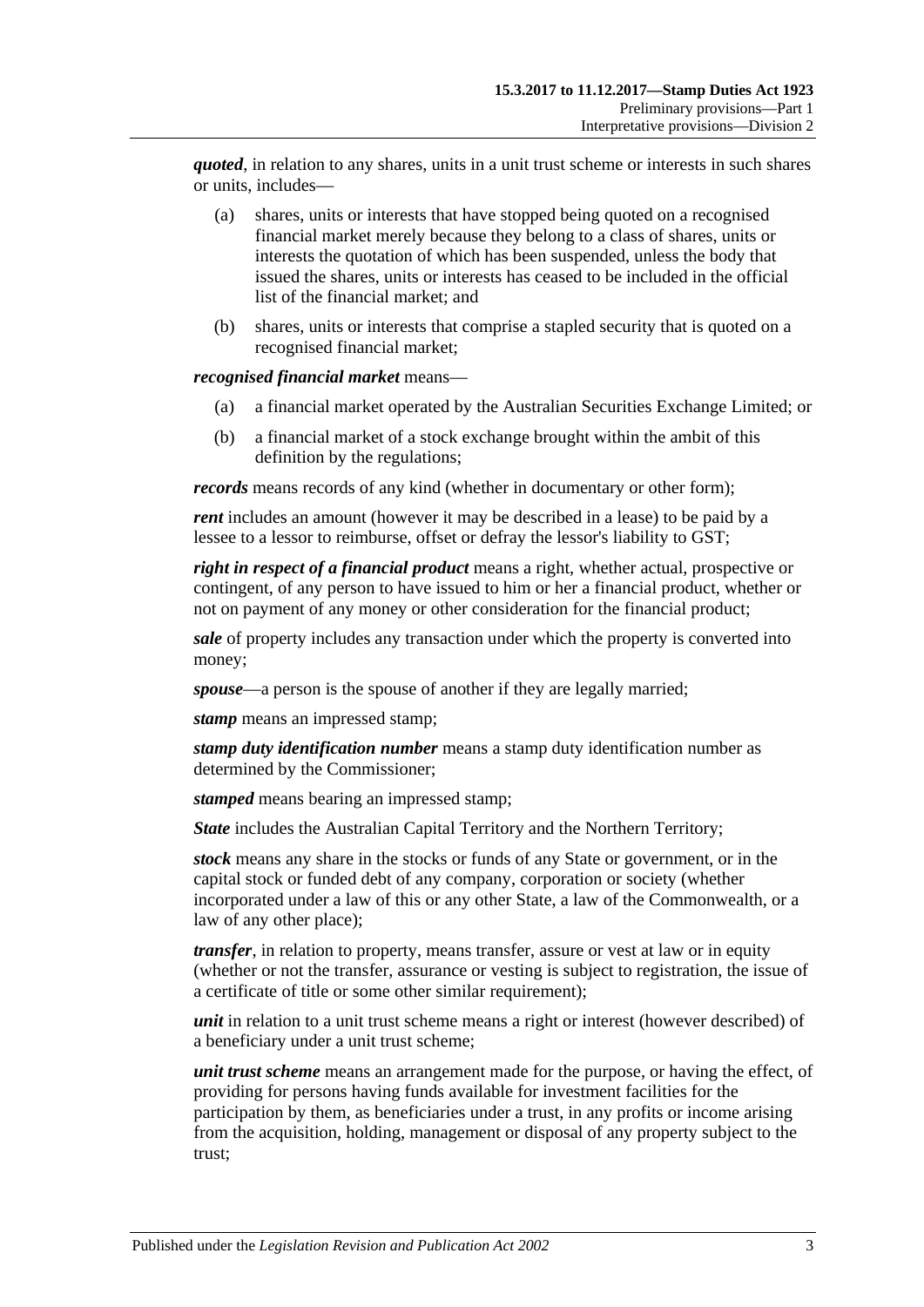***quoted***, in relation to any shares, units in a unit trust scheme or interests in such shares or units, includes—

(a) shares, units or interests that have stopped being quoted on a recognised financial market merely because they belong to a class of shares, units or interests the quotation of which has been suspended, unless the body that issued the shares, units or interests has ceased to be included in the official list of the financial market; and

(b) shares, units or interests that comprise a stapled security that is quoted on a recognised financial market;

***recognised financial market*** means—

(a) a financial market operated by the Australian Securities Exchange Limited; or

(b) a financial market of a stock exchange brought within the ambit of this definition by the regulations;

***records*** means records of any kind (whether in documentary or other form);

***rent*** includes an amount (however it may be described in a lease) to be paid by a lessee to a lessor to reimburse, offset or defray the lessor's liability to GST;

***right in respect of a financial product*** means a right, whether actual, prospective or contingent, of any person to have issued to him or her a financial product, whether or not on payment of any money or other consideration for the financial product;

***sale*** of property includes any transaction under which the property is converted into money;

***spouse***—a person is the spouse of another if they are legally married;

***stamp*** means an impressed stamp;

***stamp duty identification number*** means a stamp duty identification number as determined by the Commissioner;

***stamped*** means bearing an impressed stamp;

***State*** includes the Australian Capital Territory and the Northern Territory;

***stock*** means any share in the stocks or funds of any State or government, or in the capital stock or funded debt of any company, corporation or society (whether incorporated under a law of this or any other State, a law of the Commonwealth, or a law of any other place);

***transfer***, in relation to property, means transfer, assure or vest at law or in equity (whether or not the transfer, assurance or vesting is subject to registration, the issue of a certificate of title or some other similar requirement);

***unit*** in relation to a unit trust scheme means a right or interest (however described) of a beneficiary under a unit trust scheme;

***unit trust scheme*** means an arrangement made for the purpose, or having the effect, of providing for persons having funds available for investment facilities for the participation by them, as beneficiaries under a trust, in any profits or income arising from the acquisition, holding, management or disposal of any property subject to the trust;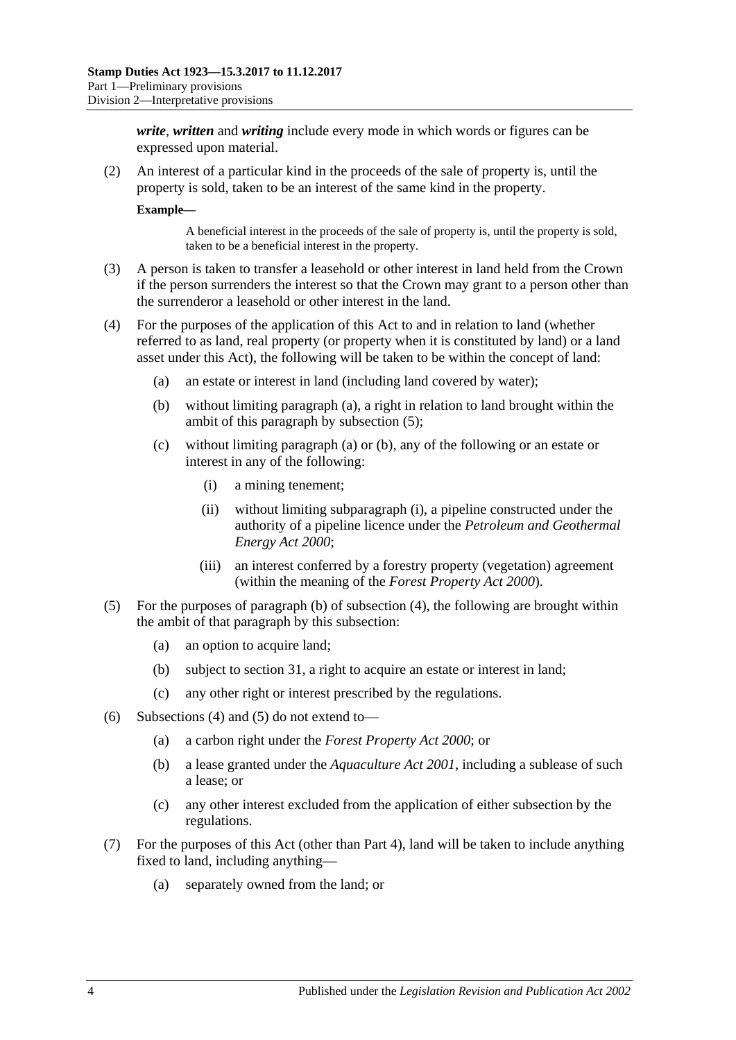***write***, ***written*** and ***writing*** include every mode in which words or figures can be expressed upon material.

(2) An interest of a particular kind in the proceeds of the sale of property is, until the property is sold, taken to be an interest of the same kind in the property.

**Example—**

A beneficial interest in the proceeds of the sale of property is, until the property is sold, taken to be a beneficial interest in the property.

(3) A person is taken to transfer a leasehold or other interest in land held from the Crown if the person surrenders the interest so that the Crown may grant to a person other than the surrenderor a leasehold or other interest in the land.

(4) For the purposes of the application of this Act to and in relation to land (whether referred to as land, real property (or property when it is constituted by land) or a land asset under this Act), the following will be taken to be within the concept of land:

- (a) an estate or interest in land (including land covered by water);
- (b) without limiting paragraph (a), a right in relation to land brought within the ambit of this paragraph by subsection (5);
- (c) without limiting paragraph (a) or (b), any of the following or an estate or interest in any of the following:
  - (i) a mining tenement;
  - (ii) without limiting subparagraph (i), a pipeline constructed under the authority of a pipeline licence under the *Petroleum and Geothermal Energy Act 2000*;
  - (iii) an interest conferred by a forestry property (vegetation) agreement (within the meaning of the *Forest Property Act 2000*).

(5) For the purposes of paragraph (b) of subsection (4), the following are brought within the ambit of that paragraph by this subsection:

- (a) an option to acquire land;
- (b) subject to section 31, a right to acquire an estate or interest in land;
- (c) any other right or interest prescribed by the regulations.

(6) Subsections (4) and (5) do not extend to—

- (a) a carbon right under the *Forest Property Act 2000*; or
- (b) a lease granted under the *Aquaculture Act 2001*, including a sublease of such a lease; or
- (c) any other interest excluded from the application of either subsection by the regulations.

(7) For the purposes of this Act (other than Part 4), land will be taken to include anything fixed to land, including anything—

- (a) separately owned from the land; or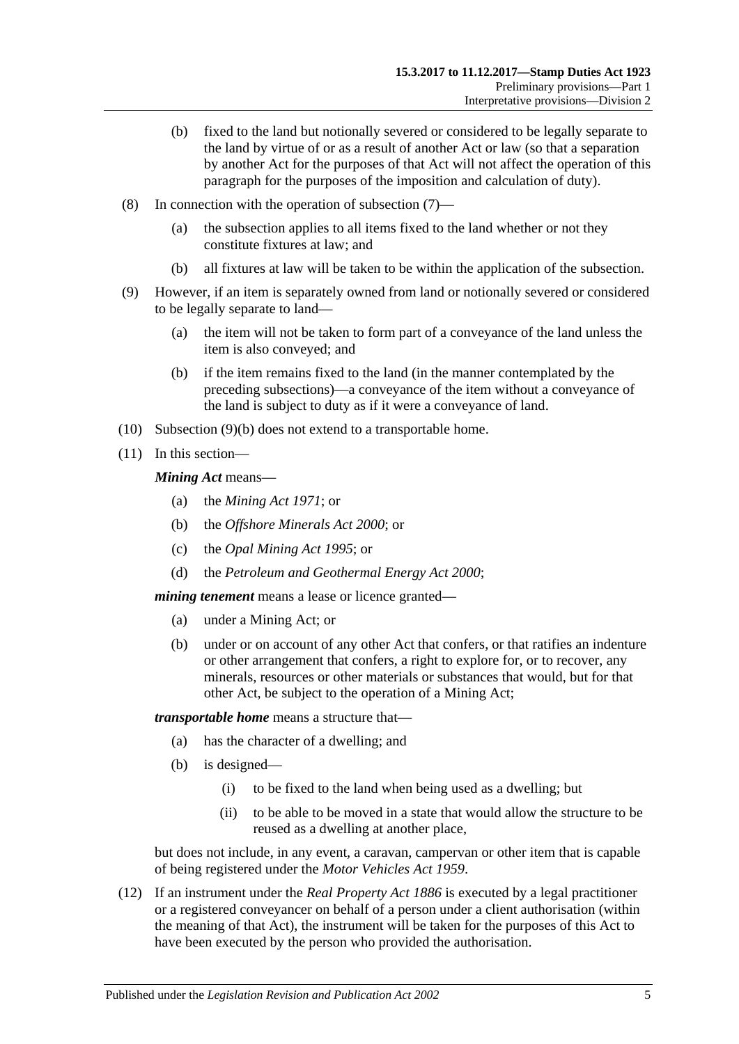(b) fixed to the land but notionally severed or considered to be legally separate to the land by virtue of or as a result of another Act or law (so that a separation by another Act for the purposes of that Act will not affect the operation of this paragraph for the purposes of the imposition and calculation of duty).

(8) In connection with the operation of subsection (7)—

(a) the subsection applies to all items fixed to the land whether or not they constitute fixtures at law; and

(b) all fixtures at law will be taken to be within the application of the subsection.

(9) However, if an item is separately owned from land or notionally severed or considered to be legally separate to land—

(a) the item will not be taken to form part of a conveyance of the land unless the item is also conveyed; and

(b) if the item remains fixed to the land (in the manner contemplated by the preceding subsections)—a conveyance of the item without a conveyance of the land is subject to duty as if it were a conveyance of land.

(10) Subsection (9)(b) does not extend to a transportable home.

(11) In this section—

***Mining Act*** means—

(a) the *Mining Act 1971*; or

(b) the *Offshore Minerals Act 2000*; or

(c) the *Opal Mining Act 1995*; or

(d) the *Petroleum and Geothermal Energy Act 2000*;

***mining tenement*** means a lease or licence granted—

(a) under a Mining Act; or

(b) under or on account of any other Act that confers, or that ratifies an indenture or other arrangement that confers, a right to explore for, or to recover, any minerals, resources or other materials or substances that would, but for that other Act, be subject to the operation of a Mining Act;

***transportable home*** means a structure that—

(a) has the character of a dwelling; and

(b) is designed—

(i) to be fixed to the land when being used as a dwelling; but

(ii) to be able to be moved in a state that would allow the structure to be reused as a dwelling at another place,

but does not include, in any event, a caravan, campervan or other item that is capable of being registered under the *Motor Vehicles Act 1959*.

(12) If an instrument under the *Real Property Act 1886* is executed by a legal practitioner or a registered conveyancer on behalf of a person under a client authorisation (within the meaning of that Act), the instrument will be taken for the purposes of this Act to have been executed by the person who provided the authorisation.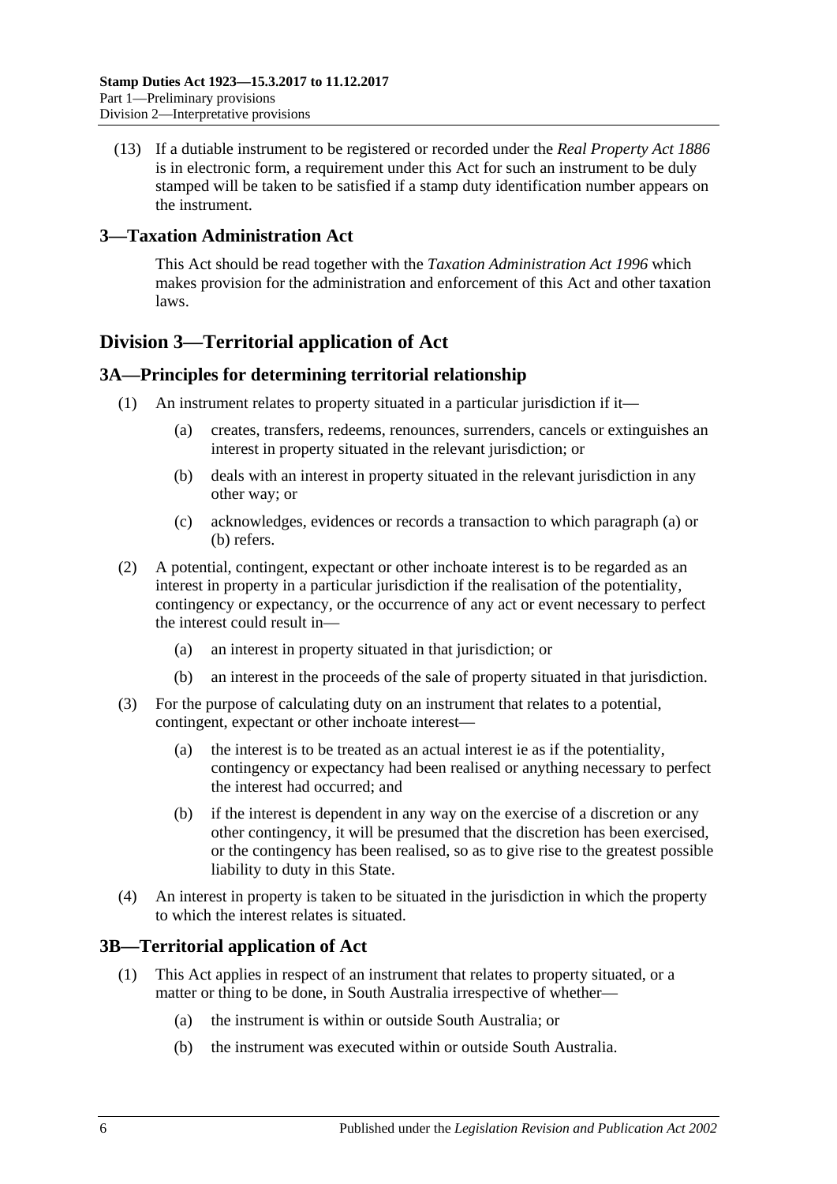(13) If a dutiable instrument to be registered or recorded under the *Real Property Act 1886* is in electronic form, a requirement under this Act for such an instrument to be duly stamped will be taken to be satisfied if a stamp duty identification number appears on the instrument.

## 3—Taxation Administration Act

This Act should be read together with the *Taxation Administration Act 1996* which makes provision for the administration and enforcement of this Act and other taxation laws.

# Division 3—Territorial application of Act

## 3A—Principles for determining territorial relationship

(1) An instrument relates to property situated in a particular jurisdiction if it—

(a) creates, transfers, redeems, renounces, surrenders, cancels or extinguishes an interest in property situated in the relevant jurisdiction; or

(b) deals with an interest in property situated in the relevant jurisdiction in any other way; or

(c) acknowledges, evidences or records a transaction to which paragraph (a) or (b) refers.

(2) A potential, contingent, expectant or other inchoate interest is to be regarded as an interest in property in a particular jurisdiction if the realisation of the potentiality, contingency or expectancy, or the occurrence of any act or event necessary to perfect the interest could result in—

(a) an interest in property situated in that jurisdiction; or

(b) an interest in the proceeds of the sale of property situated in that jurisdiction.

(3) For the purpose of calculating duty on an instrument that relates to a potential, contingent, expectant or other inchoate interest—

(a) the interest is to be treated as an actual interest ie as if the potentiality, contingency or expectancy had been realised or anything necessary to perfect the interest had occurred; and

(b) if the interest is dependent in any way on the exercise of a discretion or any other contingency, it will be presumed that the discretion has been exercised, or the contingency has been realised, so as to give rise to the greatest possible liability to duty in this State.

(4) An interest in property is taken to be situated in the jurisdiction in which the property to which the interest relates is situated.

## 3B—Territorial application of Act

(1) This Act applies in respect of an instrument that relates to property situated, or a matter or thing to be done, in South Australia irrespective of whether—

(a) the instrument is within or outside South Australia; or

(b) the instrument was executed within or outside South Australia.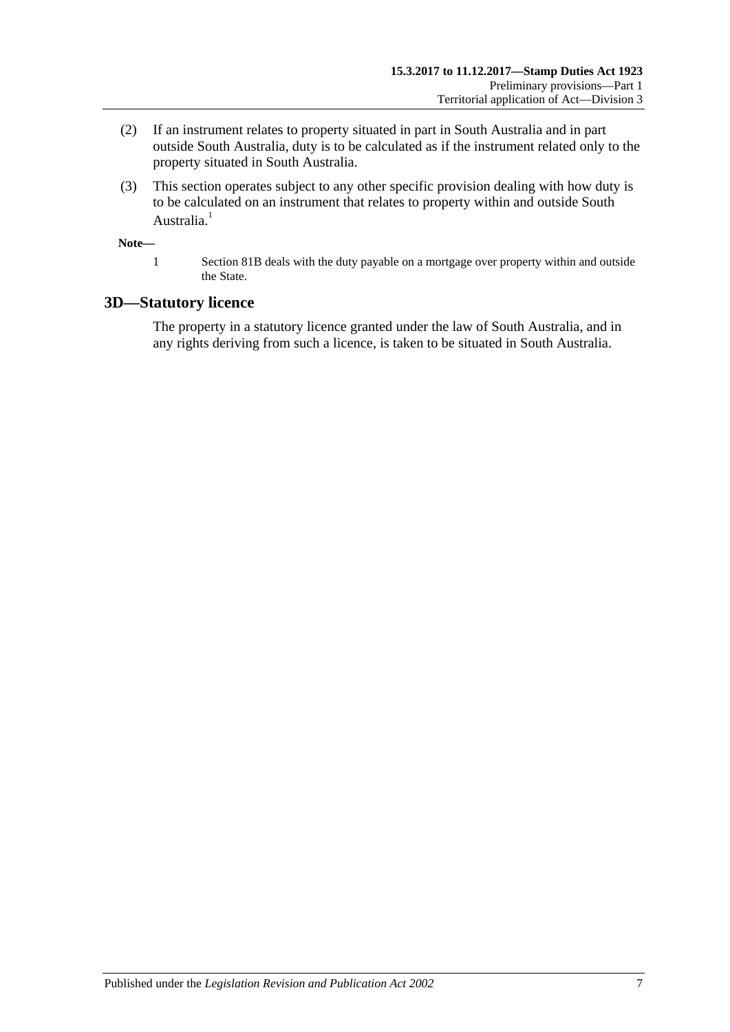(2) If an instrument relates to property situated in part in South Australia and in part outside South Australia, duty is to be calculated as if the instrument related only to the property situated in South Australia.

(3) This section operates subject to any other specific provision dealing with how duty is to be calculated on an instrument that relates to property within and outside South Australia.[1]

**Note—**

1 Section 81B deals with the duty payable on a mortgage over property within and outside the State.

## 3D—Statutory licence

The property in a statutory licence granted under the law of South Australia, and in any rights deriving from such a licence, is taken to be situated in South Australia.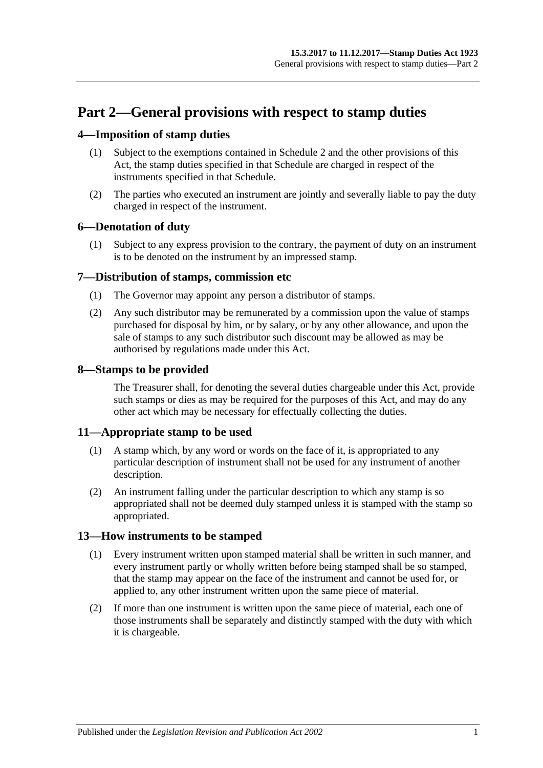# Part 2—General provisions with respect to stamp duties

## 4—Imposition of stamp duties

(1) Subject to the exemptions contained in Schedule 2 and the other provisions of this Act, the stamp duties specified in that Schedule are charged in respect of the instruments specified in that Schedule.

(2) The parties who executed an instrument are jointly and severally liable to pay the duty charged in respect of the instrument.

## 6—Denotation of duty

(1) Subject to any express provision to the contrary, the payment of duty on an instrument is to be denoted on the instrument by an impressed stamp.

## 7—Distribution of stamps, commission etc

(1) The Governor may appoint any person a distributor of stamps.

(2) Any such distributor may be remunerated by a commission upon the value of stamps purchased for disposal by him, or by salary, or by any other allowance, and upon the sale of stamps to any such distributor such discount may be allowed as may be authorised by regulations made under this Act.

## 8—Stamps to be provided

The Treasurer shall, for denoting the several duties chargeable under this Act, provide such stamps or dies as may be required for the purposes of this Act, and may do any other act which may be necessary for effectually collecting the duties.

## 11—Appropriate stamp to be used

(1) A stamp which, by any word or words on the face of it, is appropriated to any particular description of instrument shall not be used for any instrument of another description.

(2) An instrument falling under the particular description to which any stamp is so appropriated shall not be deemed duly stamped unless it is stamped with the stamp so appropriated.

## 13—How instruments to be stamped

(1) Every instrument written upon stamped material shall be written in such manner, and every instrument partly or wholly written before being stamped shall be so stamped, that the stamp may appear on the face of the instrument and cannot be used for, or applied to, any other instrument written upon the same piece of material.

(2) If more than one instrument is written upon the same piece of material, each one of those instruments shall be separately and distinctly stamped with the duty with which it is chargeable.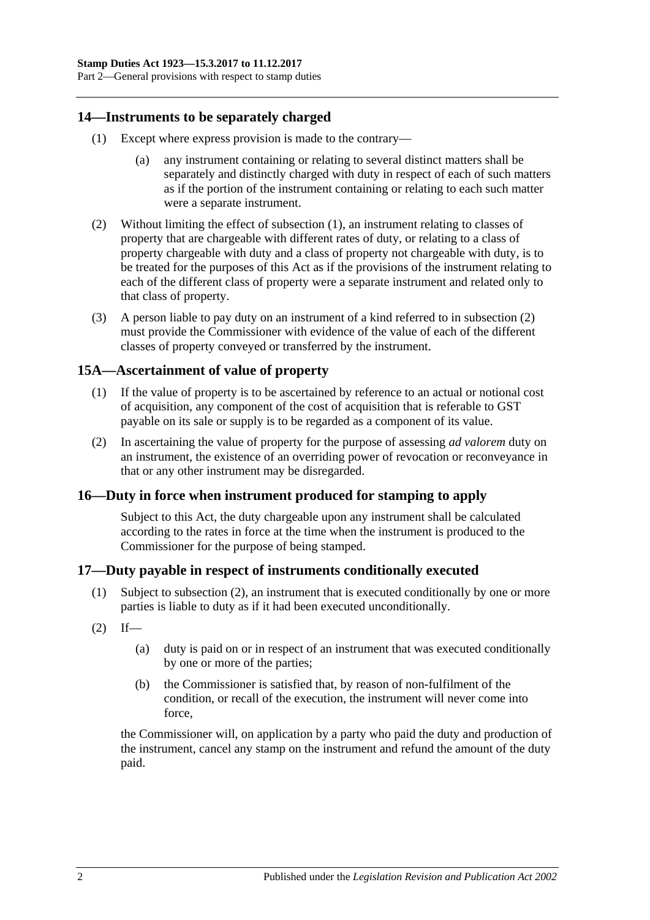## 14—Instruments to be separately charged

(1) Except where express provision is made to the contrary—

(a) any instrument containing or relating to several distinct matters shall be separately and distinctly charged with duty in respect of each of such matters as if the portion of the instrument containing or relating to each such matter were a separate instrument.

(2) Without limiting the effect of subsection (1), an instrument relating to classes of property that are chargeable with different rates of duty, or relating to a class of property chargeable with duty and a class of property not chargeable with duty, is to be treated for the purposes of this Act as if the provisions of the instrument relating to each of the different class of property were a separate instrument and related only to that class of property.

(3) A person liable to pay duty on an instrument of a kind referred to in subsection (2) must provide the Commissioner with evidence of the value of each of the different classes of property conveyed or transferred by the instrument.

## 15A—Ascertainment of value of property

(1) If the value of property is to be ascertained by reference to an actual or notional cost of acquisition, any component of the cost of acquisition that is referable to GST payable on its sale or supply is to be regarded as a component of its value.

(2) In ascertaining the value of property for the purpose of assessing *ad valorem* duty on an instrument, the existence of an overriding power of revocation or reconveyance in that or any other instrument may be disregarded.

## 16—Duty in force when instrument produced for stamping to apply

Subject to this Act, the duty chargeable upon any instrument shall be calculated according to the rates in force at the time when the instrument is produced to the Commissioner for the purpose of being stamped.

## 17—Duty payable in respect of instruments conditionally executed

(1) Subject to subsection (2), an instrument that is executed conditionally by one or more parties is liable to duty as if it had been executed unconditionally.

(2) If—

(a) duty is paid on or in respect of an instrument that was executed conditionally by one or more of the parties;

(b) the Commissioner is satisfied that, by reason of non-fulfilment of the condition, or recall of the execution, the instrument will never come into force,

the Commissioner will, on application by a party who paid the duty and production of the instrument, cancel any stamp on the instrument and refund the amount of the duty paid.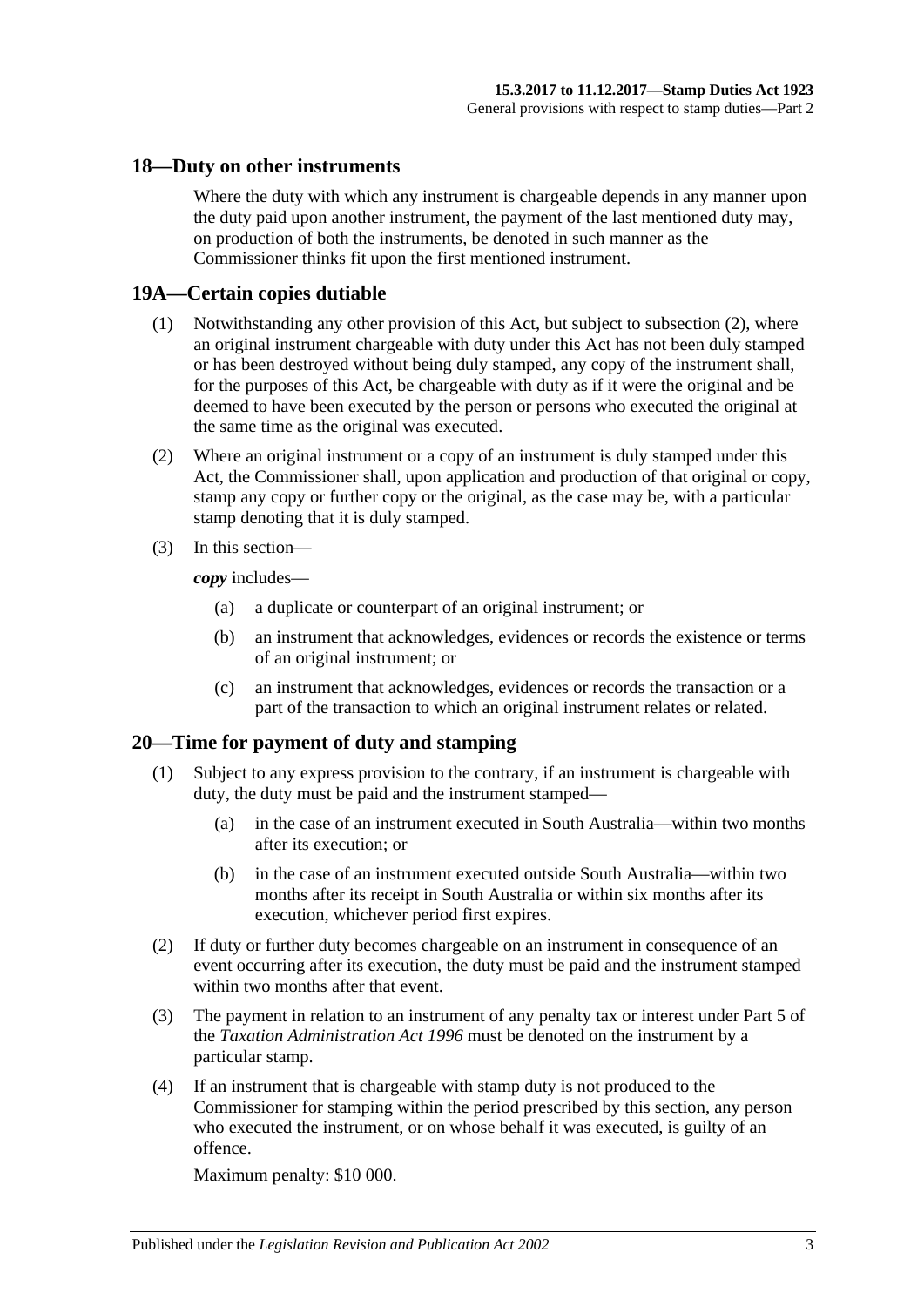## 18—Duty on other instruments

Where the duty with which any instrument is chargeable depends in any manner upon the duty paid upon another instrument, the payment of the last mentioned duty may, on production of both the instruments, be denoted in such manner as the Commissioner thinks fit upon the first mentioned instrument.

## 19A—Certain copies dutiable

(1) Notwithstanding any other provision of this Act, but subject to subsection (2), where an original instrument chargeable with duty under this Act has not been duly stamped or has been destroyed without being duly stamped, any copy of the instrument shall, for the purposes of this Act, be chargeable with duty as if it were the original and be deemed to have been executed by the person or persons who executed the original at the same time as the original was executed.

(2) Where an original instrument or a copy of an instrument is duly stamped under this Act, the Commissioner shall, upon application and production of that original or copy, stamp any copy or further copy or the original, as the case may be, with a particular stamp denoting that it is duly stamped.

(3) In this section—

***copy*** includes—

- (a) a duplicate or counterpart of an original instrument; or
- (b) an instrument that acknowledges, evidences or records the existence or terms of an original instrument; or
- (c) an instrument that acknowledges, evidences or records the transaction or a part of the transaction to which an original instrument relates or related.

## 20—Time for payment of duty and stamping

(1) Subject to any express provision to the contrary, if an instrument is chargeable with duty, the duty must be paid and the instrument stamped—

- (a) in the case of an instrument executed in South Australia—within two months after its execution; or
- (b) in the case of an instrument executed outside South Australia—within two months after its receipt in South Australia or within six months after its execution, whichever period first expires.

(2) If duty or further duty becomes chargeable on an instrument in consequence of an event occurring after its execution, the duty must be paid and the instrument stamped within two months after that event.

(3) The payment in relation to an instrument of any penalty tax or interest under Part 5 of the *Taxation Administration Act 1996* must be denoted on the instrument by a particular stamp.

(4) If an instrument that is chargeable with stamp duty is not produced to the Commissioner for stamping within the period prescribed by this section, any person who executed the instrument, or on whose behalf it was executed, is guilty of an offence.

Maximum penalty: $10 000.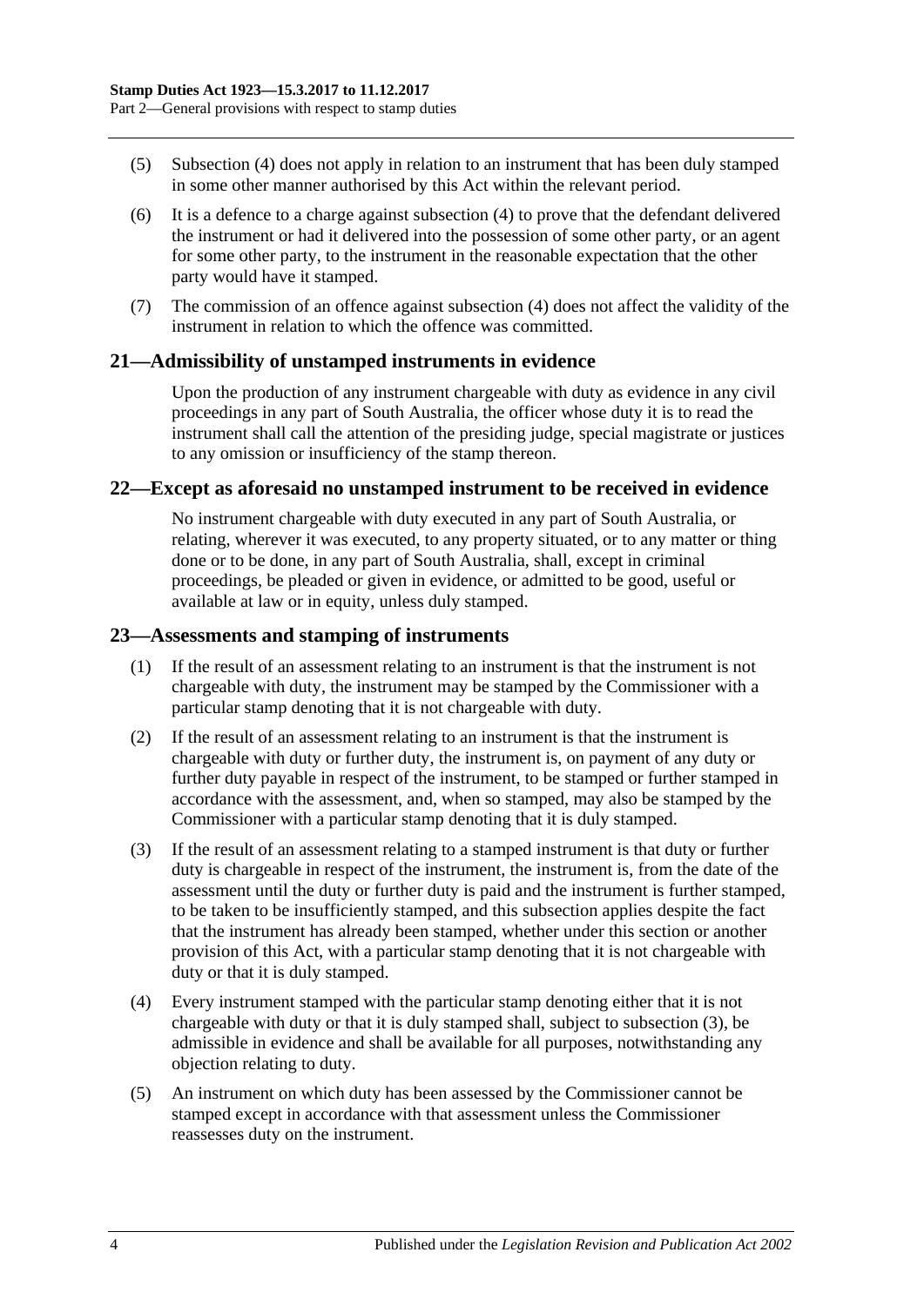(5) Subsection (4) does not apply in relation to an instrument that has been duly stamped in some other manner authorised by this Act within the relevant period.

(6) It is a defence to a charge against subsection (4) to prove that the defendant delivered the instrument or had it delivered into the possession of some other party, or an agent for some other party, to the instrument in the reasonable expectation that the other party would have it stamped.

(7) The commission of an offence against subsection (4) does not affect the validity of the instrument in relation to which the offence was committed.

## 21—Admissibility of unstamped instruments in evidence

Upon the production of any instrument chargeable with duty as evidence in any civil proceedings in any part of South Australia, the officer whose duty it is to read the instrument shall call the attention of the presiding judge, special magistrate or justices to any omission or insufficiency of the stamp thereon.

## 22—Except as aforesaid no unstamped instrument to be received in evidence

No instrument chargeable with duty executed in any part of South Australia, or relating, wherever it was executed, to any property situated, or to any matter or thing done or to be done, in any part of South Australia, shall, except in criminal proceedings, be pleaded or given in evidence, or admitted to be good, useful or available at law or in equity, unless duly stamped.

## 23—Assessments and stamping of instruments

(1) If the result of an assessment relating to an instrument is that the instrument is not chargeable with duty, the instrument may be stamped by the Commissioner with a particular stamp denoting that it is not chargeable with duty.

(2) If the result of an assessment relating to an instrument is that the instrument is chargeable with duty or further duty, the instrument is, on payment of any duty or further duty payable in respect of the instrument, to be stamped or further stamped in accordance with the assessment, and, when so stamped, may also be stamped by the Commissioner with a particular stamp denoting that it is duly stamped.

(3) If the result of an assessment relating to a stamped instrument is that duty or further duty is chargeable in respect of the instrument, the instrument is, from the date of the assessment until the duty or further duty is paid and the instrument is further stamped, to be taken to be insufficiently stamped, and this subsection applies despite the fact that the instrument has already been stamped, whether under this section or another provision of this Act, with a particular stamp denoting that it is not chargeable with duty or that it is duly stamped.

(4) Every instrument stamped with the particular stamp denoting either that it is not chargeable with duty or that it is duly stamped shall, subject to subsection (3), be admissible in evidence and shall be available for all purposes, notwithstanding any objection relating to duty.

(5) An instrument on which duty has been assessed by the Commissioner cannot be stamped except in accordance with that assessment unless the Commissioner reassesses duty on the instrument.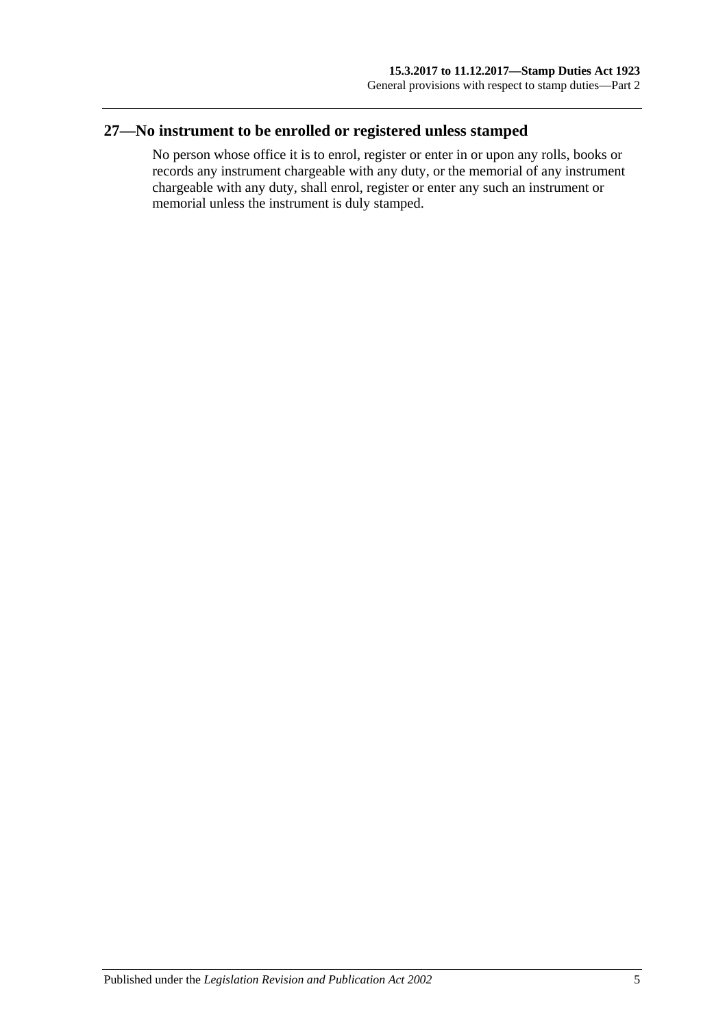## 27—No instrument to be enrolled or registered unless stamped

No person whose office it is to enrol, register or enter in or upon any rolls, books or records any instrument chargeable with any duty, or the memorial of any instrument chargeable with any duty, shall enrol, register or enter any such an instrument or memorial unless the instrument is duly stamped.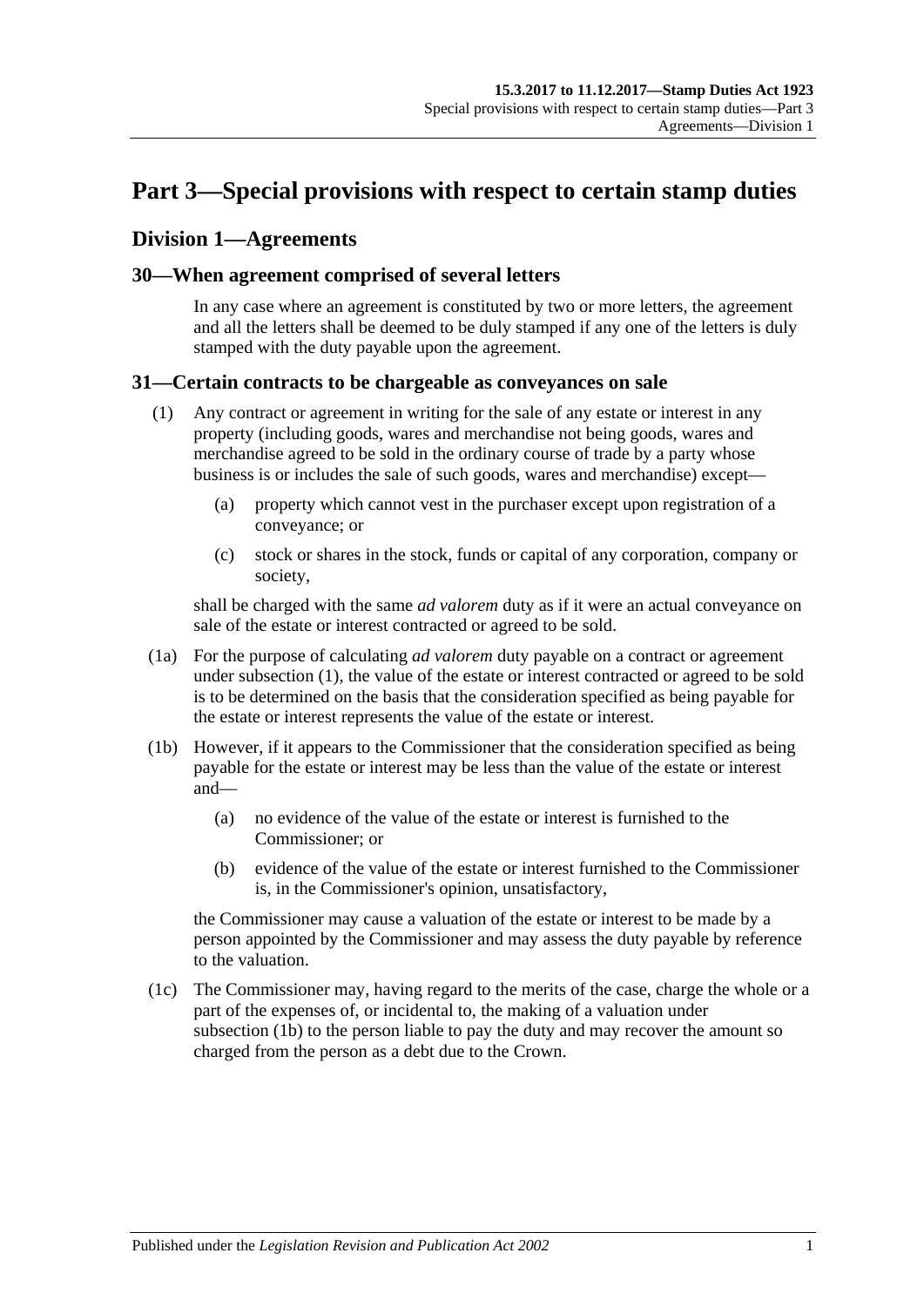# Part 3—Special provisions with respect to certain stamp duties

## Division 1—Agreements

### 30—When agreement comprised of several letters

In any case where an agreement is constituted by two or more letters, the agreement and all the letters shall be deemed to be duly stamped if any one of the letters is duly stamped with the duty payable upon the agreement.

### 31—Certain contracts to be chargeable as conveyances on sale

(1) Any contract or agreement in writing for the sale of any estate or interest in any property (including goods, wares and merchandise not being goods, wares and merchandise agreed to be sold in the ordinary course of trade by a party whose business is or includes the sale of such goods, wares and merchandise) except—

- (a) property which cannot vest in the purchaser except upon registration of a conveyance; or
- (c) stock or shares in the stock, funds or capital of any corporation, company or society,

shall be charged with the same *ad valorem* duty as if it were an actual conveyance on sale of the estate or interest contracted or agreed to be sold.

(1a) For the purpose of calculating *ad valorem* duty payable on a contract or agreement under subsection (1), the value of the estate or interest contracted or agreed to be sold is to be determined on the basis that the consideration specified as being payable for the estate or interest represents the value of the estate or interest.

(1b) However, if it appears to the Commissioner that the consideration specified as being payable for the estate or interest may be less than the value of the estate or interest and—

- (a) no evidence of the value of the estate or interest is furnished to the Commissioner; or
- (b) evidence of the value of the estate or interest furnished to the Commissioner is, in the Commissioner's opinion, unsatisfactory,

the Commissioner may cause a valuation of the estate or interest to be made by a person appointed by the Commissioner and may assess the duty payable by reference to the valuation.

(1c) The Commissioner may, having regard to the merits of the case, charge the whole or a part of the expenses of, or incidental to, the making of a valuation under subsection (1b) to the person liable to pay the duty and may recover the amount so charged from the person as a debt due to the Crown.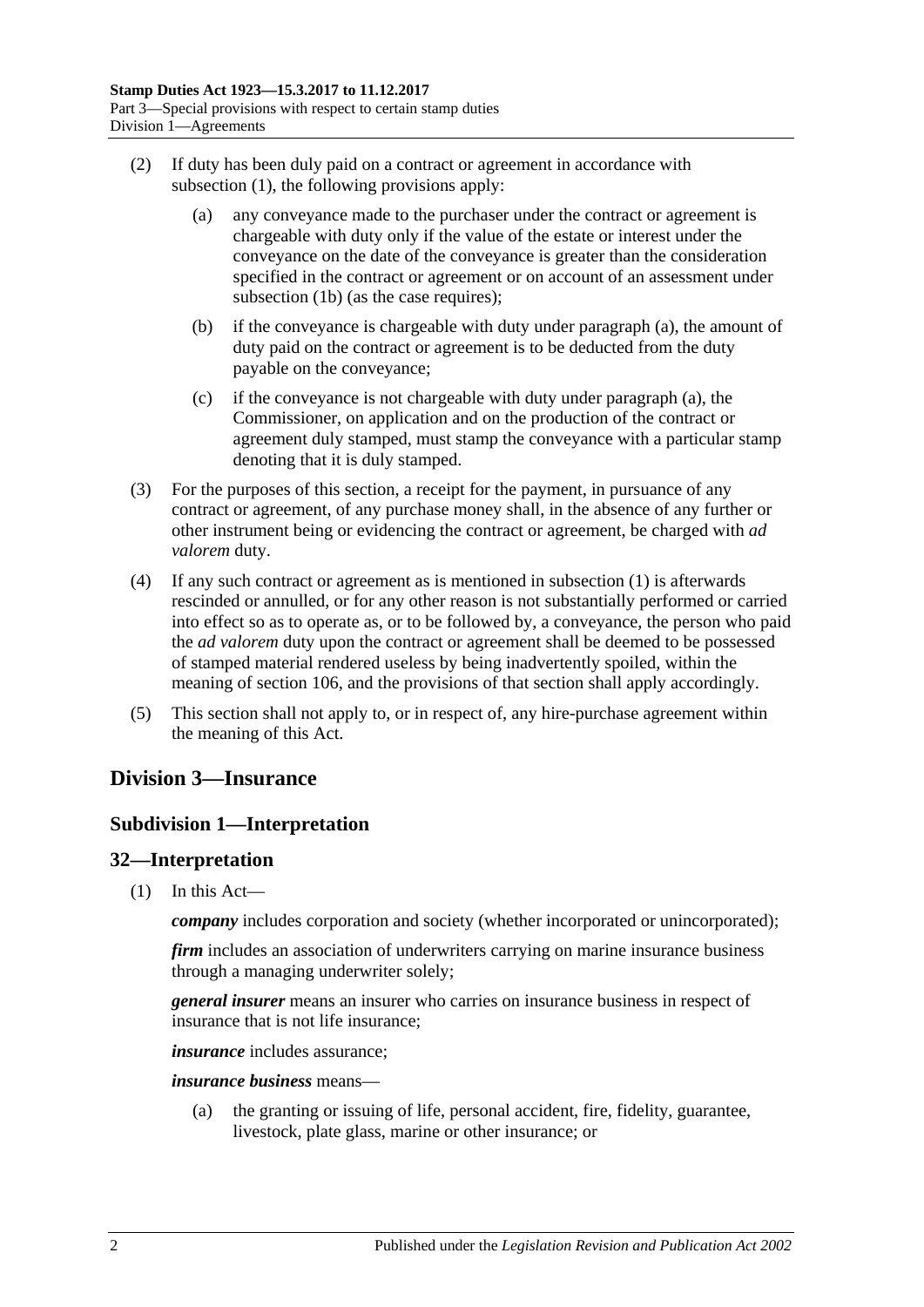(2) If duty has been duly paid on a contract or agreement in accordance with subsection (1), the following provisions apply:

(a) any conveyance made to the purchaser under the contract or agreement is chargeable with duty only if the value of the estate or interest under the conveyance on the date of the conveyance is greater than the consideration specified in the contract or agreement or on account of an assessment under subsection (1b) (as the case requires);

(b) if the conveyance is chargeable with duty under paragraph (a), the amount of duty paid on the contract or agreement is to be deducted from the duty payable on the conveyance;

(c) if the conveyance is not chargeable with duty under paragraph (a), the Commissioner, on application and on the production of the contract or agreement duly stamped, must stamp the conveyance with a particular stamp denoting that it is duly stamped.

(3) For the purposes of this section, a receipt for the payment, in pursuance of any contract or agreement, of any purchase money shall, in the absence of any further or other instrument being or evidencing the contract or agreement, be charged with *ad valorem* duty.

(4) If any such contract or agreement as is mentioned in subsection (1) is afterwards rescinded or annulled, or for any other reason is not substantially performed or carried into effect so as to operate as, or to be followed by, a conveyance, the person who paid the *ad valorem* duty upon the contract or agreement shall be deemed to be possessed of stamped material rendered useless by being inadvertently spoiled, within the meaning of section 106, and the provisions of that section shall apply accordingly.

(5) This section shall not apply to, or in respect of, any hire-purchase agreement within the meaning of this Act.

## Division 3—Insurance

### Subdivision 1—Interpretation

### 32—Interpretation

(1) In this Act—

***company*** includes corporation and society (whether incorporated or unincorporated);

***firm*** includes an association of underwriters carrying on marine insurance business through a managing underwriter solely;

***general insurer*** means an insurer who carries on insurance business in respect of insurance that is not life insurance;

***insurance*** includes assurance;

***insurance business*** means—

(a) the granting or issuing of life, personal accident, fire, fidelity, guarantee, livestock, plate glass, marine or other insurance; or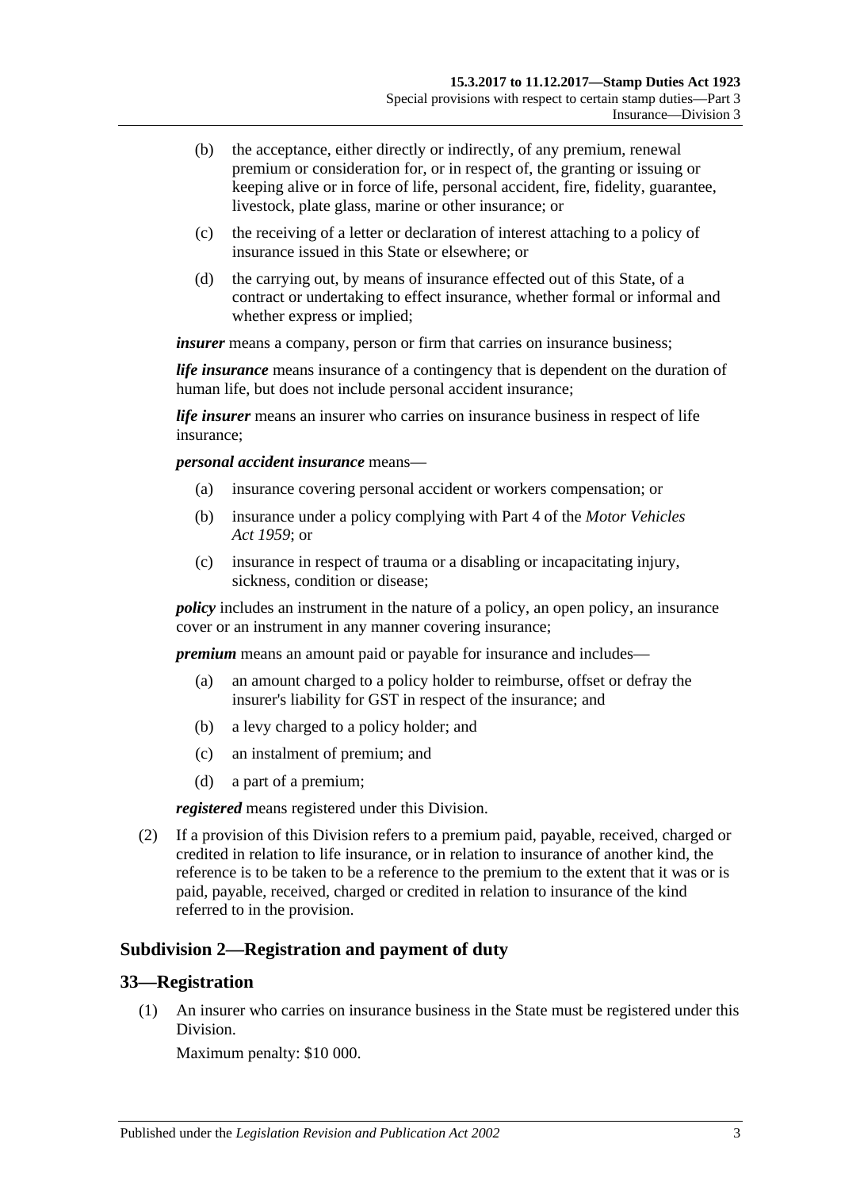(b) the acceptance, either directly or indirectly, of any premium, renewal premium or consideration for, or in respect of, the granting or issuing or keeping alive or in force of life, personal accident, fire, fidelity, guarantee, livestock, plate glass, marine or other insurance; or

(c) the receiving of a letter or declaration of interest attaching to a policy of insurance issued in this State or elsewhere; or

(d) the carrying out, by means of insurance effected out of this State, of a contract or undertaking to effect insurance, whether formal or informal and whether express or implied;

***insurer*** means a company, person or firm that carries on insurance business;

***life insurance*** means insurance of a contingency that is dependent on the duration of human life, but does not include personal accident insurance;

***life insurer*** means an insurer who carries on insurance business in respect of life insurance;

***personal accident insurance*** means—

(a) insurance covering personal accident or workers compensation; or

(b) insurance under a policy complying with Part 4 of the *Motor Vehicles Act 1959*; or

(c) insurance in respect of trauma or a disabling or incapacitating injury, sickness, condition or disease;

***policy*** includes an instrument in the nature of a policy, an open policy, an insurance cover or an instrument in any manner covering insurance;

***premium*** means an amount paid or payable for insurance and includes—

(a) an amount charged to a policy holder to reimburse, offset or defray the insurer's liability for GST in respect of the insurance; and

(b) a levy charged to a policy holder; and

(c) an instalment of premium; and

(d) a part of a premium;

***registered*** means registered under this Division.

(2) If a provision of this Division refers to a premium paid, payable, received, charged or credited in relation to life insurance, or in relation to insurance of another kind, the reference is to be taken to be a reference to the premium to the extent that it was or is paid, payable, received, charged or credited in relation to insurance of the kind referred to in the provision.

## Subdivision 2—Registration and payment of duty

### 33—Registration

(1) An insurer who carries on insurance business in the State must be registered under this Division.

Maximum penalty: $10 000.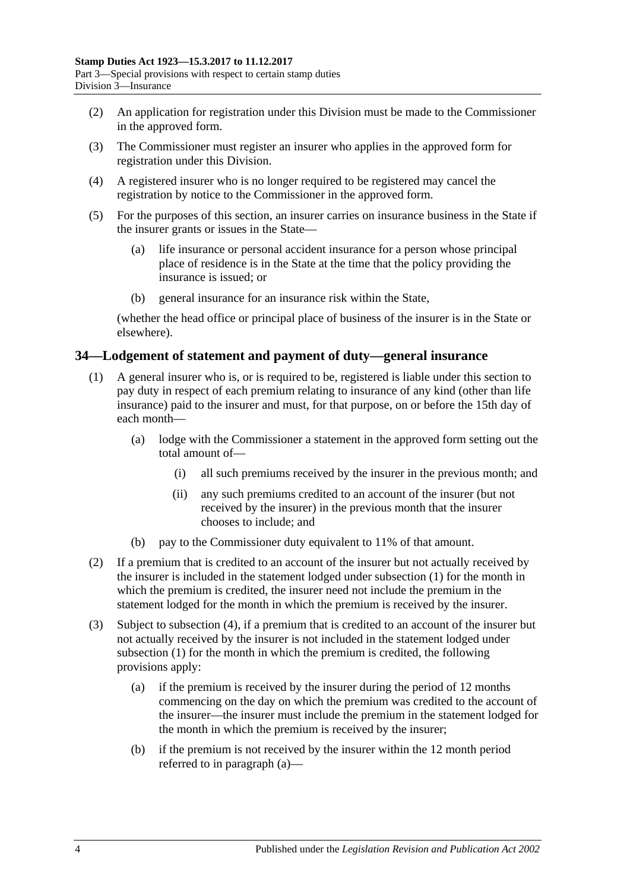(2) An application for registration under this Division must be made to the Commissioner in the approved form.

(3) The Commissioner must register an insurer who applies in the approved form for registration under this Division.

(4) A registered insurer who is no longer required to be registered may cancel the registration by notice to the Commissioner in the approved form.

(5) For the purposes of this section, an insurer carries on insurance business in the State if the insurer grants or issues in the State—

(a) life insurance or personal accident insurance for a person whose principal place of residence is in the State at the time that the policy providing the insurance is issued; or

(b) general insurance for an insurance risk within the State,

(whether the head office or principal place of business of the insurer is in the State or elsewhere).

## 34—Lodgement of statement and payment of duty—general insurance

(1) A general insurer who is, or is required to be, registered is liable under this section to pay duty in respect of each premium relating to insurance of any kind (other than life insurance) paid to the insurer and must, for that purpose, on or before the 15th day of each month—

(a) lodge with the Commissioner a statement in the approved form setting out the total amount of—

(i) all such premiums received by the insurer in the previous month; and

(ii) any such premiums credited to an account of the insurer (but not received by the insurer) in the previous month that the insurer chooses to include; and

(b) pay to the Commissioner duty equivalent to 11% of that amount.

(2) If a premium that is credited to an account of the insurer but not actually received by the insurer is included in the statement lodged under subsection (1) for the month in which the premium is credited, the insurer need not include the premium in the statement lodged for the month in which the premium is received by the insurer.

(3) Subject to subsection (4), if a premium that is credited to an account of the insurer but not actually received by the insurer is not included in the statement lodged under subsection (1) for the month in which the premium is credited, the following provisions apply:

(a) if the premium is received by the insurer during the period of 12 months commencing on the day on which the premium was credited to the account of the insurer—the insurer must include the premium in the statement lodged for the month in which the premium is received by the insurer;

(b) if the premium is not received by the insurer within the 12 month period referred to in paragraph (a)—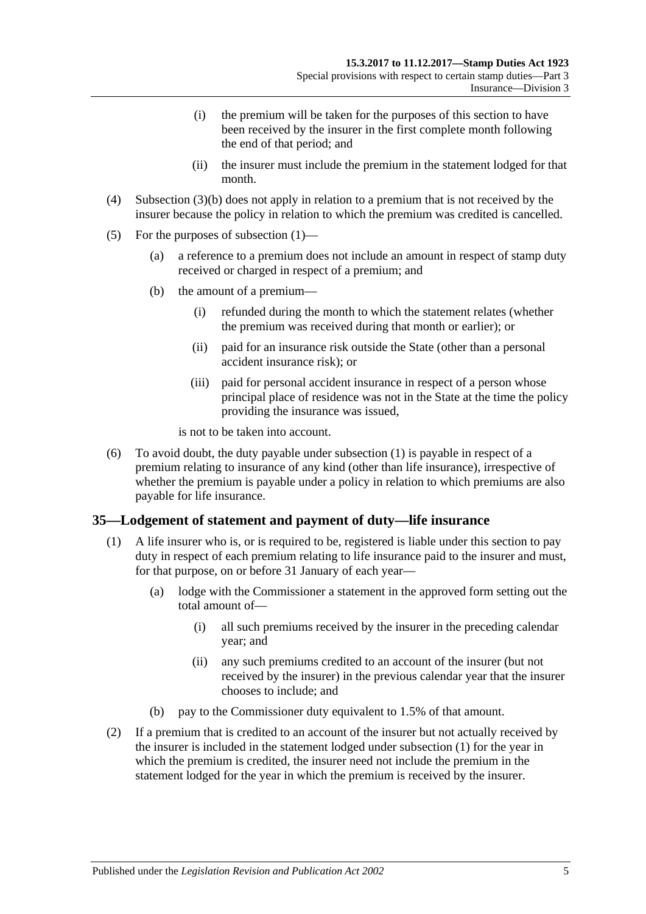(i) the premium will be taken for the purposes of this section to have been received by the insurer in the first complete month following the end of that period; and

(ii) the insurer must include the premium in the statement lodged for that month.

(4) Subsection (3)(b) does not apply in relation to a premium that is not received by the insurer because the policy in relation to which the premium was credited is cancelled.

(5) For the purposes of subsection (1)—

(a) a reference to a premium does not include an amount in respect of stamp duty received or charged in respect of a premium; and

(b) the amount of a premium—

(i) refunded during the month to which the statement relates (whether the premium was received during that month or earlier); or

(ii) paid for an insurance risk outside the State (other than a personal accident insurance risk); or

(iii) paid for personal accident insurance in respect of a person whose principal place of residence was not in the State at the time the policy providing the insurance was issued,

is not to be taken into account.

(6) To avoid doubt, the duty payable under subsection (1) is payable in respect of a premium relating to insurance of any kind (other than life insurance), irrespective of whether the premium is payable under a policy in relation to which premiums are also payable for life insurance.

## 35—Lodgement of statement and payment of duty—life insurance

(1) A life insurer who is, or is required to be, registered is liable under this section to pay duty in respect of each premium relating to life insurance paid to the insurer and must, for that purpose, on or before 31 January of each year—

(a) lodge with the Commissioner a statement in the approved form setting out the total amount of—

(i) all such premiums received by the insurer in the preceding calendar year; and

(ii) any such premiums credited to an account of the insurer (but not received by the insurer) in the previous calendar year that the insurer chooses to include; and

(b) pay to the Commissioner duty equivalent to 1.5% of that amount.

(2) If a premium that is credited to an account of the insurer but not actually received by the insurer is included in the statement lodged under subsection (1) for the year in which the premium is credited, the insurer need not include the premium in the statement lodged for the year in which the premium is received by the insurer.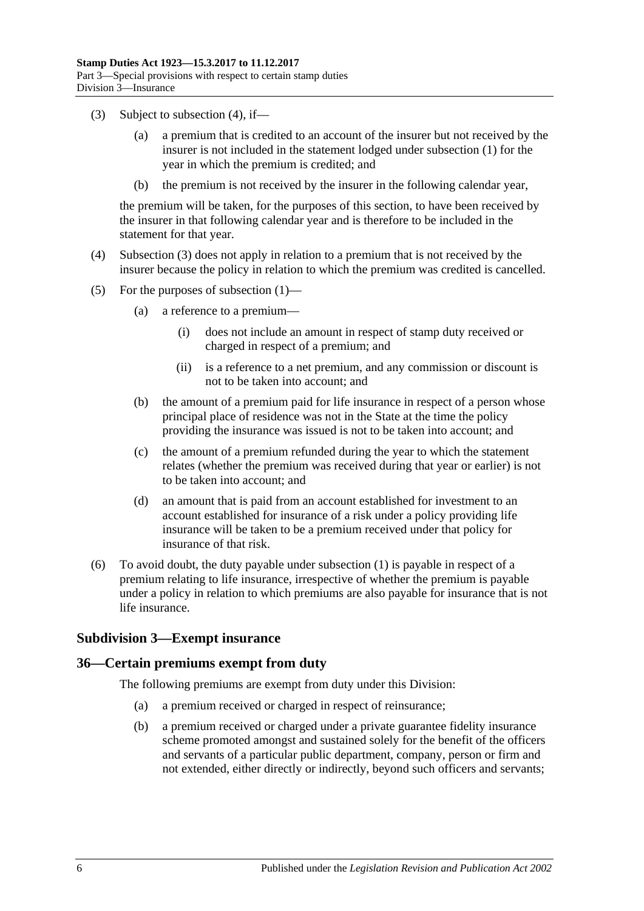(3) Subject to subsection (4), if—

(a) a premium that is credited to an account of the insurer but not received by the insurer is not included in the statement lodged under subsection (1) for the year in which the premium is credited; and

(b) the premium is not received by the insurer in the following calendar year,

the premium will be taken, for the purposes of this section, to have been received by the insurer in that following calendar year and is therefore to be included in the statement for that year.

(4) Subsection (3) does not apply in relation to a premium that is not received by the insurer because the policy in relation to which the premium was credited is cancelled.

(5) For the purposes of subsection (1)—

(a) a reference to a premium—

(i) does not include an amount in respect of stamp duty received or charged in respect of a premium; and

(ii) is a reference to a net premium, and any commission or discount is not to be taken into account; and

(b) the amount of a premium paid for life insurance in respect of a person whose principal place of residence was not in the State at the time the policy providing the insurance was issued is not to be taken into account; and

(c) the amount of a premium refunded during the year to which the statement relates (whether the premium was received during that year or earlier) is not to be taken into account; and

(d) an amount that is paid from an account established for investment to an account established for insurance of a risk under a policy providing life insurance will be taken to be a premium received under that policy for insurance of that risk.

(6) To avoid doubt, the duty payable under subsection (1) is payable in respect of a premium relating to life insurance, irrespective of whether the premium is payable under a policy in relation to which premiums are also payable for insurance that is not life insurance.

### Subdivision 3—Exempt insurance

### 36—Certain premiums exempt from duty

The following premiums are exempt from duty under this Division:

(a) a premium received or charged in respect of reinsurance;

(b) a premium received or charged under a private guarantee fidelity insurance scheme promoted amongst and sustained solely for the benefit of the officers and servants of a particular public department, company, person or firm and not extended, either directly or indirectly, beyond such officers and servants;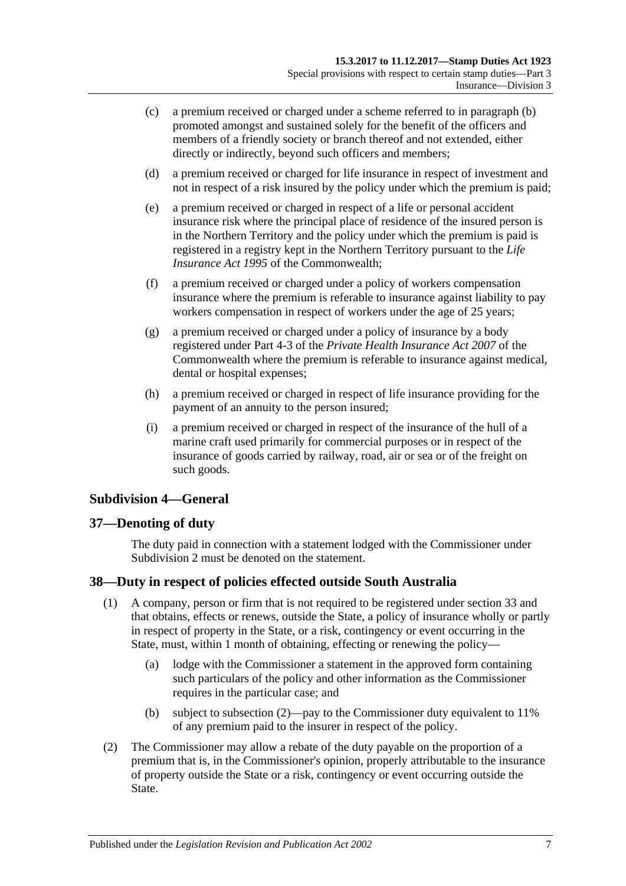(c) a premium received or charged under a scheme referred to in paragraph (b) promoted amongst and sustained solely for the benefit of the officers and members of a friendly society or branch thereof and not extended, either directly or indirectly, beyond such officers and members;

(d) a premium received or charged for life insurance in respect of investment and not in respect of a risk insured by the policy under which the premium is paid;

(e) a premium received or charged in respect of a life or personal accident insurance risk where the principal place of residence of the insured person is in the Northern Territory and the policy under which the premium is paid is registered in a registry kept in the Northern Territory pursuant to the *Life Insurance Act 1995* of the Commonwealth;

(f) a premium received or charged under a policy of workers compensation insurance where the premium is referable to insurance against liability to pay workers compensation in respect of workers under the age of 25 years;

(g) a premium received or charged under a policy of insurance by a body registered under Part 4-3 of the *Private Health Insurance Act 2007* of the Commonwealth where the premium is referable to insurance against medical, dental or hospital expenses;

(h) a premium received or charged in respect of life insurance providing for the payment of an annuity to the person insured;

(i) a premium received or charged in respect of the insurance of the hull of a marine craft used primarily for commercial purposes or in respect of the insurance of goods carried by railway, road, air or sea or of the freight on such goods.

## Subdivision 4—General

### 37—Denoting of duty

The duty paid in connection with a statement lodged with the Commissioner under Subdivision 2 must be denoted on the statement.

### 38—Duty in respect of policies effected outside South Australia

(1) A company, person or firm that is not required to be registered under section 33 and that obtains, effects or renews, outside the State, a policy of insurance wholly or partly in respect of property in the State, or a risk, contingency or event occurring in the State, must, within 1 month of obtaining, effecting or renewing the policy—

(a) lodge with the Commissioner a statement in the approved form containing such particulars of the policy and other information as the Commissioner requires in the particular case; and

(b) subject to subsection (2)—pay to the Commissioner duty equivalent to 11% of any premium paid to the insurer in respect of the policy.

(2) The Commissioner may allow a rebate of the duty payable on the proportion of a premium that is, in the Commissioner's opinion, properly attributable to the insurance of property outside the State or a risk, contingency or event occurring outside the State.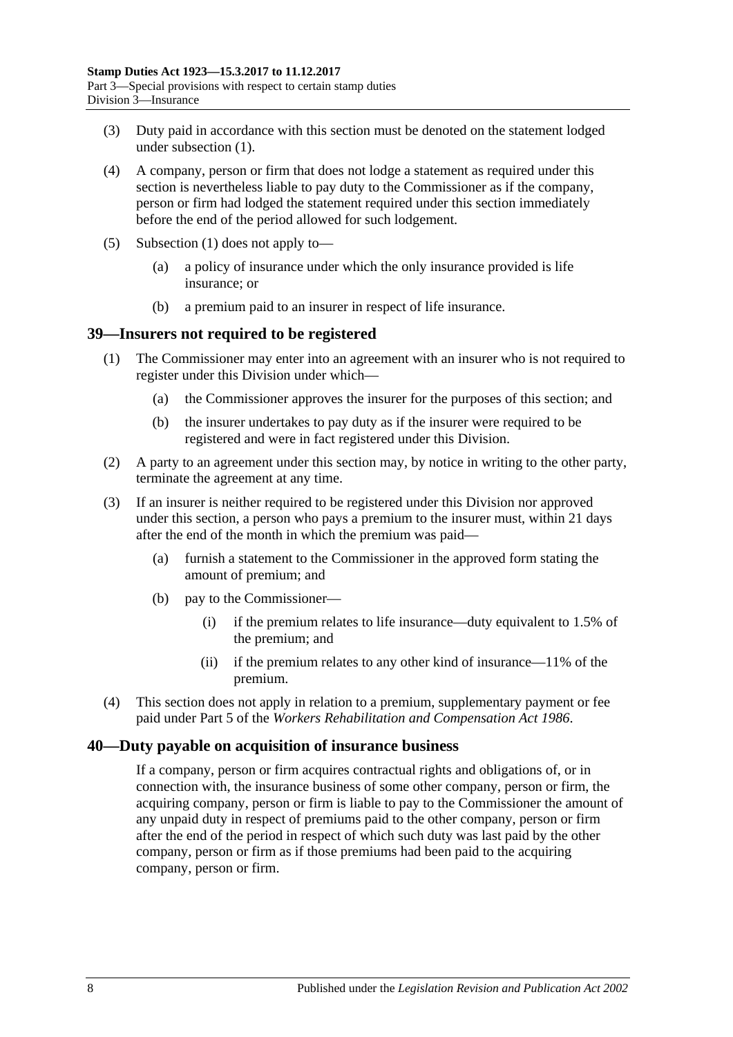(3) Duty paid in accordance with this section must be denoted on the statement lodged under subsection (1).

(4) A company, person or firm that does not lodge a statement as required under this section is nevertheless liable to pay duty to the Commissioner as if the company, person or firm had lodged the statement required under this section immediately before the end of the period allowed for such lodgement.

(5) Subsection (1) does not apply to—

(a) a policy of insurance under which the only insurance provided is life insurance; or

(b) a premium paid to an insurer in respect of life insurance.

## 39—Insurers not required to be registered

(1) The Commissioner may enter into an agreement with an insurer who is not required to register under this Division under which—

(a) the Commissioner approves the insurer for the purposes of this section; and

(b) the insurer undertakes to pay duty as if the insurer were required to be registered and were in fact registered under this Division.

(2) A party to an agreement under this section may, by notice in writing to the other party, terminate the agreement at any time.

(3) If an insurer is neither required to be registered under this Division nor approved under this section, a person who pays a premium to the insurer must, within 21 days after the end of the month in which the premium was paid—

(a) furnish a statement to the Commissioner in the approved form stating the amount of premium; and

(b) pay to the Commissioner—

(i) if the premium relates to life insurance—duty equivalent to 1.5% of the premium; and

(ii) if the premium relates to any other kind of insurance—11% of the premium.

(4) This section does not apply in relation to a premium, supplementary payment or fee paid under Part 5 of the *Workers Rehabilitation and Compensation Act 1986*.

## 40—Duty payable on acquisition of insurance business

If a company, person or firm acquires contractual rights and obligations of, or in connection with, the insurance business of some other company, person or firm, the acquiring company, person or firm is liable to pay to the Commissioner the amount of any unpaid duty in respect of premiums paid to the other company, person or firm after the end of the period in respect of which such duty was last paid by the other company, person or firm as if those premiums had been paid to the acquiring company, person or firm.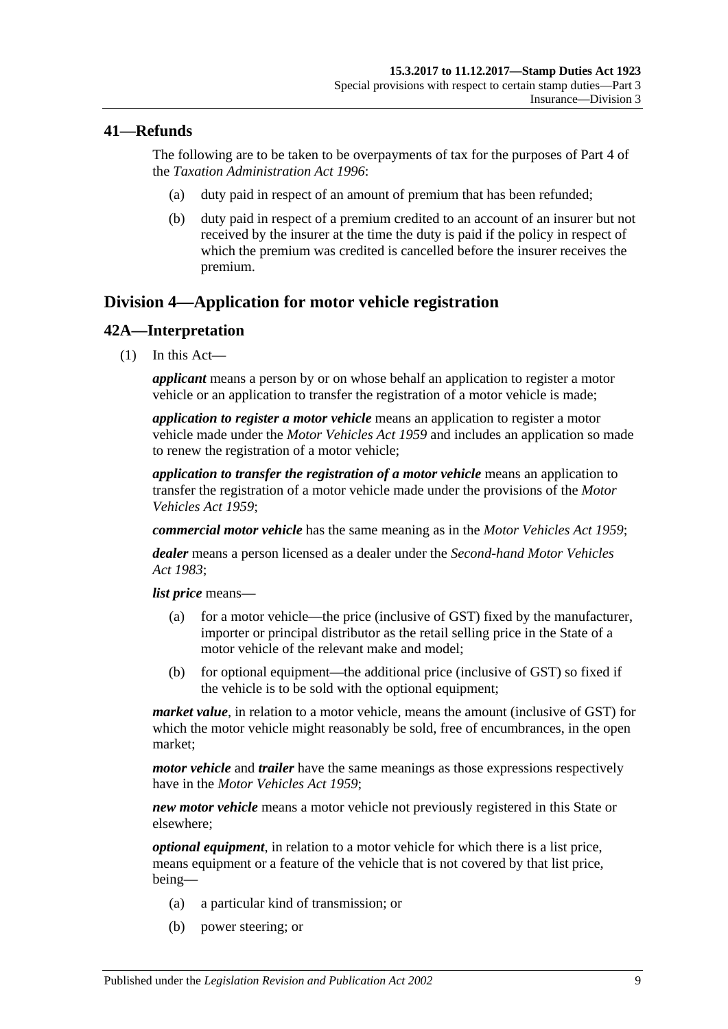## 41—Refunds

The following are to be taken to be overpayments of tax for the purposes of Part 4 of the *Taxation Administration Act 1996*:

(a) duty paid in respect of an amount of premium that has been refunded;

(b) duty paid in respect of a premium credited to an account of an insurer but not received by the insurer at the time the duty is paid if the policy in respect of which the premium was credited is cancelled before the insurer receives the premium.

# Division 4—Application for motor vehicle registration

## 42A—Interpretation

(1) In this Act—

***applicant*** means a person by or on whose behalf an application to register a motor vehicle or an application to transfer the registration of a motor vehicle is made;

***application to register a motor vehicle*** means an application to register a motor vehicle made under the *Motor Vehicles Act 1959* and includes an application so made to renew the registration of a motor vehicle;

***application to transfer the registration of a motor vehicle*** means an application to transfer the registration of a motor vehicle made under the provisions of the *Motor Vehicles Act 1959*;

***commercial motor vehicle*** has the same meaning as in the *Motor Vehicles Act 1959*;

***dealer*** means a person licensed as a dealer under the *Second-hand Motor Vehicles Act 1983*;

***list price*** means—

(a) for a motor vehicle—the price (inclusive of GST) fixed by the manufacturer, importer or principal distributor as the retail selling price in the State of a motor vehicle of the relevant make and model;

(b) for optional equipment—the additional price (inclusive of GST) so fixed if the vehicle is to be sold with the optional equipment;

***market value***, in relation to a motor vehicle, means the amount (inclusive of GST) for which the motor vehicle might reasonably be sold, free of encumbrances, in the open market;

***motor vehicle*** and ***trailer*** have the same meanings as those expressions respectively have in the *Motor Vehicles Act 1959*;

***new motor vehicle*** means a motor vehicle not previously registered in this State or elsewhere;

***optional equipment***, in relation to a motor vehicle for which there is a list price, means equipment or a feature of the vehicle that is not covered by that list price, being—

(a) a particular kind of transmission; or

(b) power steering; or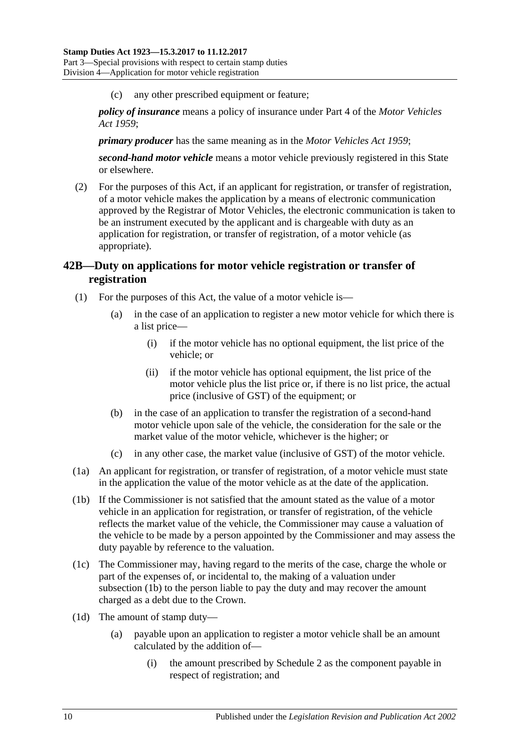(c) any other prescribed equipment or feature;

***policy of insurance*** means a policy of insurance under Part 4 of the *Motor Vehicles Act 1959*;

***primary producer*** has the same meaning as in the *Motor Vehicles Act 1959*;

***second-hand motor vehicle*** means a motor vehicle previously registered in this State or elsewhere.

(2) For the purposes of this Act, if an applicant for registration, or transfer of registration, of a motor vehicle makes the application by a means of electronic communication approved by the Registrar of Motor Vehicles, the electronic communication is taken to be an instrument executed by the applicant and is chargeable with duty as an application for registration, or transfer of registration, of a motor vehicle (as appropriate).

## 42B—Duty on applications for motor vehicle registration or transfer of registration

(1) For the purposes of this Act, the value of a motor vehicle is—

(a) in the case of an application to register a new motor vehicle for which there is a list price—

(i) if the motor vehicle has no optional equipment, the list price of the vehicle; or

(ii) if the motor vehicle has optional equipment, the list price of the motor vehicle plus the list price or, if there is no list price, the actual price (inclusive of GST) of the equipment; or

(b) in the case of an application to transfer the registration of a second-hand motor vehicle upon sale of the vehicle, the consideration for the sale or the market value of the motor vehicle, whichever is the higher; or

(c) in any other case, the market value (inclusive of GST) of the motor vehicle.

(1a) An applicant for registration, or transfer of registration, of a motor vehicle must state in the application the value of the motor vehicle as at the date of the application.

(1b) If the Commissioner is not satisfied that the amount stated as the value of a motor vehicle in an application for registration, or transfer of registration, of the vehicle reflects the market value of the vehicle, the Commissioner may cause a valuation of the vehicle to be made by a person appointed by the Commissioner and may assess the duty payable by reference to the valuation.

(1c) The Commissioner may, having regard to the merits of the case, charge the whole or part of the expenses of, or incidental to, the making of a valuation under subsection (1b) to the person liable to pay the duty and may recover the amount charged as a debt due to the Crown.

(1d) The amount of stamp duty—

(a) payable upon an application to register a motor vehicle shall be an amount calculated by the addition of—

(i) the amount prescribed by Schedule 2 as the component payable in respect of registration; and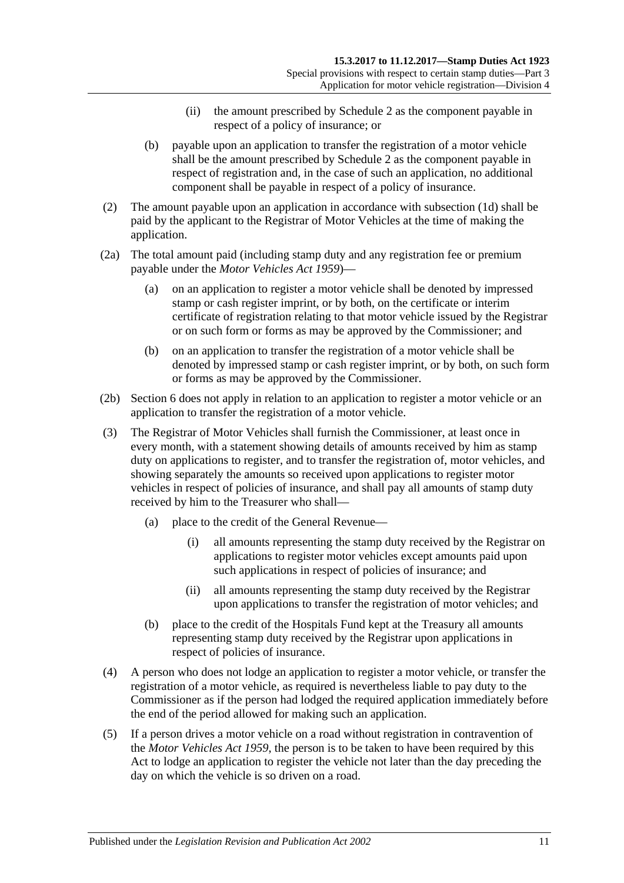(ii) the amount prescribed by Schedule 2 as the component payable in respect of a policy of insurance; or

(b) payable upon an application to transfer the registration of a motor vehicle shall be the amount prescribed by Schedule 2 as the component payable in respect of registration and, in the case of such an application, no additional component shall be payable in respect of a policy of insurance.

(2) The amount payable upon an application in accordance with subsection (1d) shall be paid by the applicant to the Registrar of Motor Vehicles at the time of making the application.

(2a) The total amount paid (including stamp duty and any registration fee or premium payable under the *Motor Vehicles Act 1959*)—

(a) on an application to register a motor vehicle shall be denoted by impressed stamp or cash register imprint, or by both, on the certificate or interim certificate of registration relating to that motor vehicle issued by the Registrar or on such form or forms as may be approved by the Commissioner; and

(b) on an application to transfer the registration of a motor vehicle shall be denoted by impressed stamp or cash register imprint, or by both, on such form or forms as may be approved by the Commissioner.

(2b) Section 6 does not apply in relation to an application to register a motor vehicle or an application to transfer the registration of a motor vehicle.

(3) The Registrar of Motor Vehicles shall furnish the Commissioner, at least once in every month, with a statement showing details of amounts received by him as stamp duty on applications to register, and to transfer the registration of, motor vehicles, and showing separately the amounts so received upon applications to register motor vehicles in respect of policies of insurance, and shall pay all amounts of stamp duty received by him to the Treasurer who shall—

(a) place to the credit of the General Revenue—

(i) all amounts representing the stamp duty received by the Registrar on applications to register motor vehicles except amounts paid upon such applications in respect of policies of insurance; and

(ii) all amounts representing the stamp duty received by the Registrar upon applications to transfer the registration of motor vehicles; and

(b) place to the credit of the Hospitals Fund kept at the Treasury all amounts representing stamp duty received by the Registrar upon applications in respect of policies of insurance.

(4) A person who does not lodge an application to register a motor vehicle, or transfer the registration of a motor vehicle, as required is nevertheless liable to pay duty to the Commissioner as if the person had lodged the required application immediately before the end of the period allowed for making such an application.

(5) If a person drives a motor vehicle on a road without registration in contravention of the *Motor Vehicles Act 1959*, the person is to be taken to have been required by this Act to lodge an application to register the vehicle not later than the day preceding the day on which the vehicle is so driven on a road.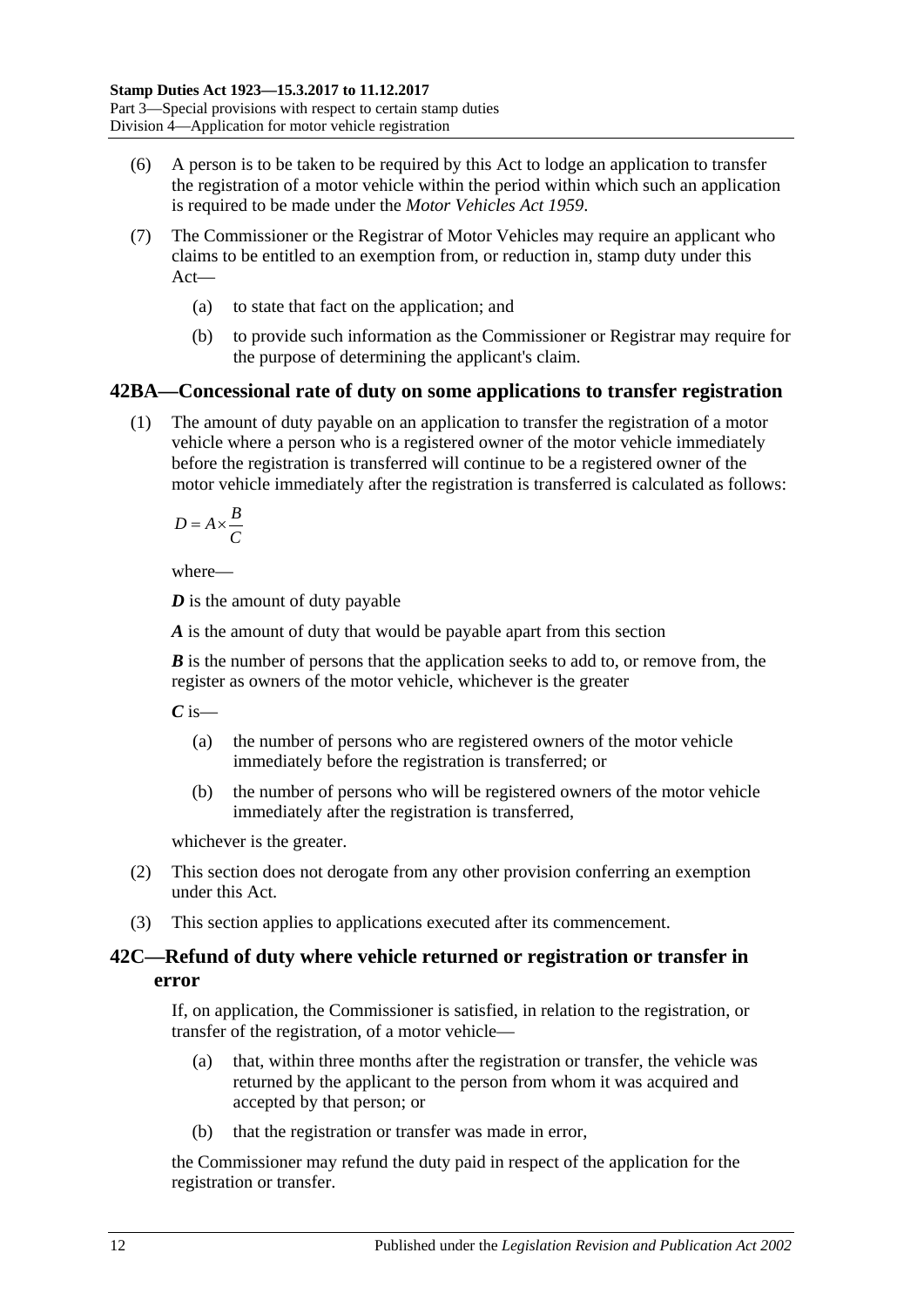(6) A person is to be taken to be required by this Act to lodge an application to transfer the registration of a motor vehicle within the period within which such an application is required to be made under the *Motor Vehicles Act 1959*.

(7) The Commissioner or the Registrar of Motor Vehicles may require an applicant who claims to be entitled to an exemption from, or reduction in, stamp duty under this Act—

(a) to state that fact on the application; and

(b) to provide such information as the Commissioner or Registrar may require for the purpose of determining the applicant's claim.

## 42BA—Concessional rate of duty on some applications to transfer registration

(1) The amount of duty payable on an application to transfer the registration of a motor vehicle where a person who is a registered owner of the motor vehicle immediately before the registration is transferred will continue to be a registered owner of the motor vehicle immediately after the registration is transferred is calculated as follows:

$$D = A \times \frac{B}{C}$$

where—

***D*** is the amount of duty payable

***A*** is the amount of duty that would be payable apart from this section

***B*** is the number of persons that the application seeks to add to, or remove from, the register as owners of the motor vehicle, whichever is the greater

***C*** is—

(a) the number of persons who are registered owners of the motor vehicle immediately before the registration is transferred; or

(b) the number of persons who will be registered owners of the motor vehicle immediately after the registration is transferred,

whichever is the greater.

(2) This section does not derogate from any other provision conferring an exemption under this Act.

(3) This section applies to applications executed after its commencement.

## 42C—Refund of duty where vehicle returned or registration or transfer in error

If, on application, the Commissioner is satisfied, in relation to the registration, or transfer of the registration, of a motor vehicle—

(a) that, within three months after the registration or transfer, the vehicle was returned by the applicant to the person from whom it was acquired and accepted by that person; or

(b) that the registration or transfer was made in error,

the Commissioner may refund the duty paid in respect of the application for the registration or transfer.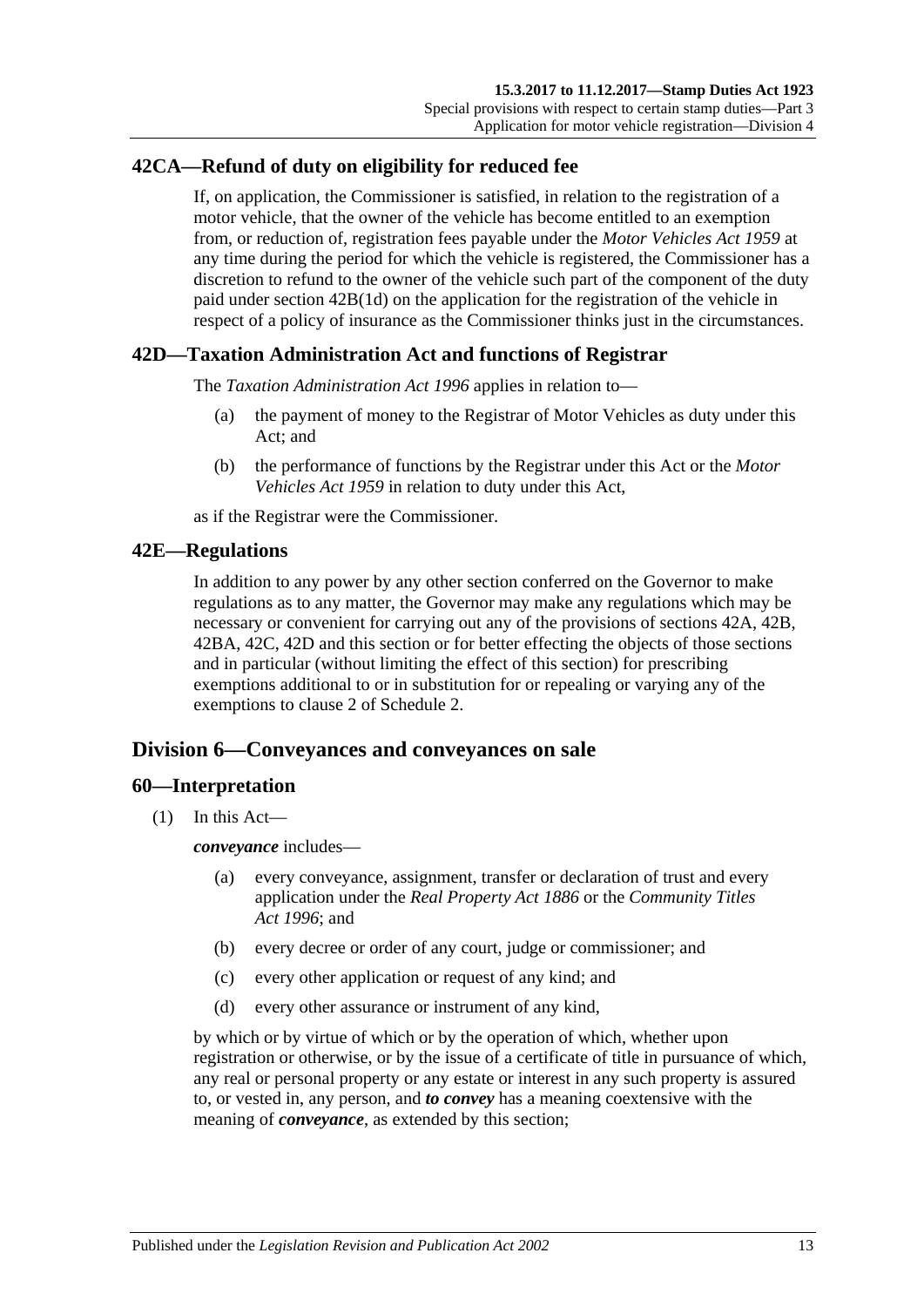## 42CA—Refund of duty on eligibility for reduced fee

If, on application, the Commissioner is satisfied, in relation to the registration of a motor vehicle, that the owner of the vehicle has become entitled to an exemption from, or reduction of, registration fees payable under the *Motor Vehicles Act 1959* at any time during the period for which the vehicle is registered, the Commissioner has a discretion to refund to the owner of the vehicle such part of the component of the duty paid under section 42B(1d) on the application for the registration of the vehicle in respect of a policy of insurance as the Commissioner thinks just in the circumstances.

## 42D—Taxation Administration Act and functions of Registrar

The *Taxation Administration Act 1996* applies in relation to—

(a) the payment of money to the Registrar of Motor Vehicles as duty under this Act; and

(b) the performance of functions by the Registrar under this Act or the *Motor Vehicles Act 1959* in relation to duty under this Act,

as if the Registrar were the Commissioner.

## 42E—Regulations

In addition to any power by any other section conferred on the Governor to make regulations as to any matter, the Governor may make any regulations which may be necessary or convenient for carrying out any of the provisions of sections 42A, 42B, 42BA, 42C, 42D and this section or for better effecting the objects of those sections and in particular (without limiting the effect of this section) for prescribing exemptions additional to or in substitution for or repealing or varying any of the exemptions to clause 2 of Schedule 2.

# Division 6—Conveyances and conveyances on sale

## 60—Interpretation

(1) In this Act—

***conveyance*** includes—

(a) every conveyance, assignment, transfer or declaration of trust and every application under the *Real Property Act 1886* or the *Community Titles Act 1996*; and

(b) every decree or order of any court, judge or commissioner; and

(c) every other application or request of any kind; and

(d) every other assurance or instrument of any kind,

by which or by virtue of which or by the operation of which, whether upon registration or otherwise, or by the issue of a certificate of title in pursuance of which, any real or personal property or any estate or interest in any such property is assured to, or vested in, any person, and ***to convey*** has a meaning coextensive with the meaning of ***conveyance***, as extended by this section;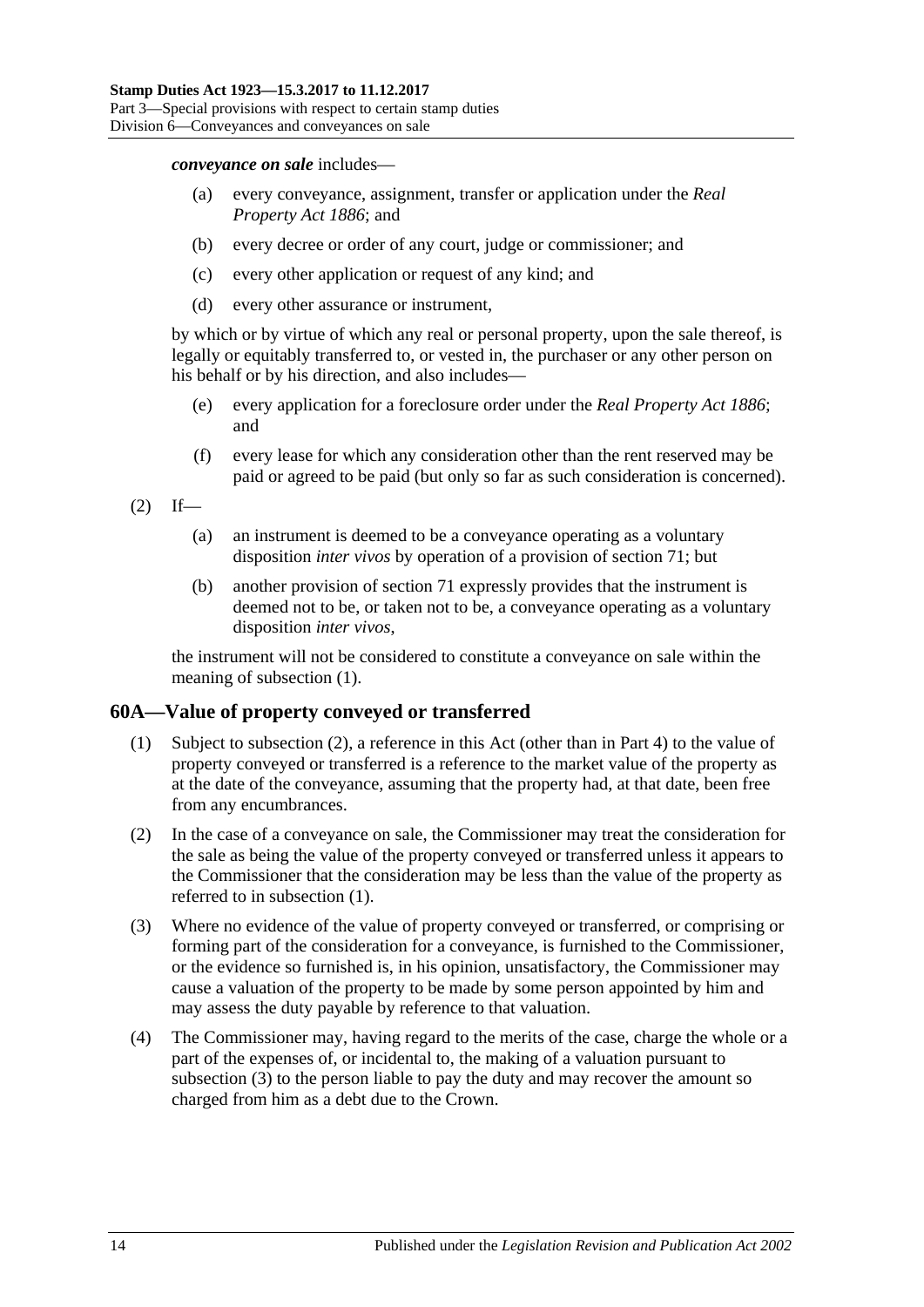***conveyance on sale*** includes—

- (a) every conveyance, assignment, transfer or application under the *Real Property Act 1886*; and
- (b) every decree or order of any court, judge or commissioner; and
- (c) every other application or request of any kind; and
- (d) every other assurance or instrument,

by which or by virtue of which any real or personal property, upon the sale thereof, is legally or equitably transferred to, or vested in, the purchaser or any other person on his behalf or by his direction, and also includes—

- (e) every application for a foreclosure order under the *Real Property Act 1886*; and
- (f) every lease for which any consideration other than the rent reserved may be paid or agreed to be paid (but only so far as such consideration is concerned).

(2) If—

- (a) an instrument is deemed to be a conveyance operating as a voluntary disposition *inter vivos* by operation of a provision of section 71; but
- (b) another provision of section 71 expressly provides that the instrument is deemed not to be, or taken not to be, a conveyance operating as a voluntary disposition *inter vivos*,

the instrument will not be considered to constitute a conveyance on sale within the meaning of subsection (1).

## 60A—Value of property conveyed or transferred

(1) Subject to subsection (2), a reference in this Act (other than in Part 4) to the value of property conveyed or transferred is a reference to the market value of the property as at the date of the conveyance, assuming that the property had, at that date, been free from any encumbrances.

(2) In the case of a conveyance on sale, the Commissioner may treat the consideration for the sale as being the value of the property conveyed or transferred unless it appears to the Commissioner that the consideration may be less than the value of the property as referred to in subsection (1).

(3) Where no evidence of the value of property conveyed or transferred, or comprising or forming part of the consideration for a conveyance, is furnished to the Commissioner, or the evidence so furnished is, in his opinion, unsatisfactory, the Commissioner may cause a valuation of the property to be made by some person appointed by him and may assess the duty payable by reference to that valuation.

(4) The Commissioner may, having regard to the merits of the case, charge the whole or a part of the expenses of, or incidental to, the making of a valuation pursuant to subsection (3) to the person liable to pay the duty and may recover the amount so charged from him as a debt due to the Crown.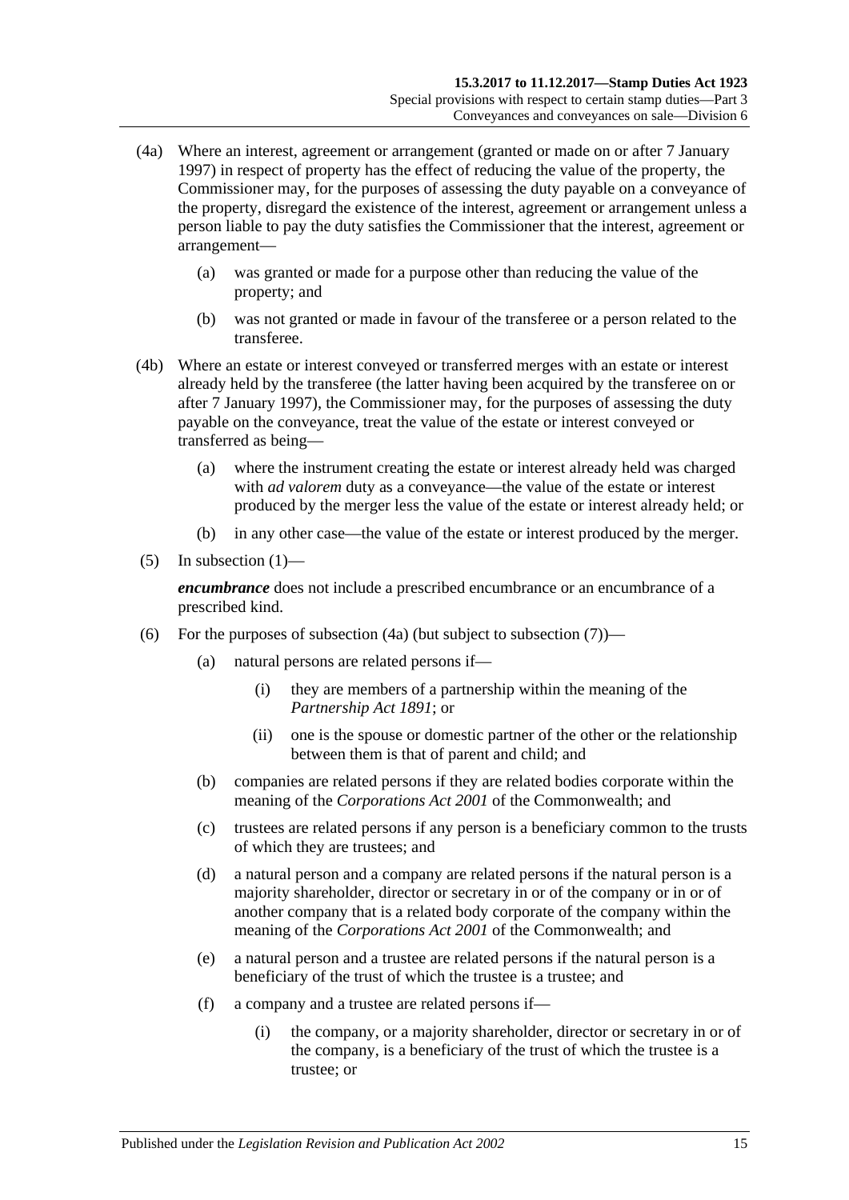(4a) Where an interest, agreement or arrangement (granted or made on or after 7 January 1997) in respect of property has the effect of reducing the value of the property, the Commissioner may, for the purposes of assessing the duty payable on a conveyance of the property, disregard the existence of the interest, agreement or arrangement unless a person liable to pay the duty satisfies the Commissioner that the interest, agreement or arrangement—

(a) was granted or made for a purpose other than reducing the value of the property; and

(b) was not granted or made in favour of the transferee or a person related to the transferee.

(4b) Where an estate or interest conveyed or transferred merges with an estate or interest already held by the transferee (the latter having been acquired by the transferee on or after 7 January 1997), the Commissioner may, for the purposes of assessing the duty payable on the conveyance, treat the value of the estate or interest conveyed or transferred as being—

(a) where the instrument creating the estate or interest already held was charged with *ad valorem* duty as a conveyance—the value of the estate or interest produced by the merger less the value of the estate or interest already held; or

(b) in any other case—the value of the estate or interest produced by the merger.

(5) In subsection (1)—

***encumbrance*** does not include a prescribed encumbrance or an encumbrance of a prescribed kind.

(6) For the purposes of subsection (4a) (but subject to subsection (7))—

(a) natural persons are related persons if—

(i) they are members of a partnership within the meaning of the *Partnership Act 1891*; or

(ii) one is the spouse or domestic partner of the other or the relationship between them is that of parent and child; and

(b) companies are related persons if they are related bodies corporate within the meaning of the *Corporations Act 2001* of the Commonwealth; and

(c) trustees are related persons if any person is a beneficiary common to the trusts of which they are trustees; and

(d) a natural person and a company are related persons if the natural person is a majority shareholder, director or secretary in or of the company or in or of another company that is a related body corporate of the company within the meaning of the *Corporations Act 2001* of the Commonwealth; and

(e) a natural person and a trustee are related persons if the natural person is a beneficiary of the trust of which the trustee is a trustee; and

(f) a company and a trustee are related persons if—

(i) the company, or a majority shareholder, director or secretary in or of the company, is a beneficiary of the trust of which the trustee is a trustee; or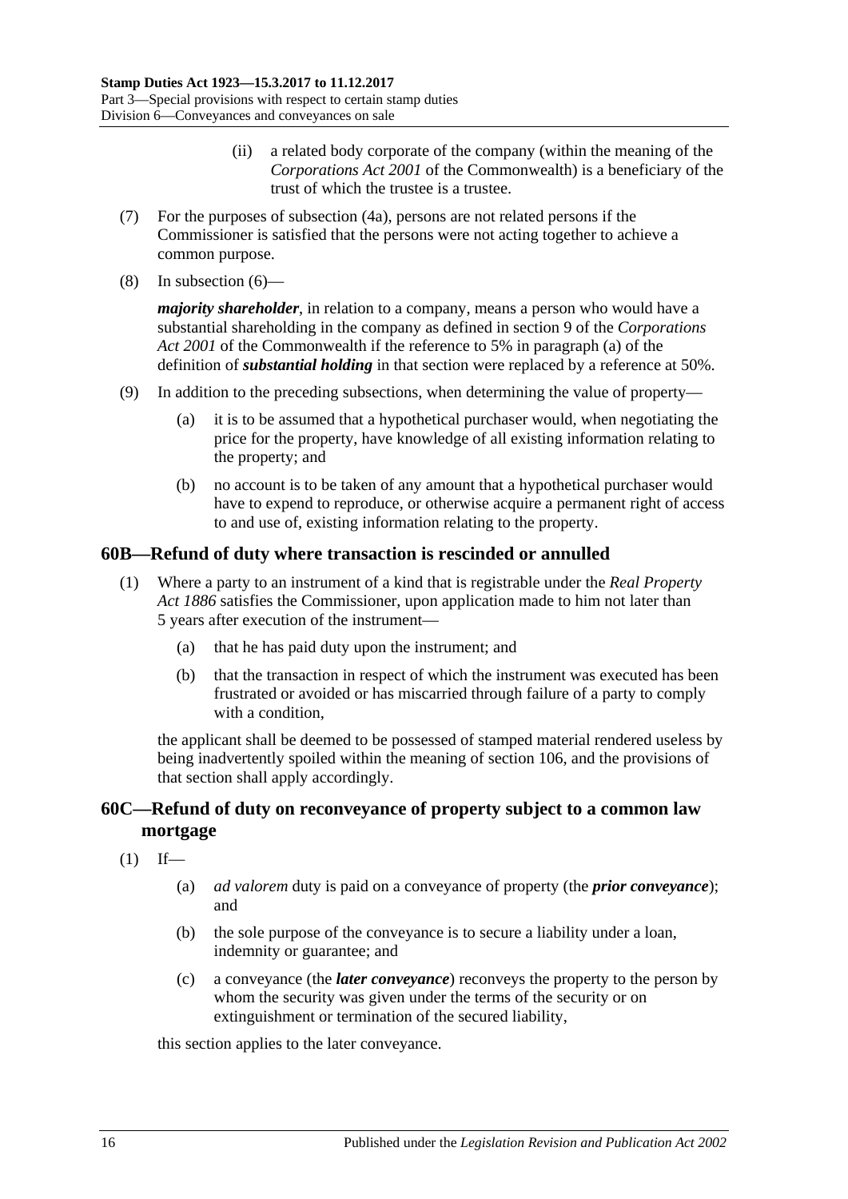(ii) a related body corporate of the company (within the meaning of the *Corporations Act 2001* of the Commonwealth) is a beneficiary of the trust of which the trustee is a trustee.

(7) For the purposes of subsection (4a), persons are not related persons if the Commissioner is satisfied that the persons were not acting together to achieve a common purpose.

(8) In subsection (6)—

***majority shareholder***, in relation to a company, means a person who would have a substantial shareholding in the company as defined in section 9 of the *Corporations Act 2001* of the Commonwealth if the reference to 5% in paragraph (a) of the definition of ***substantial holding*** in that section were replaced by a reference at 50%.

(9) In addition to the preceding subsections, when determining the value of property—

(a) it is to be assumed that a hypothetical purchaser would, when negotiating the price for the property, have knowledge of all existing information relating to the property; and

(b) no account is to be taken of any amount that a hypothetical purchaser would have to expend to reproduce, or otherwise acquire a permanent right of access to and use of, existing information relating to the property.

## 60B—Refund of duty where transaction is rescinded or annulled

(1) Where a party to an instrument of a kind that is registrable under the *Real Property Act 1886* satisfies the Commissioner, upon application made to him not later than 5 years after execution of the instrument—

(a) that he has paid duty upon the instrument; and

(b) that the transaction in respect of which the instrument was executed has been frustrated or avoided or has miscarried through failure of a party to comply with a condition,

the applicant shall be deemed to be possessed of stamped material rendered useless by being inadvertently spoiled within the meaning of section 106, and the provisions of that section shall apply accordingly.

## 60C—Refund of duty on reconveyance of property subject to a common law mortgage

(1) If—

(a) *ad valorem* duty is paid on a conveyance of property (the ***prior conveyance***); and

(b) the sole purpose of the conveyance is to secure a liability under a loan, indemnity or guarantee; and

(c) a conveyance (the ***later conveyance***) reconveys the property to the person by whom the security was given under the terms of the security or on extinguishment or termination of the secured liability,

this section applies to the later conveyance.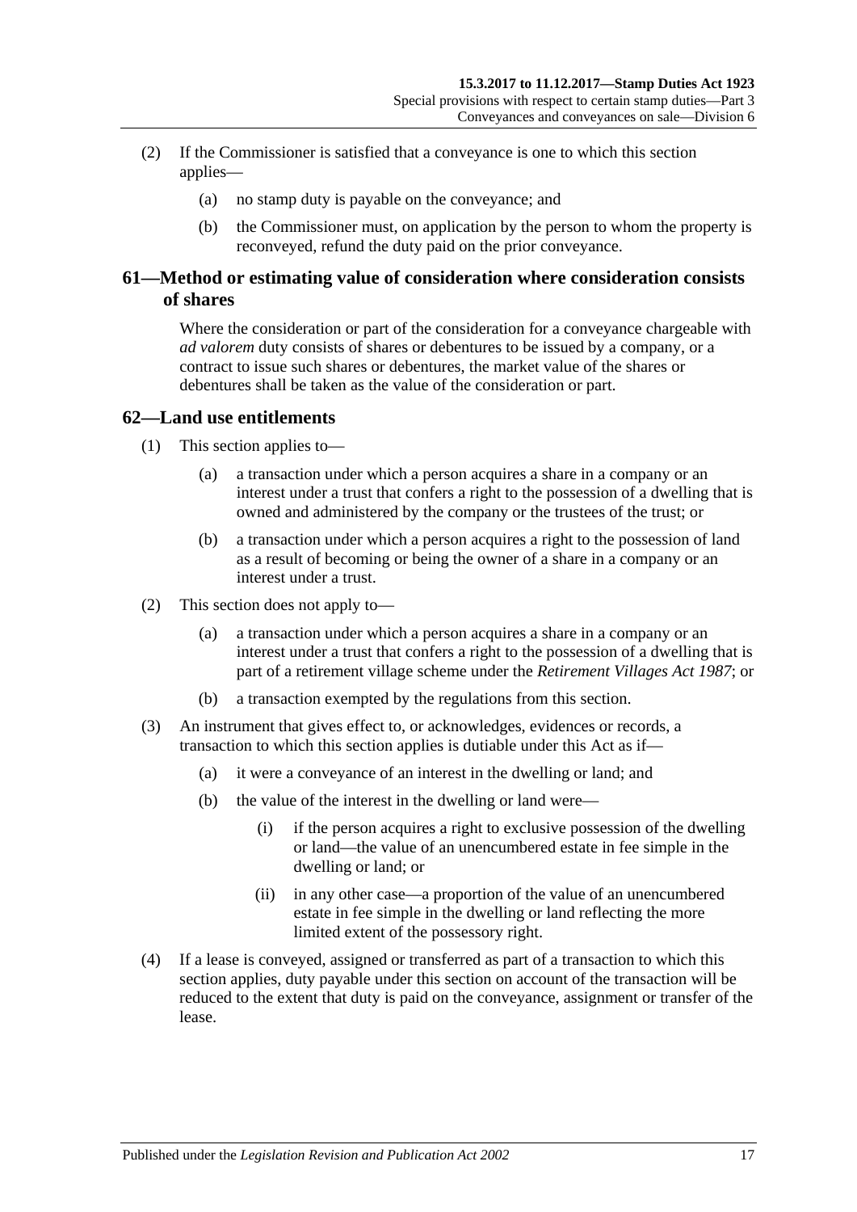(2) If the Commissioner is satisfied that a conveyance is one to which this section applies—

(a) no stamp duty is payable on the conveyance; and

(b) the Commissioner must, on application by the person to whom the property is reconveyed, refund the duty paid on the prior conveyance.

## 61—Method or estimating value of consideration where consideration consists of shares

Where the consideration or part of the consideration for a conveyance chargeable with *ad valorem* duty consists of shares or debentures to be issued by a company, or a contract to issue such shares or debentures, the market value of the shares or debentures shall be taken as the value of the consideration or part.

## 62—Land use entitlements

(1) This section applies to—

(a) a transaction under which a person acquires a share in a company or an interest under a trust that confers a right to the possession of a dwelling that is owned and administered by the company or the trustees of the trust; or

(b) a transaction under which a person acquires a right to the possession of land as a result of becoming or being the owner of a share in a company or an interest under a trust.

(2) This section does not apply to—

(a) a transaction under which a person acquires a share in a company or an interest under a trust that confers a right to the possession of a dwelling that is part of a retirement village scheme under the *Retirement Villages Act 1987*; or

(b) a transaction exempted by the regulations from this section.

(3) An instrument that gives effect to, or acknowledges, evidences or records, a transaction to which this section applies is dutiable under this Act as if—

(a) it were a conveyance of an interest in the dwelling or land; and

(b) the value of the interest in the dwelling or land were—

(i) if the person acquires a right to exclusive possession of the dwelling or land—the value of an unencumbered estate in fee simple in the dwelling or land; or

(ii) in any other case—a proportion of the value of an unencumbered estate in fee simple in the dwelling or land reflecting the more limited extent of the possessory right.

(4) If a lease is conveyed, assigned or transferred as part of a transaction to which this section applies, duty payable under this section on account of the transaction will be reduced to the extent that duty is paid on the conveyance, assignment or transfer of the lease.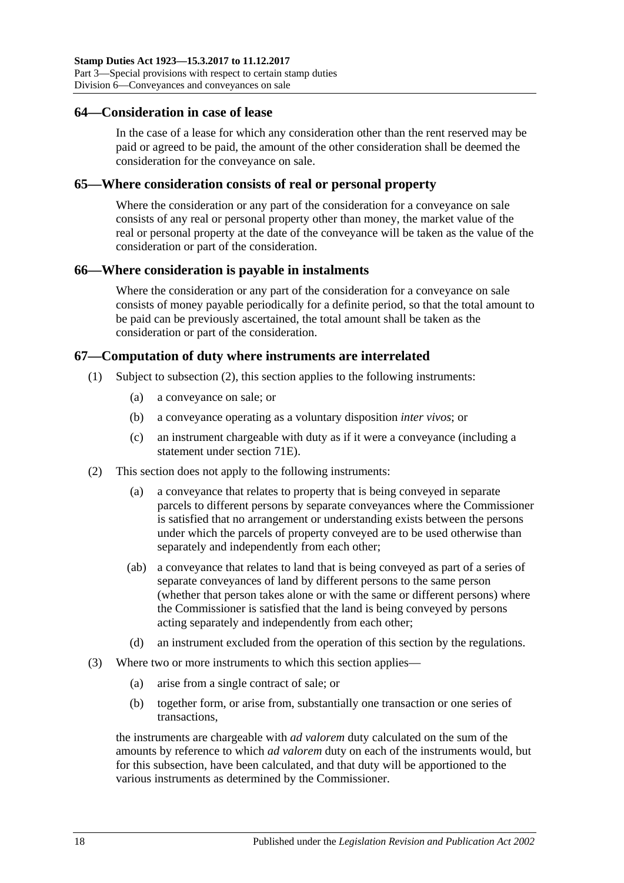## 64—Consideration in case of lease

In the case of a lease for which any consideration other than the rent reserved may be paid or agreed to be paid, the amount of the other consideration shall be deemed the consideration for the conveyance on sale.

## 65—Where consideration consists of real or personal property

Where the consideration or any part of the consideration for a conveyance on sale consists of any real or personal property other than money, the market value of the real or personal property at the date of the conveyance will be taken as the value of the consideration or part of the consideration.

## 66—Where consideration is payable in instalments

Where the consideration or any part of the consideration for a conveyance on sale consists of money payable periodically for a definite period, so that the total amount to be paid can be previously ascertained, the total amount shall be taken as the consideration or part of the consideration.

## 67—Computation of duty where instruments are interrelated

(1) Subject to subsection (2), this section applies to the following instruments:

- (a) a conveyance on sale; or
- (b) a conveyance operating as a voluntary disposition *inter vivos*; or
- (c) an instrument chargeable with duty as if it were a conveyance (including a statement under section 71E).

(2) This section does not apply to the following instruments:

- (a) a conveyance that relates to property that is being conveyed in separate parcels to different persons by separate conveyances where the Commissioner is satisfied that no arrangement or understanding exists between the persons under which the parcels of property conveyed are to be used otherwise than separately and independently from each other;
- (ab) a conveyance that relates to land that is being conveyed as part of a series of separate conveyances of land by different persons to the same person (whether that person takes alone or with the same or different persons) where the Commissioner is satisfied that the land is being conveyed by persons acting separately and independently from each other;
- (d) an instrument excluded from the operation of this section by the regulations.

(3) Where two or more instruments to which this section applies—

- (a) arise from a single contract of sale; or
- (b) together form, or arise from, substantially one transaction or one series of transactions,

the instruments are chargeable with *ad valorem* duty calculated on the sum of the amounts by reference to which *ad valorem* duty on each of the instruments would, but for this subsection, have been calculated, and that duty will be apportioned to the various instruments as determined by the Commissioner.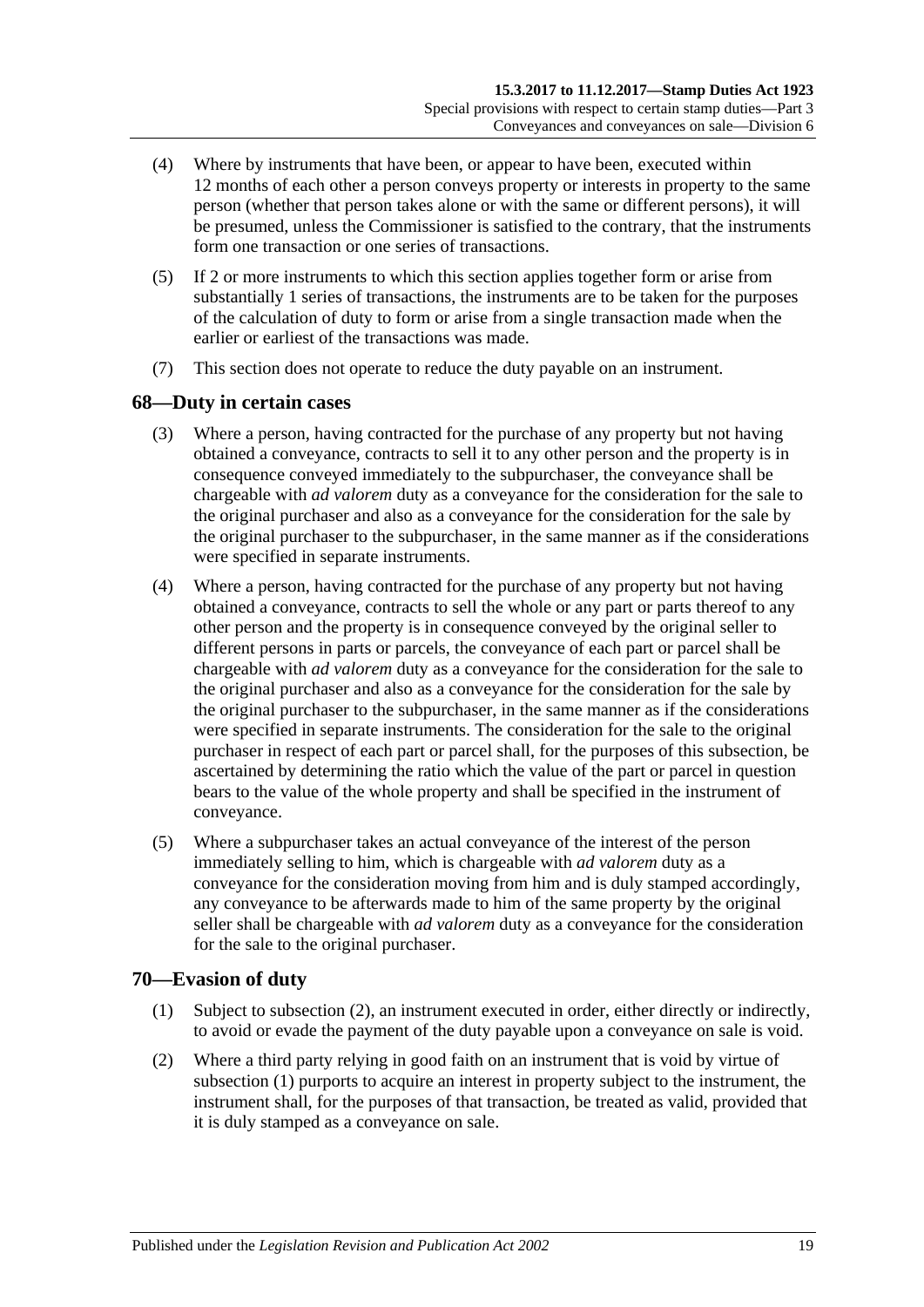(4) Where by instruments that have been, or appear to have been, executed within 12 months of each other a person conveys property or interests in property to the same person (whether that person takes alone or with the same or different persons), it will be presumed, unless the Commissioner is satisfied to the contrary, that the instruments form one transaction or one series of transactions.

(5) If 2 or more instruments to which this section applies together form or arise from substantially 1 series of transactions, the instruments are to be taken for the purposes of the calculation of duty to form or arise from a single transaction made when the earlier or earliest of the transactions was made.

(7) This section does not operate to reduce the duty payable on an instrument.

## 68—Duty in certain cases

(3) Where a person, having contracted for the purchase of any property but not having obtained a conveyance, contracts to sell it to any other person and the property is in consequence conveyed immediately to the subpurchaser, the conveyance shall be chargeable with *ad valorem* duty as a conveyance for the consideration for the sale to the original purchaser and also as a conveyance for the consideration for the sale by the original purchaser to the subpurchaser, in the same manner as if the considerations were specified in separate instruments.

(4) Where a person, having contracted for the purchase of any property but not having obtained a conveyance, contracts to sell the whole or any part or parts thereof to any other person and the property is in consequence conveyed by the original seller to different persons in parts or parcels, the conveyance of each part or parcel shall be chargeable with *ad valorem* duty as a conveyance for the consideration for the sale to the original purchaser and also as a conveyance for the consideration for the sale by the original purchaser to the subpurchaser, in the same manner as if the considerations were specified in separate instruments. The consideration for the sale to the original purchaser in respect of each part or parcel shall, for the purposes of this subsection, be ascertained by determining the ratio which the value of the part or parcel in question bears to the value of the whole property and shall be specified in the instrument of conveyance.

(5) Where a subpurchaser takes an actual conveyance of the interest of the person immediately selling to him, which is chargeable with *ad valorem* duty as a conveyance for the consideration moving from him and is duly stamped accordingly, any conveyance to be afterwards made to him of the same property by the original seller shall be chargeable with *ad valorem* duty as a conveyance for the consideration for the sale to the original purchaser.

## 70—Evasion of duty

(1) Subject to subsection (2), an instrument executed in order, either directly or indirectly, to avoid or evade the payment of the duty payable upon a conveyance on sale is void.

(2) Where a third party relying in good faith on an instrument that is void by virtue of subsection (1) purports to acquire an interest in property subject to the instrument, the instrument shall, for the purposes of that transaction, be treated as valid, provided that it is duly stamped as a conveyance on sale.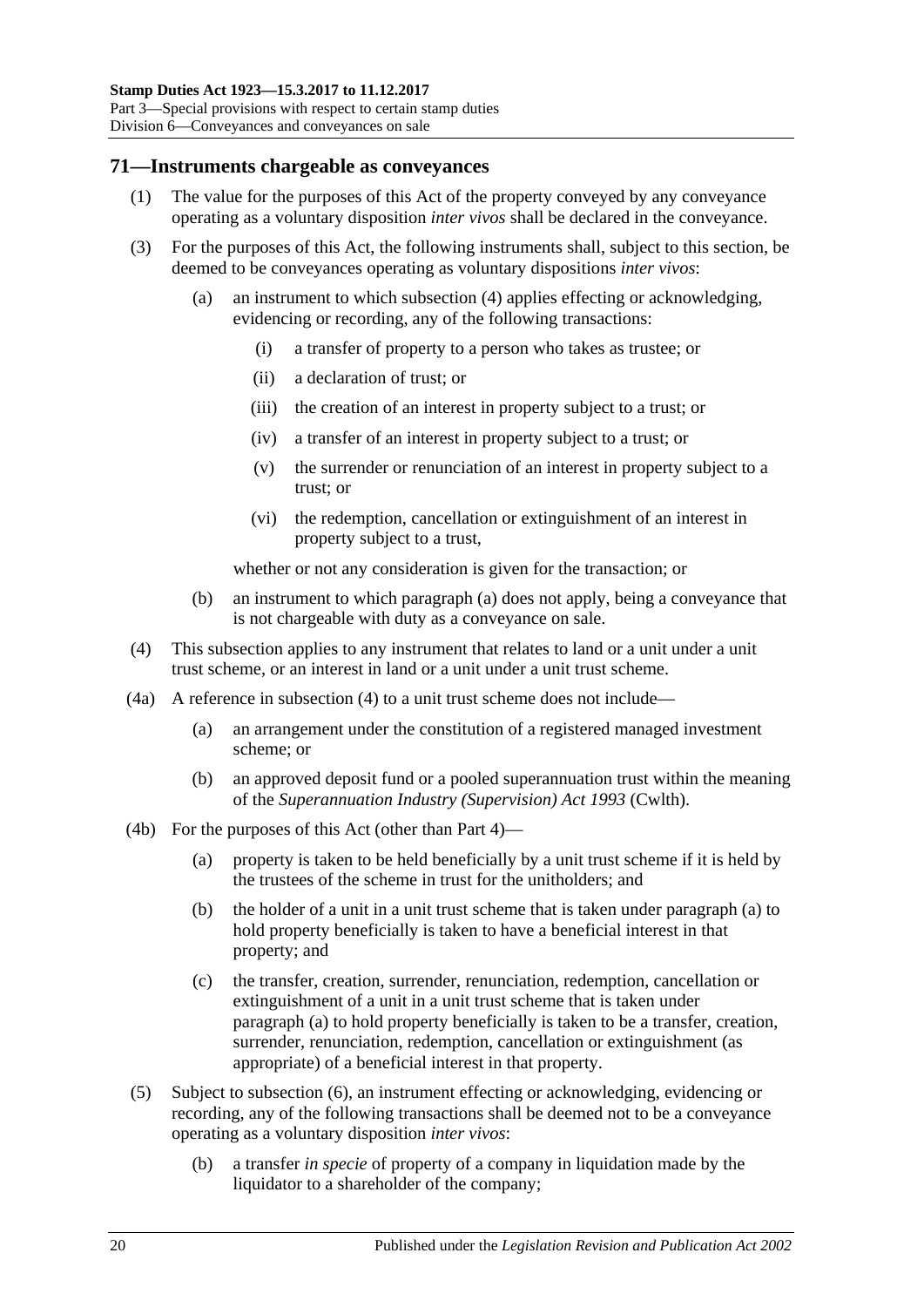## 71—Instruments chargeable as conveyances

(1) The value for the purposes of this Act of the property conveyed by any conveyance operating as a voluntary disposition *inter vivos* shall be declared in the conveyance.

(3) For the purposes of this Act, the following instruments shall, subject to this section, be deemed to be conveyances operating as voluntary dispositions *inter vivos*:

- (a) an instrument to which subsection (4) applies effecting or acknowledging, evidencing or recording, any of the following transactions:
  - (i) a transfer of property to a person who takes as trustee; or
  - (ii) a declaration of trust; or
  - (iii) the creation of an interest in property subject to a trust; or
  - (iv) a transfer of an interest in property subject to a trust; or
  - (v) the surrender or renunciation of an interest in property subject to a trust; or
  - (vi) the redemption, cancellation or extinguishment of an interest in property subject to a trust,

  whether or not any consideration is given for the transaction; or

- (b) an instrument to which paragraph (a) does not apply, being a conveyance that is not chargeable with duty as a conveyance on sale.

(4) This subsection applies to any instrument that relates to land or a unit under a unit trust scheme, or an interest in land or a unit under a unit trust scheme.

(4a) A reference in subsection (4) to a unit trust scheme does not include—

- (a) an arrangement under the constitution of a registered managed investment scheme; or
- (b) an approved deposit fund or a pooled superannuation trust within the meaning of the *Superannuation Industry (Supervision) Act 1993* (Cwlth).

(4b) For the purposes of this Act (other than Part 4)—

- (a) property is taken to be held beneficially by a unit trust scheme if it is held by the trustees of the scheme in trust for the unitholders; and
- (b) the holder of a unit in a unit trust scheme that is taken under paragraph (a) to hold property beneficially is taken to have a beneficial interest in that property; and
- (c) the transfer, creation, surrender, renunciation, redemption, cancellation or extinguishment of a unit in a unit trust scheme that is taken under paragraph (a) to hold property beneficially is taken to be a transfer, creation, surrender, renunciation, redemption, cancellation or extinguishment (as appropriate) of a beneficial interest in that property.

(5) Subject to subsection (6), an instrument effecting or acknowledging, evidencing or recording, any of the following transactions shall be deemed not to be a conveyance operating as a voluntary disposition *inter vivos*:

- (b) a transfer *in specie* of property of a company in liquidation made by the liquidator to a shareholder of the company;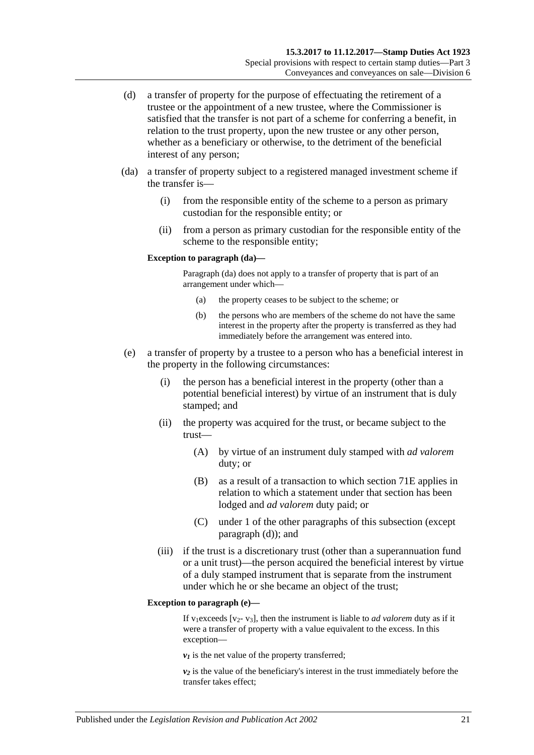(d) a transfer of property for the purpose of effectuating the retirement of a trustee or the appointment of a new trustee, where the Commissioner is satisfied that the transfer is not part of a scheme for conferring a benefit, in relation to the trust property, upon the new trustee or any other person, whether as a beneficiary or otherwise, to the detriment of the beneficial interest of any person;

(da) a transfer of property subject to a registered managed investment scheme if the transfer is—

(i) from the responsible entity of the scheme to a person as primary custodian for the responsible entity; or

(ii) from a person as primary custodian for the responsible entity of the scheme to the responsible entity;

**Exception to paragraph (da)—**

Paragraph (da) does not apply to a transfer of property that is part of an arrangement under which—

(a) the property ceases to be subject to the scheme; or

(b) the persons who are members of the scheme do not have the same interest in the property after the property is transferred as they had immediately before the arrangement was entered into.

(e) a transfer of property by a trustee to a person who has a beneficial interest in the property in the following circumstances:

(i) the person has a beneficial interest in the property (other than a potential beneficial interest) by virtue of an instrument that is duly stamped; and

(ii) the property was acquired for the trust, or became subject to the trust—

(A) by virtue of an instrument duly stamped with *ad valorem* duty; or

(B) as a result of a transaction to which section 71E applies in relation to which a statement under that section has been lodged and *ad valorem* duty paid; or

(C) under 1 of the other paragraphs of this subsection (except paragraph (d)); and

(iii) if the trust is a discretionary trust (other than a superannuation fund or a unit trust)—the person acquired the beneficial interest by virtue of a duly stamped instrument that is separate from the instrument under which he or she became an object of the trust;

**Exception to paragraph (e)—**

If $v_1$ exceeds $[v_2 - v_3]$, then the instrument is liable to *ad valorem* duty as if it were a transfer of property with a value equivalent to the excess. In this exception—

$v_1$ is the net value of the property transferred;

$v_2$ is the value of the beneficiary's interest in the trust immediately before the transfer takes effect;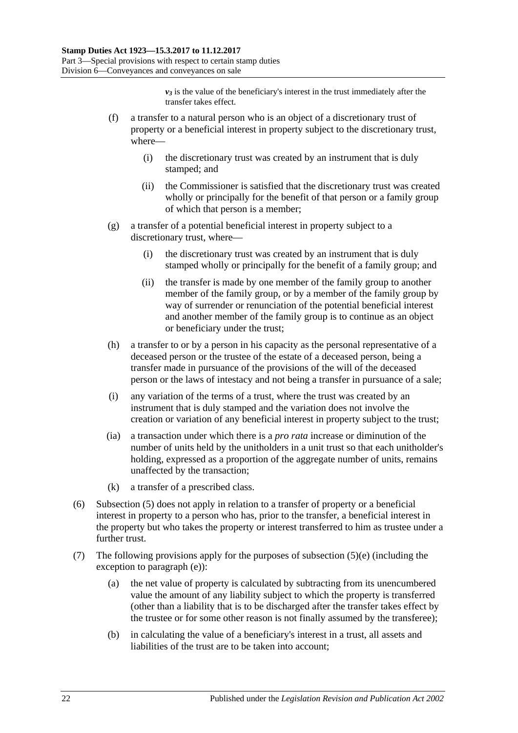$v_3$ is the value of the beneficiary's interest in the trust immediately after the transfer takes effect.

(f) a transfer to a natural person who is an object of a discretionary trust of property or a beneficial interest in property subject to the discretionary trust, where—

(i) the discretionary trust was created by an instrument that is duly stamped; and

(ii) the Commissioner is satisfied that the discretionary trust was created wholly or principally for the benefit of that person or a family group of which that person is a member;

(g) a transfer of a potential beneficial interest in property subject to a discretionary trust, where—

(i) the discretionary trust was created by an instrument that is duly stamped wholly or principally for the benefit of a family group; and

(ii) the transfer is made by one member of the family group to another member of the family group, or by a member of the family group by way of surrender or renunciation of the potential beneficial interest and another member of the family group is to continue as an object or beneficiary under the trust;

(h) a transfer to or by a person in his capacity as the personal representative of a deceased person or the trustee of the estate of a deceased person, being a transfer made in pursuance of the provisions of the will of the deceased person or the laws of intestacy and not being a transfer in pursuance of a sale;

(i) any variation of the terms of a trust, where the trust was created by an instrument that is duly stamped and the variation does not involve the creation or variation of any beneficial interest in property subject to the trust;

(ia) a transaction under which there is a *pro rata* increase or diminution of the number of units held by the unitholders in a unit trust so that each unitholder's holding, expressed as a proportion of the aggregate number of units, remains unaffected by the transaction;

(k) a transfer of a prescribed class.

(6) Subsection (5) does not apply in relation to a transfer of property or a beneficial interest in property to a person who has, prior to the transfer, a beneficial interest in the property but who takes the property or interest transferred to him as trustee under a further trust.

(7) The following provisions apply for the purposes of subsection (5)(e) (including the exception to paragraph (e)):

(a) the net value of property is calculated by subtracting from its unencumbered value the amount of any liability subject to which the property is transferred (other than a liability that is to be discharged after the transfer takes effect by the trustee or for some other reason is not finally assumed by the transferee);

(b) in calculating the value of a beneficiary's interest in a trust, all assets and liabilities of the trust are to be taken into account;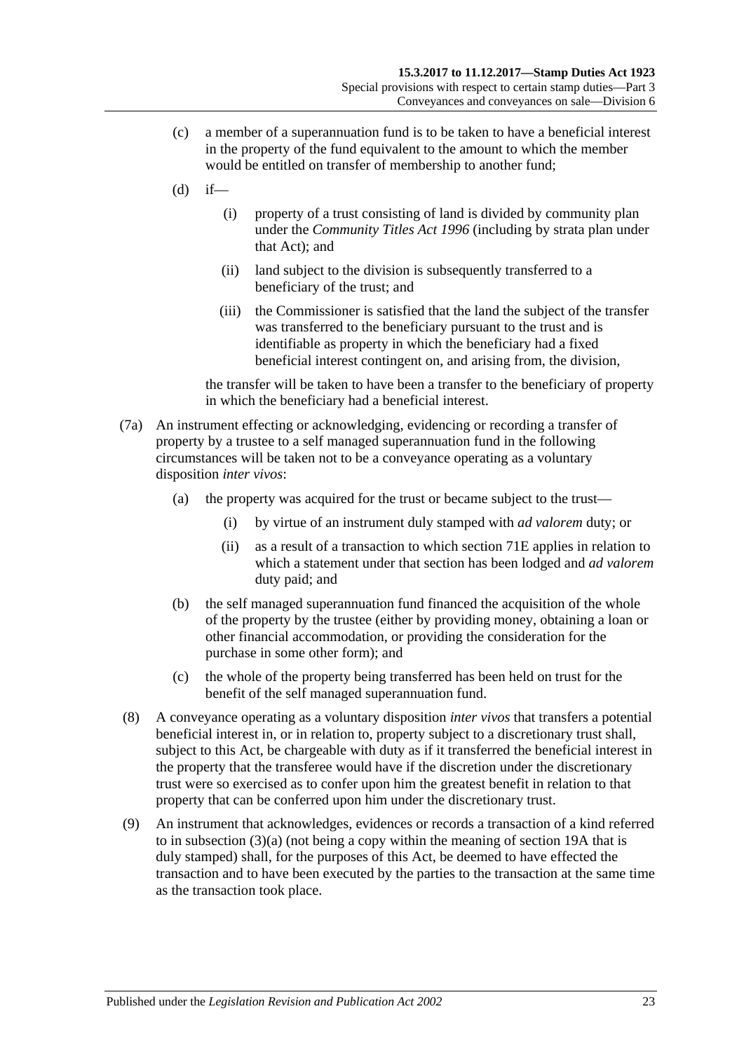(c) a member of a superannuation fund is to be taken to have a beneficial interest in the property of the fund equivalent to the amount to which the member would be entitled on transfer of membership to another fund;

(d) if—

(i) property of a trust consisting of land is divided by community plan under the *Community Titles Act 1996* (including by strata plan under that Act); and

(ii) land subject to the division is subsequently transferred to a beneficiary of the trust; and

(iii) the Commissioner is satisfied that the land the subject of the transfer was transferred to the beneficiary pursuant to the trust and is identifiable as property in which the beneficiary had a fixed beneficial interest contingent on, and arising from, the division,

the transfer will be taken to have been a transfer to the beneficiary of property in which the beneficiary had a beneficial interest.

(7a) An instrument effecting or acknowledging, evidencing or recording a transfer of property by a trustee to a self managed superannuation fund in the following circumstances will be taken not to be a conveyance operating as a voluntary disposition *inter vivos*:

(a) the property was acquired for the trust or became subject to the trust—

(i) by virtue of an instrument duly stamped with *ad valorem* duty; or

(ii) as a result of a transaction to which section 71E applies in relation to which a statement under that section has been lodged and *ad valorem* duty paid; and

(b) the self managed superannuation fund financed the acquisition of the whole of the property by the trustee (either by providing money, obtaining a loan or other financial accommodation, or providing the consideration for the purchase in some other form); and

(c) the whole of the property being transferred has been held on trust for the benefit of the self managed superannuation fund.

(8) A conveyance operating as a voluntary disposition *inter vivos* that transfers a potential beneficial interest in, or in relation to, property subject to a discretionary trust shall, subject to this Act, be chargeable with duty as if it transferred the beneficial interest in the property that the transferee would have if the discretion under the discretionary trust were so exercised as to confer upon him the greatest benefit in relation to that property that can be conferred upon him under the discretionary trust.

(9) An instrument that acknowledges, evidences or records a transaction of a kind referred to in subsection (3)(a) (not being a copy within the meaning of section 19A that is duly stamped) shall, for the purposes of this Act, be deemed to have effected the transaction and to have been executed by the parties to the transaction at the same time as the transaction took place.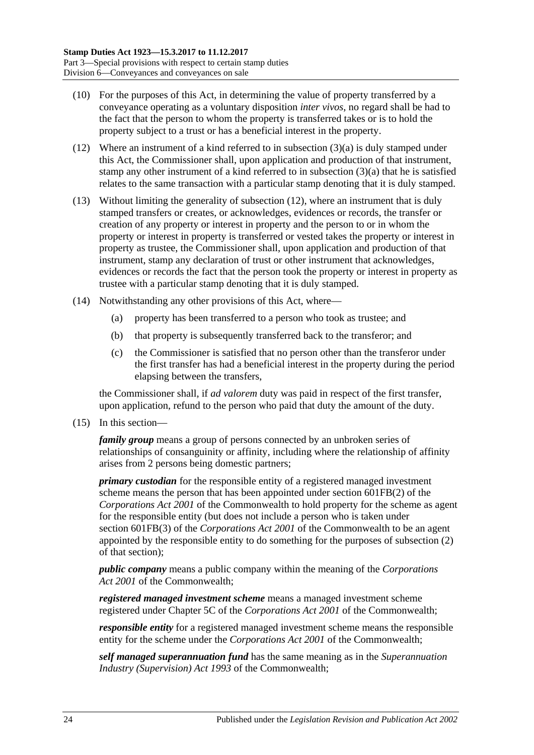(10) For the purposes of this Act, in determining the value of property transferred by a conveyance operating as a voluntary disposition *inter vivos*, no regard shall be had to the fact that the person to whom the property is transferred takes or is to hold the property subject to a trust or has a beneficial interest in the property.

(12) Where an instrument of a kind referred to in subsection (3)(a) is duly stamped under this Act, the Commissioner shall, upon application and production of that instrument, stamp any other instrument of a kind referred to in subsection (3)(a) that he is satisfied relates to the same transaction with a particular stamp denoting that it is duly stamped.

(13) Without limiting the generality of subsection (12), where an instrument that is duly stamped transfers or creates, or acknowledges, evidences or records, the transfer or creation of any property or interest in property and the person to or in whom the property or interest in property is transferred or vested takes the property or interest in property as trustee, the Commissioner shall, upon application and production of that instrument, stamp any declaration of trust or other instrument that acknowledges, evidences or records the fact that the person took the property or interest in property as trustee with a particular stamp denoting that it is duly stamped.

(14) Notwithstanding any other provisions of this Act, where—

- (a) property has been transferred to a person who took as trustee; and
- (b) that property is subsequently transferred back to the transferor; and
- (c) the Commissioner is satisfied that no person other than the transferor under the first transfer has had a beneficial interest in the property during the period elapsing between the transfers,

the Commissioner shall, if *ad valorem* duty was paid in respect of the first transfer, upon application, refund to the person who paid that duty the amount of the duty.

(15) In this section—

***family group*** means a group of persons connected by an unbroken series of relationships of consanguinity or affinity, including where the relationship of affinity arises from 2 persons being domestic partners;

***primary custodian*** for the responsible entity of a registered managed investment scheme means the person that has been appointed under section 601FB(2) of the *Corporations Act 2001* of the Commonwealth to hold property for the scheme as agent for the responsible entity (but does not include a person who is taken under section 601FB(3) of the *Corporations Act 2001* of the Commonwealth to be an agent appointed by the responsible entity to do something for the purposes of subsection (2) of that section);

***public company*** means a public company within the meaning of the *Corporations Act 2001* of the Commonwealth;

***registered managed investment scheme*** means a managed investment scheme registered under Chapter 5C of the *Corporations Act 2001* of the Commonwealth;

***responsible entity*** for a registered managed investment scheme means the responsible entity for the scheme under the *Corporations Act 2001* of the Commonwealth;

***self managed superannuation fund*** has the same meaning as in the *Superannuation Industry (Supervision) Act 1993* of the Commonwealth;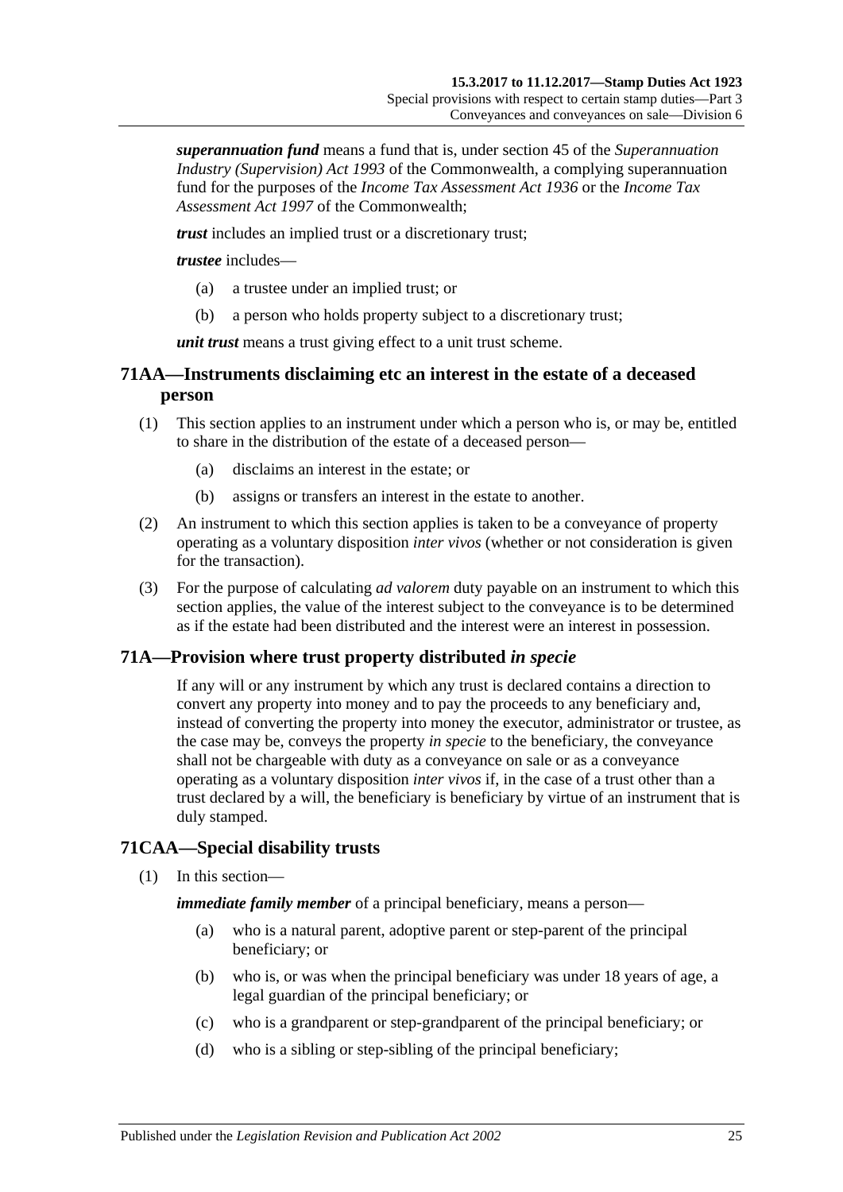***superannuation fund*** means a fund that is, under section 45 of the *Superannuation Industry (Supervision) Act 1993* of the Commonwealth, a complying superannuation fund for the purposes of the *Income Tax Assessment Act 1936* or the *Income Tax Assessment Act 1997* of the Commonwealth;

***trust*** includes an implied trust or a discretionary trust;

***trustee*** includes—

- (a) a trustee under an implied trust; or
- (b) a person who holds property subject to a discretionary trust;

***unit trust*** means a trust giving effect to a unit trust scheme.

## 71AA—Instruments disclaiming etc an interest in the estate of a deceased person

(1) This section applies to an instrument under which a person who is, or may be, entitled to share in the distribution of the estate of a deceased person—

- (a) disclaims an interest in the estate; or
- (b) assigns or transfers an interest in the estate to another.

(2) An instrument to which this section applies is taken to be a conveyance of property operating as a voluntary disposition *inter vivos* (whether or not consideration is given for the transaction).

(3) For the purpose of calculating *ad valorem* duty payable on an instrument to which this section applies, the value of the interest subject to the conveyance is to be determined as if the estate had been distributed and the interest were an interest in possession.

## 71A—Provision where trust property distributed *in specie*

If any will or any instrument by which any trust is declared contains a direction to convert any property into money and to pay the proceeds to any beneficiary and, instead of converting the property into money the executor, administrator or trustee, as the case may be, conveys the property *in specie* to the beneficiary, the conveyance shall not be chargeable with duty as a conveyance on sale or as a conveyance operating as a voluntary disposition *inter vivos* if, in the case of a trust other than a trust declared by a will, the beneficiary is beneficiary by virtue of an instrument that is duly stamped.

## 71CAA—Special disability trusts

(1) In this section—

***immediate family member*** of a principal beneficiary, means a person—

- (a) who is a natural parent, adoptive parent or step-parent of the principal beneficiary; or
- (b) who is, or was when the principal beneficiary was under 18 years of age, a legal guardian of the principal beneficiary; or
- (c) who is a grandparent or step-grandparent of the principal beneficiary; or
- (d) who is a sibling or step-sibling of the principal beneficiary;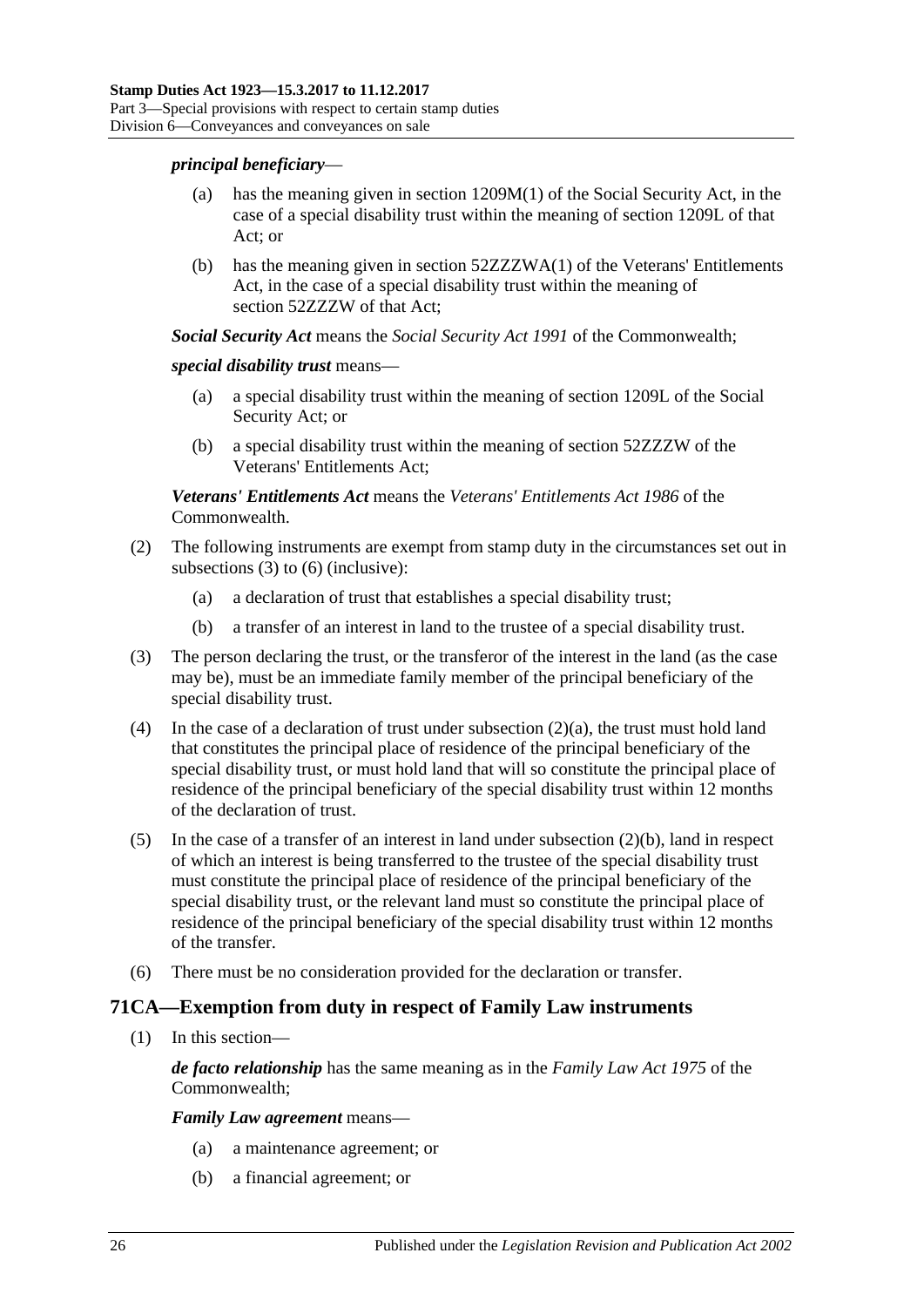***principal beneficiary***—

- (a) has the meaning given in section 1209M(1) of the Social Security Act, in the case of a special disability trust within the meaning of section 1209L of that Act; or
- (b) has the meaning given in section 52ZZZWA(1) of the Veterans' Entitlements Act, in the case of a special disability trust within the meaning of section 52ZZZW of that Act;

***Social Security Act*** means the *Social Security Act 1991* of the Commonwealth;

***special disability trust*** means—

- (a) a special disability trust within the meaning of section 1209L of the Social Security Act; or
- (b) a special disability trust within the meaning of section 52ZZZW of the Veterans' Entitlements Act;

***Veterans' Entitlements Act*** means the *Veterans' Entitlements Act 1986* of the Commonwealth.

(2) The following instruments are exempt from stamp duty in the circumstances set out in subsections (3) to (6) (inclusive):

- (a) a declaration of trust that establishes a special disability trust;
- (b) a transfer of an interest in land to the trustee of a special disability trust.

(3) The person declaring the trust, or the transferor of the interest in the land (as the case may be), must be an immediate family member of the principal beneficiary of the special disability trust.

(4) In the case of a declaration of trust under subsection (2)(a), the trust must hold land that constitutes the principal place of residence of the principal beneficiary of the special disability trust, or must hold land that will so constitute the principal place of residence of the principal beneficiary of the special disability trust within 12 months of the declaration of trust.

(5) In the case of a transfer of an interest in land under subsection (2)(b), land in respect of which an interest is being transferred to the trustee of the special disability trust must constitute the principal place of residence of the principal beneficiary of the special disability trust, or the relevant land must so constitute the principal place of residence of the principal beneficiary of the special disability trust within 12 months of the transfer.

(6) There must be no consideration provided for the declaration or transfer.

## 71CA—Exemption from duty in respect of Family Law instruments

(1) In this section—

***de facto relationship*** has the same meaning as in the *Family Law Act 1975* of the Commonwealth;

***Family Law agreement*** means—

- (a) a maintenance agreement; or
- (b) a financial agreement; or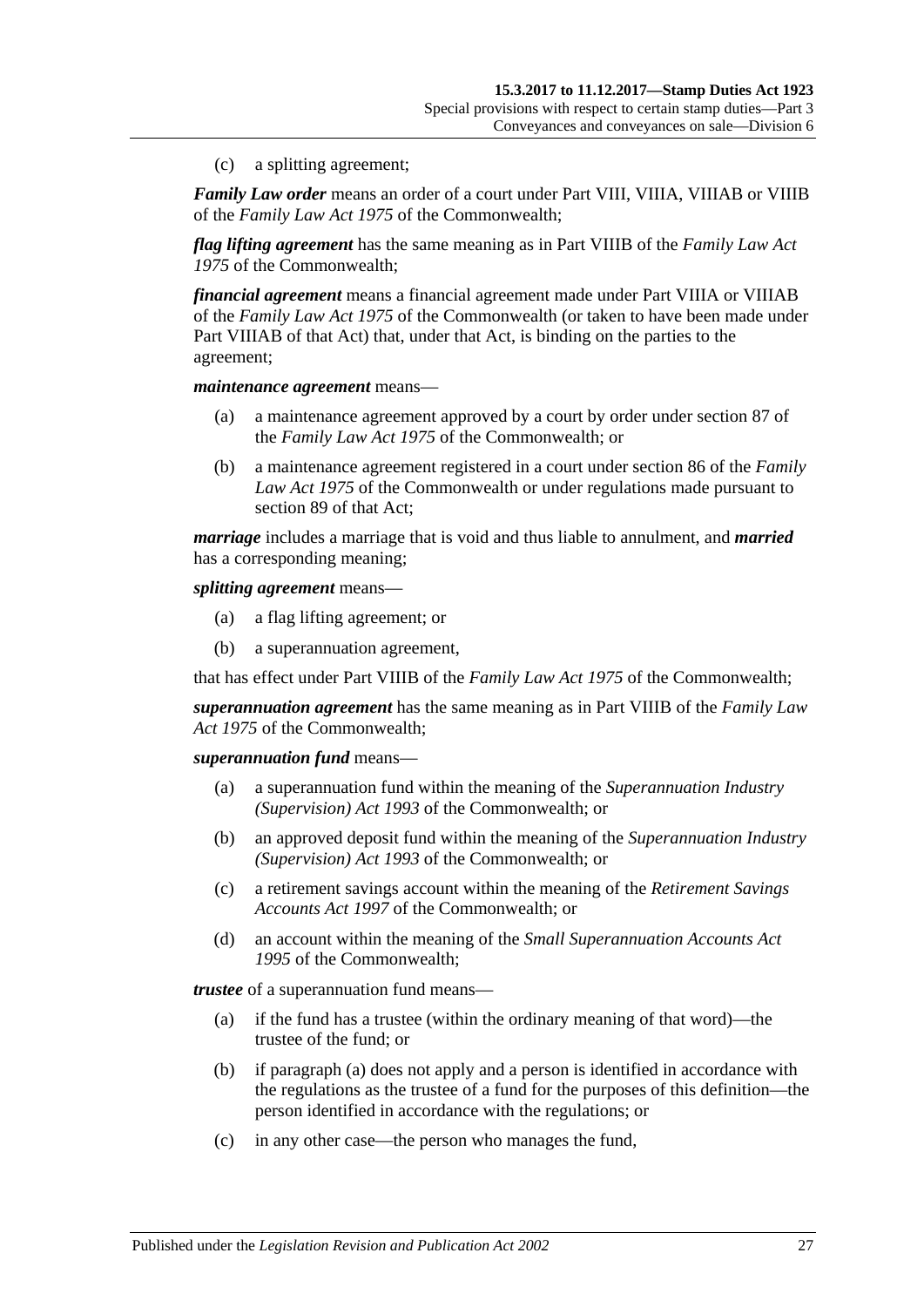(c) a splitting agreement;

***Family Law order*** means an order of a court under Part VIII, VIIIA, VIIIAB or VIIIB of the *Family Law Act 1975* of the Commonwealth;

***flag lifting agreement*** has the same meaning as in Part VIIIB of the *Family Law Act 1975* of the Commonwealth;

***financial agreement*** means a financial agreement made under Part VIIIA or VIIIAB of the *Family Law Act 1975* of the Commonwealth (or taken to have been made under Part VIIIAB of that Act) that, under that Act, is binding on the parties to the agreement;

***maintenance agreement*** means—

(a) a maintenance agreement approved by a court by order under section 87 of the *Family Law Act 1975* of the Commonwealth; or

(b) a maintenance agreement registered in a court under section 86 of the *Family Law Act 1975* of the Commonwealth or under regulations made pursuant to section 89 of that Act;

***marriage*** includes a marriage that is void and thus liable to annulment, and ***married*** has a corresponding meaning;

***splitting agreement*** means—

(a) a flag lifting agreement; or

(b) a superannuation agreement,

that has effect under Part VIIIB of the *Family Law Act 1975* of the Commonwealth;

***superannuation agreement*** has the same meaning as in Part VIIIB of the *Family Law Act 1975* of the Commonwealth;

***superannuation fund*** means—

(a) a superannuation fund within the meaning of the *Superannuation Industry (Supervision) Act 1993* of the Commonwealth; or

(b) an approved deposit fund within the meaning of the *Superannuation Industry (Supervision) Act 1993* of the Commonwealth; or

(c) a retirement savings account within the meaning of the *Retirement Savings Accounts Act 1997* of the Commonwealth; or

(d) an account within the meaning of the *Small Superannuation Accounts Act 1995* of the Commonwealth;

***trustee*** of a superannuation fund means—

(a) if the fund has a trustee (within the ordinary meaning of that word)—the trustee of the fund; or

(b) if paragraph (a) does not apply and a person is identified in accordance with the regulations as the trustee of a fund for the purposes of this definition—the person identified in accordance with the regulations; or

(c) in any other case—the person who manages the fund,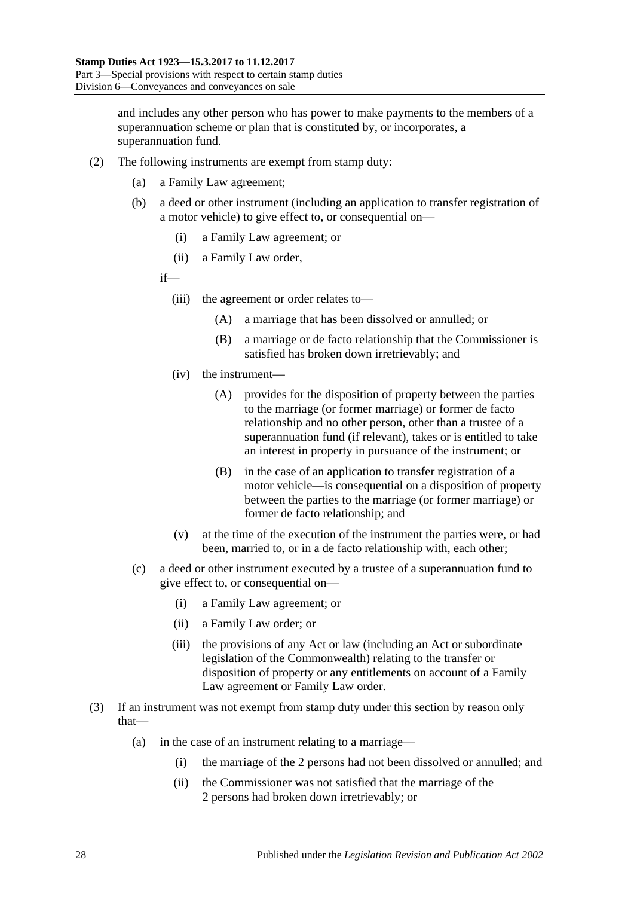and includes any other person who has power to make payments to the members of a superannuation scheme or plan that is constituted by, or incorporates, a superannuation fund.

(2) The following instruments are exempt from stamp duty:

(a) a Family Law agreement;

(b) a deed or other instrument (including an application to transfer registration of a motor vehicle) to give effect to, or consequential on—

(i) a Family Law agreement; or

(ii) a Family Law order,

if—

(iii) the agreement or order relates to—

(A) a marriage that has been dissolved or annulled; or

(B) a marriage or de facto relationship that the Commissioner is satisfied has broken down irretrievably; and

(iv) the instrument—

(A) provides for the disposition of property between the parties to the marriage (or former marriage) or former de facto relationship and no other person, other than a trustee of a superannuation fund (if relevant), takes or is entitled to take an interest in property in pursuance of the instrument; or

(B) in the case of an application to transfer registration of a motor vehicle—is consequential on a disposition of property between the parties to the marriage (or former marriage) or former de facto relationship; and

(v) at the time of the execution of the instrument the parties were, or had been, married to, or in a de facto relationship with, each other;

(c) a deed or other instrument executed by a trustee of a superannuation fund to give effect to, or consequential on—

(i) a Family Law agreement; or

(ii) a Family Law order; or

(iii) the provisions of any Act or law (including an Act or subordinate legislation of the Commonwealth) relating to the transfer or disposition of property or any entitlements on account of a Family Law agreement or Family Law order.

(3) If an instrument was not exempt from stamp duty under this section by reason only that—

(a) in the case of an instrument relating to a marriage—

(i) the marriage of the 2 persons had not been dissolved or annulled; and

(ii) the Commissioner was not satisfied that the marriage of the 2 persons had broken down irretrievably; or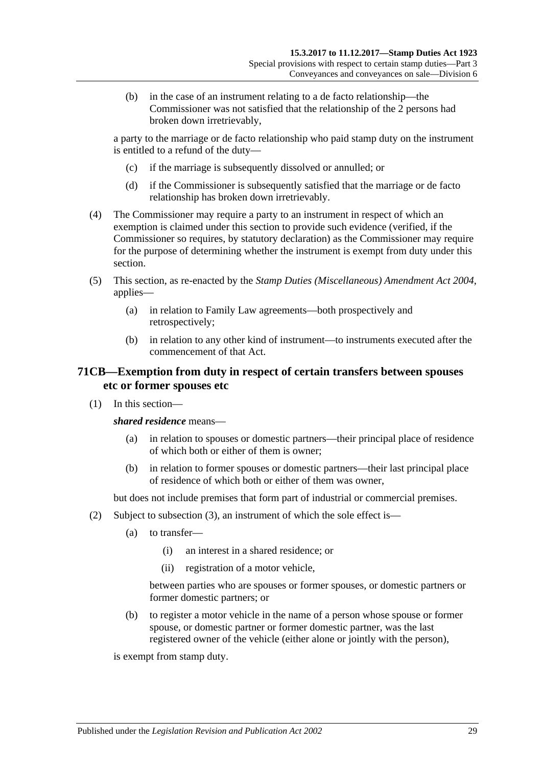(b) in the case of an instrument relating to a de facto relationship—the Commissioner was not satisfied that the relationship of the 2 persons had broken down irretrievably,

a party to the marriage or de facto relationship who paid stamp duty on the instrument is entitled to a refund of the duty—

(c) if the marriage is subsequently dissolved or annulled; or

(d) if the Commissioner is subsequently satisfied that the marriage or de facto relationship has broken down irretrievably.

(4) The Commissioner may require a party to an instrument in respect of which an exemption is claimed under this section to provide such evidence (verified, if the Commissioner so requires, by statutory declaration) as the Commissioner may require for the purpose of determining whether the instrument is exempt from duty under this section.

(5) This section, as re-enacted by the *Stamp Duties (Miscellaneous) Amendment Act 2004*, applies—

(a) in relation to Family Law agreements—both prospectively and retrospectively;

(b) in relation to any other kind of instrument—to instruments executed after the commencement of that Act.

## 71CB—Exemption from duty in respect of certain transfers between spouses etc or former spouses etc

(1) In this section—

***shared residence*** means—

(a) in relation to spouses or domestic partners—their principal place of residence of which both or either of them is owner;

(b) in relation to former spouses or domestic partners—their last principal place of residence of which both or either of them was owner,

but does not include premises that form part of industrial or commercial premises.

(2) Subject to subsection (3), an instrument of which the sole effect is—

(a) to transfer—

(i) an interest in a shared residence; or

(ii) registration of a motor vehicle,

between parties who are spouses or former spouses, or domestic partners or former domestic partners; or

(b) to register a motor vehicle in the name of a person whose spouse or former spouse, or domestic partner or former domestic partner, was the last registered owner of the vehicle (either alone or jointly with the person),

is exempt from stamp duty.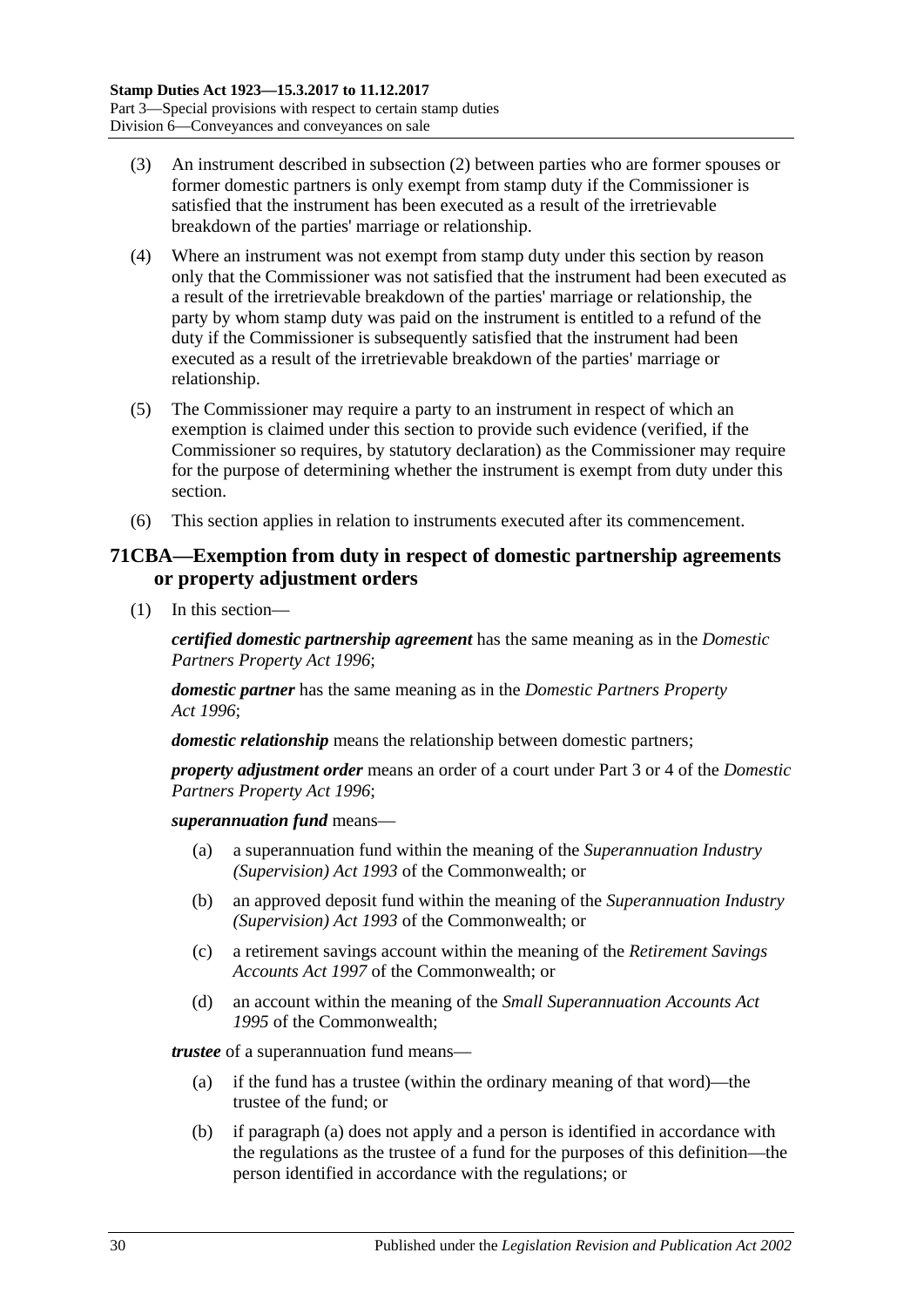(3) An instrument described in subsection (2) between parties who are former spouses or former domestic partners is only exempt from stamp duty if the Commissioner is satisfied that the instrument has been executed as a result of the irretrievable breakdown of the parties' marriage or relationship.

(4) Where an instrument was not exempt from stamp duty under this section by reason only that the Commissioner was not satisfied that the instrument had been executed as a result of the irretrievable breakdown of the parties' marriage or relationship, the party by whom stamp duty was paid on the instrument is entitled to a refund of the duty if the Commissioner is subsequently satisfied that the instrument had been executed as a result of the irretrievable breakdown of the parties' marriage or relationship.

(5) The Commissioner may require a party to an instrument in respect of which an exemption is claimed under this section to provide such evidence (verified, if the Commissioner so requires, by statutory declaration) as the Commissioner may require for the purpose of determining whether the instrument is exempt from duty under this section.

(6) This section applies in relation to instruments executed after its commencement.

## 71CBA—Exemption from duty in respect of domestic partnership agreements or property adjustment orders

(1) In this section—

***certified domestic partnership agreement*** has the same meaning as in the *Domestic Partners Property Act 1996*;

***domestic partner*** has the same meaning as in the *Domestic Partners Property Act 1996*;

***domestic relationship*** means the relationship between domestic partners;

***property adjustment order*** means an order of a court under Part 3 or 4 of the *Domestic Partners Property Act 1996*;

***superannuation fund*** means—

(a) a superannuation fund within the meaning of the *Superannuation Industry (Supervision) Act 1993* of the Commonwealth; or

(b) an approved deposit fund within the meaning of the *Superannuation Industry (Supervision) Act 1993* of the Commonwealth; or

(c) a retirement savings account within the meaning of the *Retirement Savings Accounts Act 1997* of the Commonwealth; or

(d) an account within the meaning of the *Small Superannuation Accounts Act 1995* of the Commonwealth;

***trustee*** of a superannuation fund means—

(a) if the fund has a trustee (within the ordinary meaning of that word)—the trustee of the fund; or

(b) if paragraph (a) does not apply and a person is identified in accordance with the regulations as the trustee of a fund for the purposes of this definition—the person identified in accordance with the regulations; or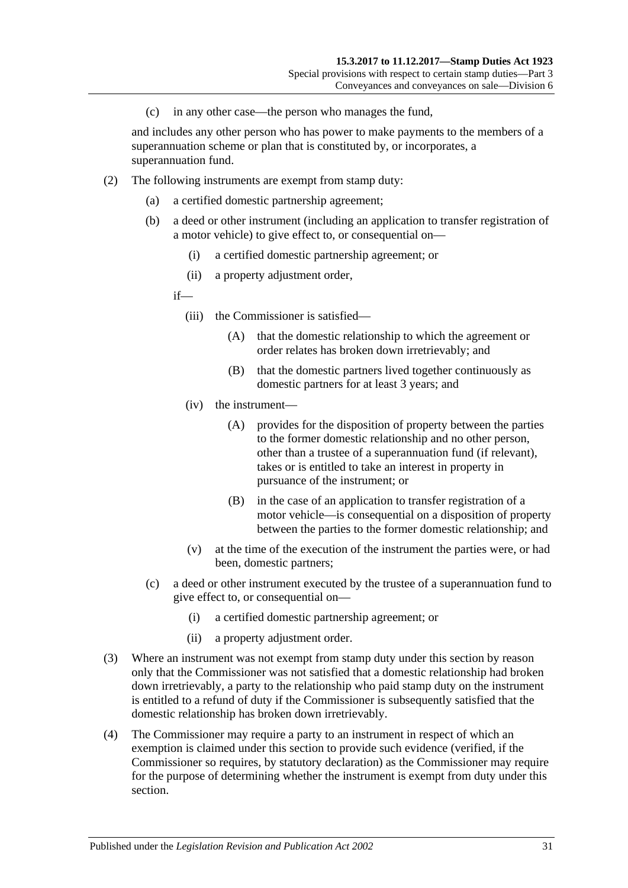(c) in any other case—the person who manages the fund,

and includes any other person who has power to make payments to the members of a superannuation scheme or plan that is constituted by, or incorporates, a superannuation fund.

(2) The following instruments are exempt from stamp duty:

(a) a certified domestic partnership agreement;

(b) a deed or other instrument (including an application to transfer registration of a motor vehicle) to give effect to, or consequential on—

(i) a certified domestic partnership agreement; or

(ii) a property adjustment order,

if—

(iii) the Commissioner is satisfied—

(A) that the domestic relationship to which the agreement or order relates has broken down irretrievably; and

(B) that the domestic partners lived together continuously as domestic partners for at least 3 years; and

(iv) the instrument—

(A) provides for the disposition of property between the parties to the former domestic relationship and no other person, other than a trustee of a superannuation fund (if relevant), takes or is entitled to take an interest in property in pursuance of the instrument; or

(B) in the case of an application to transfer registration of a motor vehicle—is consequential on a disposition of property between the parties to the former domestic relationship; and

(v) at the time of the execution of the instrument the parties were, or had been, domestic partners;

(c) a deed or other instrument executed by the trustee of a superannuation fund to give effect to, or consequential on—

(i) a certified domestic partnership agreement; or

(ii) a property adjustment order.

(3) Where an instrument was not exempt from stamp duty under this section by reason only that the Commissioner was not satisfied that a domestic relationship had broken down irretrievably, a party to the relationship who paid stamp duty on the instrument is entitled to a refund of duty if the Commissioner is subsequently satisfied that the domestic relationship has broken down irretrievably.

(4) The Commissioner may require a party to an instrument in respect of which an exemption is claimed under this section to provide such evidence (verified, if the Commissioner so requires, by statutory declaration) as the Commissioner may require for the purpose of determining whether the instrument is exempt from duty under this section.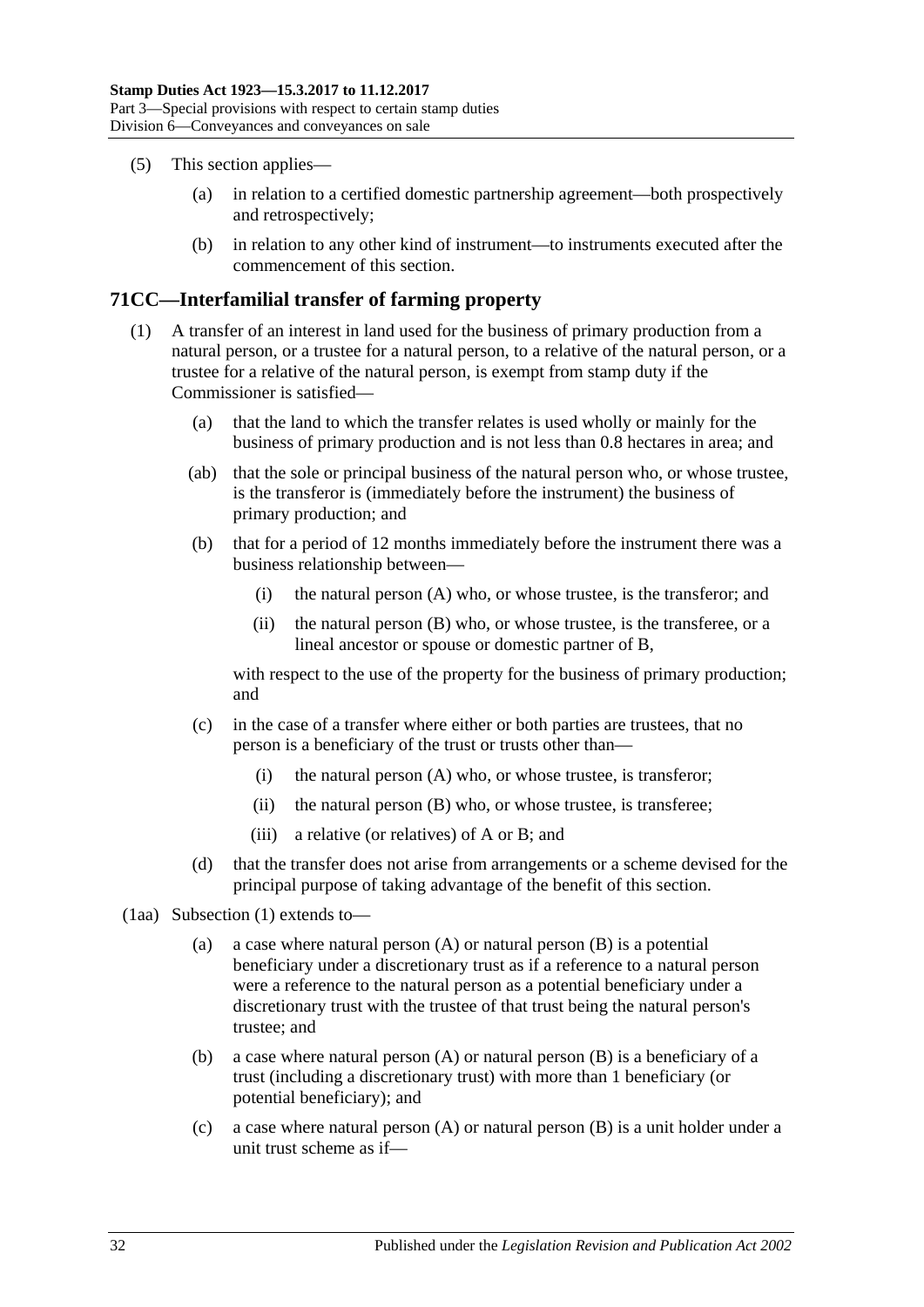(5) This section applies—

(a) in relation to a certified domestic partnership agreement—both prospectively and retrospectively;

(b) in relation to any other kind of instrument—to instruments executed after the commencement of this section.

## 71CC—Interfamilial transfer of farming property

(1) A transfer of an interest in land used for the business of primary production from a natural person, or a trustee for a natural person, to a relative of the natural person, or a trustee for a relative of the natural person, is exempt from stamp duty if the Commissioner is satisfied—

(a) that the land to which the transfer relates is used wholly or mainly for the business of primary production and is not less than 0.8 hectares in area; and

(ab) that the sole or principal business of the natural person who, or whose trustee, is the transferor is (immediately before the instrument) the business of primary production; and

(b) that for a period of 12 months immediately before the instrument there was a business relationship between—

(i) the natural person (A) who, or whose trustee, is the transferor; and

(ii) the natural person (B) who, or whose trustee, is the transferee, or a lineal ancestor or spouse or domestic partner of B,

with respect to the use of the property for the business of primary production; and

(c) in the case of a transfer where either or both parties are trustees, that no person is a beneficiary of the trust or trusts other than—

(i) the natural person (A) who, or whose trustee, is transferor;

(ii) the natural person (B) who, or whose trustee, is transferee;

(iii) a relative (or relatives) of A or B; and

(d) that the transfer does not arise from arrangements or a scheme devised for the principal purpose of taking advantage of the benefit of this section.

(1aa) Subsection (1) extends to—

(a) a case where natural person (A) or natural person (B) is a potential beneficiary under a discretionary trust as if a reference to a natural person were a reference to the natural person as a potential beneficiary under a discretionary trust with the trustee of that trust being the natural person's trustee; and

(b) a case where natural person (A) or natural person (B) is a beneficiary of a trust (including a discretionary trust) with more than 1 beneficiary (or potential beneficiary); and

(c) a case where natural person (A) or natural person (B) is a unit holder under a unit trust scheme as if—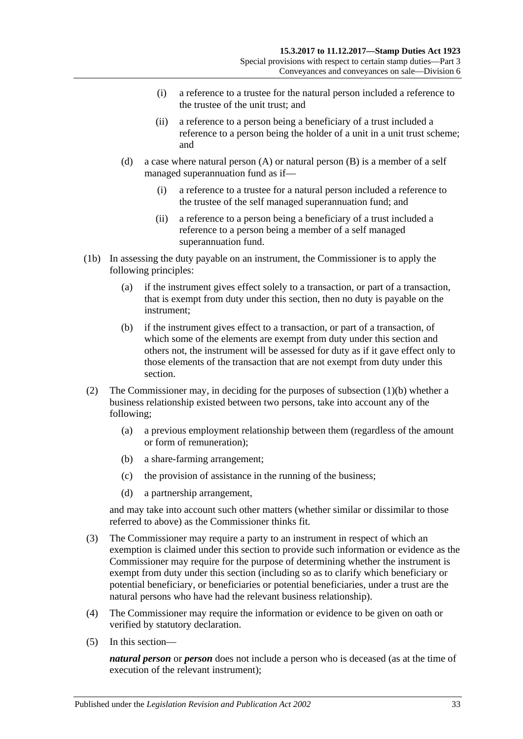(i) a reference to a trustee for the natural person included a reference to the trustee of the unit trust; and

(ii) a reference to a person being a beneficiary of a trust included a reference to a person being the holder of a unit in a unit trust scheme; and

(d) a case where natural person (A) or natural person (B) is a member of a self managed superannuation fund as if—

(i) a reference to a trustee for a natural person included a reference to the trustee of the self managed superannuation fund; and

(ii) a reference to a person being a beneficiary of a trust included a reference to a person being a member of a self managed superannuation fund.

(1b) In assessing the duty payable on an instrument, the Commissioner is to apply the following principles:

(a) if the instrument gives effect solely to a transaction, or part of a transaction, that is exempt from duty under this section, then no duty is payable on the instrument;

(b) if the instrument gives effect to a transaction, or part of a transaction, of which some of the elements are exempt from duty under this section and others not, the instrument will be assessed for duty as if it gave effect only to those elements of the transaction that are not exempt from duty under this section.

(2) The Commissioner may, in deciding for the purposes of subsection (1)(b) whether a business relationship existed between two persons, take into account any of the following;

(a) a previous employment relationship between them (regardless of the amount or form of remuneration);

(b) a share-farming arrangement;

(c) the provision of assistance in the running of the business;

(d) a partnership arrangement,

and may take into account such other matters (whether similar or dissimilar to those referred to above) as the Commissioner thinks fit.

(3) The Commissioner may require a party to an instrument in respect of which an exemption is claimed under this section to provide such information or evidence as the Commissioner may require for the purpose of determining whether the instrument is exempt from duty under this section (including so as to clarify which beneficiary or potential beneficiary, or beneficiaries or potential beneficiaries, under a trust are the natural persons who have had the relevant business relationship).

(4) The Commissioner may require the information or evidence to be given on oath or verified by statutory declaration.

(5) In this section—

***natural person*** or ***person*** does not include a person who is deceased (as at the time of execution of the relevant instrument);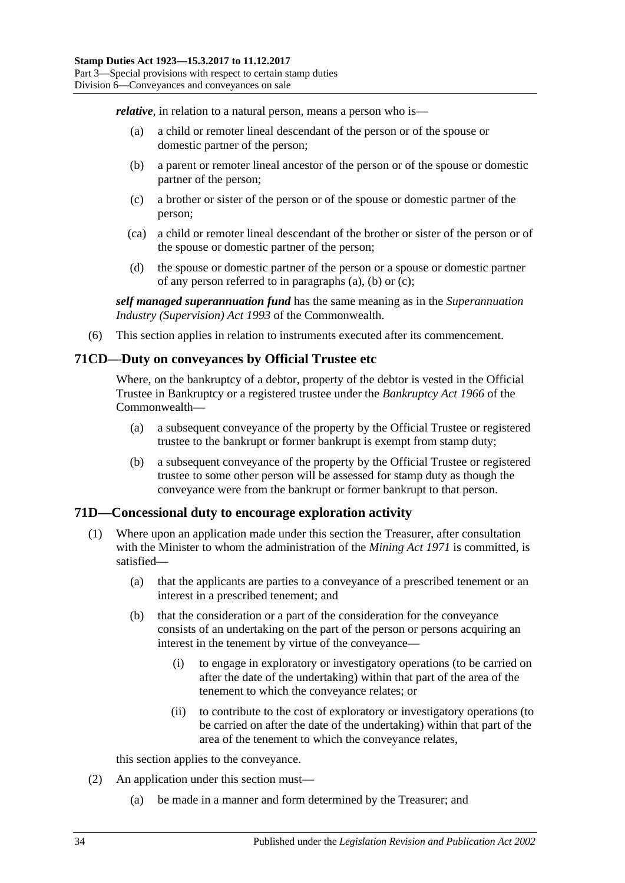***relative***, in relation to a natural person, means a person who is—

- (a) a child or remoter lineal descendant of the person or of the spouse or domestic partner of the person;
- (b) a parent or remoter lineal ancestor of the person or of the spouse or domestic partner of the person;
- (c) a brother or sister of the person or of the spouse or domestic partner of the person;
- (ca) a child or remoter lineal descendant of the brother or sister of the person or of the spouse or domestic partner of the person;
- (d) the spouse or domestic partner of the person or a spouse or domestic partner of any person referred to in paragraphs (a), (b) or (c);

***self managed superannuation fund*** has the same meaning as in the *Superannuation Industry (Supervision) Act 1993* of the Commonwealth.

(6) This section applies in relation to instruments executed after its commencement.

## 71CD—Duty on conveyances by Official Trustee etc

Where, on the bankruptcy of a debtor, property of the debtor is vested in the Official Trustee in Bankruptcy or a registered trustee under the *Bankruptcy Act 1966* of the Commonwealth—

- (a) a subsequent conveyance of the property by the Official Trustee or registered trustee to the bankrupt or former bankrupt is exempt from stamp duty;
- (b) a subsequent conveyance of the property by the Official Trustee or registered trustee to some other person will be assessed for stamp duty as though the conveyance were from the bankrupt or former bankrupt to that person.

## 71D—Concessional duty to encourage exploration activity

(1) Where upon an application made under this section the Treasurer, after consultation with the Minister to whom the administration of the *Mining Act 1971* is committed, is satisfied—

- (a) that the applicants are parties to a conveyance of a prescribed tenement or an interest in a prescribed tenement; and
- (b) that the consideration or a part of the consideration for the conveyance consists of an undertaking on the part of the person or persons acquiring an interest in the tenement by virtue of the conveyance—
  - (i) to engage in exploratory or investigatory operations (to be carried on after the date of the undertaking) within that part of the area of the tenement to which the conveyance relates; or
  - (ii) to contribute to the cost of exploratory or investigatory operations (to be carried on after the date of the undertaking) within that part of the area of the tenement to which the conveyance relates,

this section applies to the conveyance.

(2) An application under this section must—

- (a) be made in a manner and form determined by the Treasurer; and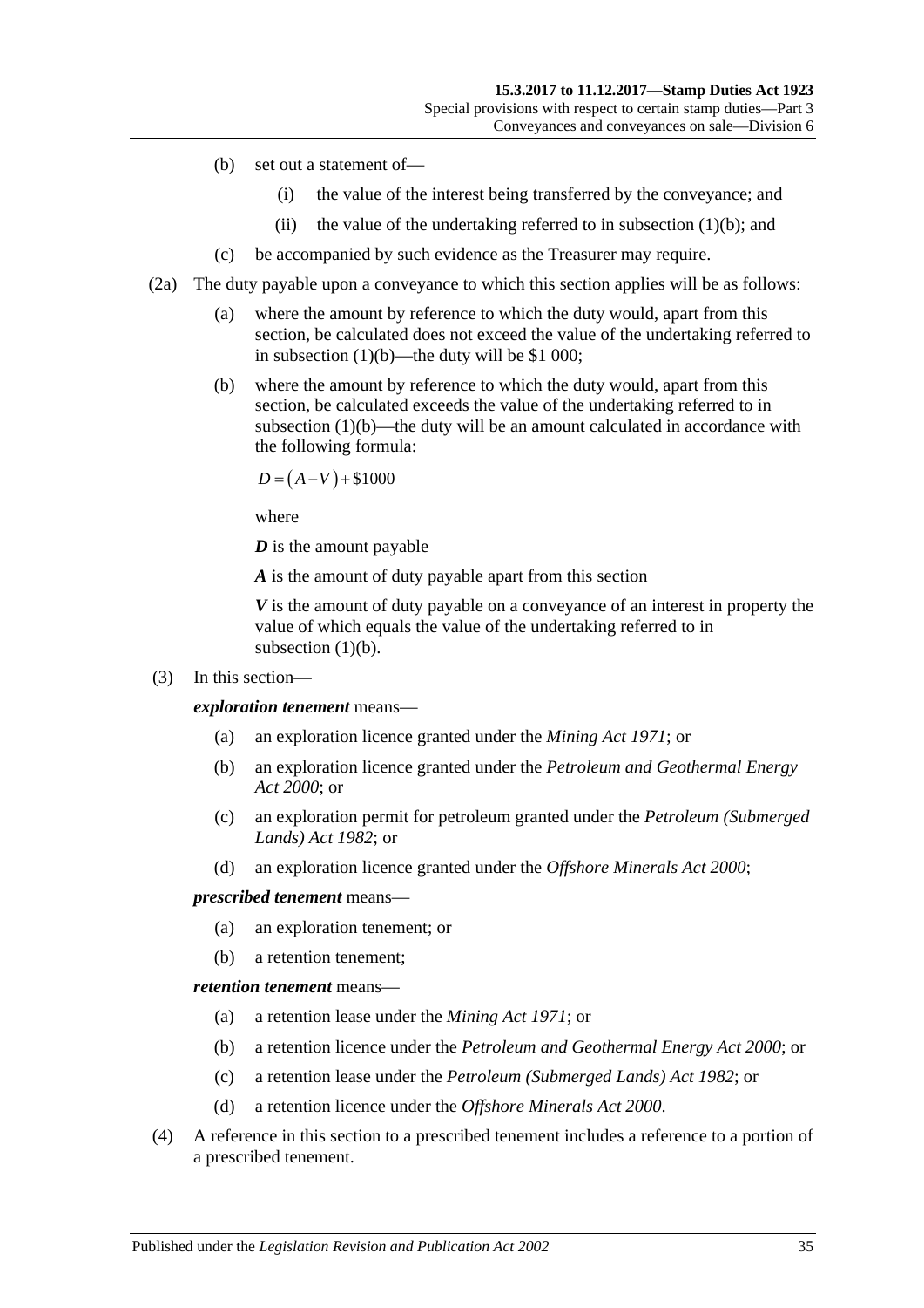(b) set out a statement of—

  (i) the value of the interest being transferred by the conveyance; and

  (ii) the value of the undertaking referred to in subsection (1)(b); and

(c) be accompanied by such evidence as the Treasurer may require.

(2a) The duty payable upon a conveyance to which this section applies will be as follows:

(a) where the amount by reference to which the duty would, apart from this section, be calculated does not exceed the value of the undertaking referred to in subsection (1)(b)—the duty will be $1 000;

(b) where the amount by reference to which the duty would, apart from this section, be calculated exceeds the value of the undertaking referred to in subsection (1)(b)—the duty will be an amount calculated in accordance with the following formula:

$$D = (A - V) + \$1000$$

where

***D*** is the amount payable

***A*** is the amount of duty payable apart from this section

***V*** is the amount of duty payable on a conveyance of an interest in property the value of which equals the value of the undertaking referred to in subsection (1)(b).

(3) In this section—

***exploration tenement*** means—

(a) an exploration licence granted under the *Mining Act 1971*; or

(b) an exploration licence granted under the *Petroleum and Geothermal Energy Act 2000*; or

(c) an exploration permit for petroleum granted under the *Petroleum (Submerged Lands) Act 1982*; or

(d) an exploration licence granted under the *Offshore Minerals Act 2000*;

***prescribed tenement*** means—

(a) an exploration tenement; or

(b) a retention tenement;

***retention tenement*** means—

(a) a retention lease under the *Mining Act 1971*; or

(b) a retention licence under the *Petroleum and Geothermal Energy Act 2000*; or

(c) a retention lease under the *Petroleum (Submerged Lands) Act 1982*; or

(d) a retention licence under the *Offshore Minerals Act 2000*.

(4) A reference in this section to a prescribed tenement includes a reference to a portion of a prescribed tenement.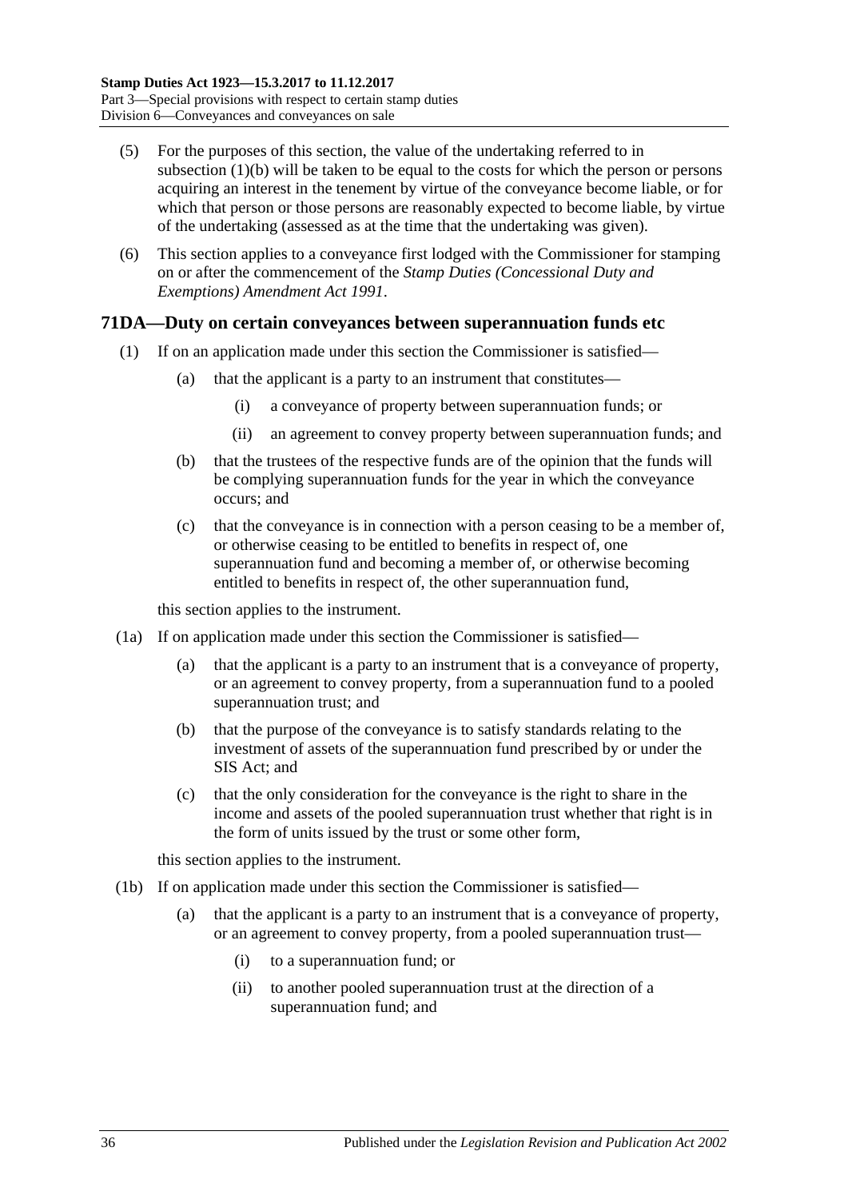(5) For the purposes of this section, the value of the undertaking referred to in subsection (1)(b) will be taken to be equal to the costs for which the person or persons acquiring an interest in the tenement by virtue of the conveyance become liable, or for which that person or those persons are reasonably expected to become liable, by virtue of the undertaking (assessed as at the time that the undertaking was given).

(6) This section applies to a conveyance first lodged with the Commissioner for stamping on or after the commencement of the *Stamp Duties (Concessional Duty and Exemptions) Amendment Act 1991*.

## 71DA—Duty on certain conveyances between superannuation funds etc

(1) If on an application made under this section the Commissioner is satisfied—

(a) that the applicant is a party to an instrument that constitutes—

(i) a conveyance of property between superannuation funds; or

(ii) an agreement to convey property between superannuation funds; and

(b) that the trustees of the respective funds are of the opinion that the funds will be complying superannuation funds for the year in which the conveyance occurs; and

(c) that the conveyance is in connection with a person ceasing to be a member of, or otherwise ceasing to be entitled to benefits in respect of, one superannuation fund and becoming a member of, or otherwise becoming entitled to benefits in respect of, the other superannuation fund,

this section applies to the instrument.

(1a) If on application made under this section the Commissioner is satisfied—

(a) that the applicant is a party to an instrument that is a conveyance of property, or an agreement to convey property, from a superannuation fund to a pooled superannuation trust; and

(b) that the purpose of the conveyance is to satisfy standards relating to the investment of assets of the superannuation fund prescribed by or under the SIS Act; and

(c) that the only consideration for the conveyance is the right to share in the income and assets of the pooled superannuation trust whether that right is in the form of units issued by the trust or some other form,

this section applies to the instrument.

(1b) If on application made under this section the Commissioner is satisfied—

(a) that the applicant is a party to an instrument that is a conveyance of property, or an agreement to convey property, from a pooled superannuation trust—

(i) to a superannuation fund; or

(ii) to another pooled superannuation trust at the direction of a superannuation fund; and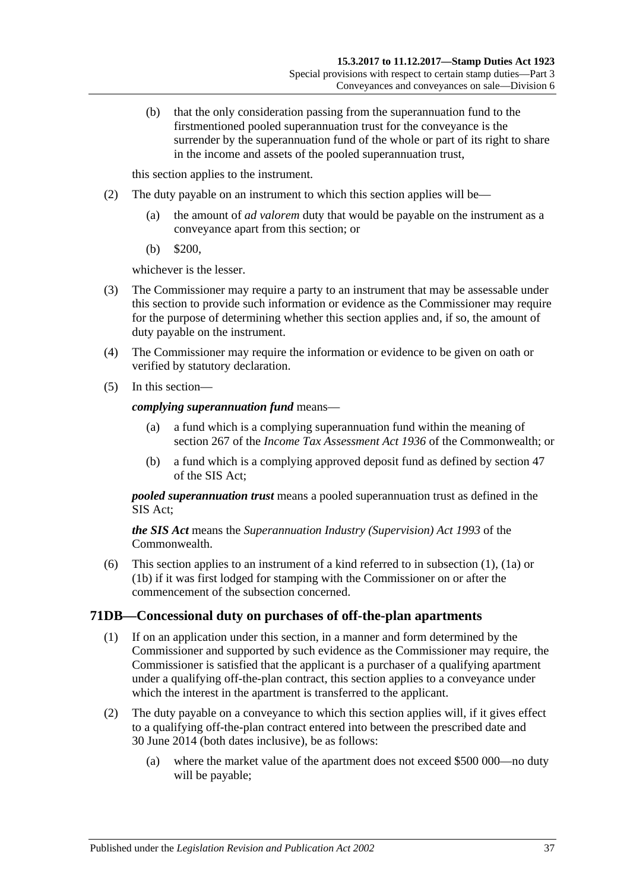(b) that the only consideration passing from the superannuation fund to the firstmentioned pooled superannuation trust for the conveyance is the surrender by the superannuation fund of the whole or part of its right to share in the income and assets of the pooled superannuation trust,

this section applies to the instrument.

(2) The duty payable on an instrument to which this section applies will be—

(a) the amount of *ad valorem* duty that would be payable on the instrument as a conveyance apart from this section; or

(b) $200,

whichever is the lesser.

(3) The Commissioner may require a party to an instrument that may be assessable under this section to provide such information or evidence as the Commissioner may require for the purpose of determining whether this section applies and, if so, the amount of duty payable on the instrument.

(4) The Commissioner may require the information or evidence to be given on oath or verified by statutory declaration.

(5) In this section—

***complying superannuation fund*** means—

(a) a fund which is a complying superannuation fund within the meaning of section 267 of the *Income Tax Assessment Act 1936* of the Commonwealth; or

(b) a fund which is a complying approved deposit fund as defined by section 47 of the SIS Act;

***pooled superannuation trust*** means a pooled superannuation trust as defined in the SIS Act;

***the SIS Act*** means the *Superannuation Industry (Supervision) Act 1993* of the Commonwealth.

(6) This section applies to an instrument of a kind referred to in subsection (1), (1a) or (1b) if it was first lodged for stamping with the Commissioner on or after the commencement of the subsection concerned.

## 71DB—Concessional duty on purchases of off-the-plan apartments

(1) If on an application under this section, in a manner and form determined by the Commissioner and supported by such evidence as the Commissioner may require, the Commissioner is satisfied that the applicant is a purchaser of a qualifying apartment under a qualifying off-the-plan contract, this section applies to a conveyance under which the interest in the apartment is transferred to the applicant.

(2) The duty payable on a conveyance to which this section applies will, if it gives effect to a qualifying off-the-plan contract entered into between the prescribed date and 30 June 2014 (both dates inclusive), be as follows:

(a) where the market value of the apartment does not exceed $500 000—no duty will be payable;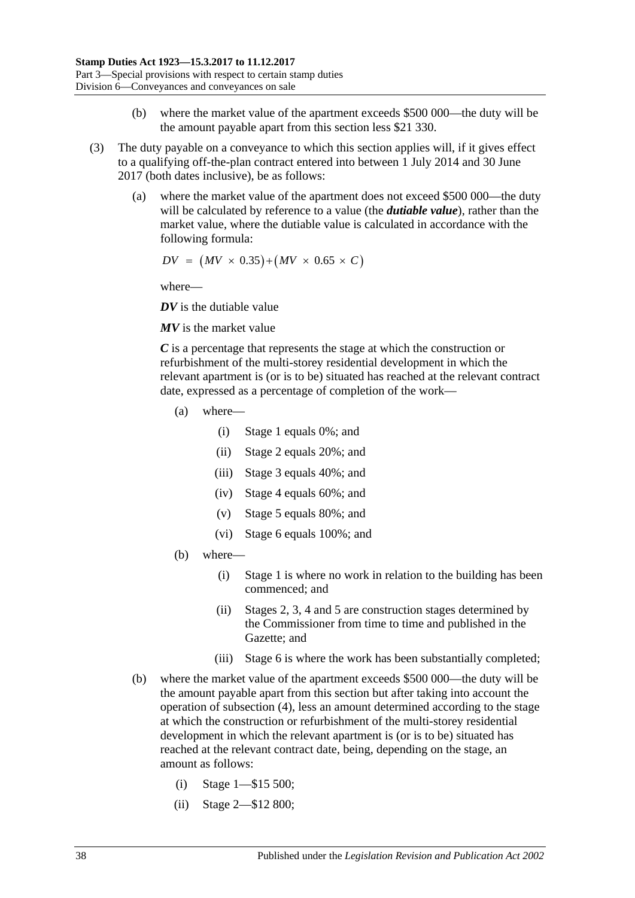(b) where the market value of the apartment exceeds \$500 000—the duty will be the amount payable apart from this section less \$21 330.

(3) The duty payable on a conveyance to which this section applies will, if it gives effect to a qualifying off-the-plan contract entered into between 1 July 2014 and 30 June 2017 (both dates inclusive), be as follows:

(a) where the market value of the apartment does not exceed \$500 000—the duty will be calculated by reference to a value (the ***dutiable value***), rather than the market value, where the dutiable value is calculated in accordance with the following formula:

$$DV = (MV \times 0.35) + (MV \times 0.65 \times C)$$

where—

***DV*** is the dutiable value

***MV*** is the market value

***C*** is a percentage that represents the stage at which the construction or refurbishment of the multi-storey residential development in which the relevant apartment is (or is to be) situated has reached at the relevant contract date, expressed as a percentage of completion of the work—

(a) where—

(i) Stage 1 equals 0%; and

(ii) Stage 2 equals 20%; and

(iii) Stage 3 equals 40%; and

(iv) Stage 4 equals 60%; and

(v) Stage 5 equals 80%; and

(vi) Stage 6 equals 100%; and

(b) where—

(i) Stage 1 is where no work in relation to the building has been commenced; and

(ii) Stages 2, 3, 4 and 5 are construction stages determined by the Commissioner from time to time and published in the Gazette; and

(iii) Stage 6 is where the work has been substantially completed;

(b) where the market value of the apartment exceeds \$500 000—the duty will be the amount payable apart from this section but after taking into account the operation of subsection (4), less an amount determined according to the stage at which the construction or refurbishment of the multi-storey residential development in which the relevant apartment is (or is to be) situated has reached at the relevant contract date, being, depending on the stage, an amount as follows:

(i) Stage 1—\$15 500;

(ii) Stage 2—\$12 800;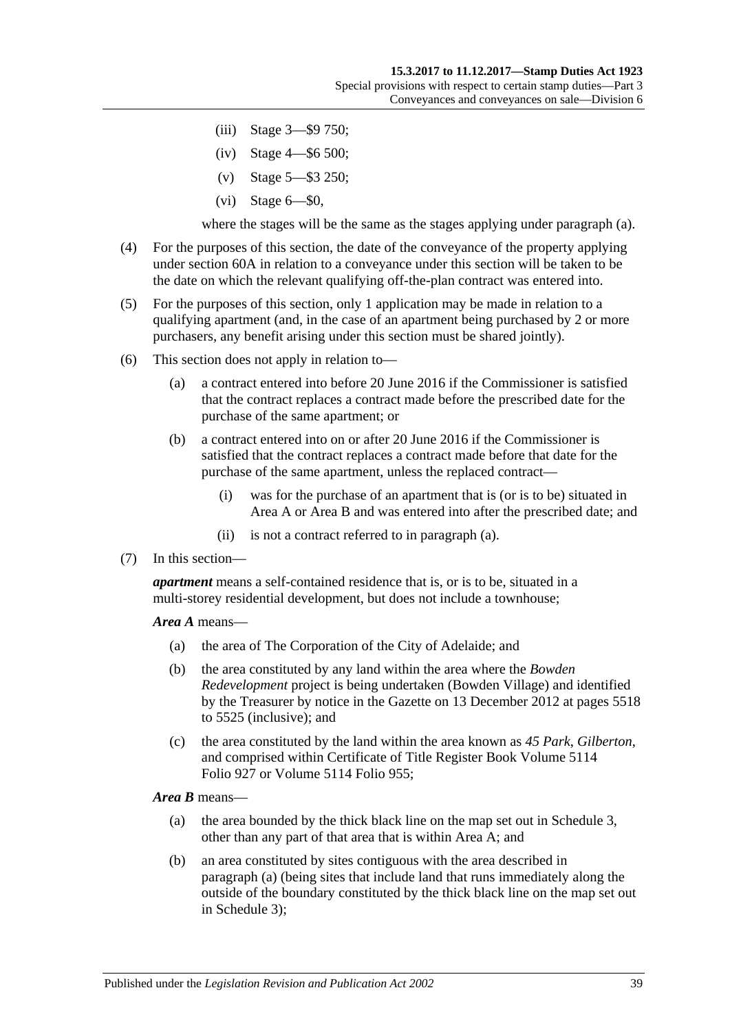(iii) Stage 3—$9 750;

(iv) Stage 4—$6 500;

(v) Stage 5—$3 250;

(vi) Stage 6—$0,

where the stages will be the same as the stages applying under paragraph (a).

(4) For the purposes of this section, the date of the conveyance of the property applying under section 60A in relation to a conveyance under this section will be taken to be the date on which the relevant qualifying off-the-plan contract was entered into.

(5) For the purposes of this section, only 1 application may be made in relation to a qualifying apartment (and, in the case of an apartment being purchased by 2 or more purchasers, any benefit arising under this section must be shared jointly).

(6) This section does not apply in relation to—

(a) a contract entered into before 20 June 2016 if the Commissioner is satisfied that the contract replaces a contract made before the prescribed date for the purchase of the same apartment; or

(b) a contract entered into on or after 20 June 2016 if the Commissioner is satisfied that the contract replaces a contract made before that date for the purchase of the same apartment, unless the replaced contract—

(i) was for the purchase of an apartment that is (or is to be) situated in Area A or Area B and was entered into after the prescribed date; and

(ii) is not a contract referred to in paragraph (a).

(7) In this section—

***apartment*** means a self-contained residence that is, or is to be, situated in a multi-storey residential development, but does not include a townhouse;

***Area A*** means—

(a) the area of The Corporation of the City of Adelaide; and

(b) the area constituted by any land within the area where the *Bowden Redevelopment* project is being undertaken (Bowden Village) and identified by the Treasurer by notice in the Gazette on 13 December 2012 at pages 5518 to 5525 (inclusive); and

(c) the area constituted by the land within the area known as *45 Park*, *Gilberton*, and comprised within Certificate of Title Register Book Volume 5114 Folio 927 or Volume 5114 Folio 955;

***Area B*** means—

(a) the area bounded by the thick black line on the map set out in Schedule 3, other than any part of that area that is within Area A; and

(b) an area constituted by sites contiguous with the area described in paragraph (a) (being sites that include land that runs immediately along the outside of the boundary constituted by the thick black line on the map set out in Schedule 3);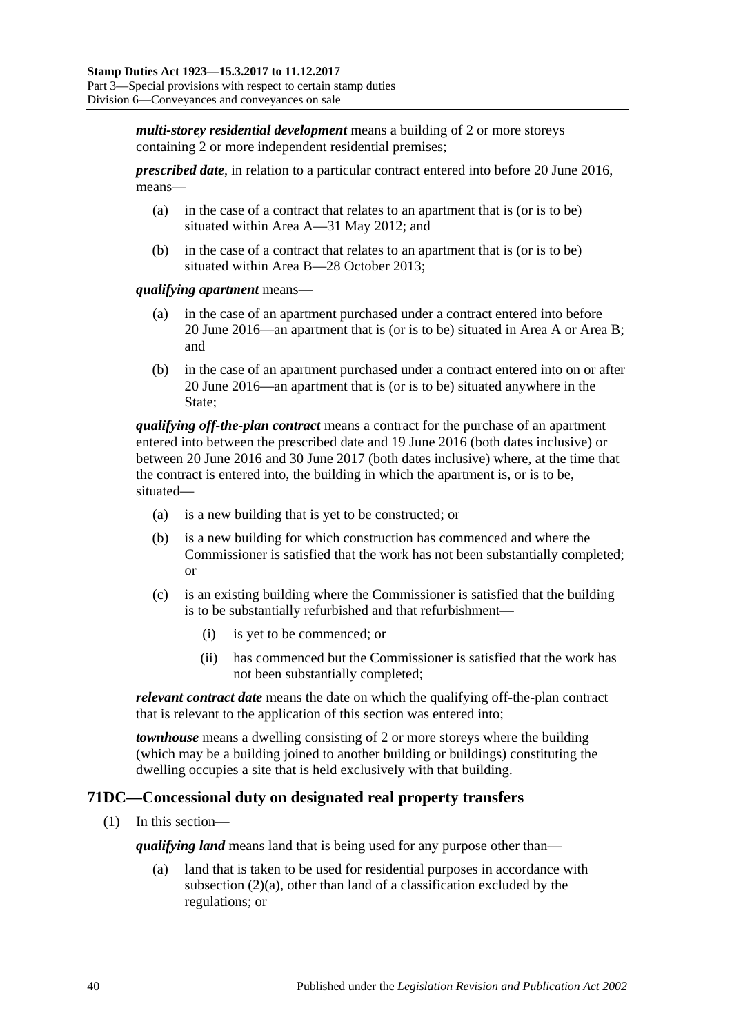***multi-storey residential development*** means a building of 2 or more storeys containing 2 or more independent residential premises;

***prescribed date***, in relation to a particular contract entered into before 20 June 2016, means—

(a) in the case of a contract that relates to an apartment that is (or is to be) situated within Area A—31 May 2012; and

(b) in the case of a contract that relates to an apartment that is (or is to be) situated within Area B—28 October 2013;

***qualifying apartment*** means—

(a) in the case of an apartment purchased under a contract entered into before 20 June 2016—an apartment that is (or is to be) situated in Area A or Area B; and

(b) in the case of an apartment purchased under a contract entered into on or after 20 June 2016—an apartment that is (or is to be) situated anywhere in the State;

***qualifying off-the-plan contract*** means a contract for the purchase of an apartment entered into between the prescribed date and 19 June 2016 (both dates inclusive) or between 20 June 2016 and 30 June 2017 (both dates inclusive) where, at the time that the contract is entered into, the building in which the apartment is, or is to be, situated—

(a) is a new building that is yet to be constructed; or

(b) is a new building for which construction has commenced and where the Commissioner is satisfied that the work has not been substantially completed; or

(c) is an existing building where the Commissioner is satisfied that the building is to be substantially refurbished and that refurbishment—

(i) is yet to be commenced; or

(ii) has commenced but the Commissioner is satisfied that the work has not been substantially completed;

***relevant contract date*** means the date on which the qualifying off-the-plan contract that is relevant to the application of this section was entered into;

***townhouse*** means a dwelling consisting of 2 or more storeys where the building (which may be a building joined to another building or buildings) constituting the dwelling occupies a site that is held exclusively with that building.

## 71DC—Concessional duty on designated real property transfers

(1) In this section—

***qualifying land*** means land that is being used for any purpose other than—

(a) land that is taken to be used for residential purposes in accordance with subsection (2)(a), other than land of a classification excluded by the regulations; or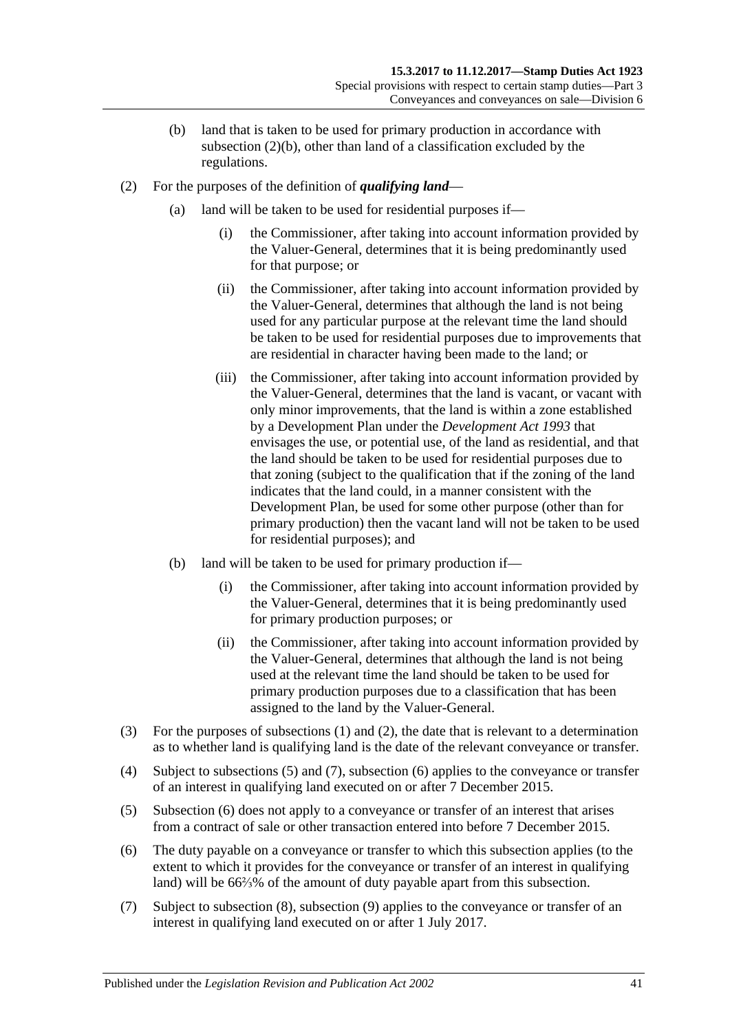(b) land that is taken to be used for primary production in accordance with subsection (2)(b), other than land of a classification excluded by the regulations.

(2) For the purposes of the definition of ***qualifying land***—

(a) land will be taken to be used for residential purposes if—

(i) the Commissioner, after taking into account information provided by the Valuer-General, determines that it is being predominantly used for that purpose; or

(ii) the Commissioner, after taking into account information provided by the Valuer-General, determines that although the land is not being used for any particular purpose at the relevant time the land should be taken to be used for residential purposes due to improvements that are residential in character having been made to the land; or

(iii) the Commissioner, after taking into account information provided by the Valuer-General, determines that the land is vacant, or vacant with only minor improvements, that the land is within a zone established by a Development Plan under the *Development Act 1993* that envisages the use, or potential use, of the land as residential, and that the land should be taken to be used for residential purposes due to that zoning (subject to the qualification that if the zoning of the land indicates that the land could, in a manner consistent with the Development Plan, be used for some other purpose (other than for primary production) then the vacant land will not be taken to be used for residential purposes); and

(b) land will be taken to be used for primary production if—

(i) the Commissioner, after taking into account information provided by the Valuer-General, determines that it is being predominantly used for primary production purposes; or

(ii) the Commissioner, after taking into account information provided by the Valuer-General, determines that although the land is not being used at the relevant time the land should be taken to be used for primary production purposes due to a classification that has been assigned to the land by the Valuer-General.

(3) For the purposes of subsections (1) and (2), the date that is relevant to a determination as to whether land is qualifying land is the date of the relevant conveyance or transfer.

(4) Subject to subsections (5) and (7), subsection (6) applies to the conveyance or transfer of an interest in qualifying land executed on or after 7 December 2015.

(5) Subsection (6) does not apply to a conveyance or transfer of an interest that arises from a contract of sale or other transaction entered into before 7 December 2015.

(6) The duty payable on a conveyance or transfer to which this subsection applies (to the extent to which it provides for the conveyance or transfer of an interest in qualifying land) will be 66⅔% of the amount of duty payable apart from this subsection.

(7) Subject to subsection (8), subsection (9) applies to the conveyance or transfer of an interest in qualifying land executed on or after 1 July 2017.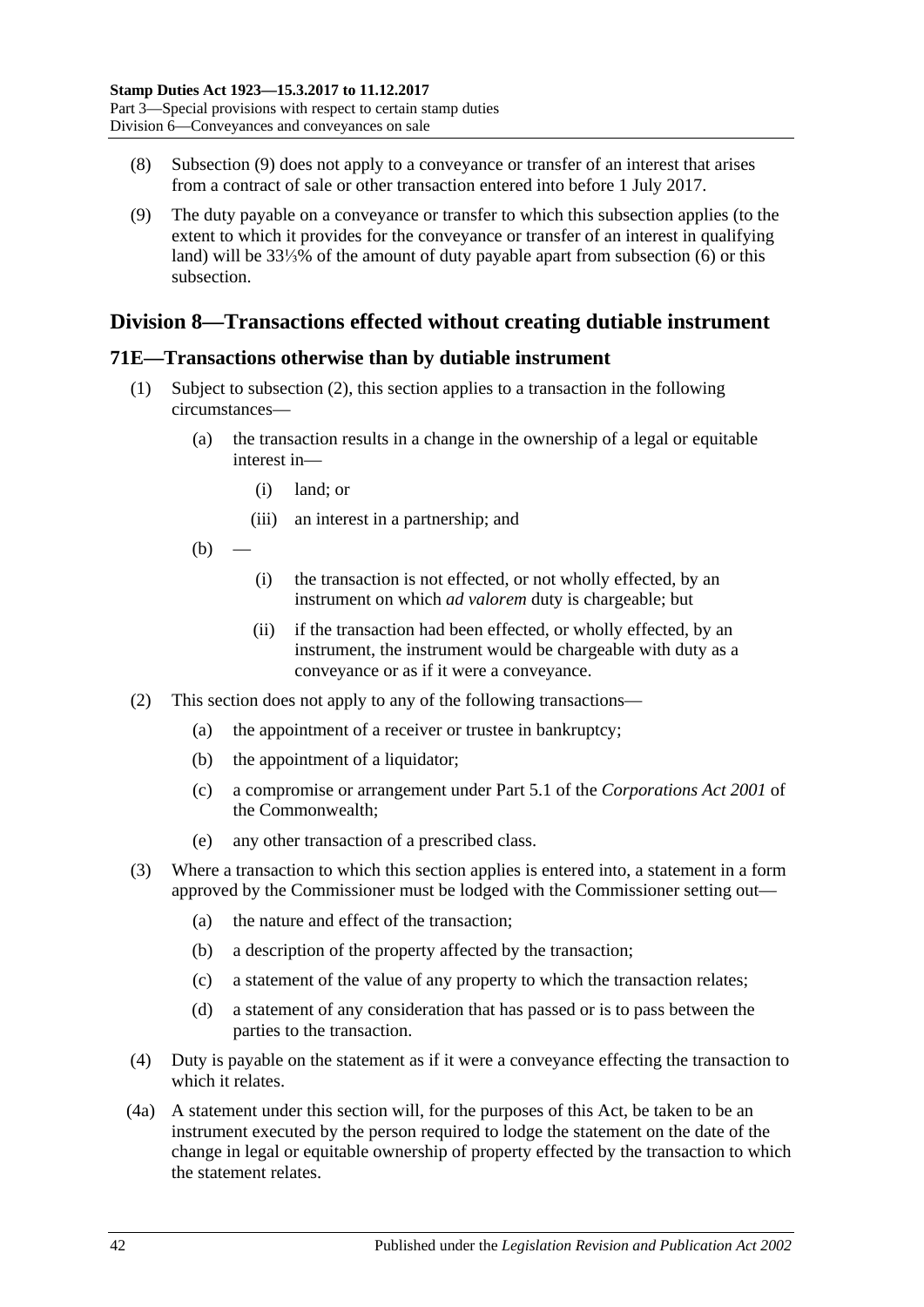(8) Subsection (9) does not apply to a conveyance or transfer of an interest that arises from a contract of sale or other transaction entered into before 1 July 2017.

(9) The duty payable on a conveyance or transfer to which this subsection applies (to the extent to which it provides for the conveyance or transfer of an interest in qualifying land) will be 33⅓% of the amount of duty payable apart from subsection (6) or this subsection.

## Division 8—Transactions effected without creating dutiable instrument

### 71E—Transactions otherwise than by dutiable instrument

(1) Subject to subsection (2), this section applies to a transaction in the following circumstances—

- (a) the transaction results in a change in the ownership of a legal or equitable interest in—
  - (i) land; or
  - (iii) an interest in a partnership; and
- (b) —
  - (i) the transaction is not effected, or not wholly effected, by an instrument on which *ad valorem* duty is chargeable; but
  - (ii) if the transaction had been effected, or wholly effected, by an instrument, the instrument would be chargeable with duty as a conveyance or as if it were a conveyance.

(2) This section does not apply to any of the following transactions—

- (a) the appointment of a receiver or trustee in bankruptcy;
- (b) the appointment of a liquidator;
- (c) a compromise or arrangement under Part 5.1 of the *Corporations Act 2001* of the Commonwealth;
- (e) any other transaction of a prescribed class.

(3) Where a transaction to which this section applies is entered into, a statement in a form approved by the Commissioner must be lodged with the Commissioner setting out—

- (a) the nature and effect of the transaction;
- (b) a description of the property affected by the transaction;
- (c) a statement of the value of any property to which the transaction relates;
- (d) a statement of any consideration that has passed or is to pass between the parties to the transaction.

(4) Duty is payable on the statement as if it were a conveyance effecting the transaction to which it relates.

(4a) A statement under this section will, for the purposes of this Act, be taken to be an instrument executed by the person required to lodge the statement on the date of the change in legal or equitable ownership of property effected by the transaction to which the statement relates.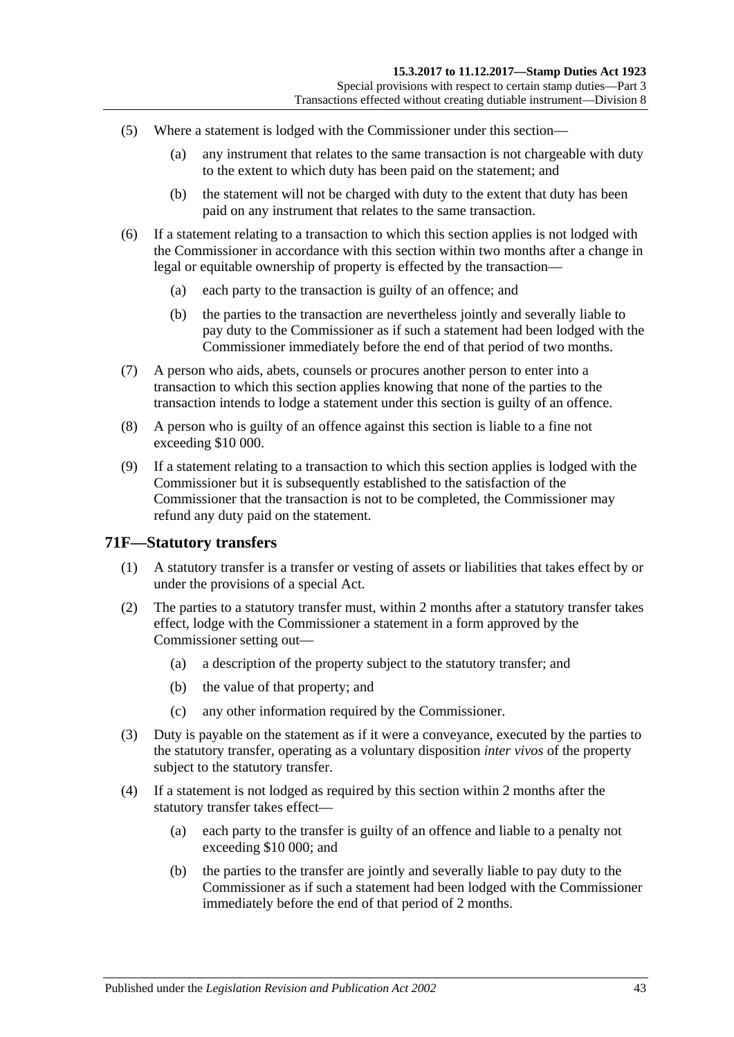(5) Where a statement is lodged with the Commissioner under this section—

(a) any instrument that relates to the same transaction is not chargeable with duty to the extent to which duty has been paid on the statement; and

(b) the statement will not be charged with duty to the extent that duty has been paid on any instrument that relates to the same transaction.

(6) If a statement relating to a transaction to which this section applies is not lodged with the Commissioner in accordance with this section within two months after a change in legal or equitable ownership of property is effected by the transaction—

(a) each party to the transaction is guilty of an offence; and

(b) the parties to the transaction are nevertheless jointly and severally liable to pay duty to the Commissioner as if such a statement had been lodged with the Commissioner immediately before the end of that period of two months.

(7) A person who aids, abets, counsels or procures another person to enter into a transaction to which this section applies knowing that none of the parties to the transaction intends to lodge a statement under this section is guilty of an offence.

(8) A person who is guilty of an offence against this section is liable to a fine not exceeding $10 000.

(9) If a statement relating to a transaction to which this section applies is lodged with the Commissioner but it is subsequently established to the satisfaction of the Commissioner that the transaction is not to be completed, the Commissioner may refund any duty paid on the statement.

## 71F—Statutory transfers

(1) A statutory transfer is a transfer or vesting of assets or liabilities that takes effect by or under the provisions of a special Act.

(2) The parties to a statutory transfer must, within 2 months after a statutory transfer takes effect, lodge with the Commissioner a statement in a form approved by the Commissioner setting out—

(a) a description of the property subject to the statutory transfer; and

(b) the value of that property; and

(c) any other information required by the Commissioner.

(3) Duty is payable on the statement as if it were a conveyance, executed by the parties to the statutory transfer, operating as a voluntary disposition *inter vivos* of the property subject to the statutory transfer.

(4) If a statement is not lodged as required by this section within 2 months after the statutory transfer takes effect—

(a) each party to the transfer is guilty of an offence and liable to a penalty not exceeding $10 000; and

(b) the parties to the transfer are jointly and severally liable to pay duty to the Commissioner as if such a statement had been lodged with the Commissioner immediately before the end of that period of 2 months.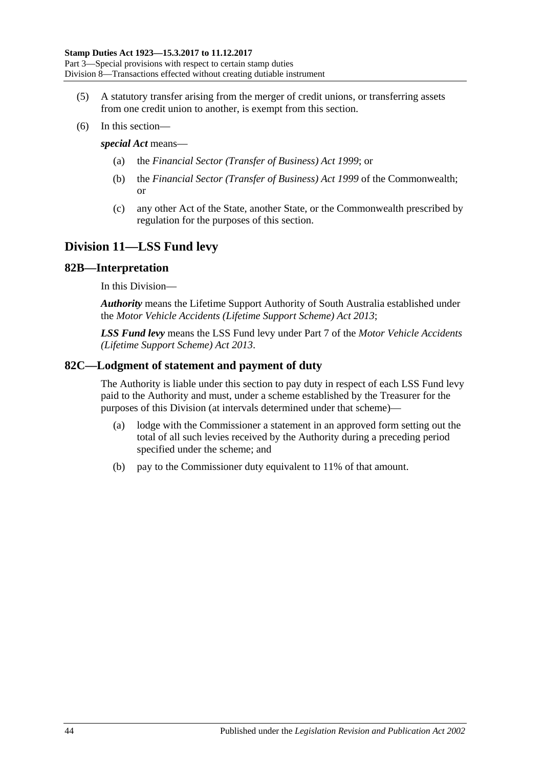(5) A statutory transfer arising from the merger of credit unions, or transferring assets from one credit union to another, is exempt from this section.

(6) In this section—

***special Act*** means—

(a) the *Financial Sector (Transfer of Business) Act 1999*; or

(b) the *Financial Sector (Transfer of Business) Act 1999* of the Commonwealth; or

(c) any other Act of the State, another State, or the Commonwealth prescribed by regulation for the purposes of this section.

## Division 11—LSS Fund levy

### 82B—Interpretation

In this Division—

***Authority*** means the Lifetime Support Authority of South Australia established under the *Motor Vehicle Accidents (Lifetime Support Scheme) Act 2013*;

***LSS Fund levy*** means the LSS Fund levy under Part 7 of the *Motor Vehicle Accidents (Lifetime Support Scheme) Act 2013*.

### 82C—Lodgment of statement and payment of duty

The Authority is liable under this section to pay duty in respect of each LSS Fund levy paid to the Authority and must, under a scheme established by the Treasurer for the purposes of this Division (at intervals determined under that scheme)—

(a) lodge with the Commissioner a statement in an approved form setting out the total of all such levies received by the Authority during a preceding period specified under the scheme; and

(b) pay to the Commissioner duty equivalent to 11% of that amount.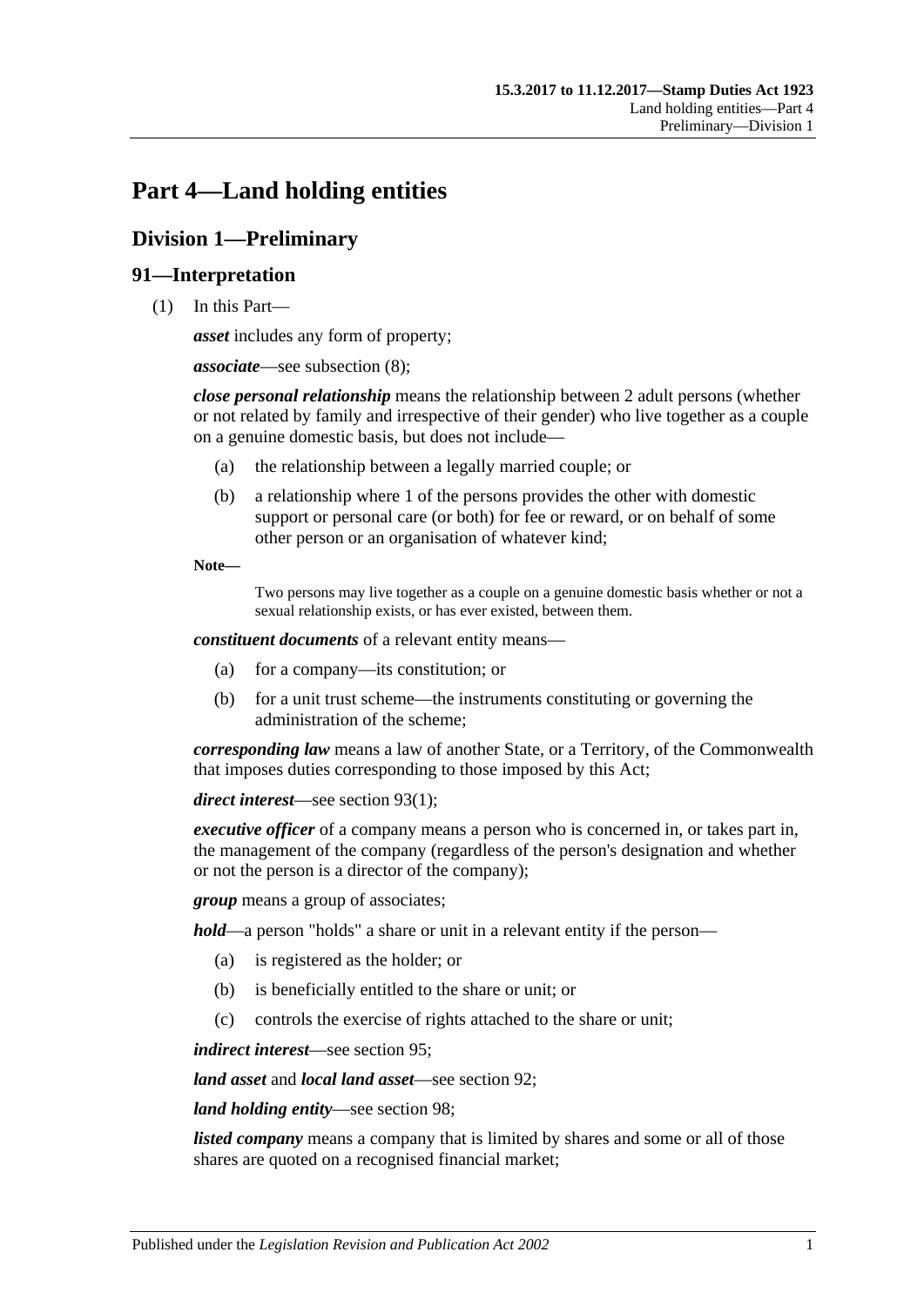# Part 4—Land holding entities

## Division 1—Preliminary

### 91—Interpretation

(1) In this Part—

***asset*** includes any form of property;

***associate***—see subsection (8);

***close personal relationship*** means the relationship between 2 adult persons (whether or not related by family and irrespective of their gender) who live together as a couple on a genuine domestic basis, but does not include—

- (a) the relationship between a legally married couple; or
- (b) a relationship where 1 of the persons provides the other with domestic support or personal care (or both) for fee or reward, or on behalf of some other person or an organisation of whatever kind;

**Note—**

Two persons may live together as a couple on a genuine domestic basis whether or not a sexual relationship exists, or has ever existed, between them.

***constituent documents*** of a relevant entity means—

- (a) for a company—its constitution; or
- (b) for a unit trust scheme—the instruments constituting or governing the administration of the scheme;

***corresponding law*** means a law of another State, or a Territory, of the Commonwealth that imposes duties corresponding to those imposed by this Act;

***direct interest***—see section 93(1);

***executive officer*** of a company means a person who is concerned in, or takes part in, the management of the company (regardless of the person's designation and whether or not the person is a director of the company);

***group*** means a group of associates;

***hold***—a person "holds" a share or unit in a relevant entity if the person—

- (a) is registered as the holder; or
- (b) is beneficially entitled to the share or unit; or
- (c) controls the exercise of rights attached to the share or unit;

***indirect interest***—see section 95;

***land asset*** and ***local land asset***—see section 92;

***land holding entity***—see section 98;

***listed company*** means a company that is limited by shares and some or all of those shares are quoted on a recognised financial market;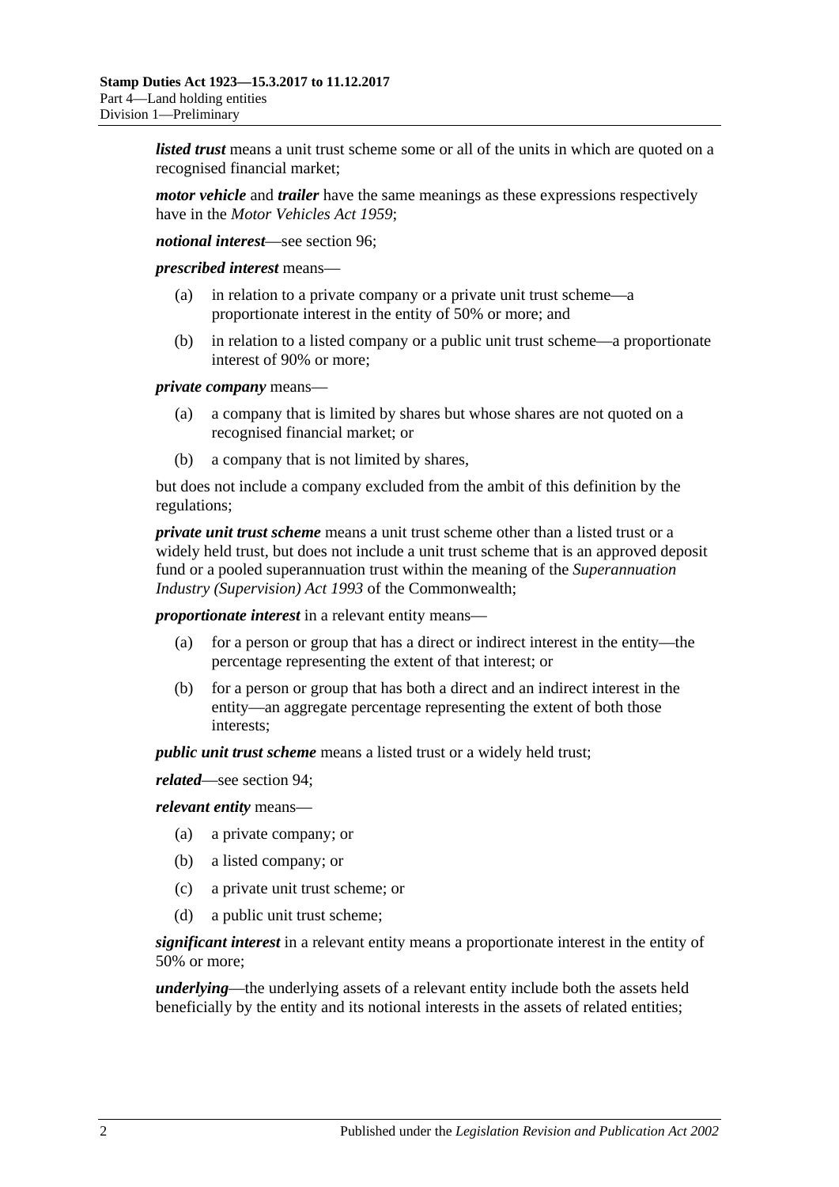***listed trust*** means a unit trust scheme some or all of the units in which are quoted on a recognised financial market;

***motor vehicle*** and ***trailer*** have the same meanings as these expressions respectively have in the *Motor Vehicles Act 1959*;

***notional interest***—see section 96;

***prescribed interest*** means—

(a) in relation to a private company or a private unit trust scheme—a proportionate interest in the entity of 50% or more; and

(b) in relation to a listed company or a public unit trust scheme—a proportionate interest of 90% or more;

***private company*** means—

(a) a company that is limited by shares but whose shares are not quoted on a recognised financial market; or

(b) a company that is not limited by shares,

but does not include a company excluded from the ambit of this definition by the regulations;

***private unit trust scheme*** means a unit trust scheme other than a listed trust or a widely held trust, but does not include a unit trust scheme that is an approved deposit fund or a pooled superannuation trust within the meaning of the *Superannuation Industry (Supervision) Act 1993* of the Commonwealth;

***proportionate interest*** in a relevant entity means—

(a) for a person or group that has a direct or indirect interest in the entity—the percentage representing the extent of that interest; or

(b) for a person or group that has both a direct and an indirect interest in the entity—an aggregate percentage representing the extent of both those interests;

***public unit trust scheme*** means a listed trust or a widely held trust;

***related***—see section 94;

***relevant entity*** means—

(a) a private company; or

(b) a listed company; or

(c) a private unit trust scheme; or

(d) a public unit trust scheme;

***significant interest*** in a relevant entity means a proportionate interest in the entity of 50% or more;

***underlying***—the underlying assets of a relevant entity include both the assets held beneficially by the entity and its notional interests in the assets of related entities;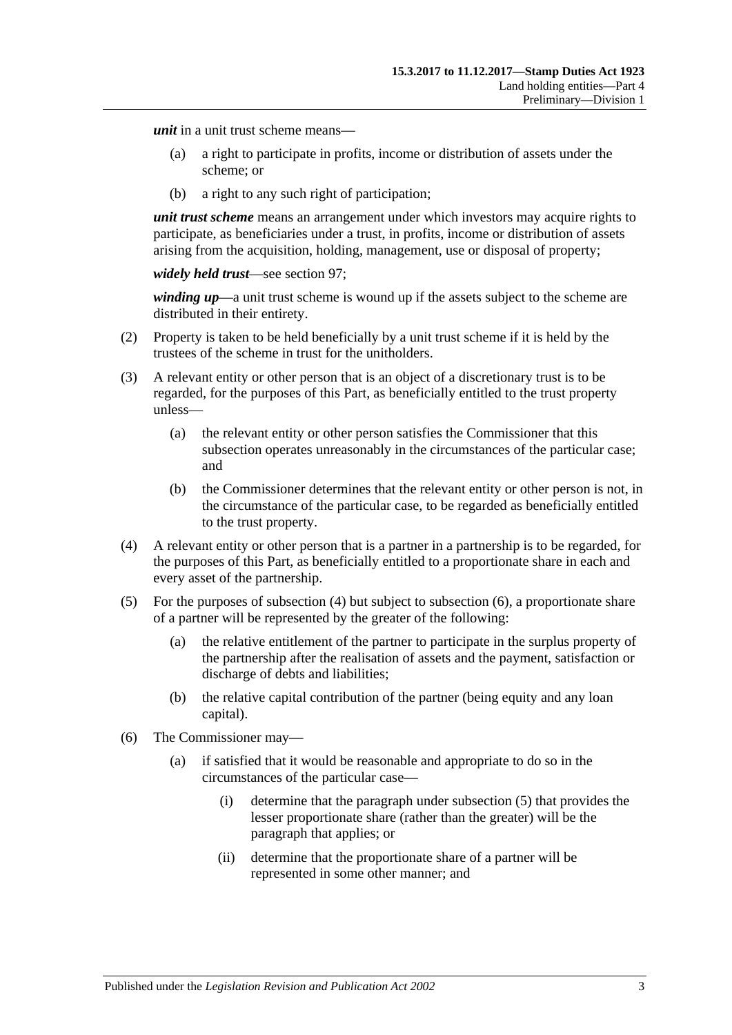***unit*** in a unit trust scheme means—

(a) a right to participate in profits, income or distribution of assets under the scheme; or

(b) a right to any such right of participation;

***unit trust scheme*** means an arrangement under which investors may acquire rights to participate, as beneficiaries under a trust, in profits, income or distribution of assets arising from the acquisition, holding, management, use or disposal of property;

***widely held trust***—see section 97;

***winding up***—a unit trust scheme is wound up if the assets subject to the scheme are distributed in their entirety.

(2) Property is taken to be held beneficially by a unit trust scheme if it is held by the trustees of the scheme in trust for the unitholders.

(3) A relevant entity or other person that is an object of a discretionary trust is to be regarded, for the purposes of this Part, as beneficially entitled to the trust property unless—

(a) the relevant entity or other person satisfies the Commissioner that this subsection operates unreasonably in the circumstances of the particular case; and

(b) the Commissioner determines that the relevant entity or other person is not, in the circumstance of the particular case, to be regarded as beneficially entitled to the trust property.

(4) A relevant entity or other person that is a partner in a partnership is to be regarded, for the purposes of this Part, as beneficially entitled to a proportionate share in each and every asset of the partnership.

(5) For the purposes of subsection (4) but subject to subsection (6), a proportionate share of a partner will be represented by the greater of the following:

(a) the relative entitlement of the partner to participate in the surplus property of the partnership after the realisation of assets and the payment, satisfaction or discharge of debts and liabilities;

(b) the relative capital contribution of the partner (being equity and any loan capital).

(6) The Commissioner may—

(a) if satisfied that it would be reasonable and appropriate to do so in the circumstances of the particular case—

(i) determine that the paragraph under subsection (5) that provides the lesser proportionate share (rather than the greater) will be the paragraph that applies; or

(ii) determine that the proportionate share of a partner will be represented in some other manner; and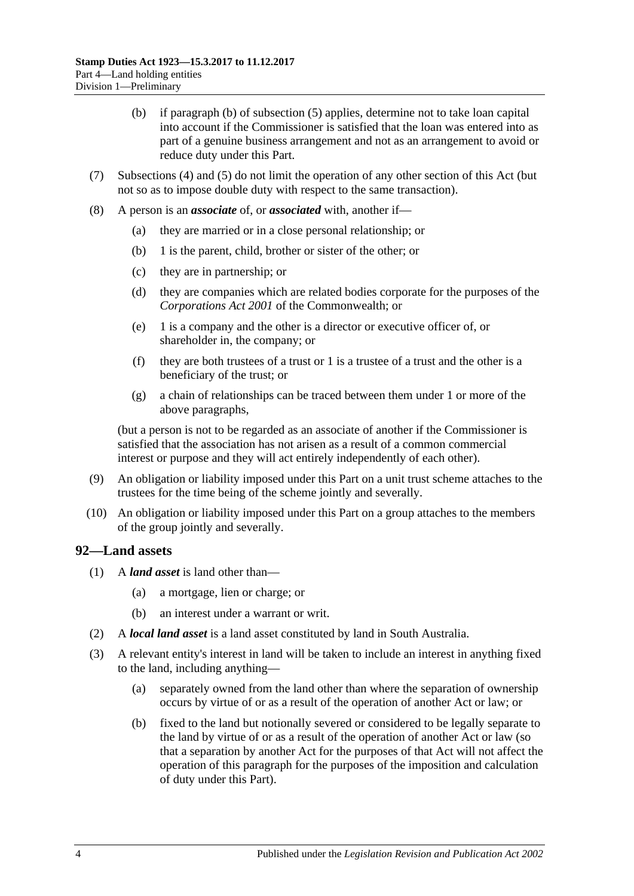(b) if paragraph (b) of subsection (5) applies, determine not to take loan capital into account if the Commissioner is satisfied that the loan was entered into as part of a genuine business arrangement and not as an arrangement to avoid or reduce duty under this Part.

(7) Subsections (4) and (5) do not limit the operation of any other section of this Act (but not so as to impose double duty with respect to the same transaction).

(8) A person is an ***associate*** of, or ***associated*** with, another if—

(a) they are married or in a close personal relationship; or

(b) 1 is the parent, child, brother or sister of the other; or

(c) they are in partnership; or

(d) they are companies which are related bodies corporate for the purposes of the *Corporations Act 2001* of the Commonwealth; or

(e) 1 is a company and the other is a director or executive officer of, or shareholder in, the company; or

(f) they are both trustees of a trust or 1 is a trustee of a trust and the other is a beneficiary of the trust; or

(g) a chain of relationships can be traced between them under 1 or more of the above paragraphs,

(but a person is not to be regarded as an associate of another if the Commissioner is satisfied that the association has not arisen as a result of a common commercial interest or purpose and they will act entirely independently of each other).

(9) An obligation or liability imposed under this Part on a unit trust scheme attaches to the trustees for the time being of the scheme jointly and severally.

(10) An obligation or liability imposed under this Part on a group attaches to the members of the group jointly and severally.

## 92—Land assets

(1) A ***land asset*** is land other than—

(a) a mortgage, lien or charge; or

(b) an interest under a warrant or writ.

(2) A ***local land asset*** is a land asset constituted by land in South Australia.

(3) A relevant entity's interest in land will be taken to include an interest in anything fixed to the land, including anything—

(a) separately owned from the land other than where the separation of ownership occurs by virtue of or as a result of the operation of another Act or law; or

(b) fixed to the land but notionally severed or considered to be legally separate to the land by virtue of or as a result of the operation of another Act or law (so that a separation by another Act for the purposes of that Act will not affect the operation of this paragraph for the purposes of the imposition and calculation of duty under this Part).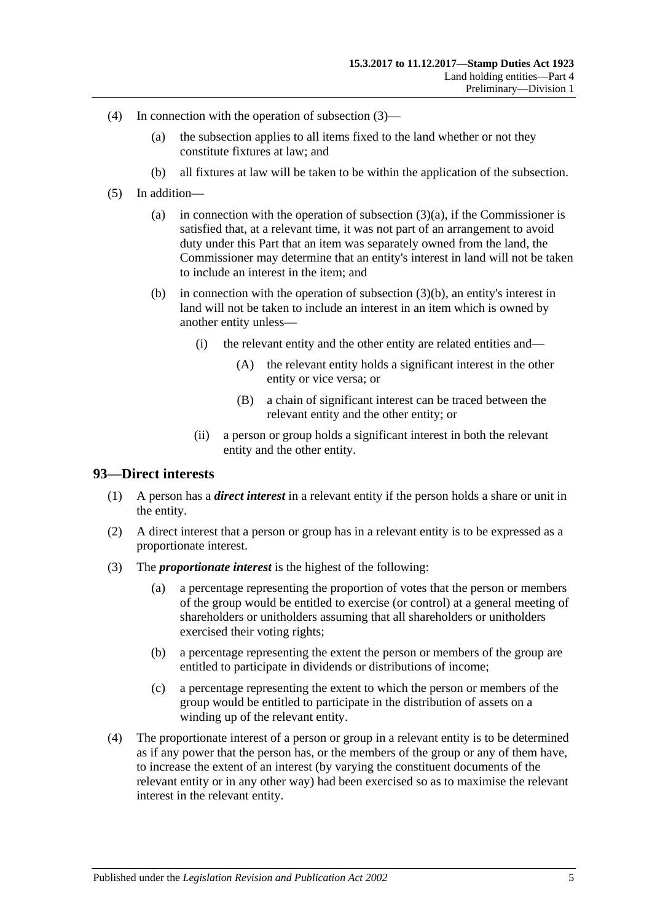(4) In connection with the operation of subsection (3)—

(a) the subsection applies to all items fixed to the land whether or not they constitute fixtures at law; and

(b) all fixtures at law will be taken to be within the application of the subsection.

(5) In addition—

(a) in connection with the operation of subsection (3)(a), if the Commissioner is satisfied that, at a relevant time, it was not part of an arrangement to avoid duty under this Part that an item was separately owned from the land, the Commissioner may determine that an entity's interest in land will not be taken to include an interest in the item; and

(b) in connection with the operation of subsection (3)(b), an entity's interest in land will not be taken to include an interest in an item which is owned by another entity unless—

(i) the relevant entity and the other entity are related entities and—

(A) the relevant entity holds a significant interest in the other entity or vice versa; or

(B) a chain of significant interest can be traced between the relevant entity and the other entity; or

(ii) a person or group holds a significant interest in both the relevant entity and the other entity.

## 93—Direct interests

(1) A person has a ***direct interest*** in a relevant entity if the person holds a share or unit in the entity.

(2) A direct interest that a person or group has in a relevant entity is to be expressed as a proportionate interest.

(3) The ***proportionate interest*** is the highest of the following:

(a) a percentage representing the proportion of votes that the person or members of the group would be entitled to exercise (or control) at a general meeting of shareholders or unitholders assuming that all shareholders or unitholders exercised their voting rights;

(b) a percentage representing the extent the person or members of the group are entitled to participate in dividends or distributions of income;

(c) a percentage representing the extent to which the person or members of the group would be entitled to participate in the distribution of assets on a winding up of the relevant entity.

(4) The proportionate interest of a person or group in a relevant entity is to be determined as if any power that the person has, or the members of the group or any of them have, to increase the extent of an interest (by varying the constituent documents of the relevant entity or in any other way) had been exercised so as to maximise the relevant interest in the relevant entity.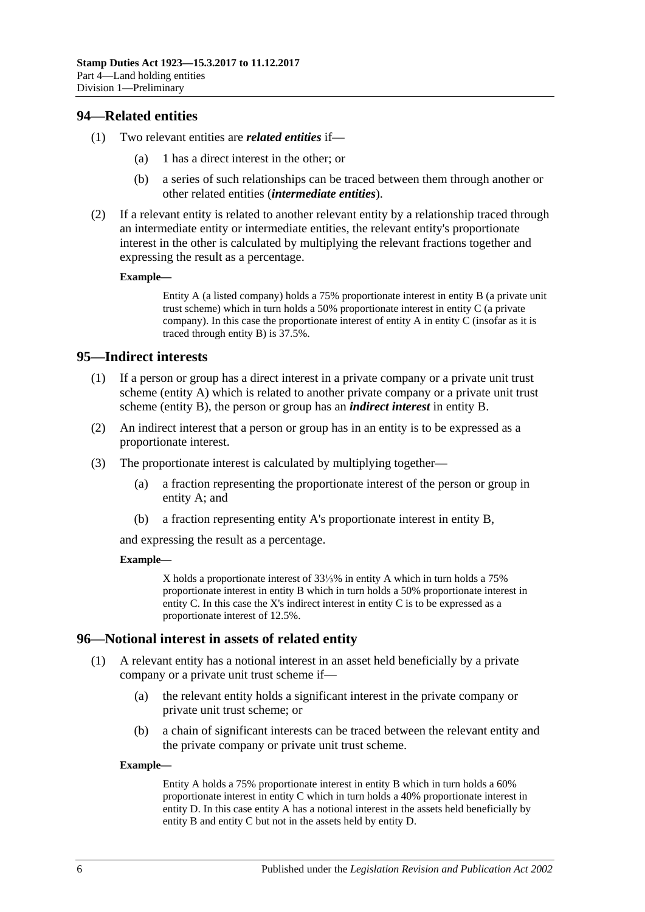## 94—Related entities

(1) Two relevant entities are ***related entities*** if—

(a) 1 has a direct interest in the other; or

(b) a series of such relationships can be traced between them through another or other related entities (***intermediate entities***).

(2) If a relevant entity is related to another relevant entity by a relationship traced through an intermediate entity or intermediate entities, the relevant entity's proportionate interest in the other is calculated by multiplying the relevant fractions together and expressing the result as a percentage.

**Example—**

Entity A (a listed company) holds a 75% proportionate interest in entity B (a private unit trust scheme) which in turn holds a 50% proportionate interest in entity C (a private company). In this case the proportionate interest of entity A in entity C (insofar as it is traced through entity B) is 37.5%.

## 95—Indirect interests

(1) If a person or group has a direct interest in a private company or a private unit trust scheme (entity A) which is related to another private company or a private unit trust scheme (entity B), the person or group has an ***indirect interest*** in entity B.

(2) An indirect interest that a person or group has in an entity is to be expressed as a proportionate interest.

(3) The proportionate interest is calculated by multiplying together—

(a) a fraction representing the proportionate interest of the person or group in entity A; and

(b) a fraction representing entity A's proportionate interest in entity B,

and expressing the result as a percentage.

**Example—**

X holds a proportionate interest of 33⅓% in entity A which in turn holds a 75% proportionate interest in entity B which in turn holds a 50% proportionate interest in entity C. In this case the X's indirect interest in entity C is to be expressed as a proportionate interest of 12.5%.

## 96—Notional interest in assets of related entity

(1) A relevant entity has a notional interest in an asset held beneficially by a private company or a private unit trust scheme if—

(a) the relevant entity holds a significant interest in the private company or private unit trust scheme; or

(b) a chain of significant interests can be traced between the relevant entity and the private company or private unit trust scheme.

**Example—**

Entity A holds a 75% proportionate interest in entity B which in turn holds a 60% proportionate interest in entity C which in turn holds a 40% proportionate interest in entity D. In this case entity A has a notional interest in the assets held beneficially by entity B and entity C but not in the assets held by entity D.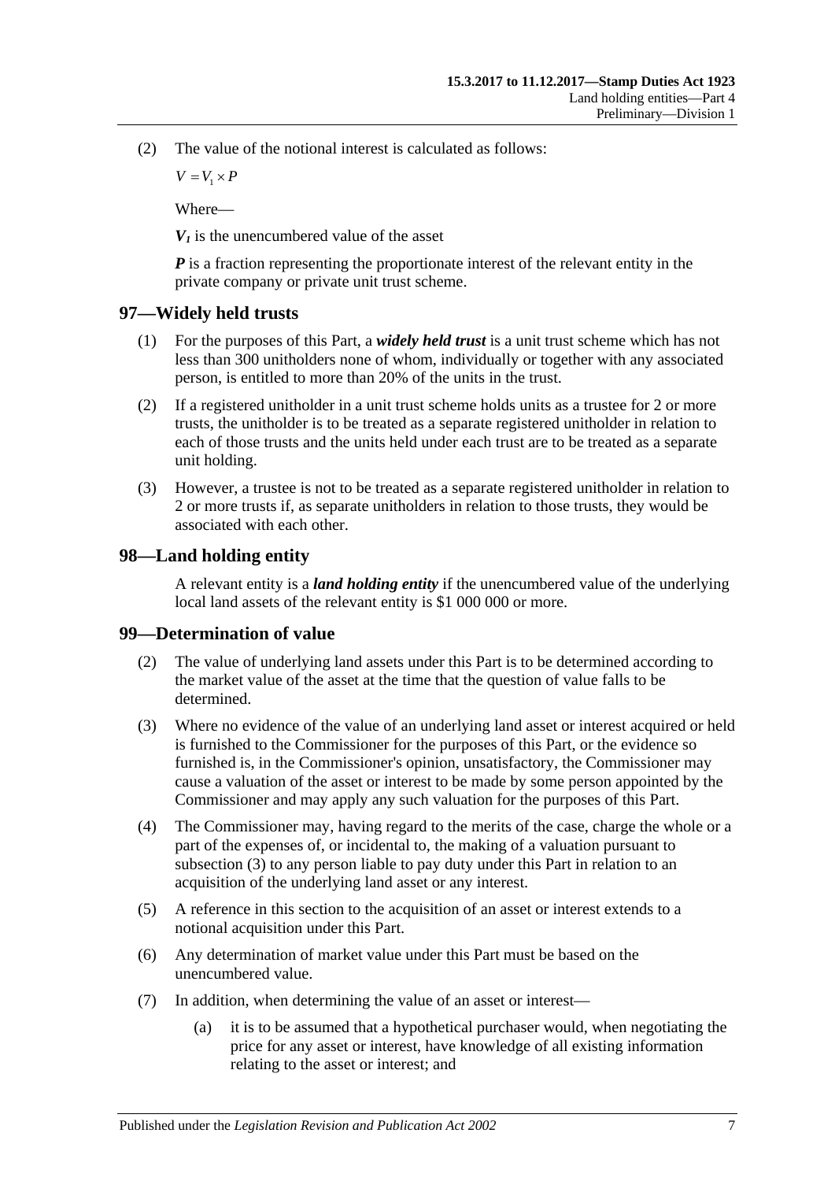(2) The value of the notional interest is calculated as follows:

$$V = V_1 \times P$$

Where—

$V_1$ is the unencumbered value of the asset

$P$ is a fraction representing the proportionate interest of the relevant entity in the private company or private unit trust scheme.

## 97—Widely held trusts

(1) For the purposes of this Part, a ***widely held trust*** is a unit trust scheme which has not less than 300 unitholders none of whom, individually or together with any associated person, is entitled to more than 20% of the units in the trust.

(2) If a registered unitholder in a unit trust scheme holds units as a trustee for 2 or more trusts, the unitholder is to be treated as a separate registered unitholder in relation to each of those trusts and the units held under each trust are to be treated as a separate unit holding.

(3) However, a trustee is not to be treated as a separate registered unitholder in relation to 2 or more trusts if, as separate unitholders in relation to those trusts, they would be associated with each other.

## 98—Land holding entity

A relevant entity is a ***land holding entity*** if the unencumbered value of the underlying local land assets of the relevant entity is $1 000 000 or more.

## 99—Determination of value

(2) The value of underlying land assets under this Part is to be determined according to the market value of the asset at the time that the question of value falls to be determined.

(3) Where no evidence of the value of an underlying land asset or interest acquired or held is furnished to the Commissioner for the purposes of this Part, or the evidence so furnished is, in the Commissioner's opinion, unsatisfactory, the Commissioner may cause a valuation of the asset or interest to be made by some person appointed by the Commissioner and may apply any such valuation for the purposes of this Part.

(4) The Commissioner may, having regard to the merits of the case, charge the whole or a part of the expenses of, or incidental to, the making of a valuation pursuant to subsection (3) to any person liable to pay duty under this Part in relation to an acquisition of the underlying land asset or any interest.

(5) A reference in this section to the acquisition of an asset or interest extends to a notional acquisition under this Part.

(6) Any determination of market value under this Part must be based on the unencumbered value.

(7) In addition, when determining the value of an asset or interest—

(a) it is to be assumed that a hypothetical purchaser would, when negotiating the price for any asset or interest, have knowledge of all existing information relating to the asset or interest; and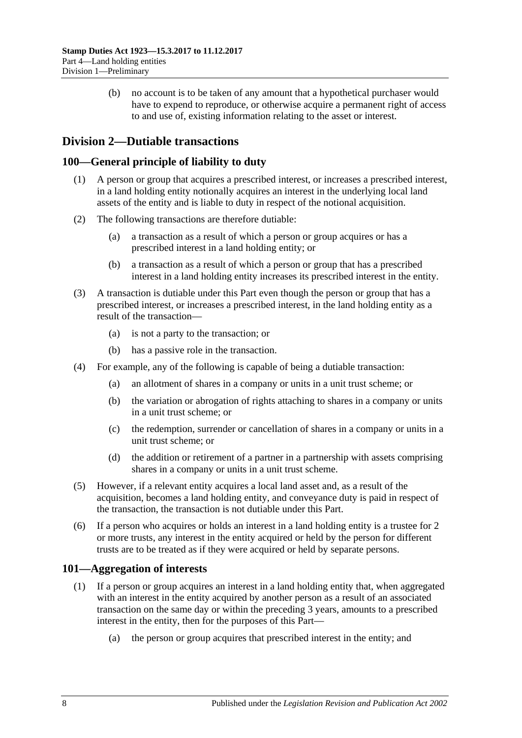(b) no account is to be taken of any amount that a hypothetical purchaser would have to expend to reproduce, or otherwise acquire a permanent right of access to and use of, existing information relating to the asset or interest.

## Division 2—Dutiable transactions

### 100—General principle of liability to duty

(1) A person or group that acquires a prescribed interest, or increases a prescribed interest, in a land holding entity notionally acquires an interest in the underlying local land assets of the entity and is liable to duty in respect of the notional acquisition.

(2) The following transactions are therefore dutiable:

(a) a transaction as a result of which a person or group acquires or has a prescribed interest in a land holding entity; or

(b) a transaction as a result of which a person or group that has a prescribed interest in a land holding entity increases its prescribed interest in the entity.

(3) A transaction is dutiable under this Part even though the person or group that has a prescribed interest, or increases a prescribed interest, in the land holding entity as a result of the transaction—

(a) is not a party to the transaction; or

(b) has a passive role in the transaction.

(4) For example, any of the following is capable of being a dutiable transaction:

(a) an allotment of shares in a company or units in a unit trust scheme; or

(b) the variation or abrogation of rights attaching to shares in a company or units in a unit trust scheme; or

(c) the redemption, surrender or cancellation of shares in a company or units in a unit trust scheme; or

(d) the addition or retirement of a partner in a partnership with assets comprising shares in a company or units in a unit trust scheme.

(5) However, if a relevant entity acquires a local land asset and, as a result of the acquisition, becomes a land holding entity, and conveyance duty is paid in respect of the transaction, the transaction is not dutiable under this Part.

(6) If a person who acquires or holds an interest in a land holding entity is a trustee for 2 or more trusts, any interest in the entity acquired or held by the person for different trusts are to be treated as if they were acquired or held by separate persons.

### 101—Aggregation of interests

(1) If a person or group acquires an interest in a land holding entity that, when aggregated with an interest in the entity acquired by another person as a result of an associated transaction on the same day or within the preceding 3 years, amounts to a prescribed interest in the entity, then for the purposes of this Part—

(a) the person or group acquires that prescribed interest in the entity; and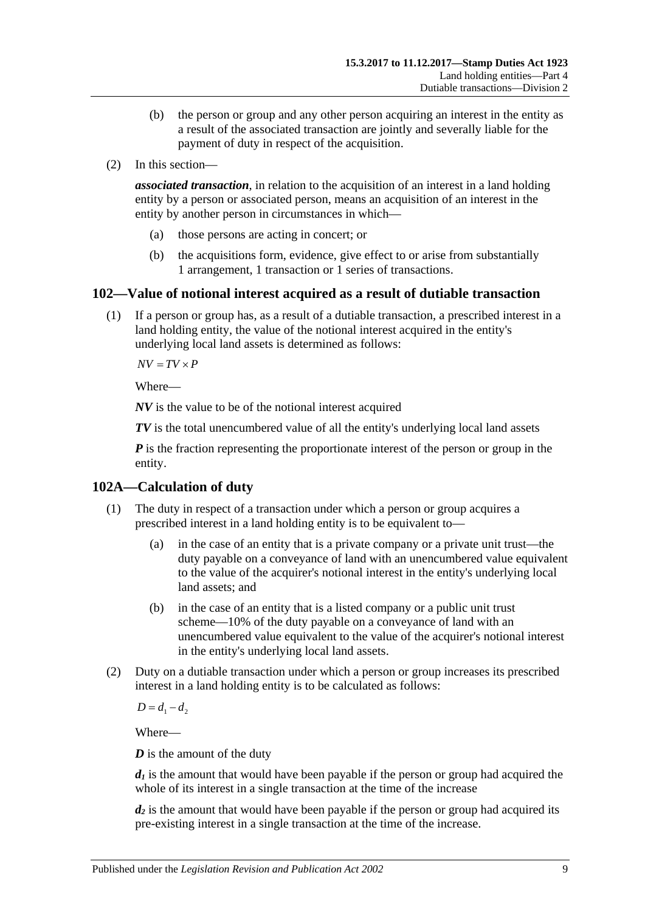(b) the person or group and any other person acquiring an interest in the entity as a result of the associated transaction are jointly and severally liable for the payment of duty in respect of the acquisition.

(2) In this section—

***associated transaction***, in relation to the acquisition of an interest in a land holding entity by a person or associated person, means an acquisition of an interest in the entity by another person in circumstances in which—

(a) those persons are acting in concert; or

(b) the acquisitions form, evidence, give effect to or arise from substantially 1 arrangement, 1 transaction or 1 series of transactions.

## 102—Value of notional interest acquired as a result of dutiable transaction

(1) If a person or group has, as a result of a dutiable transaction, a prescribed interest in a land holding entity, the value of the notional interest acquired in the entity's underlying local land assets is determined as follows:

$$NV = TV \times P$$

Where—

***NV*** is the value to be of the notional interest acquired

***TV*** is the total unencumbered value of all the entity's underlying local land assets

***P*** is the fraction representing the proportionate interest of the person or group in the entity.

## 102A—Calculation of duty

(1) The duty in respect of a transaction under which a person or group acquires a prescribed interest in a land holding entity is to be equivalent to—

(a) in the case of an entity that is a private company or a private unit trust—the duty payable on a conveyance of land with an unencumbered value equivalent to the value of the acquirer's notional interest in the entity's underlying local land assets; and

(b) in the case of an entity that is a listed company or a public unit trust scheme—10% of the duty payable on a conveyance of land with an unencumbered value equivalent to the value of the acquirer's notional interest in the entity's underlying local land assets.

(2) Duty on a dutiable transaction under which a person or group increases its prescribed interest in a land holding entity is to be calculated as follows:

$$D = d_1 - d_2$$

Where—

***D*** is the amount of the duty

$d_1$ is the amount that would have been payable if the person or group had acquired the whole of its interest in a single transaction at the time of the increase

$d_2$ is the amount that would have been payable if the person or group had acquired its pre-existing interest in a single transaction at the time of the increase.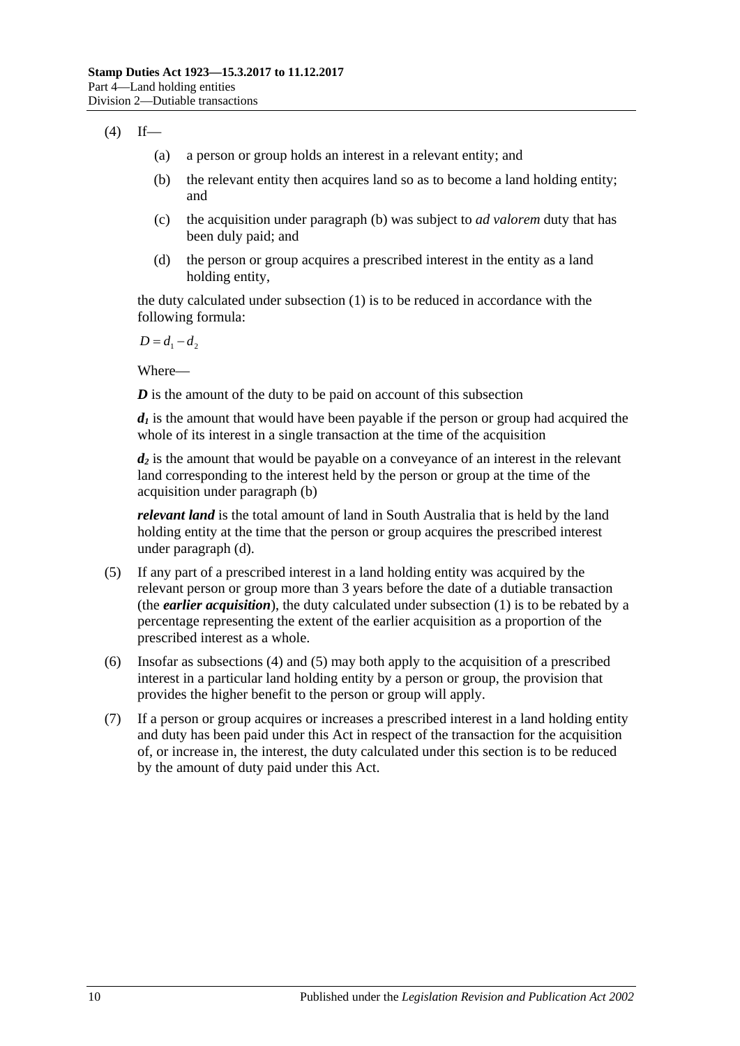(4) If—

(a) a person or group holds an interest in a relevant entity; and

(b) the relevant entity then acquires land so as to become a land holding entity; and

(c) the acquisition under paragraph (b) was subject to *ad valorem* duty that has been duly paid; and

(d) the person or group acquires a prescribed interest in the entity as a land holding entity,

the duty calculated under subsection (1) is to be reduced in accordance with the following formula:

$$D = d_1 - d_2$$

Where—

***D*** is the amount of the duty to be paid on account of this subsection

***$d_1$*** is the amount that would have been payable if the person or group had acquired the whole of its interest in a single transaction at the time of the acquisition

***$d_2$*** is the amount that would be payable on a conveyance of an interest in the relevant land corresponding to the interest held by the person or group at the time of the acquisition under paragraph (b)

***relevant land*** is the total amount of land in South Australia that is held by the land holding entity at the time that the person or group acquires the prescribed interest under paragraph (d).

(5) If any part of a prescribed interest in a land holding entity was acquired by the relevant person or group more than 3 years before the date of a dutiable transaction (the ***earlier acquisition***), the duty calculated under subsection (1) is to be rebated by a percentage representing the extent of the earlier acquisition as a proportion of the prescribed interest as a whole.

(6) Insofar as subsections (4) and (5) may both apply to the acquisition of a prescribed interest in a particular land holding entity by a person or group, the provision that provides the higher benefit to the person or group will apply.

(7) If a person or group acquires or increases a prescribed interest in a land holding entity and duty has been paid under this Act in respect of the transaction for the acquisition of, or increase in, the interest, the duty calculated under this section is to be reduced by the amount of duty paid under this Act.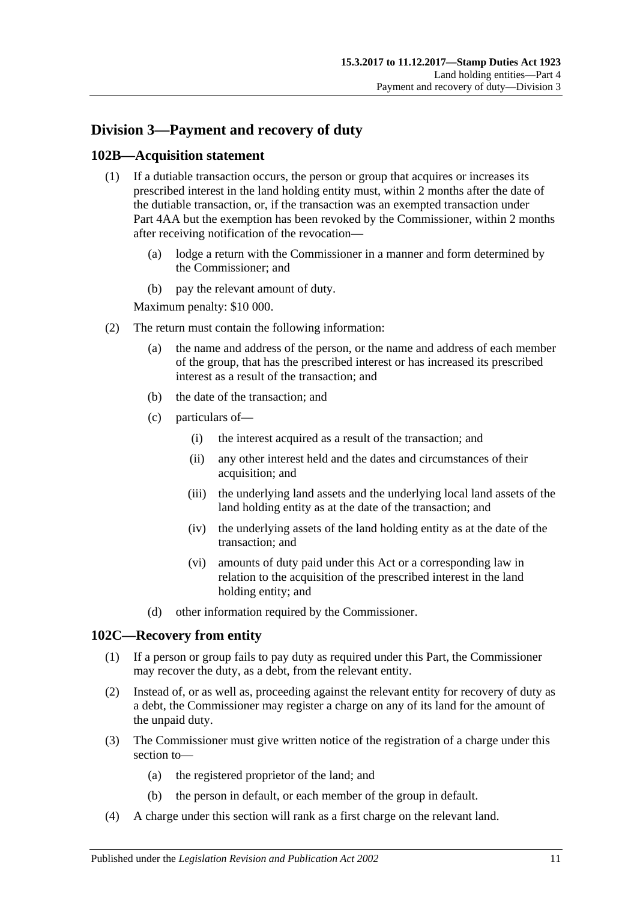## Division 3—Payment and recovery of duty

### 102B—Acquisition statement

(1) If a dutiable transaction occurs, the person or group that acquires or increases its prescribed interest in the land holding entity must, within 2 months after the date of the dutiable transaction, or, if the transaction was an exempted transaction under Part 4AA but the exemption has been revoked by the Commissioner, within 2 months after receiving notification of the revocation—

(a) lodge a return with the Commissioner in a manner and form determined by the Commissioner; and

(b) pay the relevant amount of duty.

Maximum penalty: $10 000.

(2) The return must contain the following information:

(a) the name and address of the person, or the name and address of each member of the group, that has the prescribed interest or has increased its prescribed interest as a result of the transaction; and

(b) the date of the transaction; and

(c) particulars of—

(i) the interest acquired as a result of the transaction; and

(ii) any other interest held and the dates and circumstances of their acquisition; and

(iii) the underlying land assets and the underlying local land assets of the land holding entity as at the date of the transaction; and

(iv) the underlying assets of the land holding entity as at the date of the transaction; and

(vi) amounts of duty paid under this Act or a corresponding law in relation to the acquisition of the prescribed interest in the land holding entity; and

(d) other information required by the Commissioner.

### 102C—Recovery from entity

(1) If a person or group fails to pay duty as required under this Part, the Commissioner may recover the duty, as a debt, from the relevant entity.

(2) Instead of, or as well as, proceeding against the relevant entity for recovery of duty as a debt, the Commissioner may register a charge on any of its land for the amount of the unpaid duty.

(3) The Commissioner must give written notice of the registration of a charge under this section to—

(a) the registered proprietor of the land; and

(b) the person in default, or each member of the group in default.

(4) A charge under this section will rank as a first charge on the relevant land.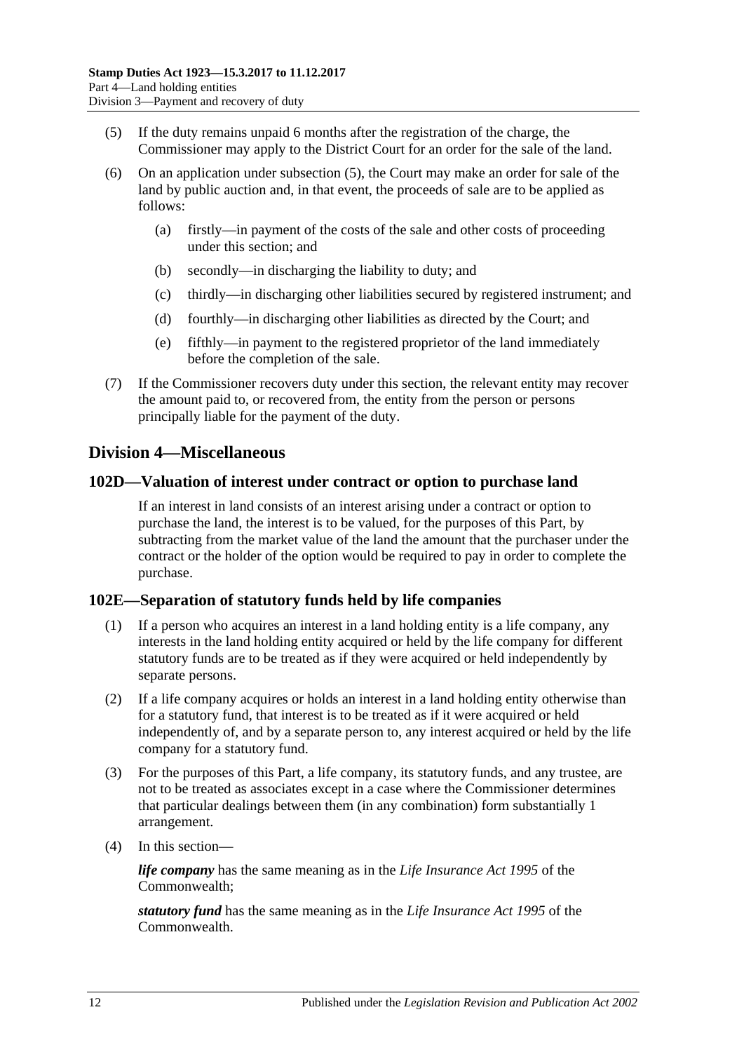(5) If the duty remains unpaid 6 months after the registration of the charge, the Commissioner may apply to the District Court for an order for the sale of the land.

(6) On an application under subsection (5), the Court may make an order for sale of the land by public auction and, in that event, the proceeds of sale are to be applied as follows:

(a) firstly—in payment of the costs of the sale and other costs of proceeding under this section; and

(b) secondly—in discharging the liability to duty; and

(c) thirdly—in discharging other liabilities secured by registered instrument; and

(d) fourthly—in discharging other liabilities as directed by the Court; and

(e) fifthly—in payment to the registered proprietor of the land immediately before the completion of the sale.

(7) If the Commissioner recovers duty under this section, the relevant entity may recover the amount paid to, or recovered from, the entity from the person or persons principally liable for the payment of the duty.

## Division 4—Miscellaneous

### 102D—Valuation of interest under contract or option to purchase land

If an interest in land consists of an interest arising under a contract or option to purchase the land, the interest is to be valued, for the purposes of this Part, by subtracting from the market value of the land the amount that the purchaser under the contract or the holder of the option would be required to pay in order to complete the purchase.

### 102E—Separation of statutory funds held by life companies

(1) If a person who acquires an interest in a land holding entity is a life company, any interests in the land holding entity acquired or held by the life company for different statutory funds are to be treated as if they were acquired or held independently by separate persons.

(2) If a life company acquires or holds an interest in a land holding entity otherwise than for a statutory fund, that interest is to be treated as if it were acquired or held independently of, and by a separate person to, any interest acquired or held by the life company for a statutory fund.

(3) For the purposes of this Part, a life company, its statutory funds, and any trustee, are not to be treated as associates except in a case where the Commissioner determines that particular dealings between them (in any combination) form substantially 1 arrangement.

(4) In this section—

***life company*** has the same meaning as in the *Life Insurance Act 1995* of the Commonwealth;

***statutory fund*** has the same meaning as in the *Life Insurance Act 1995* of the Commonwealth.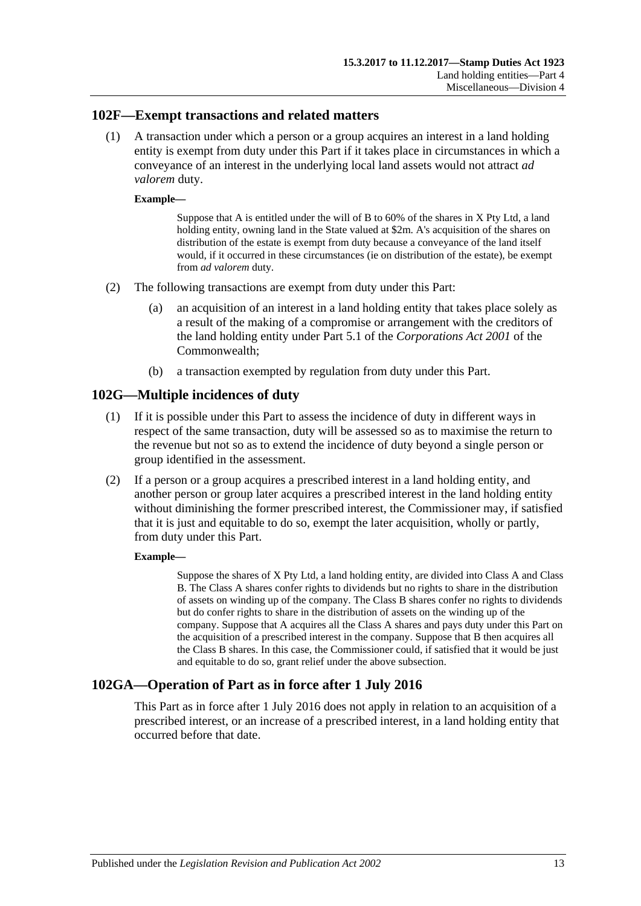## 102F—Exempt transactions and related matters

(1) A transaction under which a person or a group acquires an interest in a land holding entity is exempt from duty under this Part if it takes place in circumstances in which a conveyance of an interest in the underlying local land assets would not attract *ad valorem* duty.

**Example—**

> Suppose that A is entitled under the will of B to 60% of the shares in X Pty Ltd, a land holding entity, owning land in the State valued at $2m. A's acquisition of the shares on distribution of the estate is exempt from duty because a conveyance of the land itself would, if it occurred in these circumstances (ie on distribution of the estate), be exempt from *ad valorem* duty.

(2) The following transactions are exempt from duty under this Part:

(a) an acquisition of an interest in a land holding entity that takes place solely as a result of the making of a compromise or arrangement with the creditors of the land holding entity under Part 5.1 of the *Corporations Act 2001* of the Commonwealth;

(b) a transaction exempted by regulation from duty under this Part.

## 102G—Multiple incidences of duty

(1) If it is possible under this Part to assess the incidence of duty in different ways in respect of the same transaction, duty will be assessed so as to maximise the return to the revenue but not so as to extend the incidence of duty beyond a single person or group identified in the assessment.

(2) If a person or a group acquires a prescribed interest in a land holding entity, and another person or group later acquires a prescribed interest in the land holding entity without diminishing the former prescribed interest, the Commissioner may, if satisfied that it is just and equitable to do so, exempt the later acquisition, wholly or partly, from duty under this Part.

**Example—**

> Suppose the shares of X Pty Ltd, a land holding entity, are divided into Class A and Class B. The Class A shares confer rights to dividends but no rights to share in the distribution of assets on winding up of the company. The Class B shares confer no rights to dividends but do confer rights to share in the distribution of assets on the winding up of the company. Suppose that A acquires all the Class A shares and pays duty under this Part on the acquisition of a prescribed interest in the company. Suppose that B then acquires all the Class B shares. In this case, the Commissioner could, if satisfied that it would be just and equitable to do so, grant relief under the above subsection.

## 102GA—Operation of Part as in force after 1 July 2016

This Part as in force after 1 July 2016 does not apply in relation to an acquisition of a prescribed interest, or an increase of a prescribed interest, in a land holding entity that occurred before that date.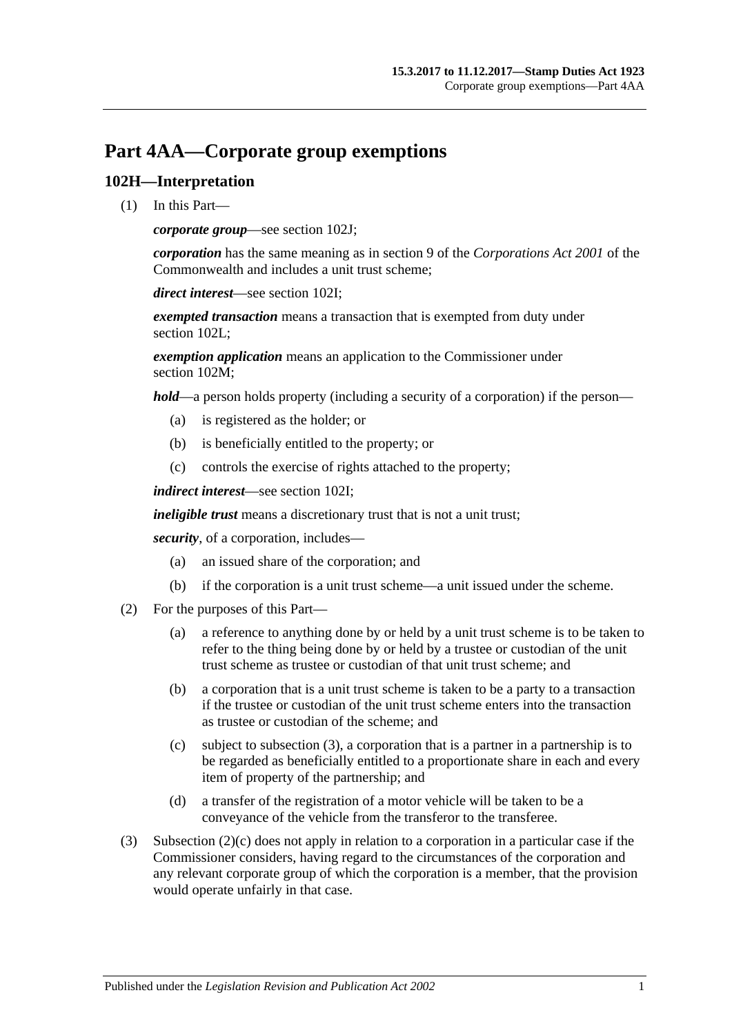# Part 4AA—Corporate group exemptions

## 102H—Interpretation

(1) In this Part—

***corporate group***—see section 102J;

***corporation*** has the same meaning as in section 9 of the *Corporations Act 2001* of the Commonwealth and includes a unit trust scheme;

***direct interest***—see section 102I;

***exempted transaction*** means a transaction that is exempted from duty under section 102L;

***exemption application*** means an application to the Commissioner under section 102M;

***hold***—a person holds property (including a security of a corporation) if the person—

- (a) is registered as the holder; or
- (b) is beneficially entitled to the property; or
- (c) controls the exercise of rights attached to the property;

***indirect interest***—see section 102I;

***ineligible trust*** means a discretionary trust that is not a unit trust;

***security***, of a corporation, includes—

- (a) an issued share of the corporation; and
- (b) if the corporation is a unit trust scheme—a unit issued under the scheme.

(2) For the purposes of this Part—

- (a) a reference to anything done by or held by a unit trust scheme is to be taken to refer to the thing being done by or held by a trustee or custodian of the unit trust scheme as trustee or custodian of that unit trust scheme; and
- (b) a corporation that is a unit trust scheme is taken to be a party to a transaction if the trustee or custodian of the unit trust scheme enters into the transaction as trustee or custodian of the scheme; and
- (c) subject to subsection (3), a corporation that is a partner in a partnership is to be regarded as beneficially entitled to a proportionate share in each and every item of property of the partnership; and
- (d) a transfer of the registration of a motor vehicle will be taken to be a conveyance of the vehicle from the transferor to the transferee.

(3) Subsection (2)(c) does not apply in relation to a corporation in a particular case if the Commissioner considers, having regard to the circumstances of the corporation and any relevant corporate group of which the corporation is a member, that the provision would operate unfairly in that case.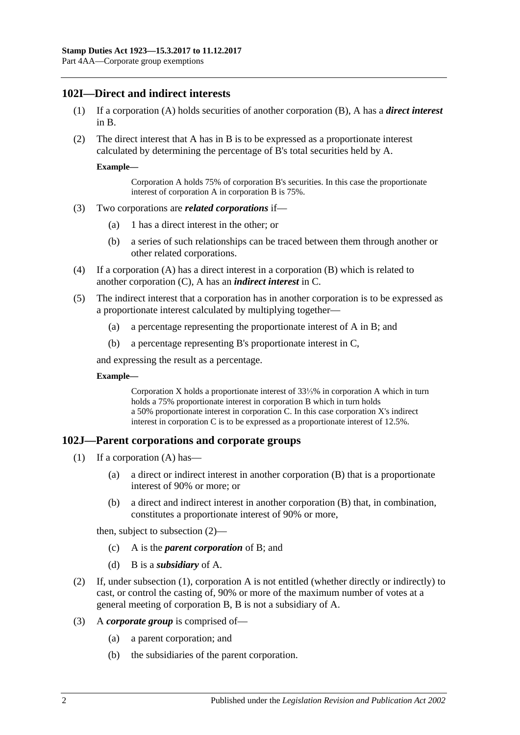## 102I—Direct and indirect interests

(1) If a corporation (A) holds securities of another corporation (B), A has a ***direct interest*** in B.

(2) The direct interest that A has in B is to be expressed as a proportionate interest calculated by determining the percentage of B's total securities held by A.

**Example—**

> Corporation A holds 75% of corporation B's securities. In this case the proportionate interest of corporation A in corporation B is 75%.

(3) Two corporations are ***related corporations*** if—

- (a) 1 has a direct interest in the other; or
- (b) a series of such relationships can be traced between them through another or other related corporations.

(4) If a corporation (A) has a direct interest in a corporation (B) which is related to another corporation (C), A has an ***indirect interest*** in C.

(5) The indirect interest that a corporation has in another corporation is to be expressed as a proportionate interest calculated by multiplying together—

- (a) a percentage representing the proportionate interest of A in B; and
- (b) a percentage representing B's proportionate interest in C,

and expressing the result as a percentage.

**Example—**

> Corporation X holds a proportionate interest of 33⅓% in corporation A which in turn holds a 75% proportionate interest in corporation B which in turn holds a 50% proportionate interest in corporation C. In this case corporation X's indirect interest in corporation C is to be expressed as a proportionate interest of 12.5%.

## 102J—Parent corporations and corporate groups

(1) If a corporation (A) has—

- (a) a direct or indirect interest in another corporation (B) that is a proportionate interest of 90% or more; or
- (b) a direct and indirect interest in another corporation (B) that, in combination, constitutes a proportionate interest of 90% or more,

then, subject to subsection (2)—

- (c) A is the ***parent corporation*** of B; and
- (d) B is a ***subsidiary*** of A.

(2) If, under subsection (1), corporation A is not entitled (whether directly or indirectly) to cast, or control the casting of, 90% or more of the maximum number of votes at a general meeting of corporation B, B is not a subsidiary of A.

(3) A ***corporate group*** is comprised of—

- (a) a parent corporation; and
- (b) the subsidiaries of the parent corporation.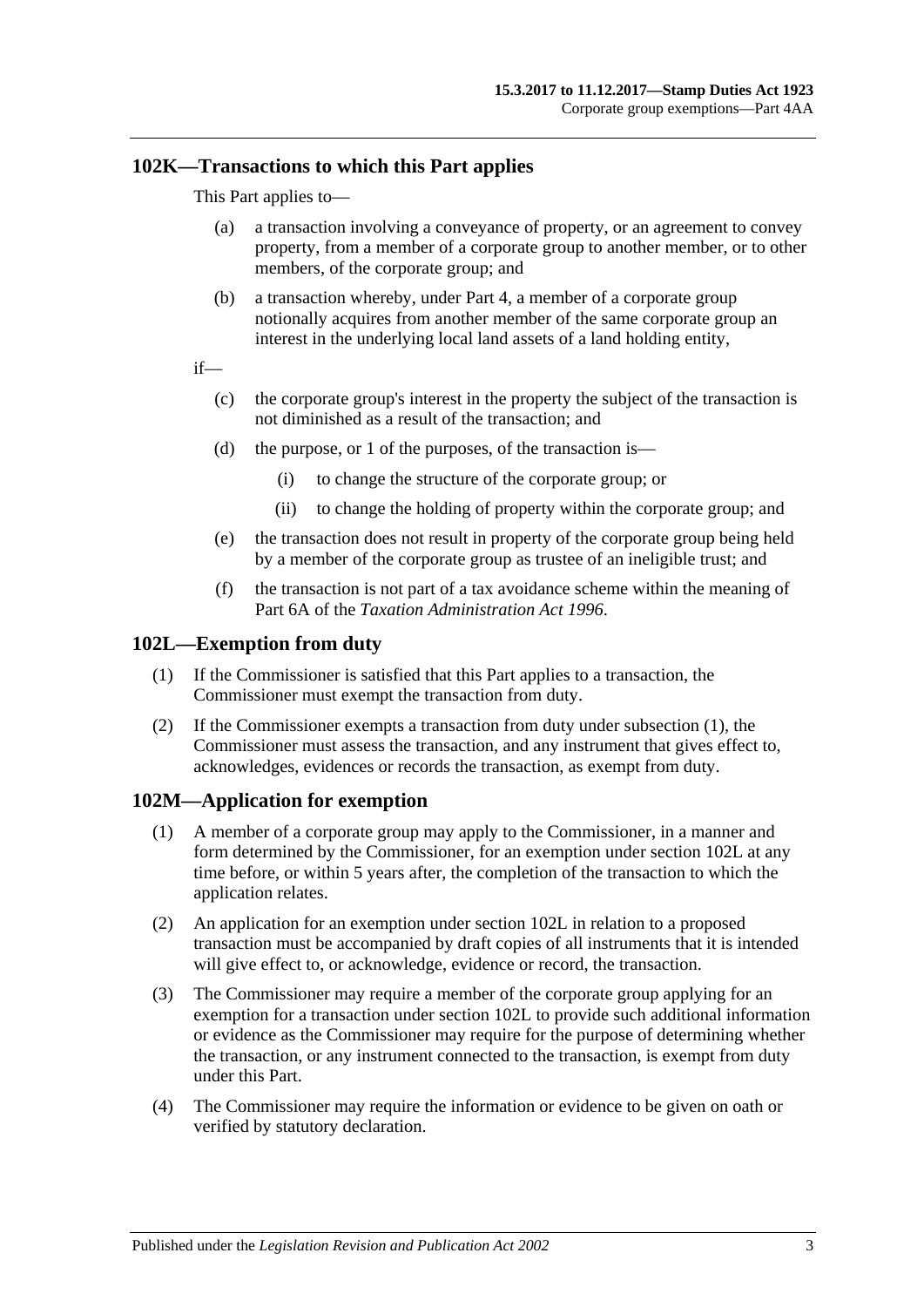## 102K—Transactions to which this Part applies

This Part applies to—

(a) a transaction involving a conveyance of property, or an agreement to convey property, from a member of a corporate group to another member, or to other members, of the corporate group; and

(b) a transaction whereby, under Part 4, a member of a corporate group notionally acquires from another member of the same corporate group an interest in the underlying local land assets of a land holding entity,

if—

(c) the corporate group's interest in the property the subject of the transaction is not diminished as a result of the transaction; and

(d) the purpose, or 1 of the purposes, of the transaction is—

(i) to change the structure of the corporate group; or

(ii) to change the holding of property within the corporate group; and

(e) the transaction does not result in property of the corporate group being held by a member of the corporate group as trustee of an ineligible trust; and

(f) the transaction is not part of a tax avoidance scheme within the meaning of Part 6A of the *Taxation Administration Act 1996*.

## 102L—Exemption from duty

(1) If the Commissioner is satisfied that this Part applies to a transaction, the Commissioner must exempt the transaction from duty.

(2) If the Commissioner exempts a transaction from duty under subsection (1), the Commissioner must assess the transaction, and any instrument that gives effect to, acknowledges, evidences or records the transaction, as exempt from duty.

## 102M—Application for exemption

(1) A member of a corporate group may apply to the Commissioner, in a manner and form determined by the Commissioner, for an exemption under section 102L at any time before, or within 5 years after, the completion of the transaction to which the application relates.

(2) An application for an exemption under section 102L in relation to a proposed transaction must be accompanied by draft copies of all instruments that it is intended will give effect to, or acknowledge, evidence or record, the transaction.

(3) The Commissioner may require a member of the corporate group applying for an exemption for a transaction under section 102L to provide such additional information or evidence as the Commissioner may require for the purpose of determining whether the transaction, or any instrument connected to the transaction, is exempt from duty under this Part.

(4) The Commissioner may require the information or evidence to be given on oath or verified by statutory declaration.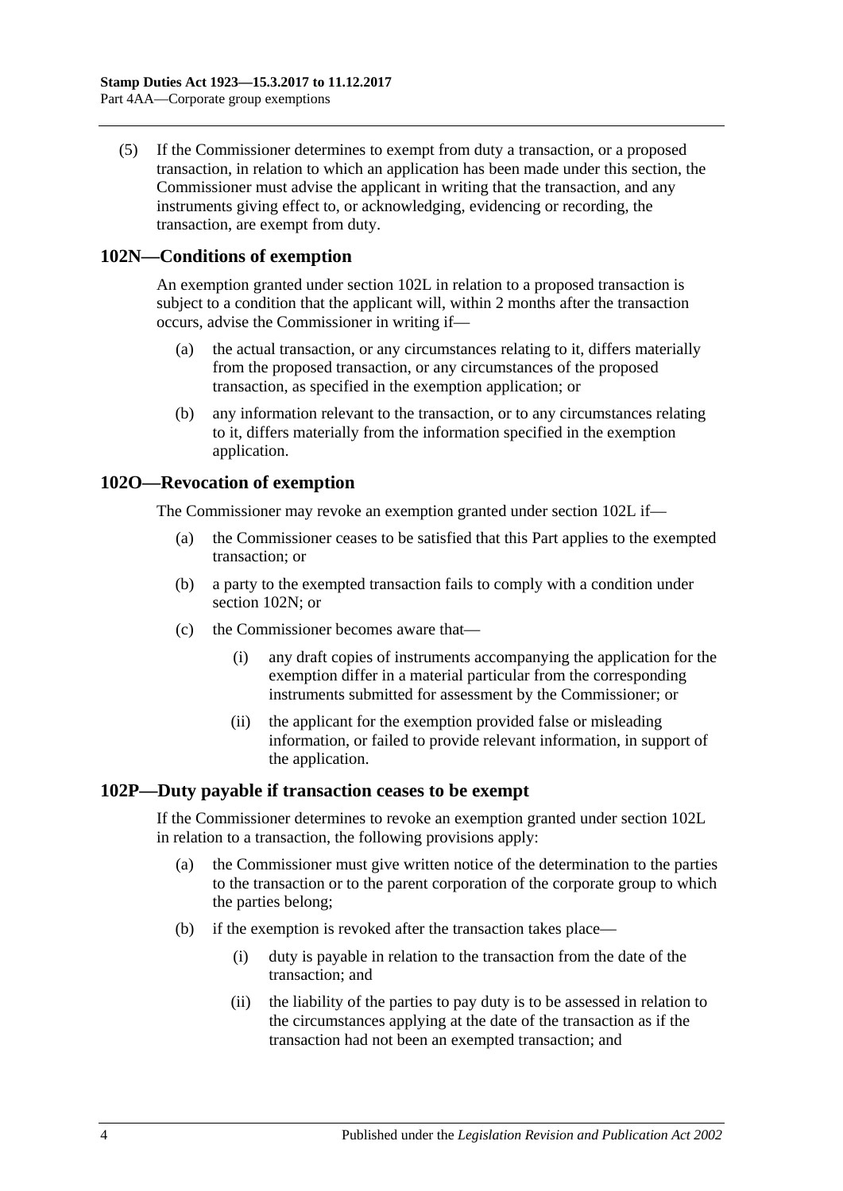(5) If the Commissioner determines to exempt from duty a transaction, or a proposed transaction, in relation to which an application has been made under this section, the Commissioner must advise the applicant in writing that the transaction, and any instruments giving effect to, or acknowledging, evidencing or recording, the transaction, are exempt from duty.

## 102N—Conditions of exemption

An exemption granted under section 102L in relation to a proposed transaction is subject to a condition that the applicant will, within 2 months after the transaction occurs, advise the Commissioner in writing if—

(a) the actual transaction, or any circumstances relating to it, differs materially from the proposed transaction, or any circumstances of the proposed transaction, as specified in the exemption application; or

(b) any information relevant to the transaction, or to any circumstances relating to it, differs materially from the information specified in the exemption application.

## 102O—Revocation of exemption

The Commissioner may revoke an exemption granted under section 102L if—

(a) the Commissioner ceases to be satisfied that this Part applies to the exempted transaction; or

(b) a party to the exempted transaction fails to comply with a condition under section 102N; or

(c) the Commissioner becomes aware that—

(i) any draft copies of instruments accompanying the application for the exemption differ in a material particular from the corresponding instruments submitted for assessment by the Commissioner; or

(ii) the applicant for the exemption provided false or misleading information, or failed to provide relevant information, in support of the application.

## 102P—Duty payable if transaction ceases to be exempt

If the Commissioner determines to revoke an exemption granted under section 102L in relation to a transaction, the following provisions apply:

(a) the Commissioner must give written notice of the determination to the parties to the transaction or to the parent corporation of the corporate group to which the parties belong;

(b) if the exemption is revoked after the transaction takes place—

(i) duty is payable in relation to the transaction from the date of the transaction; and

(ii) the liability of the parties to pay duty is to be assessed in relation to the circumstances applying at the date of the transaction as if the transaction had not been an exempted transaction; and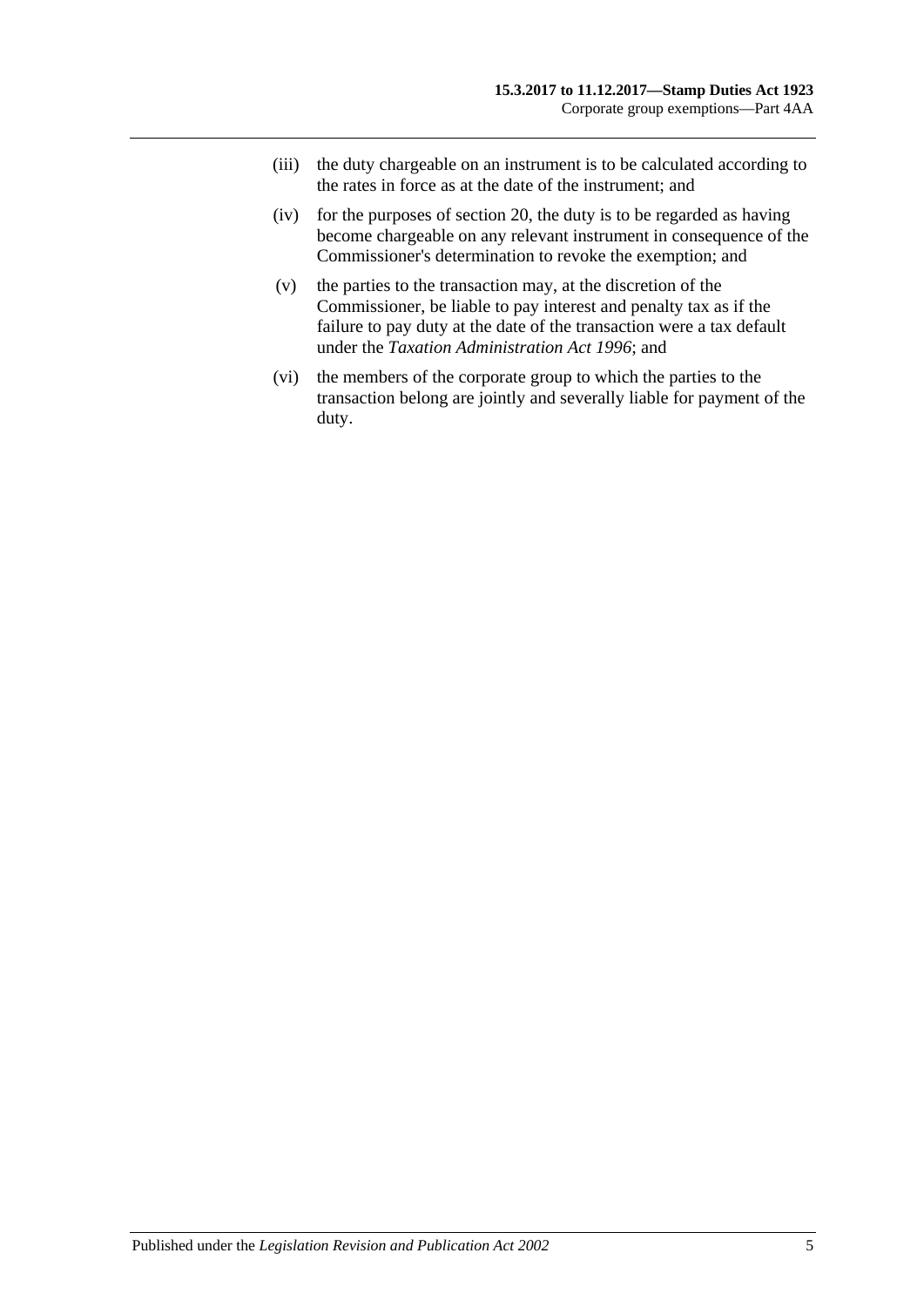(iii) the duty chargeable on an instrument is to be calculated according to the rates in force as at the date of the instrument; and

(iv) for the purposes of section 20, the duty is to be regarded as having become chargeable on any relevant instrument in consequence of the Commissioner's determination to revoke the exemption; and

(v) the parties to the transaction may, at the discretion of the Commissioner, be liable to pay interest and penalty tax as if the failure to pay duty at the date of the transaction were a tax default under the *Taxation Administration Act 1996*; and

(vi) the members of the corporate group to which the parties to the transaction belong are jointly and severally liable for payment of the duty.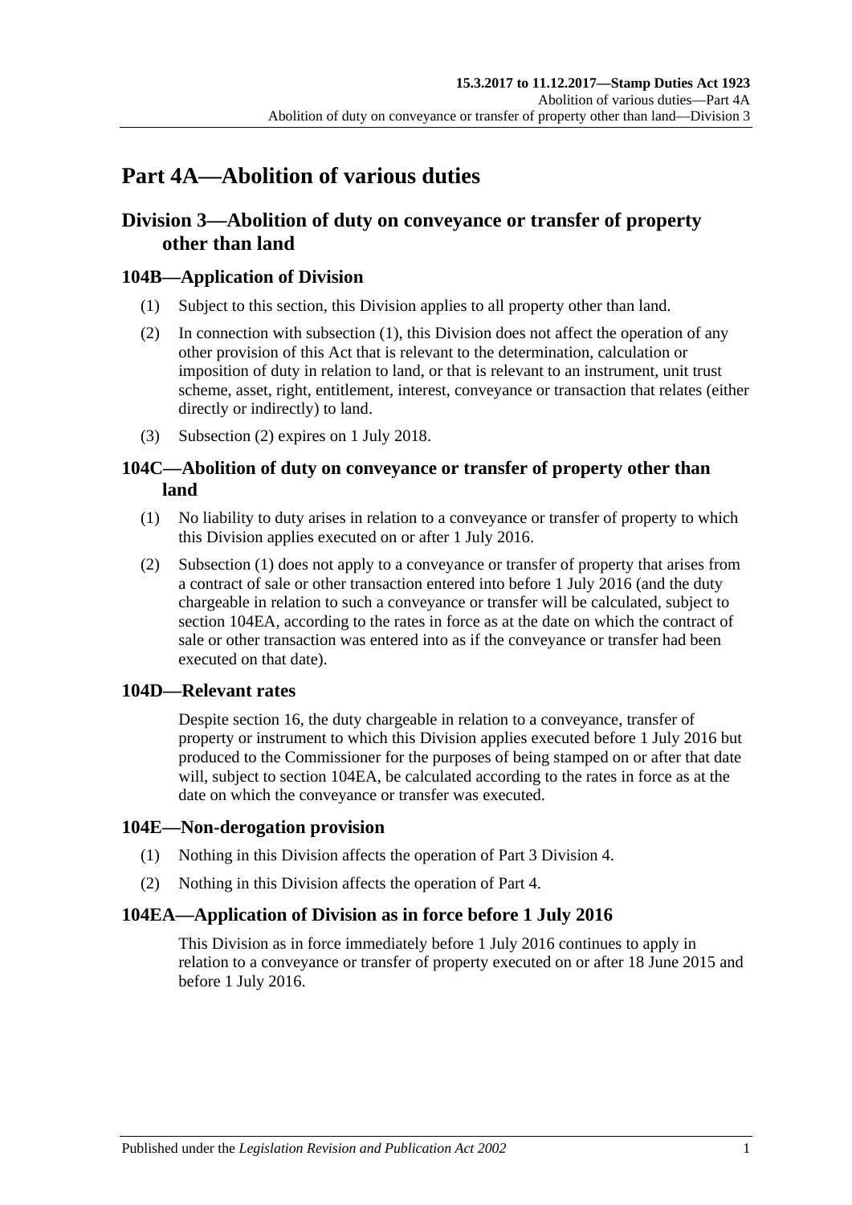# Part 4A—Abolition of various duties

## Division 3—Abolition of duty on conveyance or transfer of property other than land

### 104B—Application of Division

(1) Subject to this section, this Division applies to all property other than land.

(2) In connection with subsection (1), this Division does not affect the operation of any other provision of this Act that is relevant to the determination, calculation or imposition of duty in relation to land, or that is relevant to an instrument, unit trust scheme, asset, right, entitlement, interest, conveyance or transaction that relates (either directly or indirectly) to land.

(3) Subsection (2) expires on 1 July 2018.

### 104C—Abolition of duty on conveyance or transfer of property other than land

(1) No liability to duty arises in relation to a conveyance or transfer of property to which this Division applies executed on or after 1 July 2016.

(2) Subsection (1) does not apply to a conveyance or transfer of property that arises from a contract of sale or other transaction entered into before 1 July 2016 (and the duty chargeable in relation to such a conveyance or transfer will be calculated, subject to section 104EA, according to the rates in force as at the date on which the contract of sale or other transaction was entered into as if the conveyance or transfer had been executed on that date).

### 104D—Relevant rates

Despite section 16, the duty chargeable in relation to a conveyance, transfer of property or instrument to which this Division applies executed before 1 July 2016 but produced to the Commissioner for the purposes of being stamped on or after that date will, subject to section 104EA, be calculated according to the rates in force as at the date on which the conveyance or transfer was executed.

### 104E—Non-derogation provision

(1) Nothing in this Division affects the operation of Part 3 Division 4.

(2) Nothing in this Division affects the operation of Part 4.

### 104EA—Application of Division as in force before 1 July 2016

This Division as in force immediately before 1 July 2016 continues to apply in relation to a conveyance or transfer of property executed on or after 18 June 2015 and before 1 July 2016.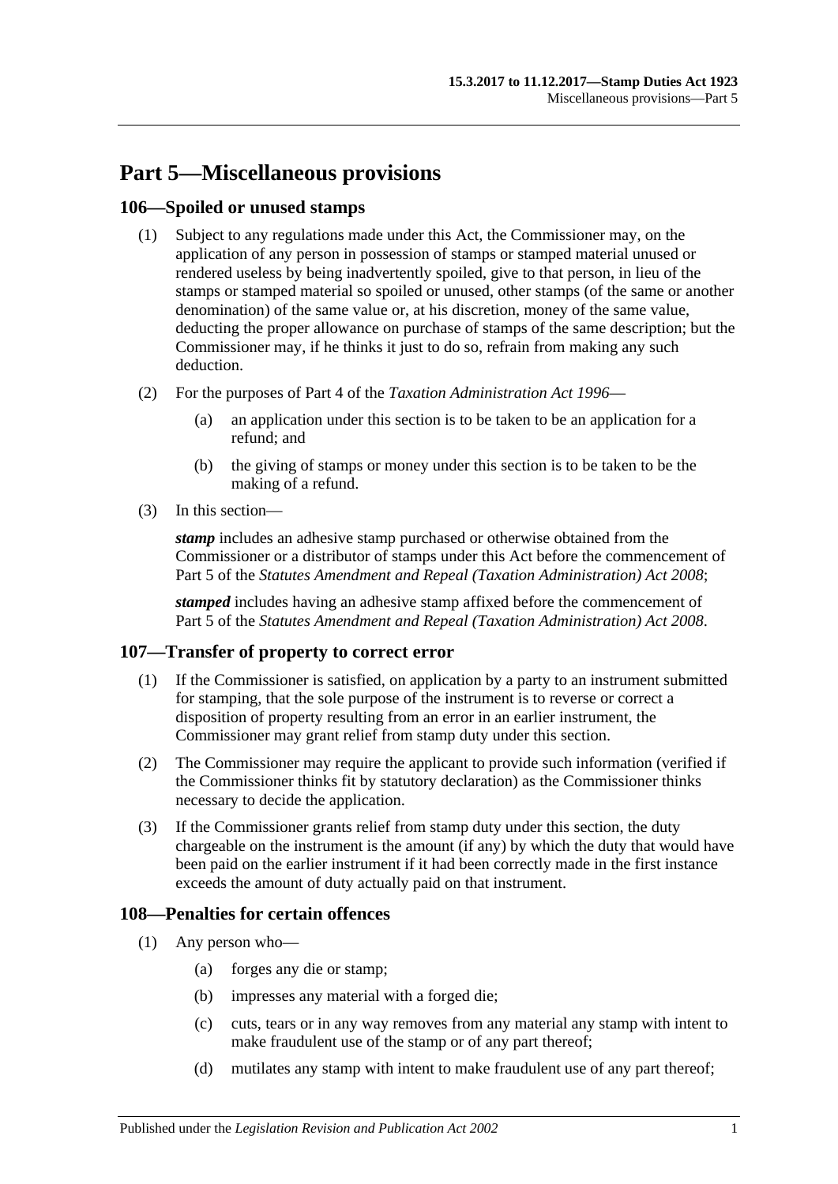# Part 5—Miscellaneous provisions

## 106—Spoiled or unused stamps

(1) Subject to any regulations made under this Act, the Commissioner may, on the application of any person in possession of stamps or stamped material unused or rendered useless by being inadvertently spoiled, give to that person, in lieu of the stamps or stamped material so spoiled or unused, other stamps (of the same or another denomination) of the same value or, at his discretion, money of the same value, deducting the proper allowance on purchase of stamps of the same description; but the Commissioner may, if he thinks it just to do so, refrain from making any such deduction.

(2) For the purposes of Part 4 of the *Taxation Administration Act 1996*—

(a) an application under this section is to be taken to be an application for a refund; and

(b) the giving of stamps or money under this section is to be taken to be the making of a refund.

(3) In this section—

***stamp*** includes an adhesive stamp purchased or otherwise obtained from the Commissioner or a distributor of stamps under this Act before the commencement of Part 5 of the *Statutes Amendment and Repeal (Taxation Administration) Act 2008*;

***stamped*** includes having an adhesive stamp affixed before the commencement of Part 5 of the *Statutes Amendment and Repeal (Taxation Administration) Act 2008*.

## 107—Transfer of property to correct error

(1) If the Commissioner is satisfied, on application by a party to an instrument submitted for stamping, that the sole purpose of the instrument is to reverse or correct a disposition of property resulting from an error in an earlier instrument, the Commissioner may grant relief from stamp duty under this section.

(2) The Commissioner may require the applicant to provide such information (verified if the Commissioner thinks fit by statutory declaration) as the Commissioner thinks necessary to decide the application.

(3) If the Commissioner grants relief from stamp duty under this section, the duty chargeable on the instrument is the amount (if any) by which the duty that would have been paid on the earlier instrument if it had been correctly made in the first instance exceeds the amount of duty actually paid on that instrument.

## 108—Penalties for certain offences

(1) Any person who—

(a) forges any die or stamp;

(b) impresses any material with a forged die;

(c) cuts, tears or in any way removes from any material any stamp with intent to make fraudulent use of the stamp or of any part thereof;

(d) mutilates any stamp with intent to make fraudulent use of any part thereof;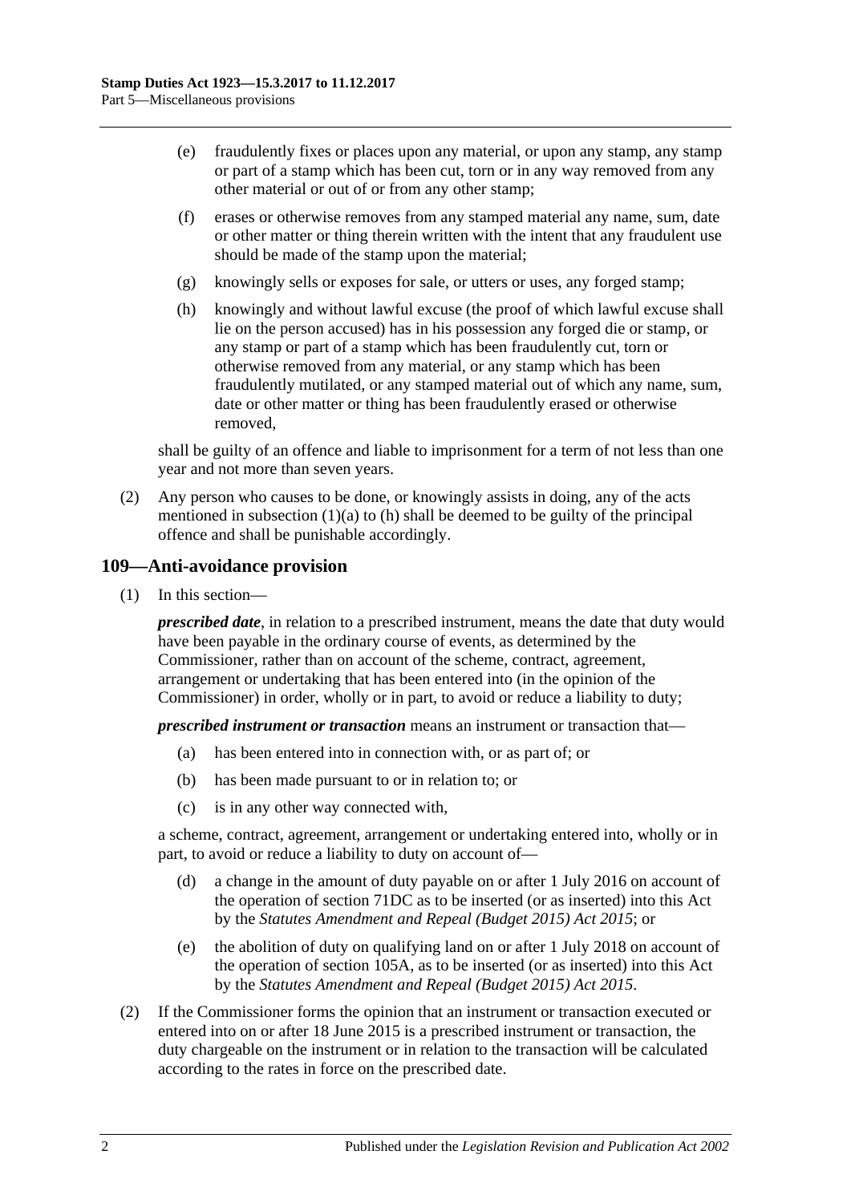(e) fraudulently fixes or places upon any material, or upon any stamp, any stamp or part of a stamp which has been cut, torn or in any way removed from any other material or out of or from any other stamp;

(f) erases or otherwise removes from any stamped material any name, sum, date or other matter or thing therein written with the intent that any fraudulent use should be made of the stamp upon the material;

(g) knowingly sells or exposes for sale, or utters or uses, any forged stamp;

(h) knowingly and without lawful excuse (the proof of which lawful excuse shall lie on the person accused) has in his possession any forged die or stamp, or any stamp or part of a stamp which has been fraudulently cut, torn or otherwise removed from any material, or any stamp which has been fraudulently mutilated, or any stamped material out of which any name, sum, date or other matter or thing has been fraudulently erased or otherwise removed,

shall be guilty of an offence and liable to imprisonment for a term of not less than one year and not more than seven years.

(2) Any person who causes to be done, or knowingly assists in doing, any of the acts mentioned in subsection (1)(a) to (h) shall be deemed to be guilty of the principal offence and shall be punishable accordingly.

## 109—Anti-avoidance provision

(1) In this section—

***prescribed date***, in relation to a prescribed instrument, means the date that duty would have been payable in the ordinary course of events, as determined by the Commissioner, rather than on account of the scheme, contract, agreement, arrangement or undertaking that has been entered into (in the opinion of the Commissioner) in order, wholly or in part, to avoid or reduce a liability to duty;

***prescribed instrument or transaction*** means an instrument or transaction that—

(a) has been entered into in connection with, or as part of; or

(b) has been made pursuant to or in relation to; or

(c) is in any other way connected with,

a scheme, contract, agreement, arrangement or undertaking entered into, wholly or in part, to avoid or reduce a liability to duty on account of—

(d) a change in the amount of duty payable on or after 1 July 2016 on account of the operation of section 71DC as to be inserted (or as inserted) into this Act by the *Statutes Amendment and Repeal (Budget 2015) Act 2015*; or

(e) the abolition of duty on qualifying land on or after 1 July 2018 on account of the operation of section 105A, as to be inserted (or as inserted) into this Act by the *Statutes Amendment and Repeal (Budget 2015) Act 2015*.

(2) If the Commissioner forms the opinion that an instrument or transaction executed or entered into on or after 18 June 2015 is a prescribed instrument or transaction, the duty chargeable on the instrument or in relation to the transaction will be calculated according to the rates in force on the prescribed date.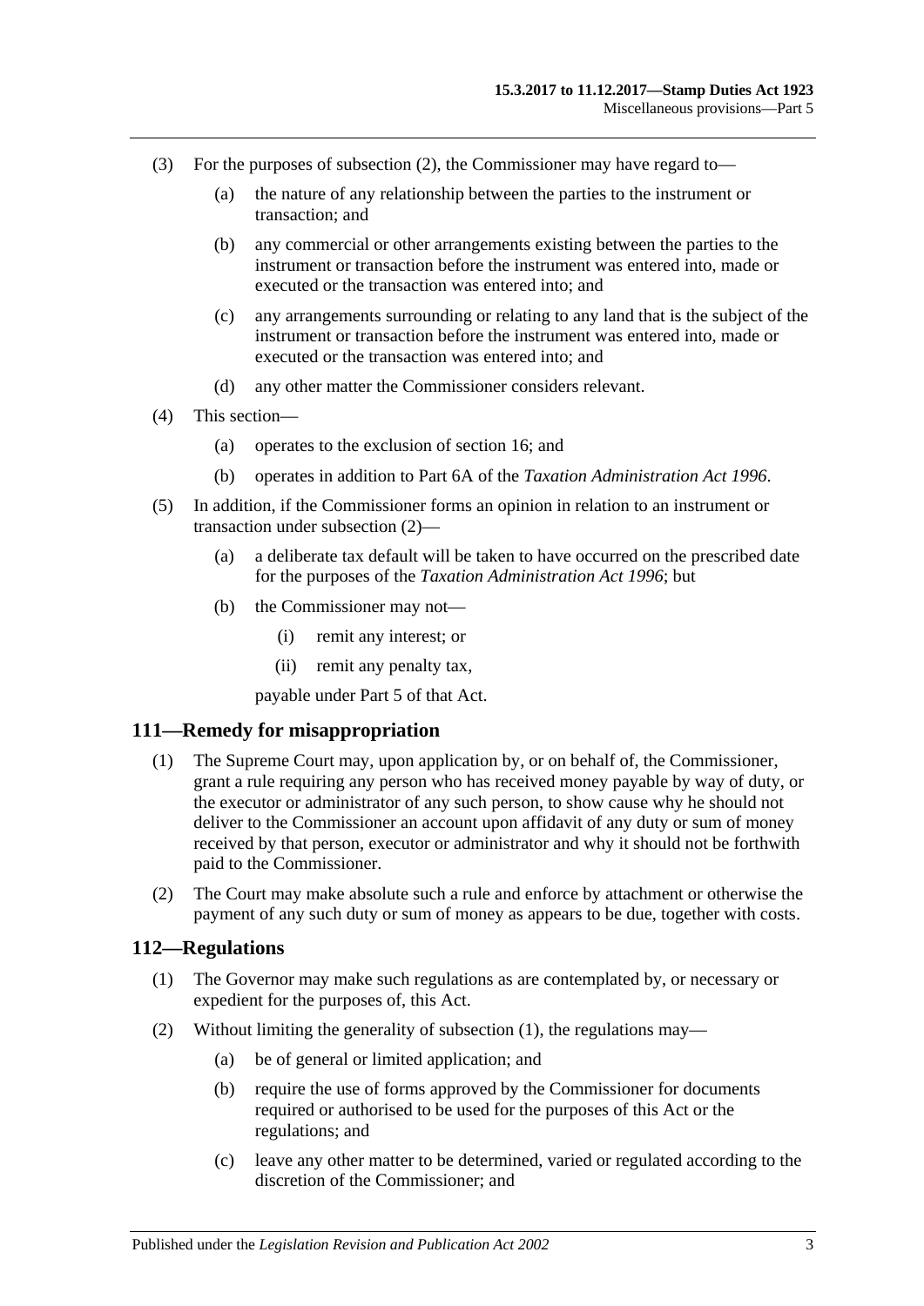(3) For the purposes of subsection (2), the Commissioner may have regard to—

 (a) the nature of any relationship between the parties to the instrument or transaction; and

 (b) any commercial or other arrangements existing between the parties to the instrument or transaction before the instrument was entered into, made or executed or the transaction was entered into; and

 (c) any arrangements surrounding or relating to any land that is the subject of the instrument or transaction before the instrument was entered into, made or executed or the transaction was entered into; and

 (d) any other matter the Commissioner considers relevant.

(4) This section—

 (a) operates to the exclusion of section 16; and

 (b) operates in addition to Part 6A of the *Taxation Administration Act 1996*.

(5) In addition, if the Commissioner forms an opinion in relation to an instrument or transaction under subsection (2)—

 (a) a deliberate tax default will be taken to have occurred on the prescribed date for the purposes of the *Taxation Administration Act 1996*; but

 (b) the Commissioner may not—

  (i) remit any interest; or

  (ii) remit any penalty tax,

 payable under Part 5 of that Act.

## 111—Remedy for misappropriation

(1) The Supreme Court may, upon application by, or on behalf of, the Commissioner, grant a rule requiring any person who has received money payable by way of duty, or the executor or administrator of any such person, to show cause why he should not deliver to the Commissioner an account upon affidavit of any duty or sum of money received by that person, executor or administrator and why it should not be forthwith paid to the Commissioner.

(2) The Court may make absolute such a rule and enforce by attachment or otherwise the payment of any such duty or sum of money as appears to be due, together with costs.

## 112—Regulations

(1) The Governor may make such regulations as are contemplated by, or necessary or expedient for the purposes of, this Act.

(2) Without limiting the generality of subsection (1), the regulations may—

 (a) be of general or limited application; and

 (b) require the use of forms approved by the Commissioner for documents required or authorised to be used for the purposes of this Act or the regulations; and

 (c) leave any other matter to be determined, varied or regulated according to the discretion of the Commissioner; and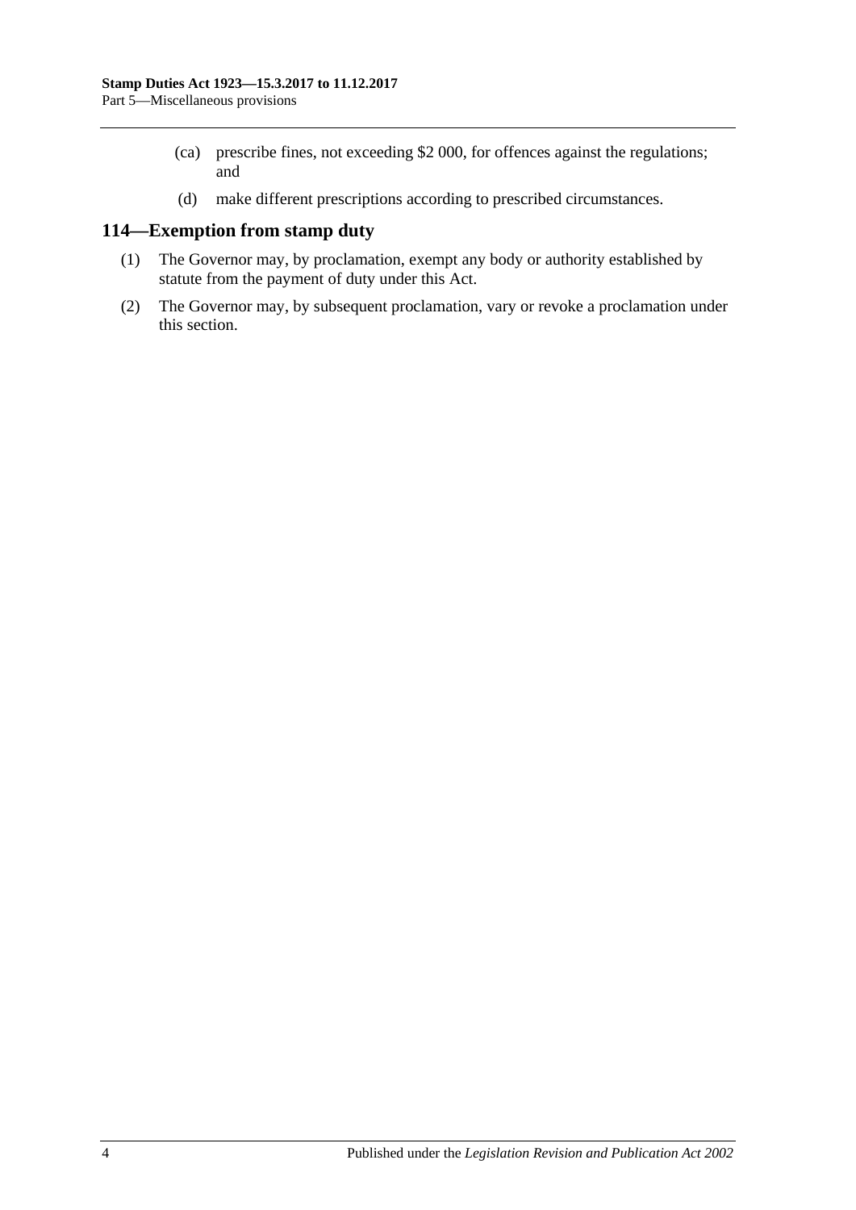(ca) prescribe fines, not exceeding $2 000, for offences against the regulations; and

(d) make different prescriptions according to prescribed circumstances.

## 114—Exemption from stamp duty

(1) The Governor may, by proclamation, exempt any body or authority established by statute from the payment of duty under this Act.

(2) The Governor may, by subsequent proclamation, vary or revoke a proclamation under this section.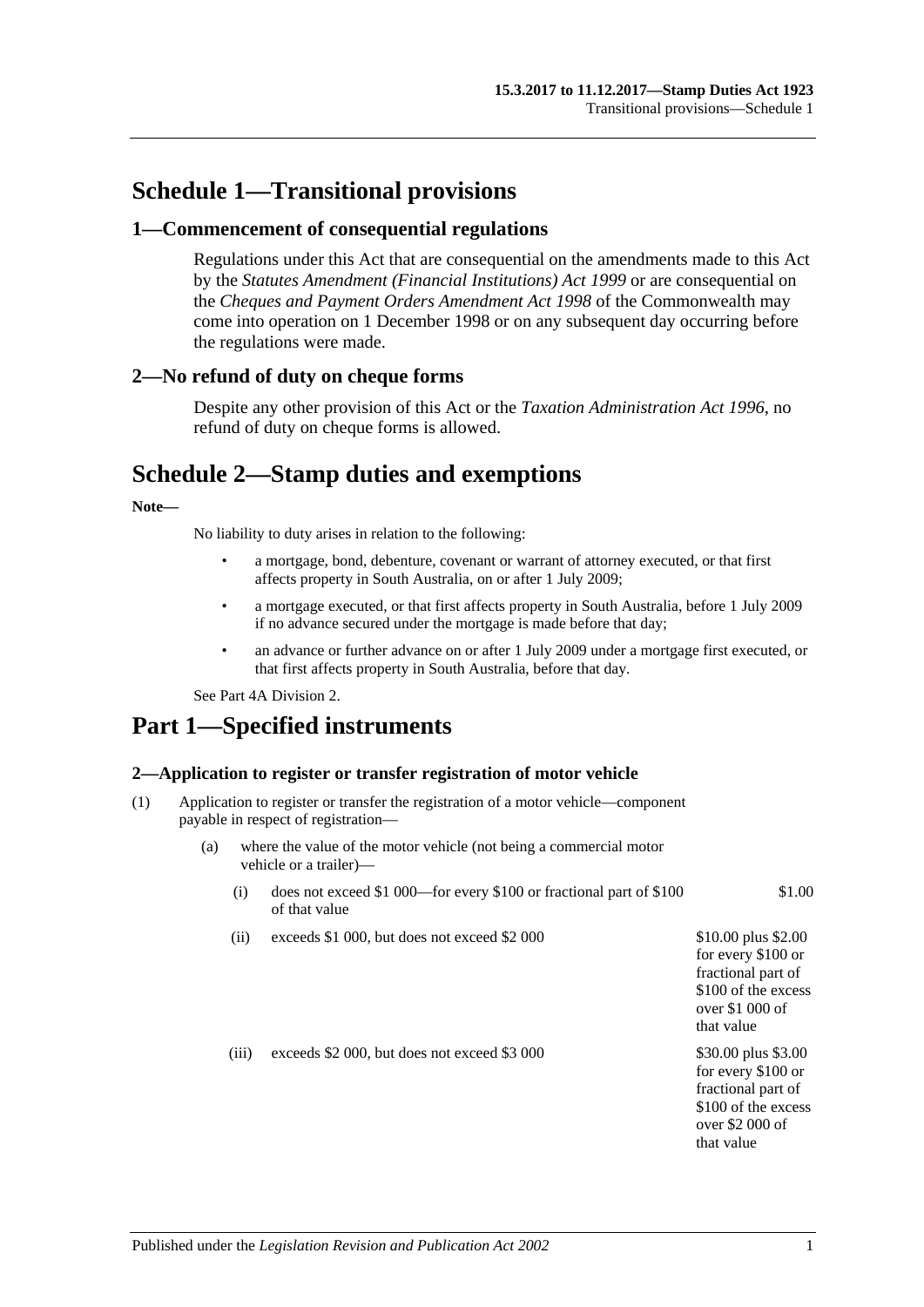# Schedule 1—Transitional provisions

## 1—Commencement of consequential regulations

Regulations under this Act that are consequential on the amendments made to this Act by the *Statutes Amendment (Financial Institutions) Act 1999* or are consequential on the *Cheques and Payment Orders Amendment Act 1998* of the Commonwealth may come into operation on 1 December 1998 or on any subsequent day occurring before the regulations were made.

## 2—No refund of duty on cheque forms

Despite any other provision of this Act or the *Taxation Administration Act 1996*, no refund of duty on cheque forms is allowed.

# Schedule 2—Stamp duties and exemptions

**Note—**

No liability to duty arises in relation to the following:

- a mortgage, bond, debenture, covenant or warrant of attorney executed, or that first affects property in South Australia, on or after 1 July 2009;
- a mortgage executed, or that first affects property in South Australia, before 1 July 2009 if no advance secured under the mortgage is made before that day;
- an advance or further advance on or after 1 July 2009 under a mortgage first executed, or that first affects property in South Australia, before that day.

See Part 4A Division 2.

# Part 1—Specified instruments

## 2—Application to register or transfer registration of motor vehicle

(1) Application to register or transfer the registration of a motor vehicle—component payable in respect of registration—

(a) where the value of the motor vehicle (not being a commercial motor vehicle or a trailer)—

| | | |
|---|---|---|
| (i) | does not exceed $1 000—for every $100 or fractional part of $100 of that value | $1.00 |
| (ii) | exceeds $1 000, but does not exceed $2 000 | $10.00 plus $2.00 for every $100 or fractional part of $100 of the excess over $1 000 of that value |
| (iii) | exceeds $2 000, but does not exceed $3 000 | $30.00 plus $3.00 for every $100 or fractional part of $100 of the excess over $2 000 of that value |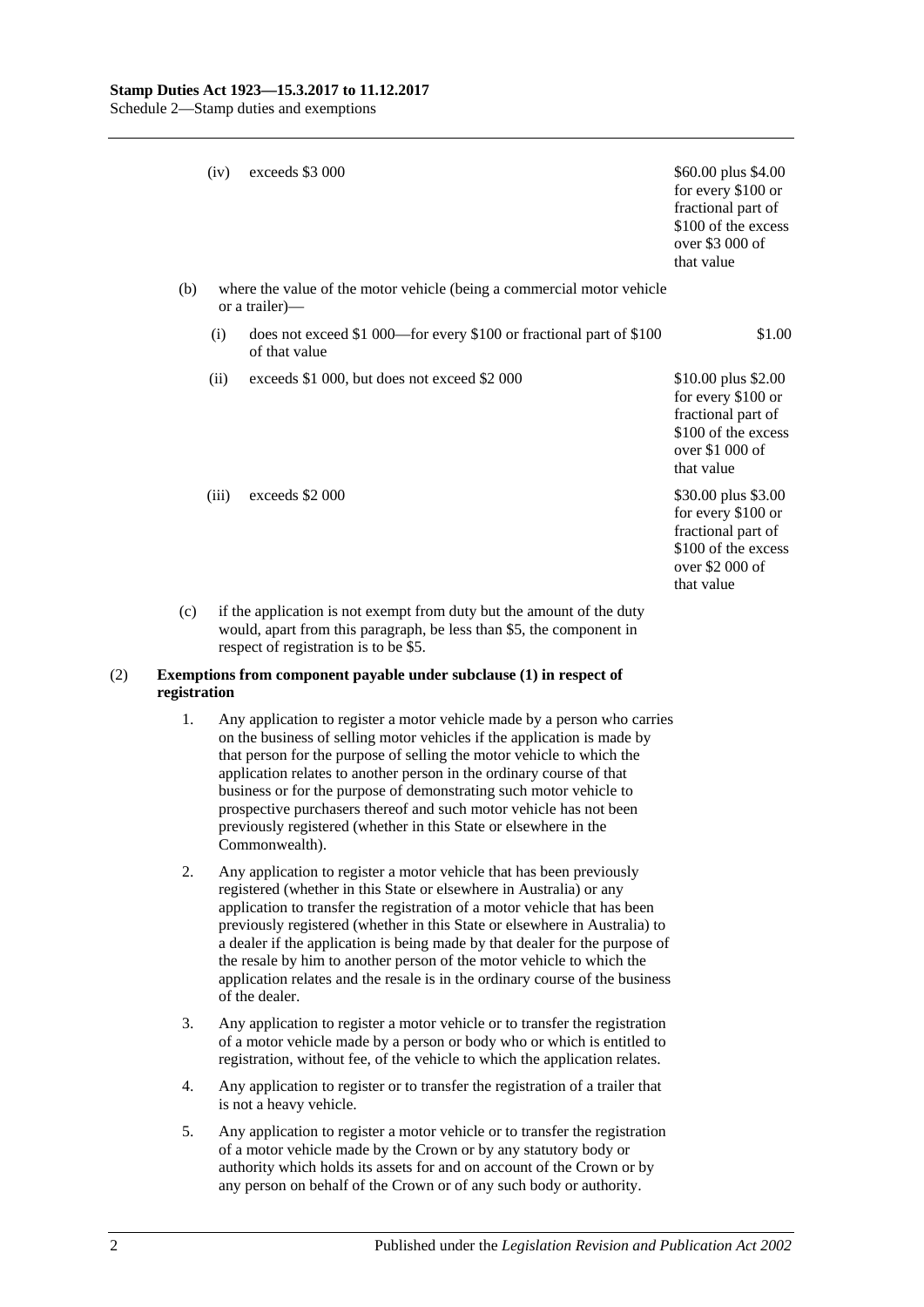| | | |
|---|---|---|
| (iv) | exceeds $3 000 | $60.00 plus $4.00 for every $100 or fractional part of $100 of the excess over $3 000 of that value |

(b) where the value of the motor vehicle (being a commercial motor vehicle or a trailer)—

| | | |
|---|---|---|
| (i) | does not exceed $1 000—for every $100 or fractional part of $100 of that value | $1.00 |
| (ii) | exceeds $1 000, but does not exceed $2 000 | $10.00 plus $2.00 for every $100 or fractional part of $100 of the excess over $1 000 of that value |
| (iii) | exceeds $2 000 | $30.00 plus $3.00 for every $100 or fractional part of $100 of the excess over $2 000 of that value |

(c) if the application is not exempt from duty but the amount of the duty would, apart from this paragraph, be less than $5, the component in respect of registration is to be $5.

(2) **Exemptions from component payable under subclause (1) in respect of registration**

1. Any application to register a motor vehicle made by a person who carries on the business of selling motor vehicles if the application is made by that person for the purpose of selling the motor vehicle to which the application relates to another person in the ordinary course of that business or for the purpose of demonstrating such motor vehicle to prospective purchasers thereof and such motor vehicle has not been previously registered (whether in this State or elsewhere in the Commonwealth).

2. Any application to register a motor vehicle that has been previously registered (whether in this State or elsewhere in Australia) or any application to transfer the registration of a motor vehicle that has been previously registered (whether in this State or elsewhere in Australia) to a dealer if the application is being made by that dealer for the purpose of the resale by him to another person of the motor vehicle to which the application relates and the resale is in the ordinary course of the business of the dealer.

3. Any application to register a motor vehicle or to transfer the registration of a motor vehicle made by a person or body who or which is entitled to registration, without fee, of the vehicle to which the application relates.

4. Any application to register or to transfer the registration of a trailer that is not a heavy vehicle.

5. Any application to register a motor vehicle or to transfer the registration of a motor vehicle made by the Crown or by any statutory body or authority which holds its assets for and on account of the Crown or by any person on behalf of the Crown or of any such body or authority.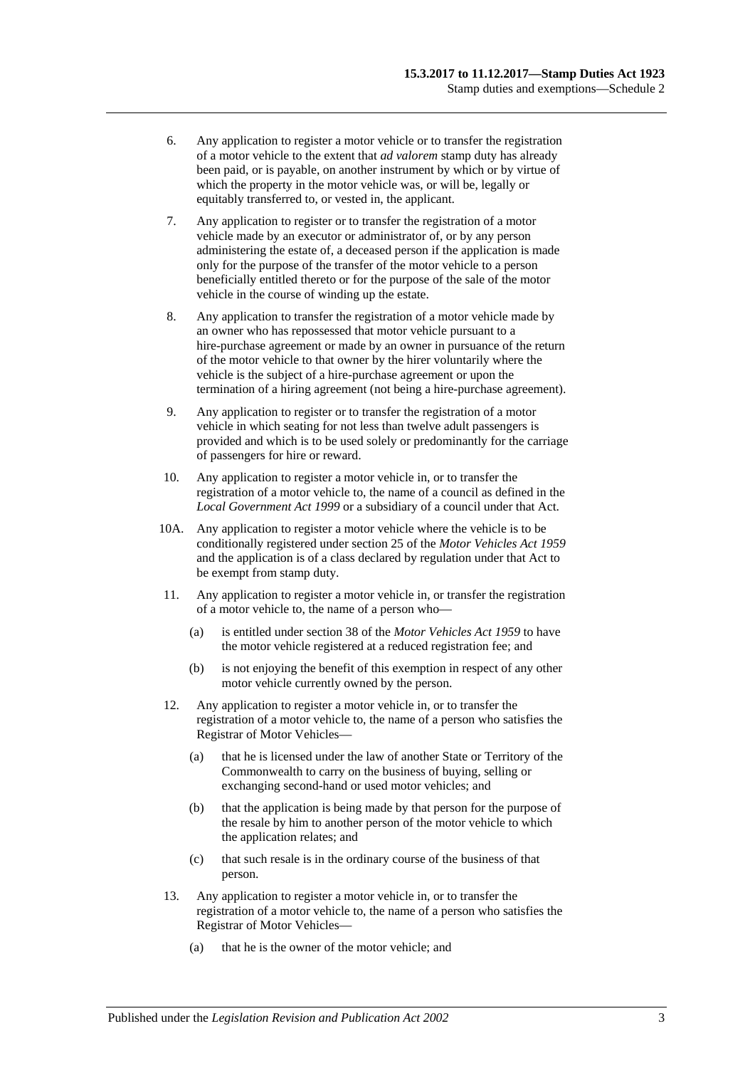6. Any application to register a motor vehicle or to transfer the registration of a motor vehicle to the extent that *ad valorem* stamp duty has already been paid, or is payable, on another instrument by which or by virtue of which the property in the motor vehicle was, or will be, legally or equitably transferred to, or vested in, the applicant.

7. Any application to register or to transfer the registration of a motor vehicle made by an executor or administrator of, or by any person administering the estate of, a deceased person if the application is made only for the purpose of the transfer of the motor vehicle to a person beneficially entitled thereto or for the purpose of the sale of the motor vehicle in the course of winding up the estate.

8. Any application to transfer the registration of a motor vehicle made by an owner who has repossessed that motor vehicle pursuant to a hire-purchase agreement or made by an owner in pursuance of the return of the motor vehicle to that owner by the hirer voluntarily where the vehicle is the subject of a hire-purchase agreement or upon the termination of a hiring agreement (not being a hire-purchase agreement).

9. Any application to register or to transfer the registration of a motor vehicle in which seating for not less than twelve adult passengers is provided and which is to be used solely or predominantly for the carriage of passengers for hire or reward.

10. Any application to register a motor vehicle in, or to transfer the registration of a motor vehicle to, the name of a council as defined in the *Local Government Act 1999* or a subsidiary of a council under that Act.

10A. Any application to register a motor vehicle where the vehicle is to be conditionally registered under section 25 of the *Motor Vehicles Act 1959* and the application is of a class declared by regulation under that Act to be exempt from stamp duty.

11. Any application to register a motor vehicle in, or transfer the registration of a motor vehicle to, the name of a person who—

   (a) is entitled under section 38 of the *Motor Vehicles Act 1959* to have the motor vehicle registered at a reduced registration fee; and

   (b) is not enjoying the benefit of this exemption in respect of any other motor vehicle currently owned by the person.

12. Any application to register a motor vehicle in, or to transfer the registration of a motor vehicle to, the name of a person who satisfies the Registrar of Motor Vehicles—

   (a) that he is licensed under the law of another State or Territory of the Commonwealth to carry on the business of buying, selling or exchanging second-hand or used motor vehicles; and

   (b) that the application is being made by that person for the purpose of the resale by him to another person of the motor vehicle to which the application relates; and

   (c) that such resale is in the ordinary course of the business of that person.

13. Any application to register a motor vehicle in, or to transfer the registration of a motor vehicle to, the name of a person who satisfies the Registrar of Motor Vehicles—

   (a) that he is the owner of the motor vehicle; and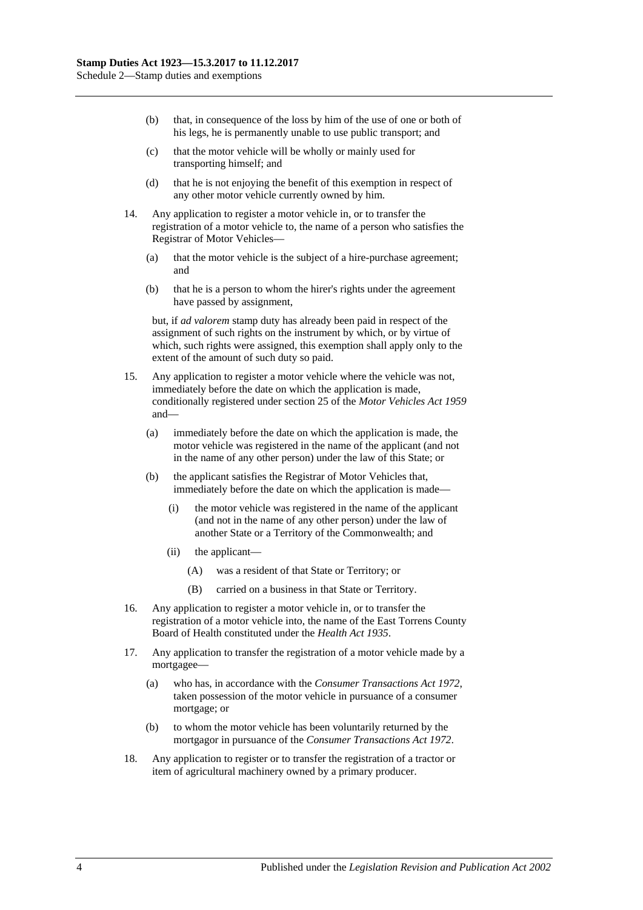(b) that, in consequence of the loss by him of the use of one or both of his legs, he is permanently unable to use public transport; and

(c) that the motor vehicle will be wholly or mainly used for transporting himself; and

(d) that he is not enjoying the benefit of this exemption in respect of any other motor vehicle currently owned by him.

14. Any application to register a motor vehicle in, or to transfer the registration of a motor vehicle to, the name of a person who satisfies the Registrar of Motor Vehicles—

(a) that the motor vehicle is the subject of a hire-purchase agreement; and

(b) that he is a person to whom the hirer's rights under the agreement have passed by assignment,

but, if *ad valorem* stamp duty has already been paid in respect of the assignment of such rights on the instrument by which, or by virtue of which, such rights were assigned, this exemption shall apply only to the extent of the amount of such duty so paid.

15. Any application to register a motor vehicle where the vehicle was not, immediately before the date on which the application is made, conditionally registered under section 25 of the *Motor Vehicles Act 1959* and—

(a) immediately before the date on which the application is made, the motor vehicle was registered in the name of the applicant (and not in the name of any other person) under the law of this State; or

(b) the applicant satisfies the Registrar of Motor Vehicles that, immediately before the date on which the application is made—

(i) the motor vehicle was registered in the name of the applicant (and not in the name of any other person) under the law of another State or a Territory of the Commonwealth; and

(ii) the applicant—

(A) was a resident of that State or Territory; or

(B) carried on a business in that State or Territory.

16. Any application to register a motor vehicle in, or to transfer the registration of a motor vehicle into, the name of the East Torrens County Board of Health constituted under the *Health Act 1935*.

17. Any application to transfer the registration of a motor vehicle made by a mortgagee—

(a) who has, in accordance with the *Consumer Transactions Act 1972*, taken possession of the motor vehicle in pursuance of a consumer mortgage; or

(b) to whom the motor vehicle has been voluntarily returned by the mortgagor in pursuance of the *Consumer Transactions Act 1972*.

18. Any application to register or to transfer the registration of a tractor or item of agricultural machinery owned by a primary producer.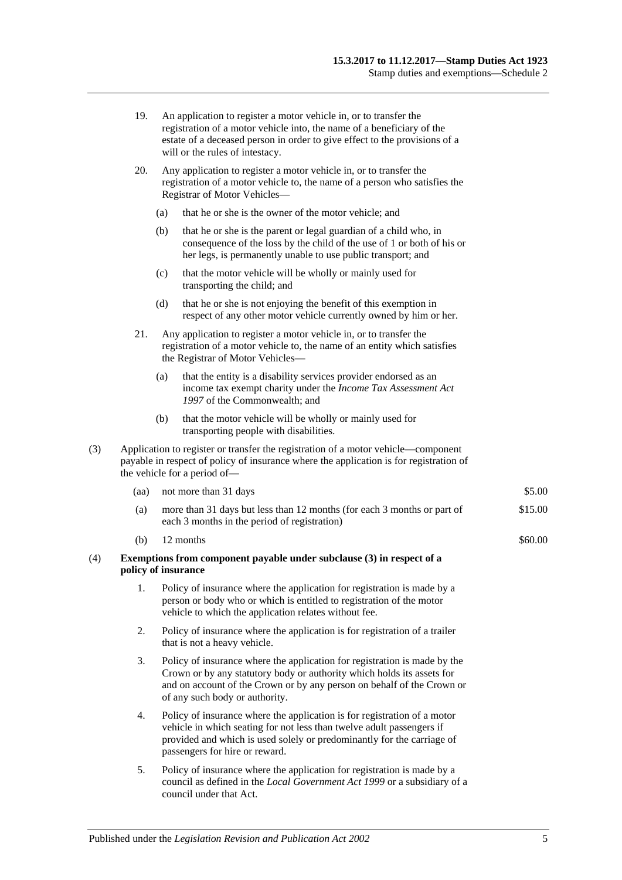19. An application to register a motor vehicle in, or to transfer the registration of a motor vehicle into, the name of a beneficiary of the estate of a deceased person in order to give effect to the provisions of a will or the rules of intestacy.

20. Any application to register a motor vehicle in, or to transfer the registration of a motor vehicle to, the name of a person who satisfies the Registrar of Motor Vehicles—

   (a) that he or she is the owner of the motor vehicle; and

   (b) that he or she is the parent or legal guardian of a child who, in consequence of the loss by the child of the use of 1 or both of his or her legs, is permanently unable to use public transport; and

   (c) that the motor vehicle will be wholly or mainly used for transporting the child; and

   (d) that he or she is not enjoying the benefit of this exemption in respect of any other motor vehicle currently owned by him or her.

21. Any application to register a motor vehicle in, or to transfer the registration of a motor vehicle to, the name of an entity which satisfies the Registrar of Motor Vehicles—

   (a) that the entity is a disability services provider endorsed as an income tax exempt charity under the *Income Tax Assessment Act 1997* of the Commonwealth; and

   (b) that the motor vehicle will be wholly or mainly used for transporting people with disabilities.

(3) Application to register or transfer the registration of a motor vehicle—component payable in respect of policy of insurance where the application is for registration of the vehicle for a period of—

| | | |
|---|---|---|
| (aa) | not more than 31 days | \$5.00 |
| (a) | more than 31 days but less than 12 months (for each 3 months or part of each 3 months in the period of registration) | \$15.00 |
| (b) | 12 months | \$60.00 |

(4) **Exemptions from component payable under subclause (3) in respect of a policy of insurance**

1. Policy of insurance where the application for registration is made by a person or body who or which is entitled to registration of the motor vehicle to which the application relates without fee.

2. Policy of insurance where the application is for registration of a trailer that is not a heavy vehicle.

3. Policy of insurance where the application for registration is made by the Crown or by any statutory body or authority which holds its assets for and on account of the Crown or by any person on behalf of the Crown or of any such body or authority.

4. Policy of insurance where the application is for registration of a motor vehicle in which seating for not less than twelve adult passengers if provided and which is used solely or predominantly for the carriage of passengers for hire or reward.

5. Policy of insurance where the application for registration is made by a council as defined in the *Local Government Act 1999* or a subsidiary of a council under that Act.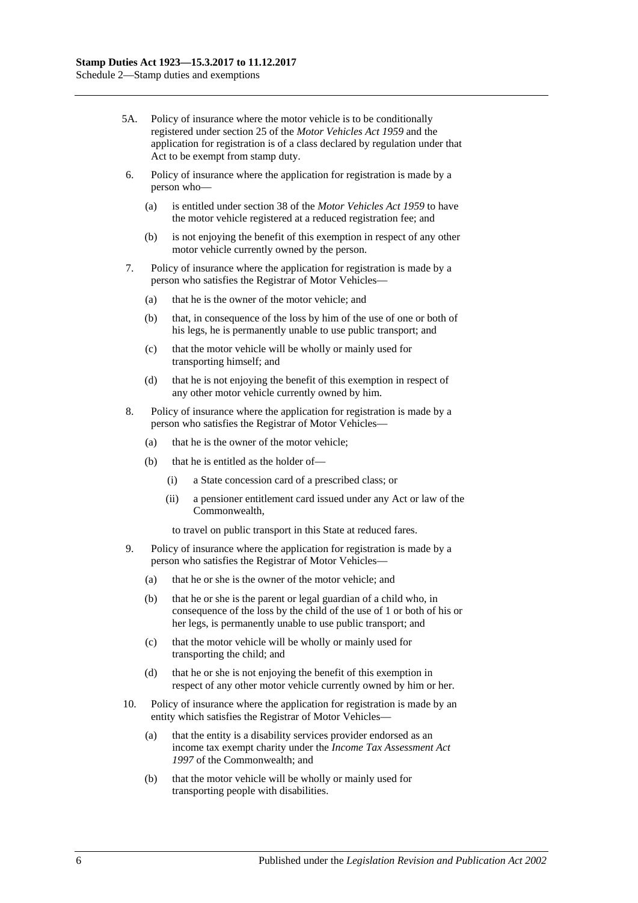5A. Policy of insurance where the motor vehicle is to be conditionally registered under section 25 of the *Motor Vehicles Act 1959* and the application for registration is of a class declared by regulation under that Act to be exempt from stamp duty.

6. Policy of insurance where the application for registration is made by a person who—

   (a) is entitled under section 38 of the *Motor Vehicles Act 1959* to have the motor vehicle registered at a reduced registration fee; and

   (b) is not enjoying the benefit of this exemption in respect of any other motor vehicle currently owned by the person.

7. Policy of insurance where the application for registration is made by a person who satisfies the Registrar of Motor Vehicles—

   (a) that he is the owner of the motor vehicle; and

   (b) that, in consequence of the loss by him of the use of one or both of his legs, he is permanently unable to use public transport; and

   (c) that the motor vehicle will be wholly or mainly used for transporting himself; and

   (d) that he is not enjoying the benefit of this exemption in respect of any other motor vehicle currently owned by him.

8. Policy of insurance where the application for registration is made by a person who satisfies the Registrar of Motor Vehicles—

   (a) that he is the owner of the motor vehicle;

   (b) that he is entitled as the holder of—

      (i) a State concession card of a prescribed class; or

      (ii) a pensioner entitlement card issued under any Act or law of the Commonwealth,

   to travel on public transport in this State at reduced fares.

9. Policy of insurance where the application for registration is made by a person who satisfies the Registrar of Motor Vehicles—

   (a) that he or she is the owner of the motor vehicle; and

   (b) that he or she is the parent or legal guardian of a child who, in consequence of the loss by the child of the use of 1 or both of his or her legs, is permanently unable to use public transport; and

   (c) that the motor vehicle will be wholly or mainly used for transporting the child; and

   (d) that he or she is not enjoying the benefit of this exemption in respect of any other motor vehicle currently owned by him or her.

10. Policy of insurance where the application for registration is made by an entity which satisfies the Registrar of Motor Vehicles—

   (a) that the entity is a disability services provider endorsed as an income tax exempt charity under the *Income Tax Assessment Act 1997* of the Commonwealth; and

   (b) that the motor vehicle will be wholly or mainly used for transporting people with disabilities.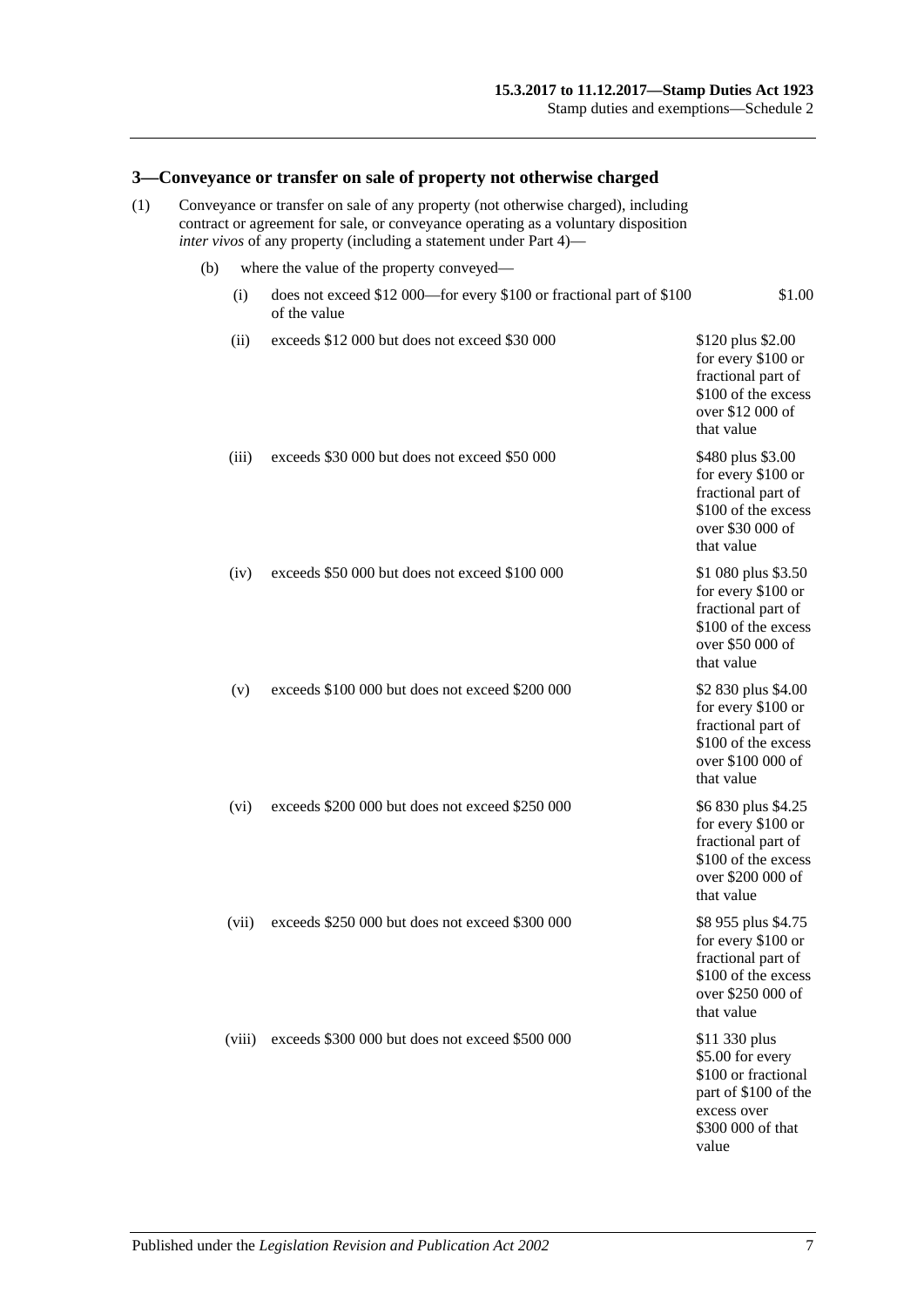## 3—Conveyance or transfer on sale of property not otherwise charged

(1) Conveyance or transfer on sale of any property (not otherwise charged), including contract or agreement for sale, or conveyance operating as a voluntary disposition *inter vivos* of any property (including a statement under Part 4)—

(b) where the value of the property conveyed—

| | | |
|---|---|---|
| (i) | does not exceed $12 000—for every $100 or fractional part of $100 of the value | $1.00 |
| (ii) | exceeds $12 000 but does not exceed $30 000 | $120 plus $2.00 for every $100 or fractional part of $100 of the excess over $12 000 of that value |
| (iii) | exceeds $30 000 but does not exceed $50 000 | $480 plus $3.00 for every $100 or fractional part of $100 of the excess over $30 000 of that value |
| (iv) | exceeds $50 000 but does not exceed $100 000 | $1 080 plus $3.50 for every $100 or fractional part of $100 of the excess over $50 000 of that value |
| (v) | exceeds $100 000 but does not exceed $200 000 | $2 830 plus $4.00 for every $100 or fractional part of $100 of the excess over $100 000 of that value |
| (vi) | exceeds $200 000 but does not exceed $250 000 | $6 830 plus $4.25 for every $100 or fractional part of $100 of the excess over $200 000 of that value |
| (vii) | exceeds $250 000 but does not exceed $300 000 | $8 955 plus $4.75 for every $100 or fractional part of $100 of the excess over $250 000 of that value |
| (viii) | exceeds $300 000 but does not exceed $500 000 | $11 330 plus $5.00 for every $100 or fractional part of $100 of the excess over $300 000 of that value |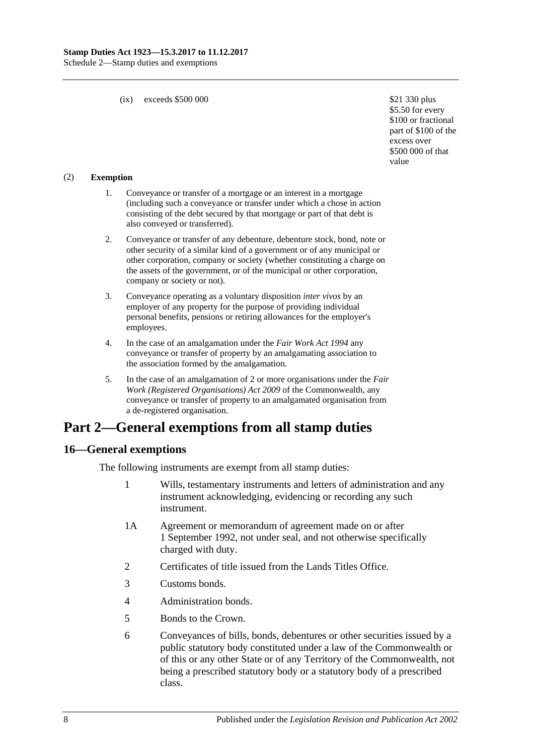(ix) exceeds $500 000 — $21 330 plus $5.50 for every $100 or fractional part of $100 of the excess over $500 000 of that value

(2) **Exemption**

1. Conveyance or transfer of a mortgage or an interest in a mortgage (including such a conveyance or transfer under which a chose in action consisting of the debt secured by that mortgage or part of that debt is also conveyed or transferred).

2. Conveyance or transfer of any debenture, debenture stock, bond, note or other security of a similar kind of a government or of any municipal or other corporation, company or society (whether constituting a charge on the assets of the government, or of the municipal or other corporation, company or society or not).

3. Conveyance operating as a voluntary disposition *inter vivos* by an employer of any property for the purpose of providing individual personal benefits, pensions or retiring allowances for the employer's employees.

4. In the case of an amalgamation under the *Fair Work Act 1994* any conveyance or transfer of property by an amalgamating association to the association formed by the amalgamation.

5. In the case of an amalgamation of 2 or more organisations under the *Fair Work (Registered Organisations) Act 2009* of the Commonwealth, any conveyance or transfer of property to an amalgamated organisation from a de-registered organisation.

# Part 2—General exemptions from all stamp duties

## 16—General exemptions

The following instruments are exempt from all stamp duties:

1 Wills, testamentary instruments and letters of administration and any instrument acknowledging, evidencing or recording any such instrument.

1A Agreement or memorandum of agreement made on or after 1 September 1992, not under seal, and not otherwise specifically charged with duty.

2 Certificates of title issued from the Lands Titles Office.

3 Customs bonds.

4 Administration bonds.

5 Bonds to the Crown.

6 Conveyances of bills, bonds, debentures or other securities issued by a public statutory body constituted under a law of the Commonwealth or of this or any other State or of any Territory of the Commonwealth, not being a prescribed statutory body or a statutory body of a prescribed class.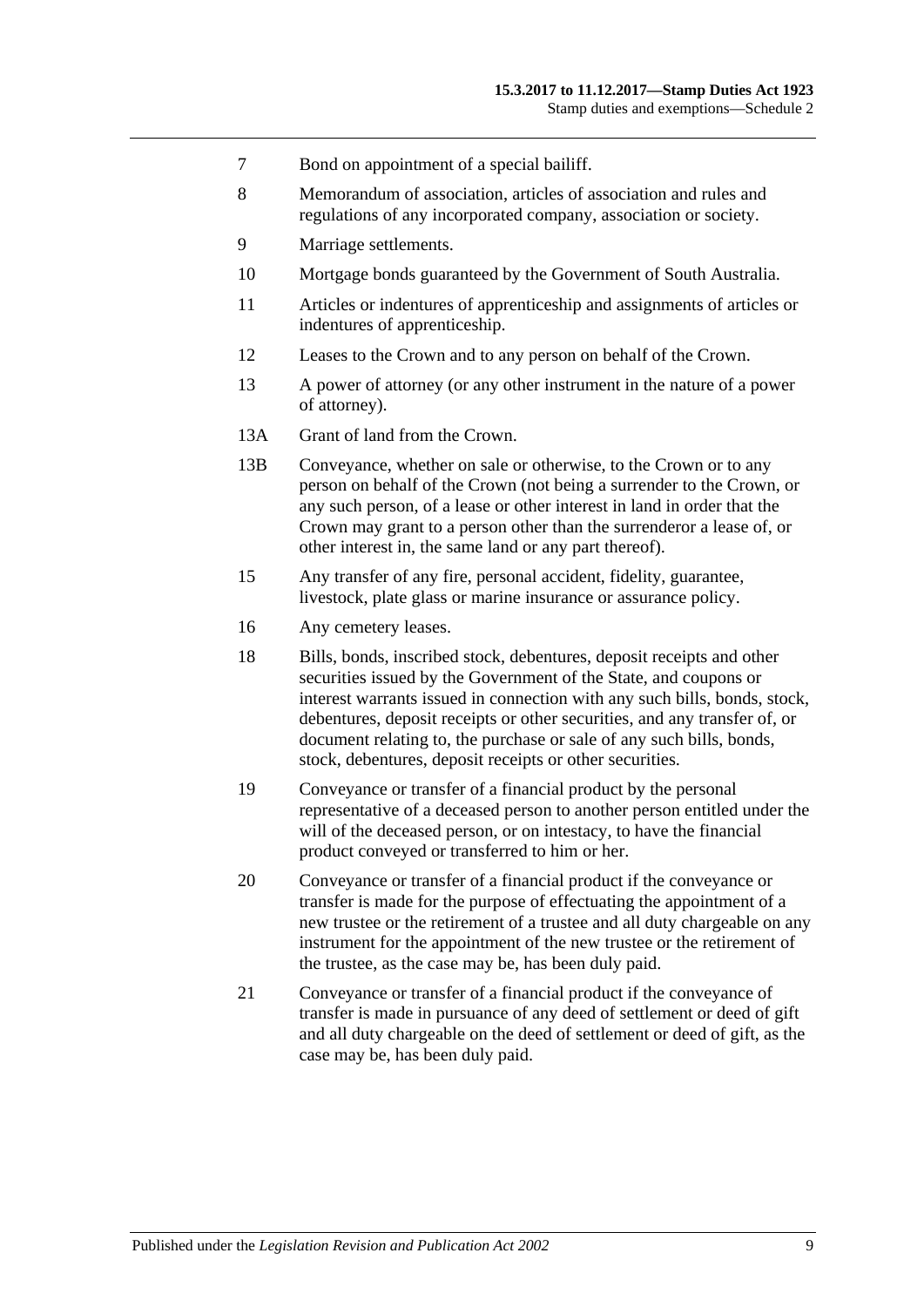| | |
|---|---|
| 7 | Bond on appointment of a special bailiff. |
| 8 | Memorandum of association, articles of association and rules and regulations of any incorporated company, association or society. |
| 9 | Marriage settlements. |
| 10 | Mortgage bonds guaranteed by the Government of South Australia. |
| 11 | Articles or indentures of apprenticeship and assignments of articles or indentures of apprenticeship. |
| 12 | Leases to the Crown and to any person on behalf of the Crown. |
| 13 | A power of attorney (or any other instrument in the nature of a power of attorney). |
| 13A | Grant of land from the Crown. |
| 13B | Conveyance, whether on sale or otherwise, to the Crown or to any person on behalf of the Crown (not being a surrender to the Crown, or any such person, of a lease or other interest in land in order that the Crown may grant to a person other than the surrenderor a lease of, or other interest in, the same land or any part thereof). |
| 15 | Any transfer of any fire, personal accident, fidelity, guarantee, livestock, plate glass or marine insurance or assurance policy. |
| 16 | Any cemetery leases. |
| 18 | Bills, bonds, inscribed stock, debentures, deposit receipts and other securities issued by the Government of the State, and coupons or interest warrants issued in connection with any such bills, bonds, stock, debentures, deposit receipts or other securities, and any transfer of, or document relating to, the purchase or sale of any such bills, bonds, stock, debentures, deposit receipts or other securities. |
| 19 | Conveyance or transfer of a financial product by the personal representative of a deceased person to another person entitled under the will of the deceased person, or on intestacy, to have the financial product conveyed or transferred to him or her. |
| 20 | Conveyance or transfer of a financial product if the conveyance or transfer is made for the purpose of effectuating the appointment of a new trustee or the retirement of a trustee and all duty chargeable on any instrument for the appointment of the new trustee or the retirement of the trustee, as the case may be, has been duly paid. |
| 21 | Conveyance or transfer of a financial product if the conveyance of transfer is made in pursuance of any deed of settlement or deed of gift and all duty chargeable on the deed of settlement or deed of gift, as the case may be, has been duly paid. |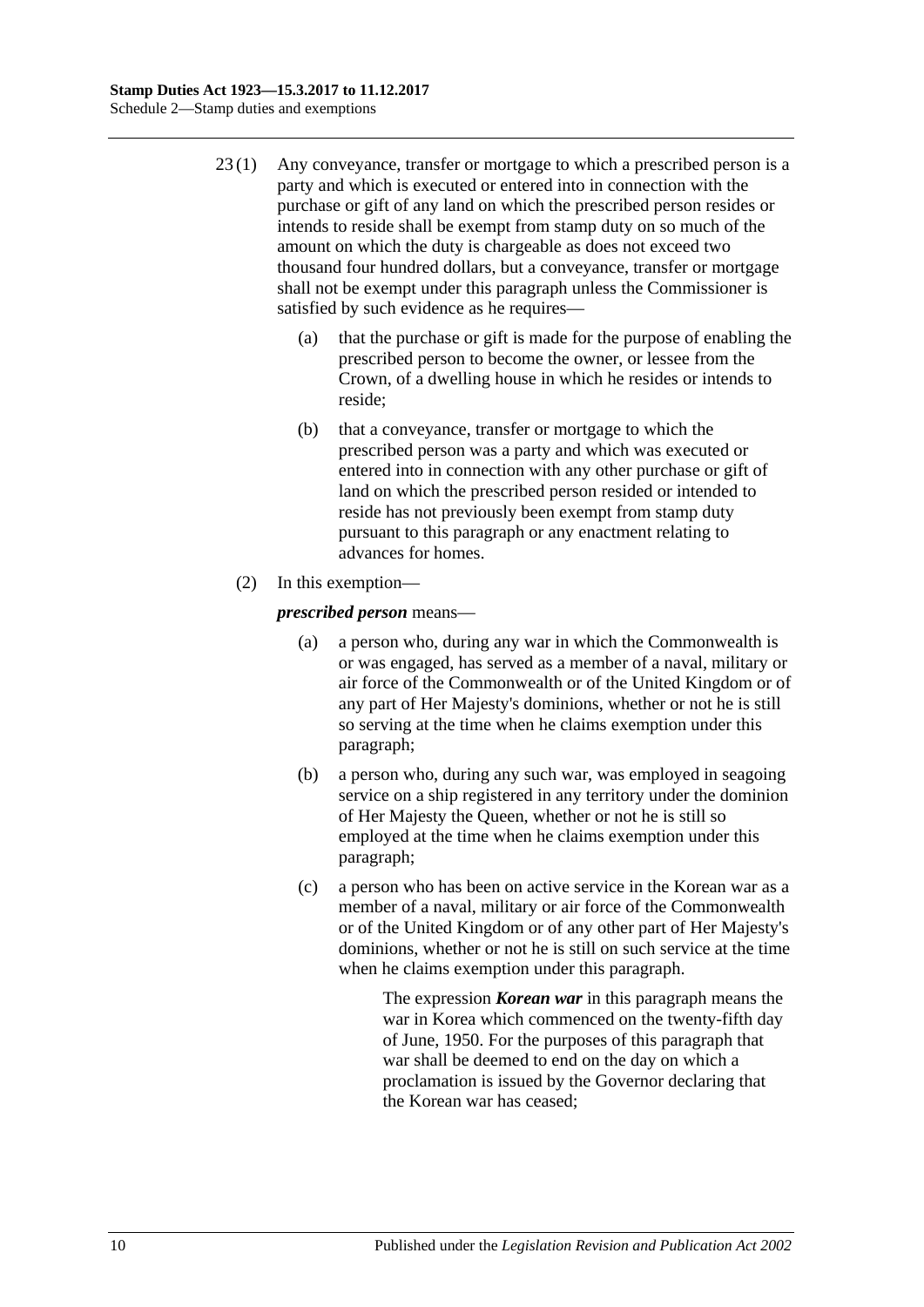23 (1) Any conveyance, transfer or mortgage to which a prescribed person is a party and which is executed or entered into in connection with the purchase or gift of any land on which the prescribed person resides or intends to reside shall be exempt from stamp duty on so much of the amount on which the duty is chargeable as does not exceed two thousand four hundred dollars, but a conveyance, transfer or mortgage shall not be exempt under this paragraph unless the Commissioner is satisfied by such evidence as he requires—

(a) that the purchase or gift is made for the purpose of enabling the prescribed person to become the owner, or lessee from the Crown, of a dwelling house in which he resides or intends to reside;

(b) that a conveyance, transfer or mortgage to which the prescribed person was a party and which was executed or entered into in connection with any other purchase or gift of land on which the prescribed person resided or intended to reside has not previously been exempt from stamp duty pursuant to this paragraph or any enactment relating to advances for homes.

(2) In this exemption—

***prescribed person*** means—

(a) a person who, during any war in which the Commonwealth is or was engaged, has served as a member of a naval, military or air force of the Commonwealth or of the United Kingdom or of any part of Her Majesty's dominions, whether or not he is still so serving at the time when he claims exemption under this paragraph;

(b) a person who, during any such war, was employed in seagoing service on a ship registered in any territory under the dominion of Her Majesty the Queen, whether or not he is still so employed at the time when he claims exemption under this paragraph;

(c) a person who has been on active service in the Korean war as a member of a naval, military or air force of the Commonwealth or of the United Kingdom or of any other part of Her Majesty's dominions, whether or not he is still on such service at the time when he claims exemption under this paragraph.

The expression ***Korean war*** in this paragraph means the war in Korea which commenced on the twenty-fifth day of June, 1950. For the purposes of this paragraph that war shall be deemed to end on the day on which a proclamation is issued by the Governor declaring that the Korean war has ceased;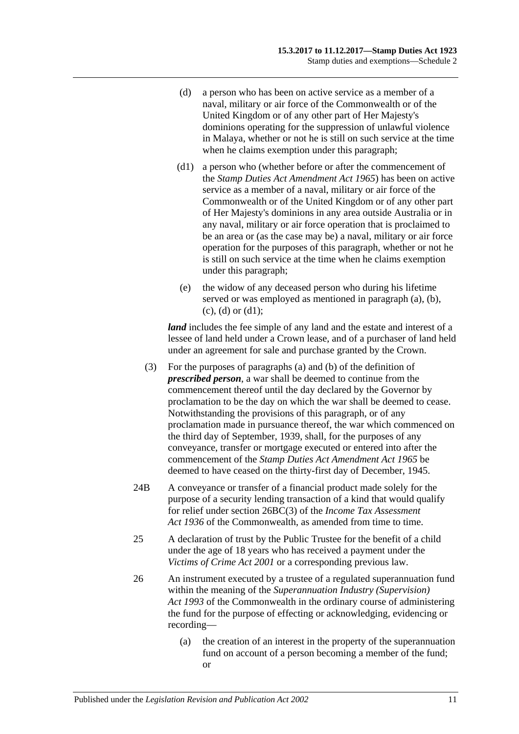(d) a person who has been on active service as a member of a naval, military or air force of the Commonwealth or of the United Kingdom or of any other part of Her Majesty's dominions operating for the suppression of unlawful violence in Malaya, whether or not he is still on such service at the time when he claims exemption under this paragraph;

(d1) a person who (whether before or after the commencement of the *Stamp Duties Act Amendment Act 1965*) has been on active service as a member of a naval, military or air force of the Commonwealth or of the United Kingdom or of any other part of Her Majesty's dominions in any area outside Australia or in any naval, military or air force operation that is proclaimed to be an area or (as the case may be) a naval, military or air force operation for the purposes of this paragraph, whether or not he is still on such service at the time when he claims exemption under this paragraph;

(e) the widow of any deceased person who during his lifetime served or was employed as mentioned in paragraph (a), (b), (c), (d) or (d1);

***land*** includes the fee simple of any land and the estate and interest of a lessee of land held under a Crown lease, and of a purchaser of land held under an agreement for sale and purchase granted by the Crown.

(3) For the purposes of paragraphs (a) and (b) of the definition of ***prescribed person***, a war shall be deemed to continue from the commencement thereof until the day declared by the Governor by proclamation to be the day on which the war shall be deemed to cease. Notwithstanding the provisions of this paragraph, or of any proclamation made in pursuance thereof, the war which commenced on the third day of September, 1939, shall, for the purposes of any conveyance, transfer or mortgage executed or entered into after the commencement of the *Stamp Duties Act Amendment Act 1965* be deemed to have ceased on the thirty-first day of December, 1945.

24B A conveyance or transfer of a financial product made solely for the purpose of a security lending transaction of a kind that would qualify for relief under section 26BC(3) of the *Income Tax Assessment Act 1936* of the Commonwealth, as amended from time to time.

25 A declaration of trust by the Public Trustee for the benefit of a child under the age of 18 years who has received a payment under the *Victims of Crime Act 2001* or a corresponding previous law.

26 An instrument executed by a trustee of a regulated superannuation fund within the meaning of the *Superannuation Industry (Supervision) Act 1993* of the Commonwealth in the ordinary course of administering the fund for the purpose of effecting or acknowledging, evidencing or recording—

(a) the creation of an interest in the property of the superannuation fund on account of a person becoming a member of the fund; or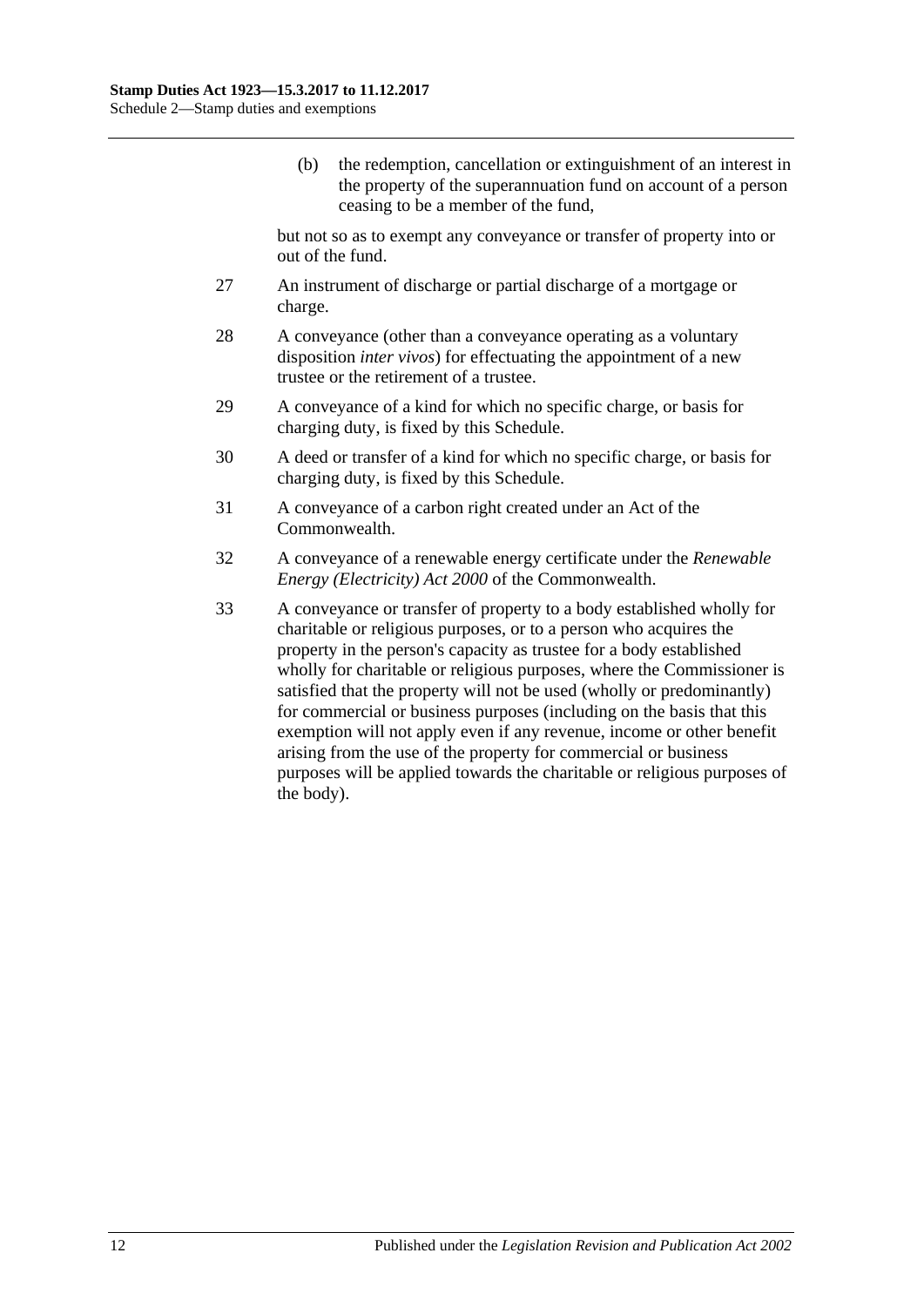(b) the redemption, cancellation or extinguishment of an interest in the property of the superannuation fund on account of a person ceasing to be a member of the fund,

but not so as to exempt any conveyance or transfer of property into or out of the fund.

27 An instrument of discharge or partial discharge of a mortgage or charge.

28 A conveyance (other than a conveyance operating as a voluntary disposition *inter vivos*) for effectuating the appointment of a new trustee or the retirement of a trustee.

29 A conveyance of a kind for which no specific charge, or basis for charging duty, is fixed by this Schedule.

30 A deed or transfer of a kind for which no specific charge, or basis for charging duty, is fixed by this Schedule.

31 A conveyance of a carbon right created under an Act of the Commonwealth.

32 A conveyance of a renewable energy certificate under the *Renewable Energy (Electricity) Act 2000* of the Commonwealth.

33 A conveyance or transfer of property to a body established wholly for charitable or religious purposes, or to a person who acquires the property in the person's capacity as trustee for a body established wholly for charitable or religious purposes, where the Commissioner is satisfied that the property will not be used (wholly or predominantly) for commercial or business purposes (including on the basis that this exemption will not apply even if any revenue, income or other benefit arising from the use of the property for commercial or business purposes will be applied towards the charitable or religious purposes of the body).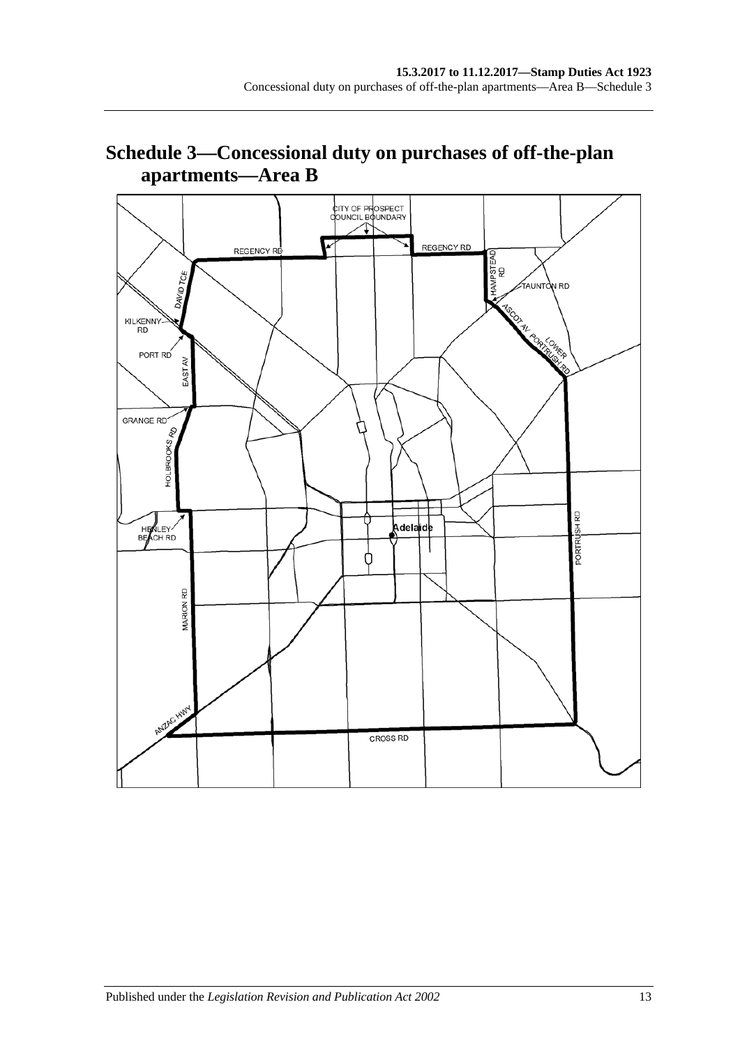## Schedule 3—Concessional duty on purchases of off-the-plan apartments—Area B

CITY OF PROSPECT COUNCIL BOUNDARY

REGENCY RD

REGENCY RD

HAMPSTEAD RD

TAUNTON RD

DAVID TCE

KILKENNY RD

PORT RD

EAST AV

ASCOT AV

LOWER PORTRUSH RD

GRANGE RD

HOLBROOKS RD

HENLEY BEACH RD

Adelaide

PORTRUSH RD

MARION RD

ANZAC HWY

CROSS RD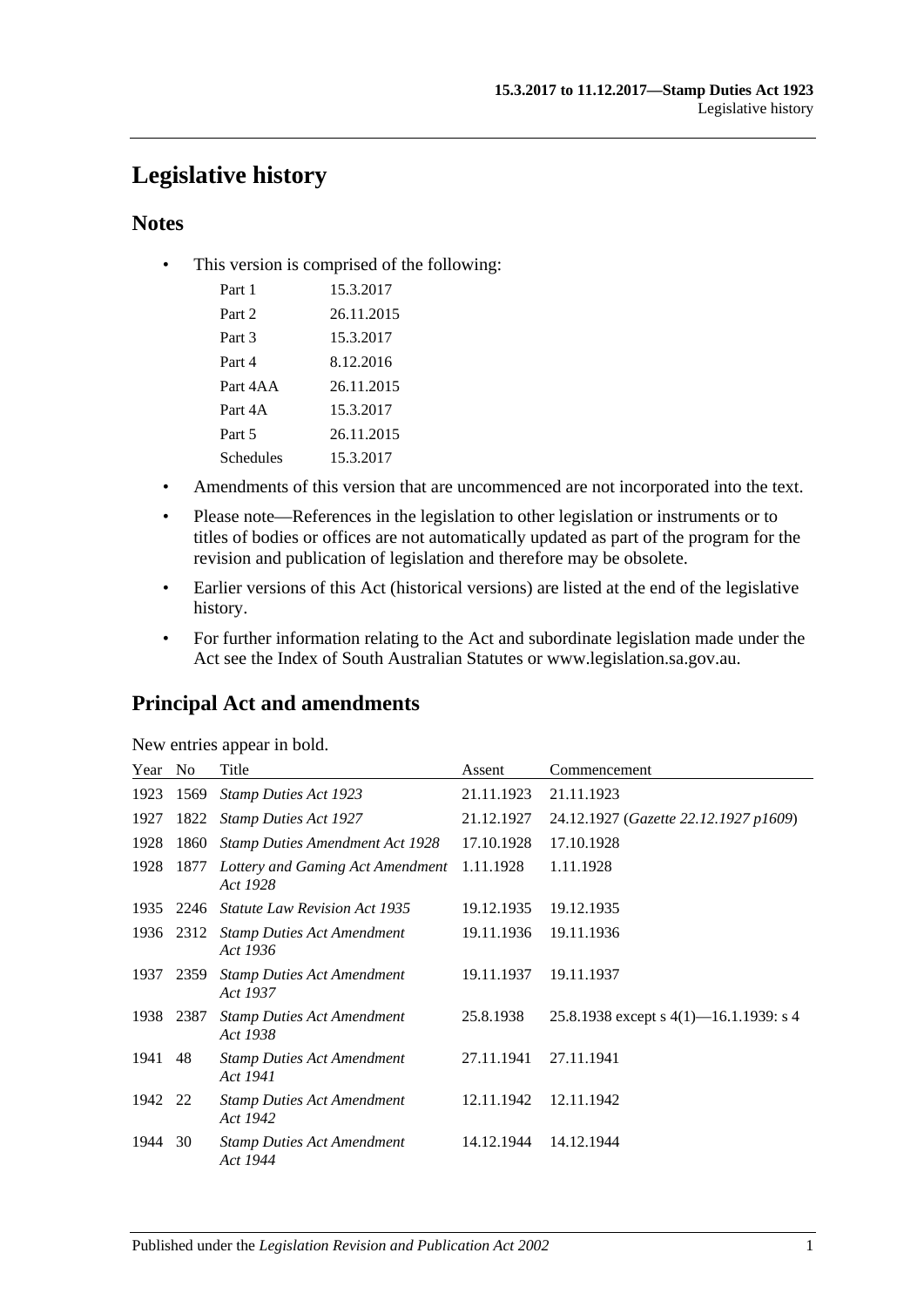# Legislative history

## Notes

- This version is comprised of the following:

| | |
|---|---|
| Part 1 | 15.3.2017 |
| Part 2 | 26.11.2015 |
| Part 3 | 15.3.2017 |
| Part 4 | 8.12.2016 |
| Part 4AA | 26.11.2015 |
| Part 4A | 15.3.2017 |
| Part 5 | 26.11.2015 |
| Schedules | 15.3.2017 |

- Amendments of this version that are uncommenced are not incorporated into the text.
- Please note—References in the legislation to other legislation or instruments or to titles of bodies or offices are not automatically updated as part of the program for the revision and publication of legislation and therefore may be obsolete.
- Earlier versions of this Act (historical versions) are listed at the end of the legislative history.
- For further information relating to the Act and subordinate legislation made under the Act see the Index of South Australian Statutes or www.legislation.sa.gov.au.

## Principal Act and amendments

New entries appear in bold.

| Year | No | Title | Assent | Commencement |
|---|---|---|---|---|
| 1923 | 1569 | *Stamp Duties Act 1923* | 21.11.1923 | 21.11.1923 |
| 1927 | 1822 | *Stamp Duties Act 1927* | 21.12.1927 | 24.12.1927 (*Gazette 22.12.1927 p1609*) |
| 1928 | 1860 | *Stamp Duties Amendment Act 1928* | 17.10.1928 | 17.10.1928 |
| 1928 | 1877 | *Lottery and Gaming Act Amendment Act 1928* | 1.11.1928 | 1.11.1928 |
| 1935 | 2246 | *Statute Law Revision Act 1935* | 19.12.1935 | 19.12.1935 |
| 1936 | 2312 | *Stamp Duties Act Amendment Act 1936* | 19.11.1936 | 19.11.1936 |
| 1937 | 2359 | *Stamp Duties Act Amendment Act 1937* | 19.11.1937 | 19.11.1937 |
| 1938 | 2387 | *Stamp Duties Act Amendment Act 1938* | 25.8.1938 | 25.8.1938 except s 4(1)—16.1.1939: s 4 |
| 1941 | 48 | *Stamp Duties Act Amendment Act 1941* | 27.11.1941 | 27.11.1941 |
| 1942 | 22 | *Stamp Duties Act Amendment Act 1942* | 12.11.1942 | 12.11.1942 |
| 1944 | 30 | *Stamp Duties Act Amendment Act 1944* | 14.12.1944 | 14.12.1944 |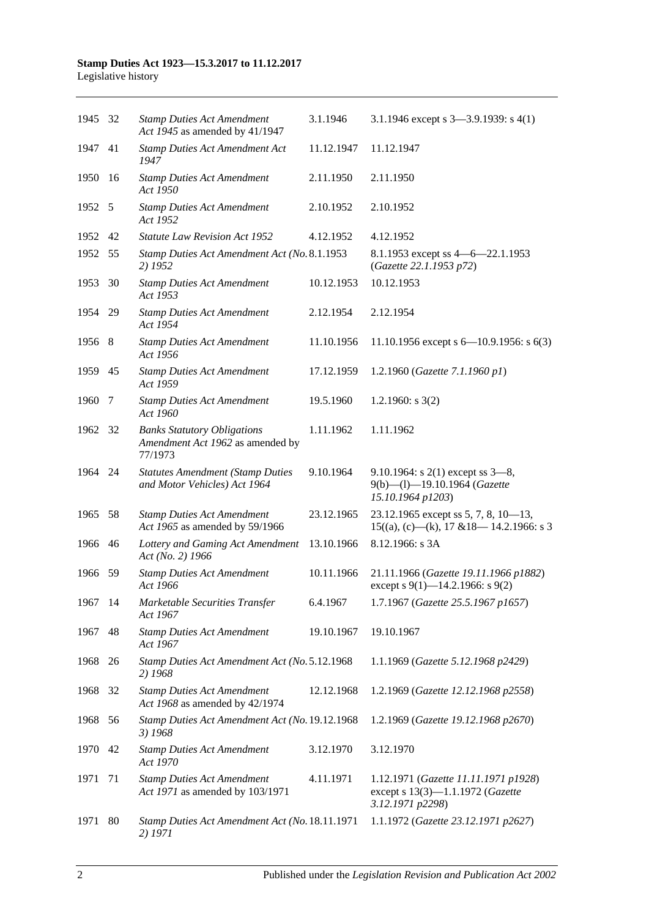| | | | | |
|---|---|---|---|---|
| 1945 | 32 | *Stamp Duties Act Amendment Act 1945* as amended by 41/1947 | 3.1.1946 | 3.1.1946 except s 3—3.9.1939: s 4(1) |
| 1947 | 41 | *Stamp Duties Act Amendment Act 1947* | 11.12.1947 | 11.12.1947 |
| 1950 | 16 | *Stamp Duties Act Amendment Act 1950* | 2.11.1950 | 2.11.1950 |
| 1952 | 5 | *Stamp Duties Act Amendment Act 1952* | 2.10.1952 | 2.10.1952 |
| 1952 | 42 | *Statute Law Revision Act 1952* | 4.12.1952 | 4.12.1952 |
| 1952 | 55 | *Stamp Duties Act Amendment Act (No. 2) 1952* | 8.1.1953 | 8.1.1953 except ss 4—6—22.1.1953 (*Gazette 22.1.1953 p72*) |
| 1953 | 30 | *Stamp Duties Act Amendment Act 1953* | 10.12.1953 | 10.12.1953 |
| 1954 | 29 | *Stamp Duties Act Amendment Act 1954* | 2.12.1954 | 2.12.1954 |
| 1956 | 8 | *Stamp Duties Act Amendment Act 1956* | 11.10.1956 | 11.10.1956 except s 6—10.9.1956: s 6(3) |
| 1959 | 45 | *Stamp Duties Act Amendment Act 1959* | 17.12.1959 | 1.2.1960 (*Gazette 7.1.1960 p1*) |
| 1960 | 7 | *Stamp Duties Act Amendment Act 1960* | 19.5.1960 | 1.2.1960: s 3(2) |
| 1962 | 32 | *Banks Statutory Obligations Amendment Act 1962* as amended by 77/1973 | 1.11.1962 | 1.11.1962 |
| 1964 | 24 | *Statutes Amendment (Stamp Duties and Motor Vehicles) Act 1964* | 9.10.1964 | 9.10.1964: s 2(1) except ss 3—8, 9(b)—(l)—19.10.1964 (*Gazette 15.10.1964 p1203*) |
| 1965 | 58 | *Stamp Duties Act Amendment Act 1965* as amended by 59/1966 | 23.12.1965 | 23.12.1965 except ss 5, 7, 8, 10—13, 15((a), (c)—(k), 17 &18— 14.2.1966: s 3 |
| 1966 | 46 | *Lottery and Gaming Act Amendment Act (No. 2) 1966* | 13.10.1966 | 8.12.1966: s 3A |
| 1966 | 59 | *Stamp Duties Act Amendment Act 1966* | 10.11.1966 | 21.11.1966 (*Gazette 19.11.1966 p1882*) except s 9(1)—14.2.1966: s 9(2) |
| 1967 | 14 | *Marketable Securities Transfer Act 1967* | 6.4.1967 | 1.7.1967 (*Gazette 25.5.1967 p1657*) |
| 1967 | 48 | *Stamp Duties Act Amendment Act 1967* | 19.10.1967 | 19.10.1967 |
| 1968 | 26 | *Stamp Duties Act Amendment Act (No. 2) 1968* | 5.12.1968 | 1.1.1969 (*Gazette 5.12.1968 p2429*) |
| 1968 | 32 | *Stamp Duties Act Amendment Act 1968* as amended by 42/1974 | 12.12.1968 | 1.2.1969 (*Gazette 12.12.1968 p2558*) |
| 1968 | 56 | *Stamp Duties Act Amendment Act (No. 3) 1968* | 19.12.1968 | 1.2.1969 (*Gazette 19.12.1968 p2670*) |
| 1970 | 42 | *Stamp Duties Act Amendment Act 1970* | 3.12.1970 | 3.12.1970 |
| 1971 | 71 | *Stamp Duties Act Amendment Act 1971* as amended by 103/1971 | 4.11.1971 | 1.12.1971 (*Gazette 11.11.1971 p1928*) except s 13(3)—1.1.1972 (*Gazette 3.12.1971 p2298*) |
| 1971 | 80 | *Stamp Duties Act Amendment Act (No. 2) 1971* | 18.11.1971 | 1.1.1972 (*Gazette 23.12.1971 p2627*) |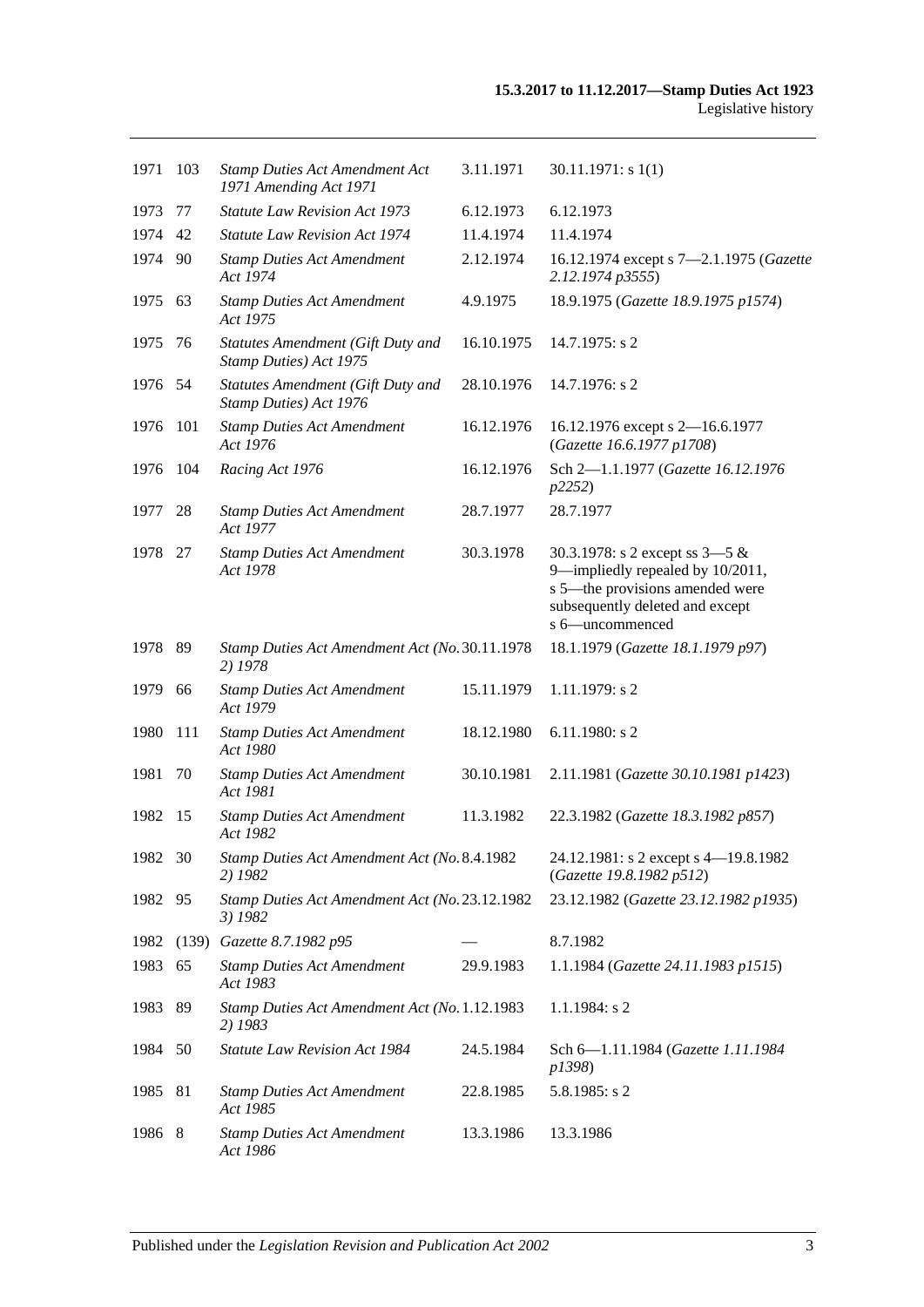| 1971 | 103 | *Stamp Duties Act Amendment Act 1971 Amending Act 1971* | 3.11.1971 | 30.11.1971: s 1(1) |
|---|---|---|---|---|
| 1973 | 77 | *Statute Law Revision Act 1973* | 6.12.1973 | 6.12.1973 |
| 1974 | 42 | *Statute Law Revision Act 1974* | 11.4.1974 | 11.4.1974 |
| 1974 | 90 | *Stamp Duties Act Amendment Act 1974* | 2.12.1974 | 16.12.1974 except s 7—2.1.1975 (*Gazette 2.12.1974 p3555*) |
| 1975 | 63 | *Stamp Duties Act Amendment Act 1975* | 4.9.1975 | 18.9.1975 (*Gazette 18.9.1975 p1574*) |
| 1975 | 76 | *Statutes Amendment (Gift Duty and Stamp Duties) Act 1975* | 16.10.1975 | 14.7.1975: s 2 |
| 1976 | 54 | *Statutes Amendment (Gift Duty and Stamp Duties) Act 1976* | 28.10.1976 | 14.7.1976: s 2 |
| 1976 | 101 | *Stamp Duties Act Amendment Act 1976* | 16.12.1976 | 16.12.1976 except s 2—16.6.1977 (*Gazette 16.6.1977 p1708*) |
| 1976 | 104 | *Racing Act 1976* | 16.12.1976 | Sch 2—1.1.1977 (*Gazette 16.12.1976 p2252*) |
| 1977 | 28 | *Stamp Duties Act Amendment Act 1977* | 28.7.1977 | 28.7.1977 |
| 1978 | 27 | *Stamp Duties Act Amendment Act 1978* | 30.3.1978 | 30.3.1978: s 2 except ss 3—5 & 9—impliedly repealed by 10/2011, s 5—the provisions amended were subsequently deleted and except s 6—uncommenced |
| 1978 | 89 | *Stamp Duties Act Amendment Act (No. 2) 1978* | 30.11.1978 | 18.1.1979 (*Gazette 18.1.1979 p97*) |
| 1979 | 66 | *Stamp Duties Act Amendment Act 1979* | 15.11.1979 | 1.11.1979: s 2 |
| 1980 | 111 | *Stamp Duties Act Amendment Act 1980* | 18.12.1980 | 6.11.1980: s 2 |
| 1981 | 70 | *Stamp Duties Act Amendment Act 1981* | 30.10.1981 | 2.11.1981 (*Gazette 30.10.1981 p1423*) |
| 1982 | 15 | *Stamp Duties Act Amendment Act 1982* | 11.3.1982 | 22.3.1982 (*Gazette 18.3.1982 p857*) |
| 1982 | 30 | *Stamp Duties Act Amendment Act (No. 2) 1982* | 8.4.1982 | 24.12.1981: s 2 except s 4—19.8.1982 (*Gazette 19.8.1982 p512*) |
| 1982 | 95 | *Stamp Duties Act Amendment Act (No. 3) 1982* | 23.12.1982 | 23.12.1982 (*Gazette 23.12.1982 p1935*) |
| 1982 | (139) | *Gazette 8.7.1982 p95* | — | 8.7.1982 |
| 1983 | 65 | *Stamp Duties Act Amendment Act 1983* | 29.9.1983 | 1.1.1984 (*Gazette 24.11.1983 p1515*) |
| 1983 | 89 | *Stamp Duties Act Amendment Act (No. 2) 1983* | 1.12.1983 | 1.1.1984: s 2 |
| 1984 | 50 | *Statute Law Revision Act 1984* | 24.5.1984 | Sch 6—1.11.1984 (*Gazette 1.11.1984 p1398*) |
| 1985 | 81 | *Stamp Duties Act Amendment Act 1985* | 22.8.1985 | 5.8.1985: s 2 |
| 1986 | 8 | *Stamp Duties Act Amendment Act 1986* | 13.3.1986 | 13.3.1986 |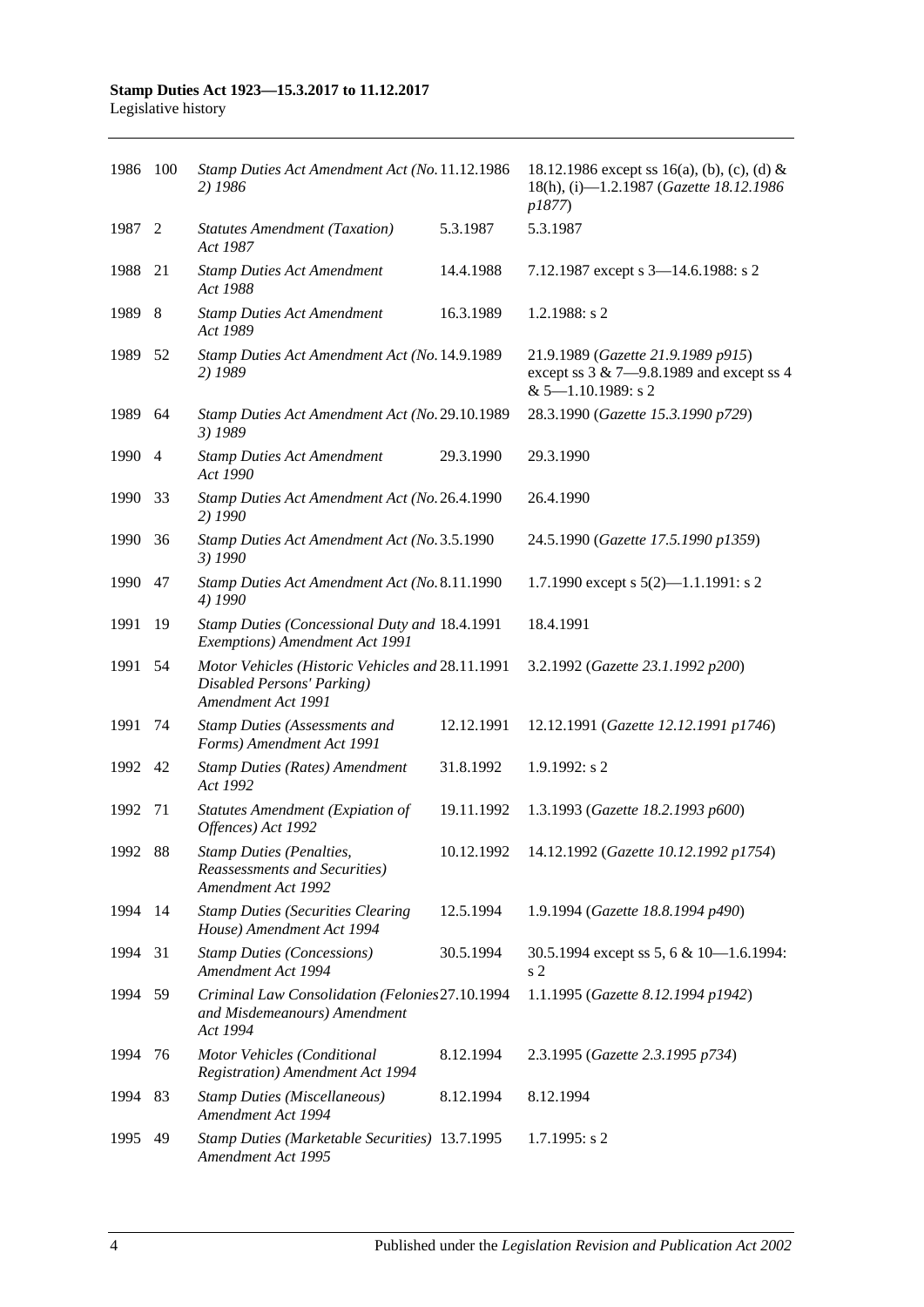| 1986 | 100 | *Stamp Duties Act Amendment Act (No. 2) 1986* | 11.12.1986 | 18.12.1986 except ss 16(a), (b), (c), (d) & 18(h), (i)—1.2.1987 (*Gazette 18.12.1986 p1877*) |
|---|---|---|---|---|
| 1987 | 2 | *Statutes Amendment (Taxation) Act 1987* | 5.3.1987 | 5.3.1987 |
| 1988 | 21 | *Stamp Duties Act Amendment Act 1988* | 14.4.1988 | 7.12.1987 except s 3—14.6.1988: s 2 |
| 1989 | 8 | *Stamp Duties Act Amendment Act 1989* | 16.3.1989 | 1.2.1988: s 2 |
| 1989 | 52 | *Stamp Duties Act Amendment Act (No. 2) 1989* | 14.9.1989 | 21.9.1989 (*Gazette 21.9.1989 p915*) except ss 3 & 7—9.8.1989 and except ss 4 & 5—1.10.1989: s 2 |
| 1989 | 64 | *Stamp Duties Act Amendment Act (No. 3) 1989* | 29.10.1989 | 28.3.1990 (*Gazette 15.3.1990 p729*) |
| 1990 | 4 | *Stamp Duties Act Amendment Act 1990* | 29.3.1990 | 29.3.1990 |
| 1990 | 33 | *Stamp Duties Act Amendment Act (No. 2) 1990* | 26.4.1990 | 26.4.1990 |
| 1990 | 36 | *Stamp Duties Act Amendment Act (No. 3) 1990* | 3.5.1990 | 24.5.1990 (*Gazette 17.5.1990 p1359*) |
| 1990 | 47 | *Stamp Duties Act Amendment Act (No. 4) 1990* | 8.11.1990 | 1.7.1990 except s 5(2)—1.1.1991: s 2 |
| 1991 | 19 | *Stamp Duties (Concessional Duty and Exemptions) Amendment Act 1991* | 18.4.1991 | 18.4.1991 |
| 1991 | 54 | *Motor Vehicles (Historic Vehicles and Disabled Persons' Parking) Amendment Act 1991* | 28.11.1991 | 3.2.1992 (*Gazette 23.1.1992 p200*) |
| 1991 | 74 | *Stamp Duties (Assessments and Forms) Amendment Act 1991* | 12.12.1991 | 12.12.1991 (*Gazette 12.12.1991 p1746*) |
| 1992 | 42 | *Stamp Duties (Rates) Amendment Act 1992* | 31.8.1992 | 1.9.1992: s 2 |
| 1992 | 71 | *Statutes Amendment (Expiation of Offences) Act 1992* | 19.11.1992 | 1.3.1993 (*Gazette 18.2.1993 p600*) |
| 1992 | 88 | *Stamp Duties (Penalties, Reassessments and Securities) Amendment Act 1992* | 10.12.1992 | 14.12.1992 (*Gazette 10.12.1992 p1754*) |
| 1994 | 14 | *Stamp Duties (Securities Clearing House) Amendment Act 1994* | 12.5.1994 | 1.9.1994 (*Gazette 18.8.1994 p490*) |
| 1994 | 31 | *Stamp Duties (Concessions) Amendment Act 1994* | 30.5.1994 | 30.5.1994 except ss 5, 6 & 10—1.6.1994: s 2 |
| 1994 | 59 | *Criminal Law Consolidation (Felonies and Misdemeanours) Amendment Act 1994* | 27.10.1994 | 1.1.1995 (*Gazette 8.12.1994 p1942*) |
| 1994 | 76 | *Motor Vehicles (Conditional Registration) Amendment Act 1994* | 8.12.1994 | 2.3.1995 (*Gazette 2.3.1995 p734*) |
| 1994 | 83 | *Stamp Duties (Miscellaneous) Amendment Act 1994* | 8.12.1994 | 8.12.1994 |
| 1995 | 49 | *Stamp Duties (Marketable Securities) Amendment Act 1995* | 13.7.1995 | 1.7.1995: s 2 |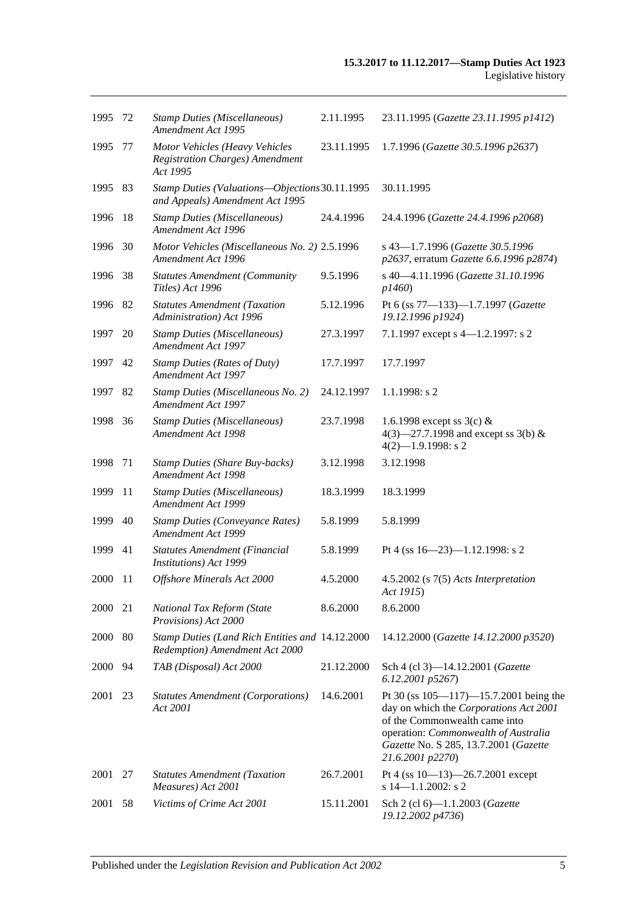| | | | | |
|---|---|---|---|---|
| 1995 | 72 | *Stamp Duties (Miscellaneous) Amendment Act 1995* | 2.11.1995 | 23.11.1995 (*Gazette 23.11.1995 p1412*) |
| 1995 | 77 | *Motor Vehicles (Heavy Vehicles Registration Charges) Amendment Act 1995* | 23.11.1995 | 1.7.1996 (*Gazette 30.5.1996 p2637*) |
| 1995 | 83 | *Stamp Duties (Valuations—Objections and Appeals) Amendment Act 1995* | 30.11.1995 | 30.11.1995 |
| 1996 | 18 | *Stamp Duties (Miscellaneous) Amendment Act 1996* | 24.4.1996 | 24.4.1996 (*Gazette 24.4.1996 p2068*) |
| 1996 | 30 | *Motor Vehicles (Miscellaneous No. 2) Amendment Act 1996* | 2.5.1996 | s 43—1.7.1996 (*Gazette 30.5.1996 p2637*, erratum *Gazette 6.6.1996 p2874*) |
| 1996 | 38 | *Statutes Amendment (Community Titles) Act 1996* | 9.5.1996 | s 40—4.11.1996 (*Gazette 31.10.1996 p1460*) |
| 1996 | 82 | *Statutes Amendment (Taxation Administration) Act 1996* | 5.12.1996 | Pt 6 (ss 77—133)—1.7.1997 (*Gazette 19.12.1996 p1924*) |
| 1997 | 20 | *Stamp Duties (Miscellaneous) Amendment Act 1997* | 27.3.1997 | 7.1.1997 except s 4—1.2.1997: s 2 |
| 1997 | 42 | *Stamp Duties (Rates of Duty) Amendment Act 1997* | 17.7.1997 | 17.7.1997 |
| 1997 | 82 | *Stamp Duties (Miscellaneous No. 2) Amendment Act 1997* | 24.12.1997 | 1.1.1998: s 2 |
| 1998 | 36 | *Stamp Duties (Miscellaneous) Amendment Act 1998* | 23.7.1998 | 1.6.1998 except ss 3(c) & 4(3)—27.7.1998 and except ss 3(b) & 4(2)—1.9.1998: s 2 |
| 1998 | 71 | *Stamp Duties (Share Buy-backs) Amendment Act 1998* | 3.12.1998 | 3.12.1998 |
| 1999 | 11 | *Stamp Duties (Miscellaneous) Amendment Act 1999* | 18.3.1999 | 18.3.1999 |
| 1999 | 40 | *Stamp Duties (Conveyance Rates) Amendment Act 1999* | 5.8.1999 | 5.8.1999 |
| 1999 | 41 | *Statutes Amendment (Financial Institutions) Act 1999* | 5.8.1999 | Pt 4 (ss 16—23)—1.12.1998: s 2 |
| 2000 | 11 | *Offshore Minerals Act 2000* | 4.5.2000 | 4.5.2002 (s 7(5) *Acts Interpretation Act 1915*) |
| 2000 | 21 | *National Tax Reform (State Provisions) Act 2000* | 8.6.2000 | 8.6.2000 |
| 2000 | 80 | *Stamp Duties (Land Rich Entities and Redemption) Amendment Act 2000* | 14.12.2000 | 14.12.2000 (*Gazette 14.12.2000 p3520*) |
| 2000 | 94 | *TAB (Disposal) Act 2000* | 21.12.2000 | Sch 4 (cl 3)—14.12.2001 (*Gazette 6.12.2001 p5267*) |
| 2001 | 23 | *Statutes Amendment (Corporations) Act 2001* | 14.6.2001 | Pt 30 (ss 105—117)—15.7.2001 being the day on which the *Corporations Act 2001* of the Commonwealth came into operation: *Commonwealth of Australia Gazette* No. S 285, 13.7.2001 (*Gazette 21.6.2001 p2270*) |
| 2001 | 27 | *Statutes Amendment (Taxation Measures) Act 2001* | 26.7.2001 | Pt 4 (ss 10—13)—26.7.2001 except s 14—1.1.2002: s 2 |
| 2001 | 58 | *Victims of Crime Act 2001* | 15.11.2001 | Sch 2 (cl 6)—1.1.2003 (*Gazette 19.12.2002 p4736*) |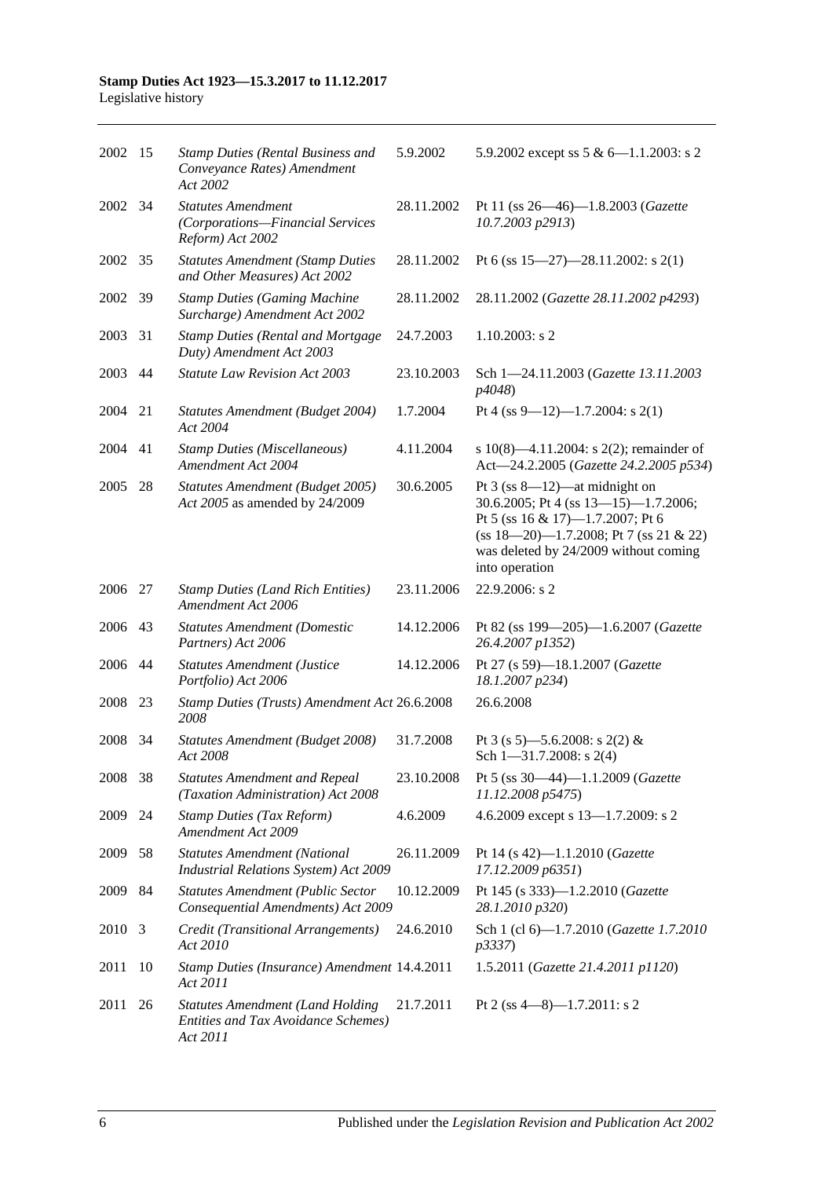| | | | | |
|---|---|---|---|---|
| 2002 | 15 | *Stamp Duties (Rental Business and Conveyance Rates) Amendment Act 2002* | 5.9.2002 | 5.9.2002 except ss 5 & 6—1.1.2003: s 2 |
| 2002 | 34 | *Statutes Amendment (Corporations—Financial Services Reform) Act 2002* | 28.11.2002 | Pt 11 (ss 26—46)—1.8.2003 (*Gazette 10.7.2003 p2913*) |
| 2002 | 35 | *Statutes Amendment (Stamp Duties and Other Measures) Act 2002* | 28.11.2002 | Pt 6 (ss 15—27)—28.11.2002: s 2(1) |
| 2002 | 39 | *Stamp Duties (Gaming Machine Surcharge) Amendment Act 2002* | 28.11.2002 | 28.11.2002 (*Gazette 28.11.2002 p4293*) |
| 2003 | 31 | *Stamp Duties (Rental and Mortgage Duty) Amendment Act 2003* | 24.7.2003 | 1.10.2003: s 2 |
| 2003 | 44 | *Statute Law Revision Act 2003* | 23.10.2003 | Sch 1—24.11.2003 (*Gazette 13.11.2003 p4048*) |
| 2004 | 21 | *Statutes Amendment (Budget 2004) Act 2004* | 1.7.2004 | Pt 4 (ss 9—12)—1.7.2004: s 2(1) |
| 2004 | 41 | *Stamp Duties (Miscellaneous) Amendment Act 2004* | 4.11.2004 | s 10(8)—4.11.2004: s 2(2); remainder of Act—24.2.2005 (*Gazette 24.2.2005 p534*) |
| 2005 | 28 | *Statutes Amendment (Budget 2005) Act 2005* as amended by 24/2009 | 30.6.2005 | Pt 3 (ss 8—12)—at midnight on 30.6.2005; Pt 4 (ss 13—15)—1.7.2006; Pt 5 (ss 16 & 17)—1.7.2007; Pt 6 (ss 18—20)—1.7.2008; Pt 7 (ss 21 & 22) was deleted by 24/2009 without coming into operation |
| 2006 | 27 | *Stamp Duties (Land Rich Entities) Amendment Act 2006* | 23.11.2006 | 22.9.2006: s 2 |
| 2006 | 43 | *Statutes Amendment (Domestic Partners) Act 2006* | 14.12.2006 | Pt 82 (ss 199—205)—1.6.2007 (*Gazette 26.4.2007 p1352*) |
| 2006 | 44 | *Statutes Amendment (Justice Portfolio) Act 2006* | 14.12.2006 | Pt 27 (s 59)—18.1.2007 (*Gazette 18.1.2007 p234*) |
| 2008 | 23 | *Stamp Duties (Trusts) Amendment Act 2008* | 26.6.2008 | 26.6.2008 |
| 2008 | 34 | *Statutes Amendment (Budget 2008) Act 2008* | 31.7.2008 | Pt 3 (s 5)—5.6.2008: s 2(2) & Sch 1—31.7.2008: s 2(4) |
| 2008 | 38 | *Statutes Amendment and Repeal (Taxation Administration) Act 2008* | 23.10.2008 | Pt 5 (ss 30—44)—1.1.2009 (*Gazette 11.12.2008 p5475*) |
| 2009 | 24 | *Stamp Duties (Tax Reform) Amendment Act 2009* | 4.6.2009 | 4.6.2009 except s 13—1.7.2009: s 2 |
| 2009 | 58 | *Statutes Amendment (National Industrial Relations System) Act 2009* | 26.11.2009 | Pt 14 (s 42)—1.1.2010 (*Gazette 17.12.2009 p6351*) |
| 2009 | 84 | *Statutes Amendment (Public Sector Consequential Amendments) Act 2009* | 10.12.2009 | Pt 145 (s 333)—1.2.2010 (*Gazette 28.1.2010 p320*) |
| 2010 | 3 | *Credit (Transitional Arrangements) Act 2010* | 24.6.2010 | Sch 1 (cl 6)—1.7.2010 (*Gazette 1.7.2010 p3337*) |
| 2011 | 10 | *Stamp Duties (Insurance) Amendment Act 2011* | 14.4.2011 | 1.5.2011 (*Gazette 21.4.2011 p1120*) |
| 2011 | 26 | *Statutes Amendment (Land Holding Entities and Tax Avoidance Schemes) Act 2011* | 21.7.2011 | Pt 2 (ss 4—8)—1.7.2011: s 2 |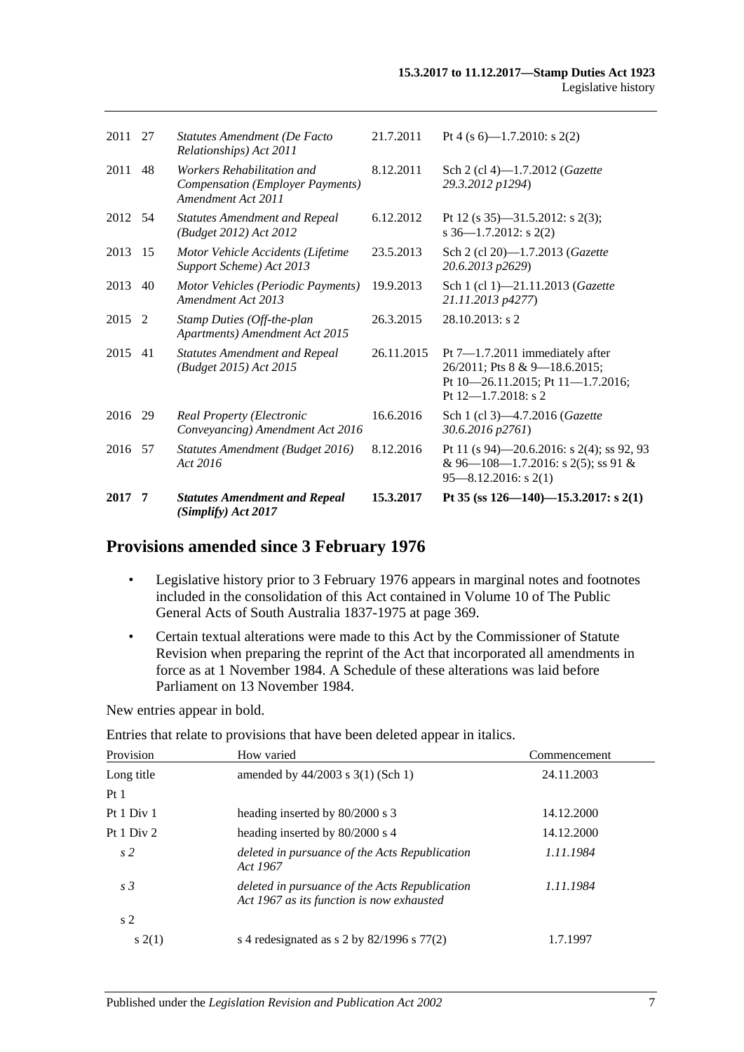| | | | | |
|---|---|---|---|---|
| 2011 | 27 | *Statutes Amendment (De Facto Relationships) Act 2011* | 21.7.2011 | Pt 4 (s 6)—1.7.2010: s 2(2) |
| 2011 | 48 | *Workers Rehabilitation and Compensation (Employer Payments) Amendment Act 2011* | 8.12.2011 | Sch 2 (cl 4)—1.7.2012 (*Gazette 29.3.2012 p1294*) |
| 2012 | 54 | *Statutes Amendment and Repeal (Budget 2012) Act 2012* | 6.12.2012 | Pt 12 (s 35)—31.5.2012: s 2(3); s 36—1.7.2012: s 2(2) |
| 2013 | 15 | *Motor Vehicle Accidents (Lifetime Support Scheme) Act 2013* | 23.5.2013 | Sch 2 (cl 20)—1.7.2013 (*Gazette 20.6.2013 p2629*) |
| 2013 | 40 | *Motor Vehicles (Periodic Payments) Amendment Act 2013* | 19.9.2013 | Sch 1 (cl 1)—21.11.2013 (*Gazette 21.11.2013 p4277*) |
| 2015 | 2 | *Stamp Duties (Off-the-plan Apartments) Amendment Act 2015* | 26.3.2015 | 28.10.2013: s 2 |
| 2015 | 41 | *Statutes Amendment and Repeal (Budget 2015) Act 2015* | 26.11.2015 | Pt 7—1.7.2011 immediately after 26/2011; Pts 8 & 9—18.6.2015; Pt 10—26.11.2015; Pt 11—1.7.2016; Pt 12—1.7.2018: s 2 |
| 2016 | 29 | *Real Property (Electronic Conveyancing) Amendment Act 2016* | 16.6.2016 | Sch 1 (cl 3)—4.7.2016 (*Gazette 30.6.2016 p2761*) |
| 2016 | 57 | *Statutes Amendment (Budget 2016) Act 2016* | 8.12.2016 | Pt 11 (s 94)—20.6.2016: s 2(4); ss 92, 93 & 96—108—1.7.2016: s 2(5); ss 91 & 95—8.12.2016: s 2(1) |
| **2017** | **7** | ***Statutes Amendment and Repeal (Simplify) Act 2017*** | **15.3.2017** | **Pt 35 (ss 126—140)—15.3.2017: s 2(1)** |

## Provisions amended since 3 February 1976

- Legislative history prior to 3 February 1976 appears in marginal notes and footnotes included in the consolidation of this Act contained in Volume 10 of The Public General Acts of South Australia 1837-1975 at page 369.
- Certain textual alterations were made to this Act by the Commissioner of Statute Revision when preparing the reprint of the Act that incorporated all amendments in force as at 1 November 1984. A Schedule of these alterations was laid before Parliament on 13 November 1984.

New entries appear in bold.

Entries that relate to provisions that have been deleted appear in italics.

| Provision | How varied | Commencement |
|---|---|---|
| Long title | amended by 44/2003 s 3(1) (Sch 1) | 24.11.2003 |
| Pt 1 | | |
| Pt 1 Div 1 | heading inserted by 80/2000 s 3 | 14.12.2000 |
| Pt 1 Div 2 | heading inserted by 80/2000 s 4 | 14.12.2000 |
| *s 2* | *deleted in pursuance of the Acts Republication Act 1967* | *1.11.1984* |
| *s 3* | *deleted in pursuance of the Acts Republication Act 1967 as its function is now exhausted* | *1.11.1984* |
| s 2 | | |
| s 2(1) | s 4 redesignated as s 2 by 82/1996 s 77(2) | 1.7.1997 |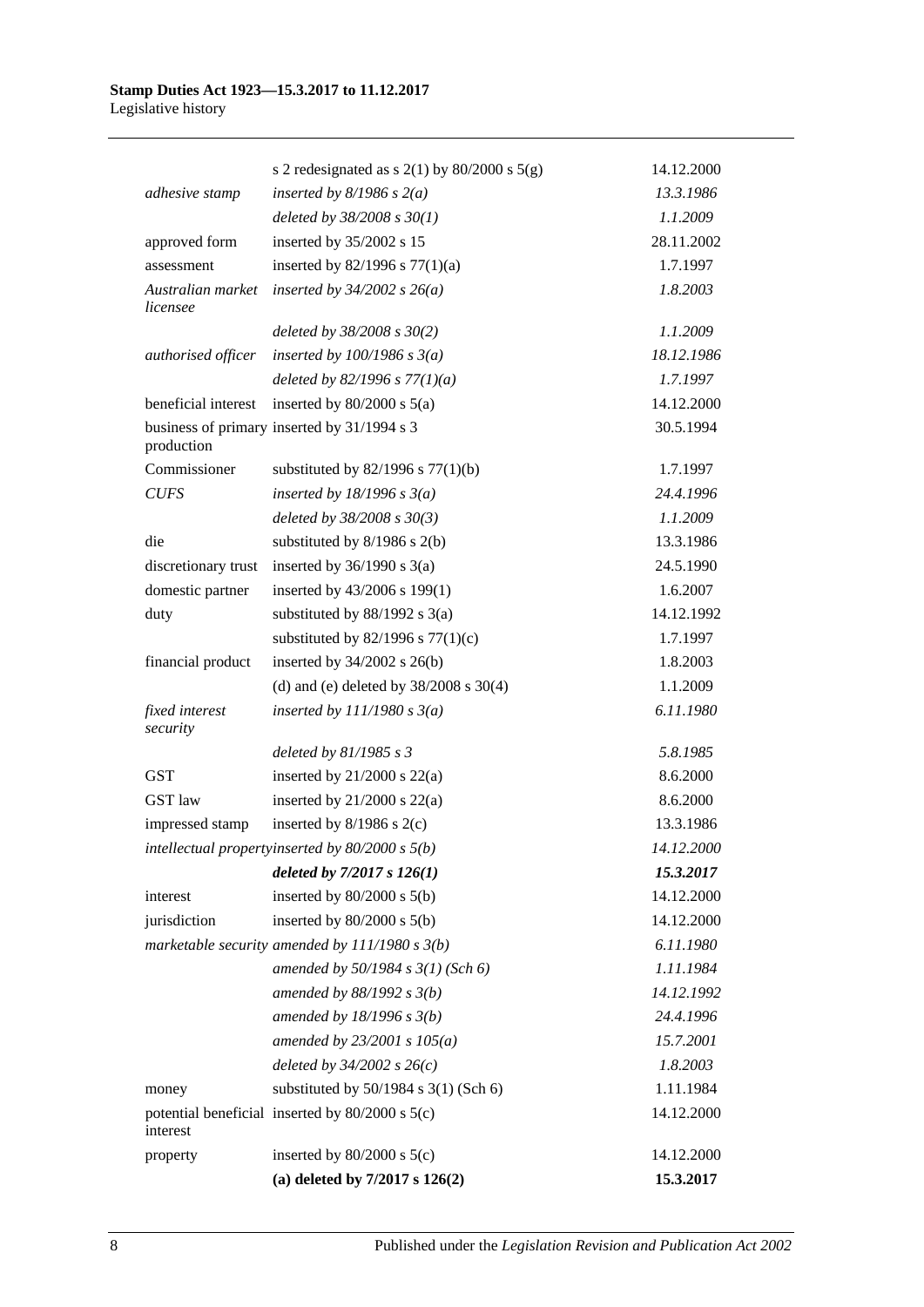| | | |
|---|---|---|
| | s 2 redesignated as s 2(1) by 80/2000 s 5(g) | 14.12.2000 |
| *adhesive stamp* | *inserted by 8/1986 s 2(a)* | *13.3.1986* |
| | *deleted by 38/2008 s 30(1)* | *1.1.2009* |
| approved form | inserted by 35/2002 s 15 | 28.11.2002 |
| assessment | inserted by 82/1996 s 77(1)(a) | 1.7.1997 |
| *Australian market licensee* | *inserted by 34/2002 s 26(a)* | *1.8.2003* |
| | *deleted by 38/2008 s 30(2)* | *1.1.2009* |
| *authorised officer* | *inserted by 100/1986 s 3(a)* | *18.12.1986* |
| | *deleted by 82/1996 s 77(1)(a)* | *1.7.1997* |
| beneficial interest | inserted by 80/2000 s 5(a) | 14.12.2000 |
| business of primary production | inserted by 31/1994 s 3 | 30.5.1994 |
| Commissioner | substituted by 82/1996 s 77(1)(b) | 1.7.1997 |
| *CUFS* | *inserted by 18/1996 s 3(a)* | *24.4.1996* |
| | *deleted by 38/2008 s 30(3)* | *1.1.2009* |
| die | substituted by 8/1986 s 2(b) | 13.3.1986 |
| discretionary trust | inserted by 36/1990 s 3(a) | 24.5.1990 |
| domestic partner | inserted by 43/2006 s 199(1) | 1.6.2007 |
| duty | substituted by 88/1992 s 3(a) | 14.12.1992 |
| | substituted by 82/1996 s 77(1)(c) | 1.7.1997 |
| financial product | inserted by 34/2002 s 26(b) | 1.8.2003 |
| | (d) and (e) deleted by 38/2008 s 30(4) | 1.1.2009 |
| *fixed interest security* | *inserted by 111/1980 s 3(a)* | *6.11.1980* |
| | *deleted by 81/1985 s 3* | *5.8.1985* |
| GST | inserted by 21/2000 s 22(a) | 8.6.2000 |
| GST law | inserted by 21/2000 s 22(a) | 8.6.2000 |
| impressed stamp | inserted by 8/1986 s 2(c) | 13.3.1986 |
| *intellectual property* | *inserted by 80/2000 s 5(b)* | *14.12.2000* |
| | ***deleted by 7/2017 s 126(1)*** | ***15.3.2017*** |
| interest | inserted by 80/2000 s 5(b) | 14.12.2000 |
| jurisdiction | inserted by 80/2000 s 5(b) | 14.12.2000 |
| *marketable security* | *amended by 111/1980 s 3(b)* | *6.11.1980* |
| | *amended by 50/1984 s 3(1) (Sch 6)* | *1.11.1984* |
| | *amended by 88/1992 s 3(b)* | *14.12.1992* |
| | *amended by 18/1996 s 3(b)* | *24.4.1996* |
| | *amended by 23/2001 s 105(a)* | *15.7.2001* |
| | *deleted by 34/2002 s 26(c)* | *1.8.2003* |
| money | substituted by 50/1984 s 3(1) (Sch 6) | 1.11.1984 |
| potential beneficial interest | inserted by 80/2000 s 5(c) | 14.12.2000 |
| property | inserted by 80/2000 s 5(c) | 14.12.2000 |
| | **(a) deleted by 7/2017 s 126(2)** | **15.3.2017** |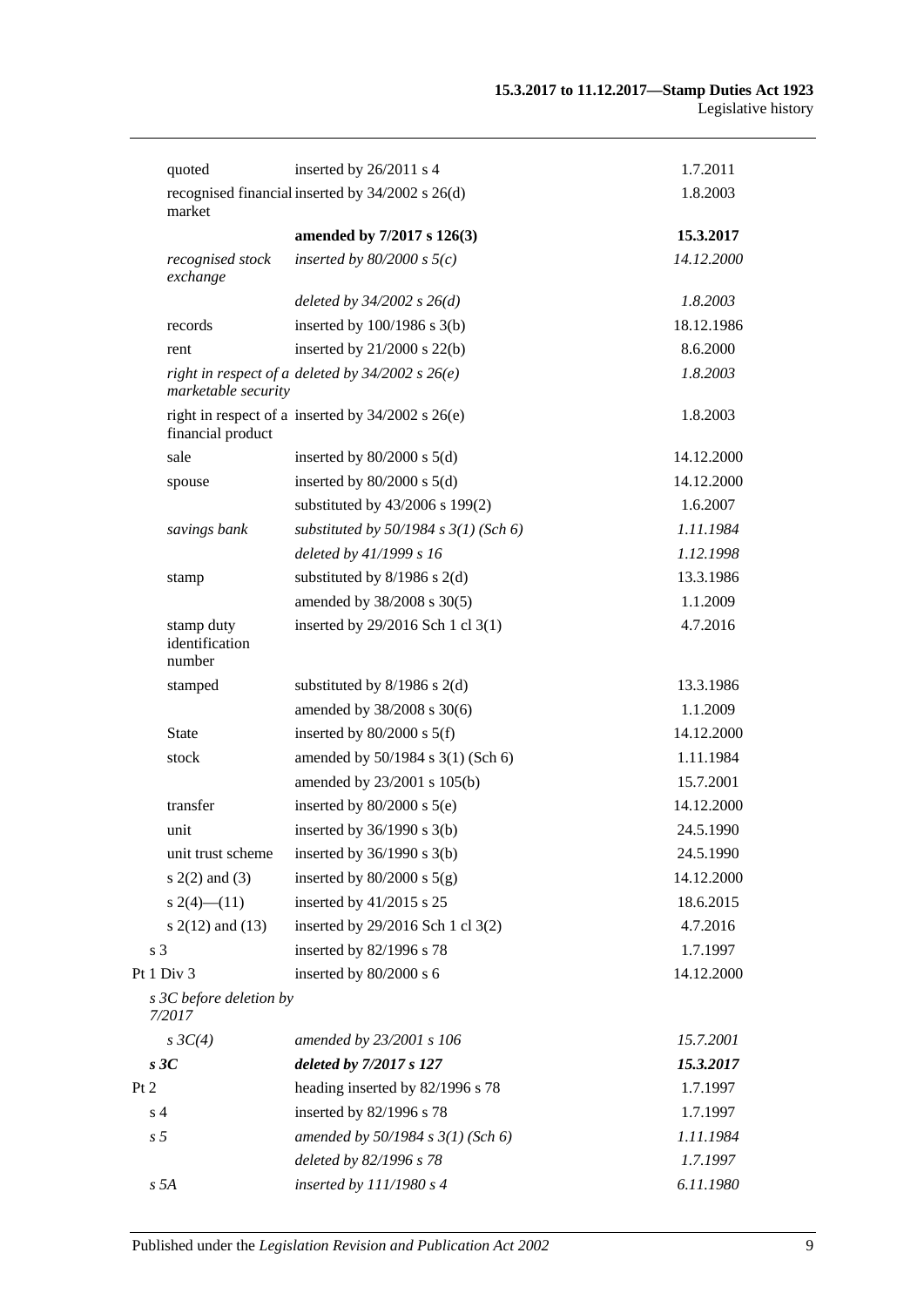| | | |
|---|---|---|
| quoted | inserted by 26/2011 s 4 | 1.7.2011 |
| recognised financial market | inserted by 34/2002 s 26(d) | 1.8.2003 |
| | **amended by 7/2017 s 126(3)** | **15.3.2017** |
| *recognised stock exchange* | *inserted by 80/2000 s 5(c)* | *14.12.2000* |
| | *deleted by 34/2002 s 26(d)* | *1.8.2003* |
| records | inserted by 100/1986 s 3(b) | 18.12.1986 |
| rent | inserted by 21/2000 s 22(b) | 8.6.2000 |
| *right in respect of a marketable security* | *deleted by 34/2002 s 26(e)* | *1.8.2003* |
| right in respect of a financial product | inserted by 34/2002 s 26(e) | 1.8.2003 |
| sale | inserted by 80/2000 s 5(d) | 14.12.2000 |
| spouse | inserted by 80/2000 s 5(d) | 14.12.2000 |
| | substituted by 43/2006 s 199(2) | 1.6.2007 |
| *savings bank* | *substituted by 50/1984 s 3(1) (Sch 6)* | *1.11.1984* |
| | *deleted by 41/1999 s 16* | *1.12.1998* |
| stamp | substituted by 8/1986 s 2(d) | 13.3.1986 |
| | amended by 38/2008 s 30(5) | 1.1.2009 |
| stamp duty identification number | inserted by 29/2016 Sch 1 cl 3(1) | 4.7.2016 |
| stamped | substituted by 8/1986 s 2(d) | 13.3.1986 |
| | amended by 38/2008 s 30(6) | 1.1.2009 |
| State | inserted by 80/2000 s 5(f) | 14.12.2000 |
| stock | amended by 50/1984 s 3(1) (Sch 6) | 1.11.1984 |
| | amended by 23/2001 s 105(b) | 15.7.2001 |
| transfer | inserted by 80/2000 s 5(e) | 14.12.2000 |
| unit | inserted by 36/1990 s 3(b) | 24.5.1990 |
| unit trust scheme | inserted by 36/1990 s 3(b) | 24.5.1990 |
| s 2(2) and (3) | inserted by 80/2000 s 5(g) | 14.12.2000 |
| s 2(4)—(11) | inserted by 41/2015 s 25 | 18.6.2015 |
| s 2(12) and (13) | inserted by 29/2016 Sch 1 cl 3(2) | 4.7.2016 |
| s 3 | inserted by 82/1996 s 78 | 1.7.1997 |
| Pt 1 Div 3 | inserted by 80/2000 s 6 | 14.12.2000 |
| *s 3C before deletion by 7/2017* | | |
| *s 3C(4)* | *amended by 23/2001 s 106* | *15.7.2001* |
| ***s 3C*** | ***deleted by 7/2017 s 127*** | ***15.3.2017*** |
| Pt 2 | heading inserted by 82/1996 s 78 | 1.7.1997 |
| s 4 | inserted by 82/1996 s 78 | 1.7.1997 |
| *s 5* | *amended by 50/1984 s 3(1) (Sch 6)* | *1.11.1984* |
| | *deleted by 82/1996 s 78* | *1.7.1997* |
| *s 5A* | *inserted by 111/1980 s 4* | *6.11.1980* |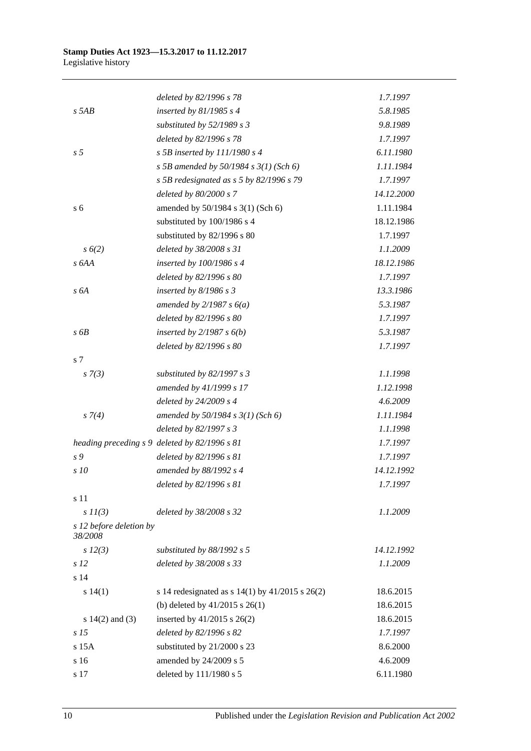| | | |
|---|---|---|
| | *deleted by 82/1996 s 78* | *1.7.1997* |
| *s 5AB* | *inserted by 81/1985 s 4* | *5.8.1985* |
| | *substituted by 52/1989 s 3* | *9.8.1989* |
| | *deleted by 82/1996 s 78* | *1.7.1997* |
| *s 5* | *s 5B inserted by 111/1980 s 4* | *6.11.1980* |
| | *s 5B amended by 50/1984 s 3(1) (Sch 6)* | *1.11.1984* |
| | *s 5B redesignated as s 5 by 82/1996 s 79* | *1.7.1997* |
| | *deleted by 80/2000 s 7* | *14.12.2000* |
| s 6 | amended by 50/1984 s 3(1) (Sch 6) | 1.11.1984 |
| | substituted by 100/1986 s 4 | 18.12.1986 |
| | substituted by 82/1996 s 80 | 1.7.1997 |
| *s 6(2)* | *deleted by 38/2008 s 31* | *1.1.2009* |
| *s 6AA* | *inserted by 100/1986 s 4* | *18.12.1986* |
| | *deleted by 82/1996 s 80* | *1.7.1997* |
| *s 6A* | *inserted by 8/1986 s 3* | *13.3.1986* |
| | *amended by 2/1987 s 6(a)* | *5.3.1987* |
| | *deleted by 82/1996 s 80* | *1.7.1997* |
| *s 6B* | *inserted by 2/1987 s 6(b)* | *5.3.1987* |
| | *deleted by 82/1996 s 80* | *1.7.1997* |
| s 7 | | |
| *s 7(3)* | *substituted by 82/1997 s 3* | *1.1.1998* |
| | *amended by 41/1999 s 17* | *1.12.1998* |
| | *deleted by 24/2009 s 4* | *4.6.2009* |
| *s 7(4)* | *amended by 50/1984 s 3(1) (Sch 6)* | *1.11.1984* |
| | *deleted by 82/1997 s 3* | *1.1.1998* |
| *heading preceding s 9* | *deleted by 82/1996 s 81* | *1.7.1997* |
| *s 9* | *deleted by 82/1996 s 81* | *1.7.1997* |
| *s 10* | *amended by 88/1992 s 4* | *14.12.1992* |
| | *deleted by 82/1996 s 81* | *1.7.1997* |
| s 11 | | |
| *s 11(3)* | *deleted by 38/2008 s 32* | *1.1.2009* |
| *s 12 before deletion by 38/2008* | | |
| *s 12(3)* | *substituted by 88/1992 s 5* | *14.12.1992* |
| *s 12* | *deleted by 38/2008 s 33* | *1.1.2009* |
| s 14 | | |
| s 14(1) | s 14 redesignated as s 14(1) by 41/2015 s 26(2) | 18.6.2015 |
| | (b) deleted by 41/2015 s 26(1) | 18.6.2015 |
| s 14(2) and (3) | inserted by 41/2015 s 26(2) | 18.6.2015 |
| *s 15* | *deleted by 82/1996 s 82* | *1.7.1997* |
| s 15A | substituted by 21/2000 s 23 | 8.6.2000 |
| s 16 | amended by 24/2009 s 5 | 4.6.2009 |
| s 17 | deleted by 111/1980 s 5 | 6.11.1980 |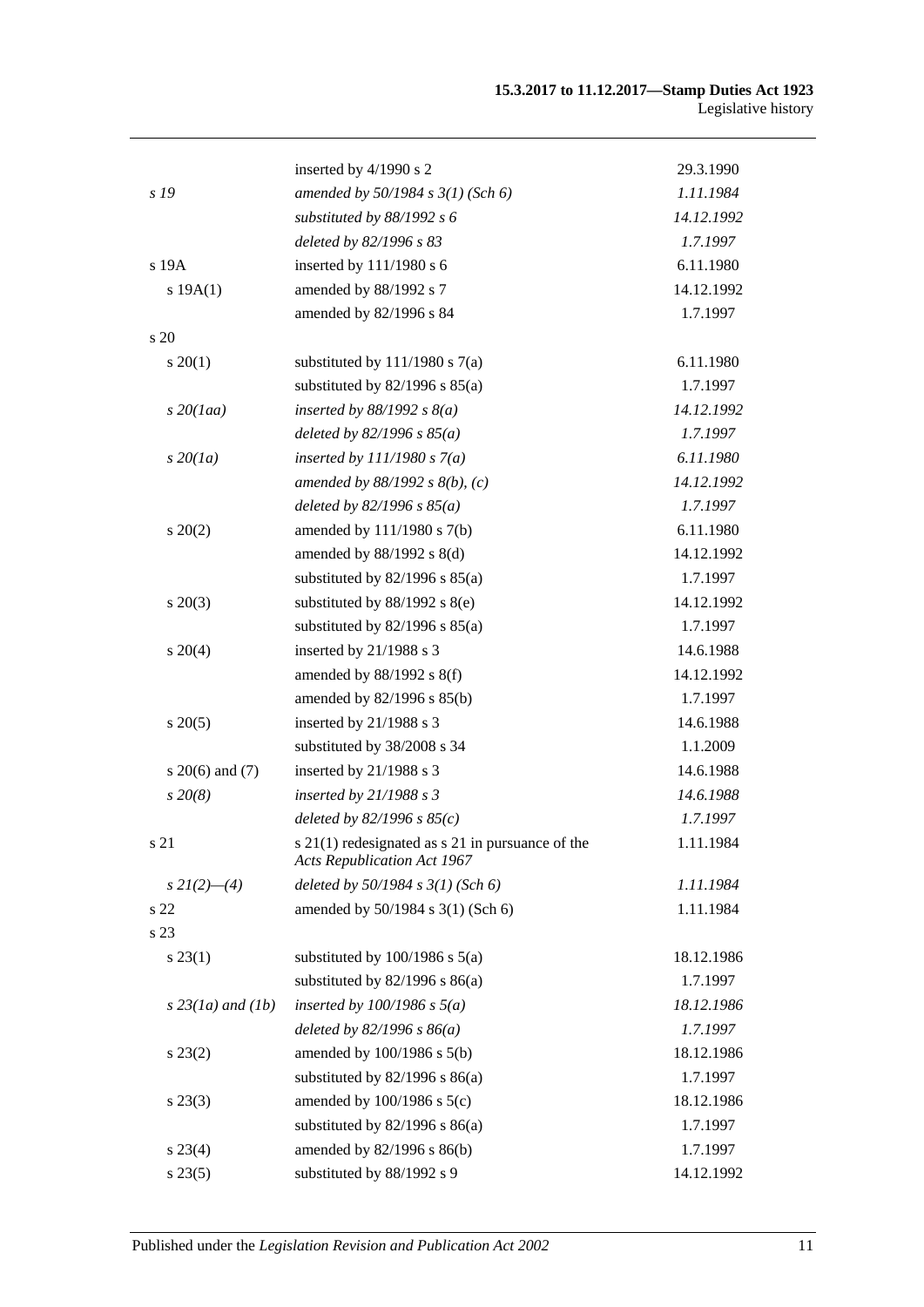| | | |
|---|---|---|
| | inserted by 4/1990 s 2 | 29.3.1990 |
| *s 19* | *amended by 50/1984 s 3(1) (Sch 6)* | *1.11.1984* |
| | *substituted by 88/1992 s 6* | *14.12.1992* |
| | *deleted by 82/1996 s 83* | *1.7.1997* |
| s 19A | inserted by 111/1980 s 6 | 6.11.1980 |
| s 19A(1) | amended by 88/1992 s 7 | 14.12.1992 |
| | amended by 82/1996 s 84 | 1.7.1997 |
| s 20 | | |
| s 20(1) | substituted by 111/1980 s 7(a) | 6.11.1980 |
| | substituted by 82/1996 s 85(a) | 1.7.1997 |
| *s 20(1aa)* | *inserted by 88/1992 s 8(a)* | *14.12.1992* |
| | *deleted by 82/1996 s 85(a)* | *1.7.1997* |
| *s 20(1a)* | *inserted by 111/1980 s 7(a)* | *6.11.1980* |
| | *amended by 88/1992 s 8(b), (c)* | *14.12.1992* |
| | *deleted by 82/1996 s 85(a)* | *1.7.1997* |
| s 20(2) | amended by 111/1980 s 7(b) | 6.11.1980 |
| | amended by 88/1992 s 8(d) | 14.12.1992 |
| | substituted by 82/1996 s 85(a) | 1.7.1997 |
| s 20(3) | substituted by 88/1992 s 8(e) | 14.12.1992 |
| | substituted by 82/1996 s 85(a) | 1.7.1997 |
| s 20(4) | inserted by 21/1988 s 3 | 14.6.1988 |
| | amended by 88/1992 s 8(f) | 14.12.1992 |
| | amended by 82/1996 s 85(b) | 1.7.1997 |
| s 20(5) | inserted by 21/1988 s 3 | 14.6.1988 |
| | substituted by 38/2008 s 34 | 1.1.2009 |
| s 20(6) and (7) | inserted by 21/1988 s 3 | 14.6.1988 |
| *s 20(8)* | *inserted by 21/1988 s 3* | *14.6.1988* |
| | *deleted by 82/1996 s 85(c)* | *1.7.1997* |
| s 21 | s 21(1) redesignated as s 21 in pursuance of the *Acts Republication Act 1967* | 1.11.1984 |
| *s 21(2)—(4)* | *deleted by 50/1984 s 3(1) (Sch 6)* | *1.11.1984* |
| s 22 | amended by 50/1984 s 3(1) (Sch 6) | 1.11.1984 |
| s 23 | | |
| s 23(1) | substituted by 100/1986 s 5(a) | 18.12.1986 |
| | substituted by 82/1996 s 86(a) | 1.7.1997 |
| *s 23(1a) and (1b)* | *inserted by 100/1986 s 5(a)* | *18.12.1986* |
| | *deleted by 82/1996 s 86(a)* | *1.7.1997* |
| s 23(2) | amended by 100/1986 s 5(b) | 18.12.1986 |
| | substituted by 82/1996 s 86(a) | 1.7.1997 |
| s 23(3) | amended by 100/1986 s 5(c) | 18.12.1986 |
| | substituted by 82/1996 s 86(a) | 1.7.1997 |
| s 23(4) | amended by 82/1996 s 86(b) | 1.7.1997 |
| s 23(5) | substituted by 88/1992 s 9 | 14.12.1992 |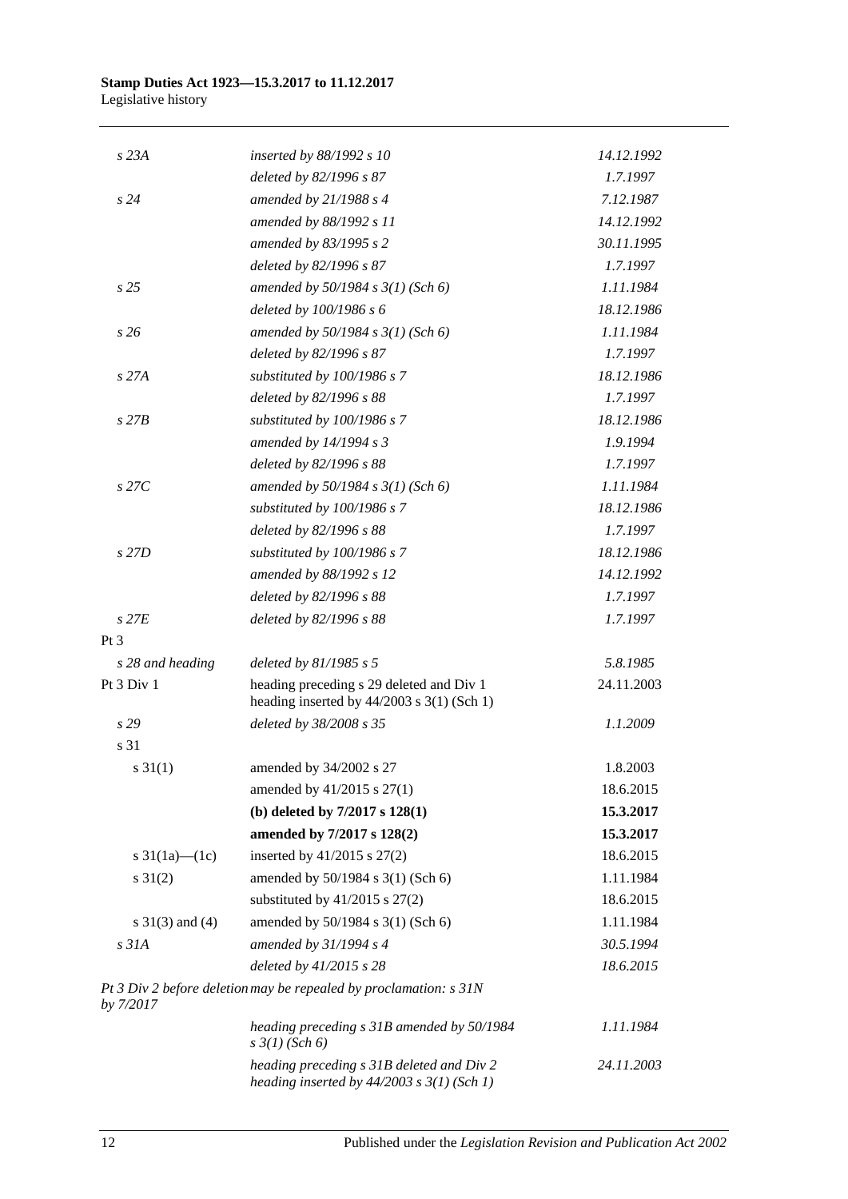| | | |
|---|---|---|
| *s 23A* | *inserted by 88/1992 s 10* | *14.12.1992* |
| | *deleted by 82/1996 s 87* | *1.7.1997* |
| *s 24* | *amended by 21/1988 s 4* | *7.12.1987* |
| | *amended by 88/1992 s 11* | *14.12.1992* |
| | *amended by 83/1995 s 2* | *30.11.1995* |
| | *deleted by 82/1996 s 87* | *1.7.1997* |
| *s 25* | *amended by 50/1984 s 3(1) (Sch 6)* | *1.11.1984* |
| | *deleted by 100/1986 s 6* | *18.12.1986* |
| *s 26* | *amended by 50/1984 s 3(1) (Sch 6)* | *1.11.1984* |
| | *deleted by 82/1996 s 87* | *1.7.1997* |
| *s 27A* | *substituted by 100/1986 s 7* | *18.12.1986* |
| | *deleted by 82/1996 s 88* | *1.7.1997* |
| *s 27B* | *substituted by 100/1986 s 7* | *18.12.1986* |
| | *amended by 14/1994 s 3* | *1.9.1994* |
| | *deleted by 82/1996 s 88* | *1.7.1997* |
| *s 27C* | *amended by 50/1984 s 3(1) (Sch 6)* | *1.11.1984* |
| | *substituted by 100/1986 s 7* | *18.12.1986* |
| | *deleted by 82/1996 s 88* | *1.7.1997* |
| *s 27D* | *substituted by 100/1986 s 7* | *18.12.1986* |
| | *amended by 88/1992 s 12* | *14.12.1992* |
| | *deleted by 82/1996 s 88* | *1.7.1997* |
| *s 27E* | *deleted by 82/1996 s 88* | *1.7.1997* |
| Pt 3 | | |
| *s 28 and heading* | *deleted by 81/1985 s 5* | *5.8.1985* |
| Pt 3 Div 1 | heading preceding s 29 deleted and Div 1 heading inserted by 44/2003 s 3(1) (Sch 1) | 24.11.2003 |
| *s 29* | *deleted by 38/2008 s 35* | *1.1.2009* |
| s 31 | | |
| s 31(1) | amended by 34/2002 s 27 | 1.8.2003 |
| | amended by 41/2015 s 27(1) | 18.6.2015 |
| | **(b) deleted by 7/2017 s 128(1)** | **15.3.2017** |
| | **amended by 7/2017 s 128(2)** | **15.3.2017** |
| s 31(1a)—(1c) | inserted by 41/2015 s 27(2) | 18.6.2015 |
| s 31(2) | amended by 50/1984 s 3(1) (Sch 6) | 1.11.1984 |
| | substituted by 41/2015 s 27(2) | 18.6.2015 |
| s 31(3) and (4) | amended by 50/1984 s 3(1) (Sch 6) | 1.11.1984 |
| *s 31A* | *amended by 31/1994 s 4* | *30.5.1994* |
| | *deleted by 41/2015 s 28* | *18.6.2015* |
| *Pt 3 Div 2 before deletion by 7/2017* | *may be repealed by proclamation: s 31N* | |
| | *heading preceding s 31B amended by 50/1984 s 3(1) (Sch 6)* | *1.11.1984* |
| | *heading preceding s 31B deleted and Div 2 heading inserted by 44/2003 s 3(1) (Sch 1)* | *24.11.2003* |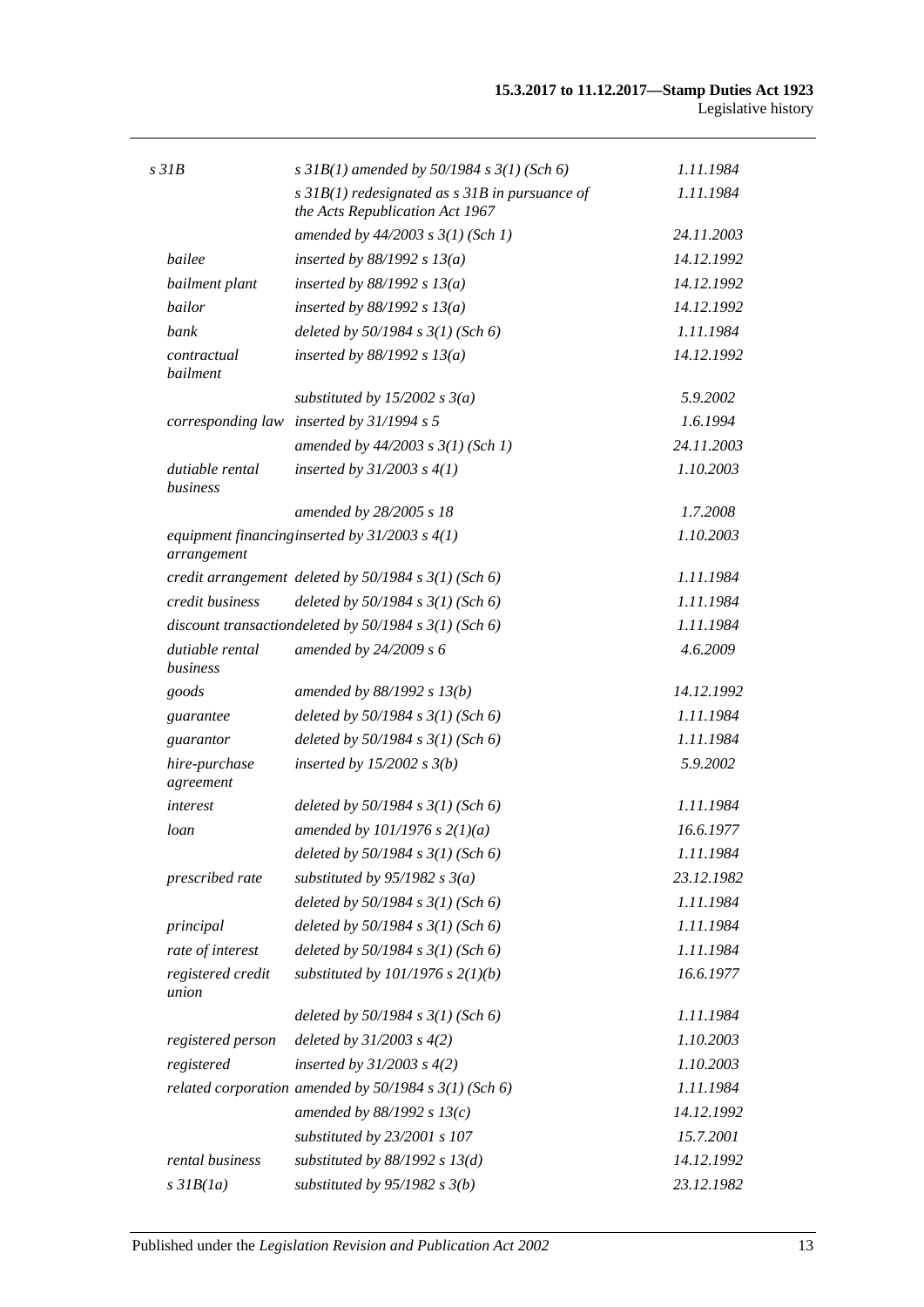| | | |
|---|---|---|
| *s 31B* | *s 31B(1) amended by 50/1984 s 3(1) (Sch 6)* | *1.11.1984* |
| | *s 31B(1) redesignated as s 31B in pursuance of the Acts Republication Act 1967* | *1.11.1984* |
| | *amended by 44/2003 s 3(1) (Sch 1)* | *24.11.2003* |
| *bailee* | *inserted by 88/1992 s 13(a)* | *14.12.1992* |
| *bailment plant* | *inserted by 88/1992 s 13(a)* | *14.12.1992* |
| *bailor* | *inserted by 88/1992 s 13(a)* | *14.12.1992* |
| *bank* | *deleted by 50/1984 s 3(1) (Sch 6)* | *1.11.1984* |
| *contractual bailment* | *inserted by 88/1992 s 13(a)* | *14.12.1992* |
| | *substituted by 15/2002 s 3(a)* | *5.9.2002* |
| *corresponding law* | *inserted by 31/1994 s 5* | *1.6.1994* |
| | *amended by 44/2003 s 3(1) (Sch 1)* | *24.11.2003* |
| *dutiable rental business* | *inserted by 31/2003 s 4(1)* | *1.10.2003* |
| | *amended by 28/2005 s 18* | *1.7.2008* |
| *equipment financing arrangement* | *inserted by 31/2003 s 4(1)* | *1.10.2003* |
| *credit arrangement* | *deleted by 50/1984 s 3(1) (Sch 6)* | *1.11.1984* |
| *credit business* | *deleted by 50/1984 s 3(1) (Sch 6)* | *1.11.1984* |
| *discount transaction* | *deleted by 50/1984 s 3(1) (Sch 6)* | *1.11.1984* |
| *dutiable rental business* | *amended by 24/2009 s 6* | *4.6.2009* |
| *goods* | *amended by 88/1992 s 13(b)* | *14.12.1992* |
| *guarantee* | *deleted by 50/1984 s 3(1) (Sch 6)* | *1.11.1984* |
| *guarantor* | *deleted by 50/1984 s 3(1) (Sch 6)* | *1.11.1984* |
| *hire-purchase agreement* | *inserted by 15/2002 s 3(b)* | *5.9.2002* |
| *interest* | *deleted by 50/1984 s 3(1) (Sch 6)* | *1.11.1984* |
| *loan* | *amended by 101/1976 s 2(1)(a)* | *16.6.1977* |
| | *deleted by 50/1984 s 3(1) (Sch 6)* | *1.11.1984* |
| *prescribed rate* | *substituted by 95/1982 s 3(a)* | *23.12.1982* |
| | *deleted by 50/1984 s 3(1) (Sch 6)* | *1.11.1984* |
| *principal* | *deleted by 50/1984 s 3(1) (Sch 6)* | *1.11.1984* |
| *rate of interest* | *deleted by 50/1984 s 3(1) (Sch 6)* | *1.11.1984* |
| *registered credit union* | *substituted by 101/1976 s 2(1)(b)* | *16.6.1977* |
| | *deleted by 50/1984 s 3(1) (Sch 6)* | *1.11.1984* |
| *registered person* | *deleted by 31/2003 s 4(2)* | *1.10.2003* |
| *registered* | *inserted by 31/2003 s 4(2)* | *1.10.2003* |
| *related corporation* | *amended by 50/1984 s 3(1) (Sch 6)* | *1.11.1984* |
| | *amended by 88/1992 s 13(c)* | *14.12.1992* |
| | *substituted by 23/2001 s 107* | *15.7.2001* |
| *rental business* | *substituted by 88/1992 s 13(d)* | *14.12.1992* |
| *s 31B(1a)* | *substituted by 95/1982 s 3(b)* | *23.12.1982* |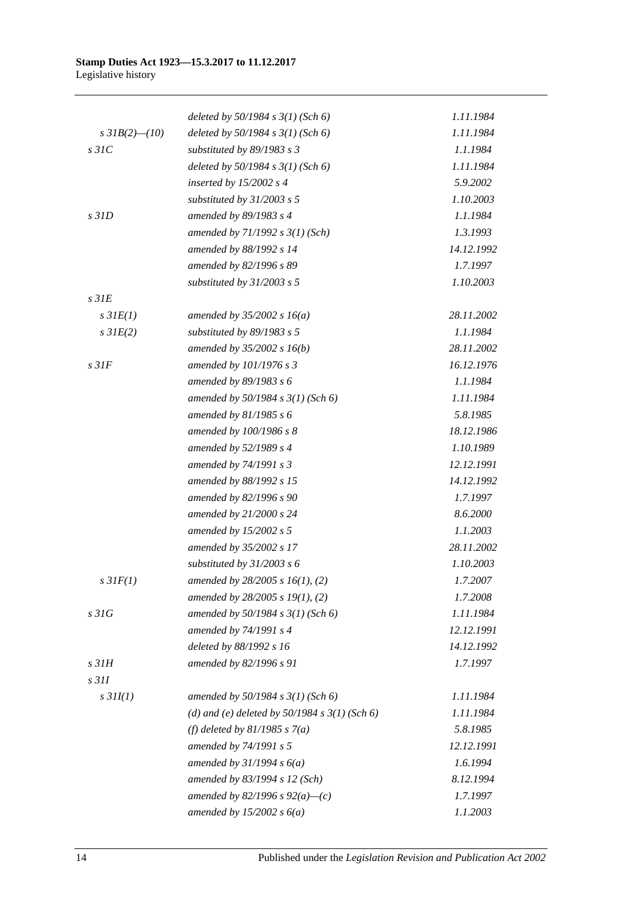| | | |
|---|---|---|
| | *deleted by 50/1984 s 3(1) (Sch 6)* | *1.11.1984* |
| *s 31B(2)—(10)* | *deleted by 50/1984 s 3(1) (Sch 6)* | *1.11.1984* |
| *s 31C* | *substituted by 89/1983 s 3* | *1.1.1984* |
| | *deleted by 50/1984 s 3(1) (Sch 6)* | *1.11.1984* |
| | *inserted by 15/2002 s 4* | *5.9.2002* |
| | *substituted by 31/2003 s 5* | *1.10.2003* |
| *s 31D* | *amended by 89/1983 s 4* | *1.1.1984* |
| | *amended by 71/1992 s 3(1) (Sch)* | *1.3.1993* |
| | *amended by 88/1992 s 14* | *14.12.1992* |
| | *amended by 82/1996 s 89* | *1.7.1997* |
| | *substituted by 31/2003 s 5* | *1.10.2003* |
| *s 31E* | | |
| *s 31E(1)* | *amended by 35/2002 s 16(a)* | *28.11.2002* |
| *s 31E(2)* | *substituted by 89/1983 s 5* | *1.1.1984* |
| | *amended by 35/2002 s 16(b)* | *28.11.2002* |
| *s 31F* | *amended by 101/1976 s 3* | *16.12.1976* |
| | *amended by 89/1983 s 6* | *1.1.1984* |
| | *amended by 50/1984 s 3(1) (Sch 6)* | *1.11.1984* |
| | *amended by 81/1985 s 6* | *5.8.1985* |
| | *amended by 100/1986 s 8* | *18.12.1986* |
| | *amended by 52/1989 s 4* | *1.10.1989* |
| | *amended by 74/1991 s 3* | *12.12.1991* |
| | *amended by 88/1992 s 15* | *14.12.1992* |
| | *amended by 82/1996 s 90* | *1.7.1997* |
| | *amended by 21/2000 s 24* | *8.6.2000* |
| | *amended by 15/2002 s 5* | *1.1.2003* |
| | *amended by 35/2002 s 17* | *28.11.2002* |
| | *substituted by 31/2003 s 6* | *1.10.2003* |
| *s 31F(1)* | *amended by 28/2005 s 16(1), (2)* | *1.7.2007* |
| | *amended by 28/2005 s 19(1), (2)* | *1.7.2008* |
| *s 31G* | *amended by 50/1984 s 3(1) (Sch 6)* | *1.11.1984* |
| | *amended by 74/1991 s 4* | *12.12.1991* |
| | *deleted by 88/1992 s 16* | *14.12.1992* |
| *s 31H* | *amended by 82/1996 s 91* | *1.7.1997* |
| *s 31I* | | |
| *s 31I(1)* | *amended by 50/1984 s 3(1) (Sch 6)* | *1.11.1984* |
| | *(d) and (e) deleted by 50/1984 s 3(1) (Sch 6)* | *1.11.1984* |
| | *(f) deleted by 81/1985 s 7(a)* | *5.8.1985* |
| | *amended by 74/1991 s 5* | *12.12.1991* |
| | *amended by 31/1994 s 6(a)* | *1.6.1994* |
| | *amended by 83/1994 s 12 (Sch)* | *8.12.1994* |
| | *amended by 82/1996 s 92(a)—(c)* | *1.7.1997* |
| | *amended by 15/2002 s 6(a)* | *1.1.2003* |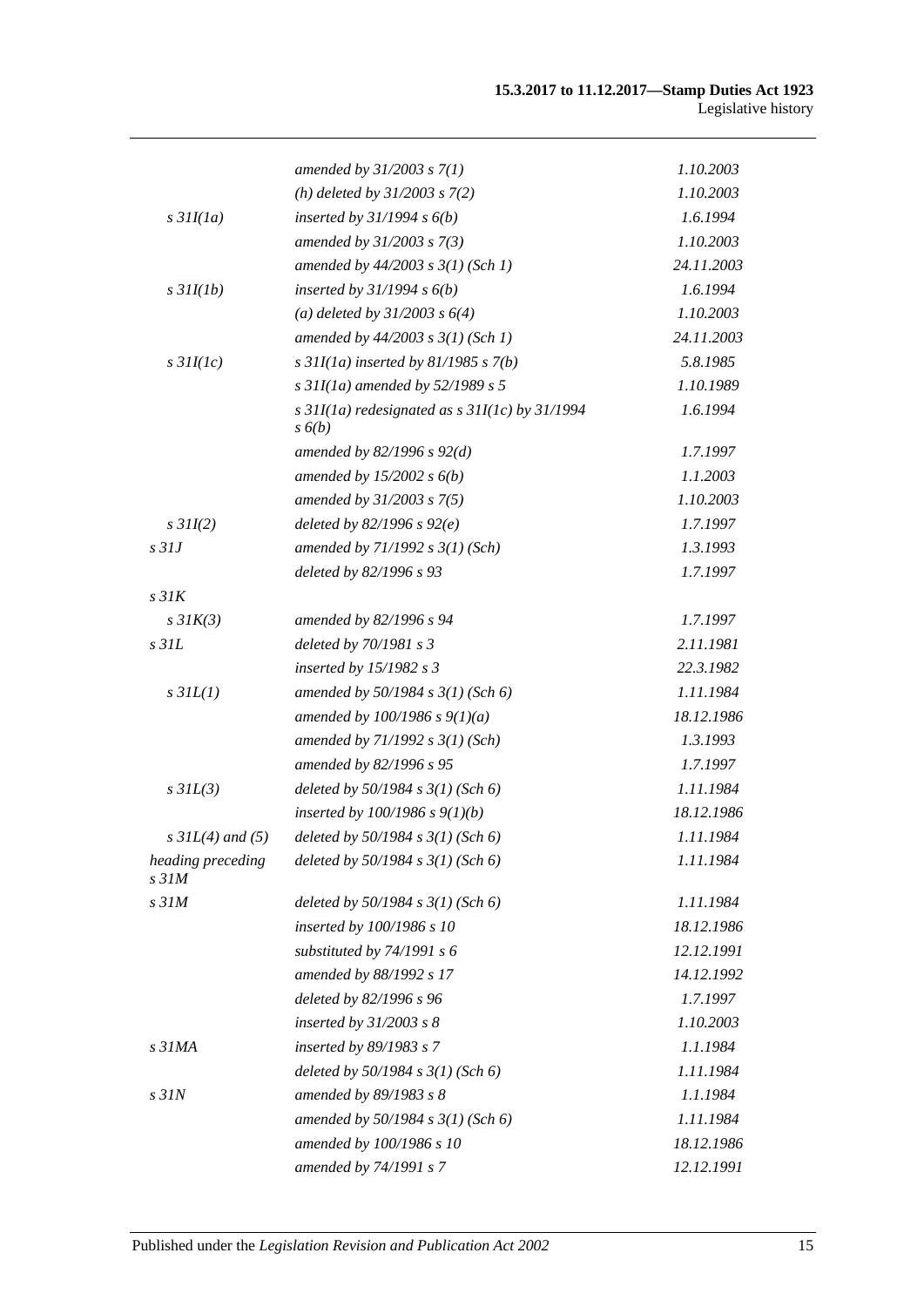| | | |
|---|---|---|
| | *amended by 31/2003 s 7(1)* | *1.10.2003* |
| | *(h) deleted by 31/2003 s 7(2)* | *1.10.2003* |
| *s 31I(1a)* | *inserted by 31/1994 s 6(b)* | *1.6.1994* |
| | *amended by 31/2003 s 7(3)* | *1.10.2003* |
| | *amended by 44/2003 s 3(1) (Sch 1)* | *24.11.2003* |
| *s 31I(1b)* | *inserted by 31/1994 s 6(b)* | *1.6.1994* |
| | *(a) deleted by 31/2003 s 6(4)* | *1.10.2003* |
| | *amended by 44/2003 s 3(1) (Sch 1)* | *24.11.2003* |
| *s 31I(1c)* | *s 31I(1a) inserted by 81/1985 s 7(b)* | *5.8.1985* |
| | *s 31I(1a) amended by 52/1989 s 5* | *1.10.1989* |
| | *s 31I(1a) redesignated as s 31I(1c) by 31/1994 s 6(b)* | *1.6.1994* |
| | *amended by 82/1996 s 92(d)* | *1.7.1997* |
| | *amended by 15/2002 s 6(b)* | *1.1.2003* |
| | *amended by 31/2003 s 7(5)* | *1.10.2003* |
| *s 31I(2)* | *deleted by 82/1996 s 92(e)* | *1.7.1997* |
| *s 31J* | *amended by 71/1992 s 3(1) (Sch)* | *1.3.1993* |
| | *deleted by 82/1996 s 93* | *1.7.1997* |
| *s 31K* | | |
| *s 31K(3)* | *amended by 82/1996 s 94* | *1.7.1997* |
| *s 31L* | *deleted by 70/1981 s 3* | *2.11.1981* |
| | *inserted by 15/1982 s 3* | *22.3.1982* |
| *s 31L(1)* | *amended by 50/1984 s 3(1) (Sch 6)* | *1.11.1984* |
| | *amended by 100/1986 s 9(1)(a)* | *18.12.1986* |
| | *amended by 71/1992 s 3(1) (Sch)* | *1.3.1993* |
| | *amended by 82/1996 s 95* | *1.7.1997* |
| *s 31L(3)* | *deleted by 50/1984 s 3(1) (Sch 6)* | *1.11.1984* |
| | *inserted by 100/1986 s 9(1)(b)* | *18.12.1986* |
| *s 31L(4) and (5)* | *deleted by 50/1984 s 3(1) (Sch 6)* | *1.11.1984* |
| *heading preceding s 31M* | *deleted by 50/1984 s 3(1) (Sch 6)* | *1.11.1984* |
| *s 31M* | *deleted by 50/1984 s 3(1) (Sch 6)* | *1.11.1984* |
| | *inserted by 100/1986 s 10* | *18.12.1986* |
| | *substituted by 74/1991 s 6* | *12.12.1991* |
| | *amended by 88/1992 s 17* | *14.12.1992* |
| | *deleted by 82/1996 s 96* | *1.7.1997* |
| | *inserted by 31/2003 s 8* | *1.10.2003* |
| *s 31MA* | *inserted by 89/1983 s 7* | *1.1.1984* |
| | *deleted by 50/1984 s 3(1) (Sch 6)* | *1.11.1984* |
| *s 31N* | *amended by 89/1983 s 8* | *1.1.1984* |
| | *amended by 50/1984 s 3(1) (Sch 6)* | *1.11.1984* |
| | *amended by 100/1986 s 10* | *18.12.1986* |
| | *amended by 74/1991 s 7* | *12.12.1991* |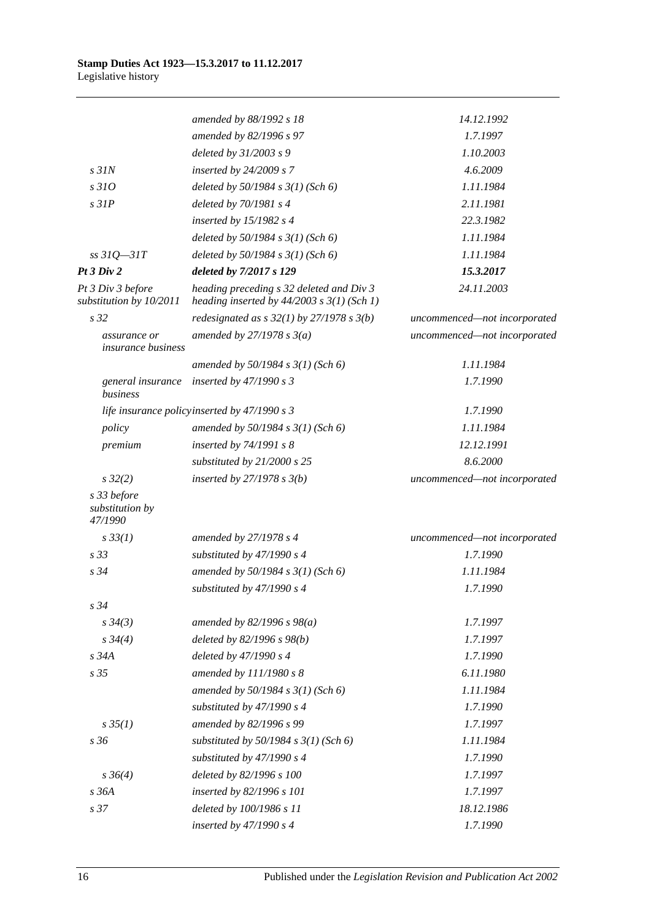| | | |
|---|---|---|
| | *amended by 88/1992 s 18* | *14.12.1992* |
| | *amended by 82/1996 s 97* | *1.7.1997* |
| | *deleted by 31/2003 s 9* | *1.10.2003* |
| *s 31N* | *inserted by 24/2009 s 7* | *4.6.2009* |
| *s 31O* | *deleted by 50/1984 s 3(1) (Sch 6)* | *1.11.1984* |
| *s 31P* | *deleted by 70/1981 s 4* | *2.11.1981* |
| | *inserted by 15/1982 s 4* | *22.3.1982* |
| | *deleted by 50/1984 s 3(1) (Sch 6)* | *1.11.1984* |
| *ss 31Q—31T* | *deleted by 50/1984 s 3(1) (Sch 6)* | *1.11.1984* |
| ***Pt 3 Div 2*** | ***deleted by 7/2017 s 129*** | ***15.3.2017*** |
| *Pt 3 Div 3 before substitution by 10/2011* | *heading preceding s 32 deleted and Div 3 heading inserted by 44/2003 s 3(1) (Sch 1)* | *24.11.2003* |
| *s 32* | *redesignated as s 32(1) by 27/1978 s 3(b)* | *uncommenced—not incorporated* |
| *assurance or insurance business* | *amended by 27/1978 s 3(a)* | *uncommenced—not incorporated* |
| | *amended by 50/1984 s 3(1) (Sch 6)* | *1.11.1984* |
| *general insurance business* | *inserted by 47/1990 s 3* | *1.7.1990* |
| *life insurance policy* | *inserted by 47/1990 s 3* | *1.7.1990* |
| *policy* | *amended by 50/1984 s 3(1) (Sch 6)* | *1.11.1984* |
| *premium* | *inserted by 74/1991 s 8* | *12.12.1991* |
| | *substituted by 21/2000 s 25* | *8.6.2000* |
| *s 32(2)* | *inserted by 27/1978 s 3(b)* | *uncommenced—not incorporated* |
| *s 33 before substitution by 47/1990* | | |
| *s 33(1)* | *amended by 27/1978 s 4* | *uncommenced—not incorporated* |
| *s 33* | *substituted by 47/1990 s 4* | *1.7.1990* |
| *s 34* | *amended by 50/1984 s 3(1) (Sch 6)* | *1.11.1984* |
| | *substituted by 47/1990 s 4* | *1.7.1990* |
| *s 34* | | |
| *s 34(3)* | *amended by 82/1996 s 98(a)* | *1.7.1997* |
| *s 34(4)* | *deleted by 82/1996 s 98(b)* | *1.7.1997* |
| *s 34A* | *deleted by 47/1990 s 4* | *1.7.1990* |
| *s 35* | *amended by 111/1980 s 8* | *6.11.1980* |
| | *amended by 50/1984 s 3(1) (Sch 6)* | *1.11.1984* |
| | *substituted by 47/1990 s 4* | *1.7.1990* |
| *s 35(1)* | *amended by 82/1996 s 99* | *1.7.1997* |
| *s 36* | *substituted by 50/1984 s 3(1) (Sch 6)* | *1.11.1984* |
| | *substituted by 47/1990 s 4* | *1.7.1990* |
| *s 36(4)* | *deleted by 82/1996 s 100* | *1.7.1997* |
| *s 36A* | *inserted by 82/1996 s 101* | *1.7.1997* |
| *s 37* | *deleted by 100/1986 s 11* | *18.12.1986* |
| | *inserted by 47/1990 s 4* | *1.7.1990* |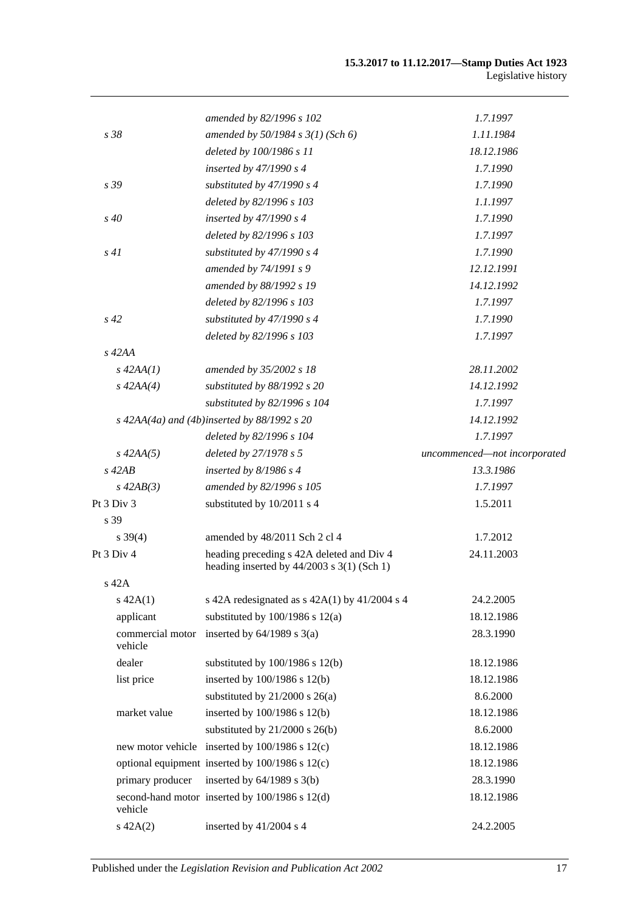| | | |
|---|---|---|
| | *amended by 82/1996 s 102* | *1.7.1997* |
| *s 38* | *amended by 50/1984 s 3(1) (Sch 6)* | *1.11.1984* |
| | *deleted by 100/1986 s 11* | *18.12.1986* |
| | *inserted by 47/1990 s 4* | *1.7.1990* |
| *s 39* | *substituted by 47/1990 s 4* | *1.7.1990* |
| | *deleted by 82/1996 s 103* | *1.1.1997* |
| *s 40* | *inserted by 47/1990 s 4* | *1.7.1990* |
| | *deleted by 82/1996 s 103* | *1.7.1997* |
| *s 41* | *substituted by 47/1990 s 4* | *1.7.1990* |
| | *amended by 74/1991 s 9* | *12.12.1991* |
| | *amended by 88/1992 s 19* | *14.12.1992* |
| | *deleted by 82/1996 s 103* | *1.7.1997* |
| *s 42* | *substituted by 47/1990 s 4* | *1.7.1990* |
| | *deleted by 82/1996 s 103* | *1.7.1997* |
| *s 42AA* | | |
| *s 42AA(1)* | *amended by 35/2002 s 18* | *28.11.2002* |
| *s 42AA(4)* | *substituted by 88/1992 s 20* | *14.12.1992* |
| | *substituted by 82/1996 s 104* | *1.7.1997* |
| *s 42AA(4a) and (4b)* | *inserted by 88/1992 s 20* | *14.12.1992* |
| | *deleted by 82/1996 s 104* | *1.7.1997* |
| *s 42AA(5)* | *deleted by 27/1978 s 5* | *uncommenced—not incorporated* |
| *s 42AB* | *inserted by 8/1986 s 4* | *13.3.1986* |
| *s 42AB(3)* | *amended by 82/1996 s 105* | *1.7.1997* |
| Pt 3 Div 3 | substituted by 10/2011 s 4 | 1.5.2011 |
| s 39 | | |
| s 39(4) | amended by 48/2011 Sch 2 cl 4 | 1.7.2012 |
| Pt 3 Div 4 | heading preceding s 42A deleted and Div 4 heading inserted by 44/2003 s 3(1) (Sch 1) | 24.11.2003 |
| s 42A | | |
| s 42A(1) | s 42A redesignated as s 42A(1) by 41/2004 s 4 | 24.2.2005 |
| applicant | substituted by 100/1986 s 12(a) | 18.12.1986 |
| commercial motor vehicle | inserted by 64/1989 s 3(a) | 28.3.1990 |
| dealer | substituted by 100/1986 s 12(b) | 18.12.1986 |
| list price | inserted by 100/1986 s 12(b) | 18.12.1986 |
| | substituted by 21/2000 s 26(a) | 8.6.2000 |
| market value | inserted by 100/1986 s 12(b) | 18.12.1986 |
| | substituted by 21/2000 s 26(b) | 8.6.2000 |
| new motor vehicle | inserted by 100/1986 s 12(c) | 18.12.1986 |
| optional equipment | inserted by 100/1986 s 12(c) | 18.12.1986 |
| primary producer | inserted by 64/1989 s 3(b) | 28.3.1990 |
| second-hand motor vehicle | inserted by 100/1986 s 12(d) | 18.12.1986 |
| s 42A(2) | inserted by 41/2004 s 4 | 24.2.2005 |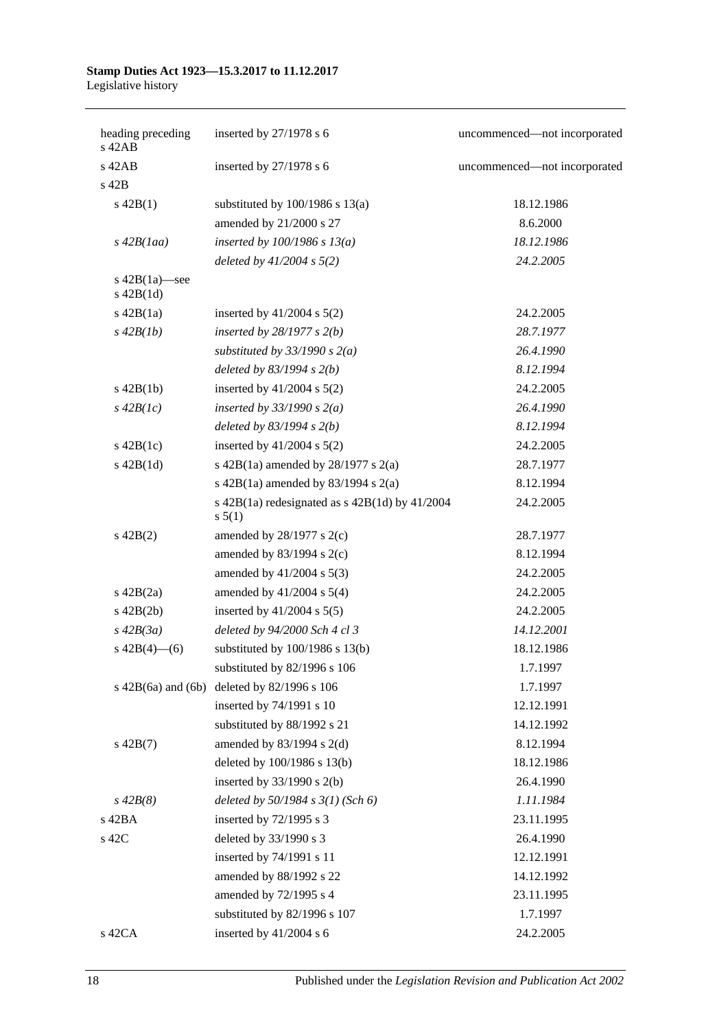| | | |
|---|---|---|
| heading preceding s 42AB | inserted by 27/1978 s 6 | uncommenced—not incorporated |
| s 42AB | inserted by 27/1978 s 6 | uncommenced—not incorporated |
| s 42B | | |
| s 42B(1) | substituted by 100/1986 s 13(a) | 18.12.1986 |
| | amended by 21/2000 s 27 | 8.6.2000 |
| *s 42B(1aa)* | *inserted by 100/1986 s 13(a)* | *18.12.1986* |
| | *deleted by 41/2004 s 5(2)* | *24.2.2005* |
| s 42B(1a)—see s 42B(1d) | | |
| s 42B(1a) | inserted by 41/2004 s 5(2) | 24.2.2005 |
| *s 42B(1b)* | *inserted by 28/1977 s 2(b)* | *28.7.1977* |
| | *substituted by 33/1990 s 2(a)* | *26.4.1990* |
| | *deleted by 83/1994 s 2(b)* | *8.12.1994* |
| s 42B(1b) | inserted by 41/2004 s 5(2) | 24.2.2005 |
| *s 42B(1c)* | *inserted by 33/1990 s 2(a)* | *26.4.1990* |
| | *deleted by 83/1994 s 2(b)* | *8.12.1994* |
| s 42B(1c) | inserted by 41/2004 s 5(2) | 24.2.2005 |
| s 42B(1d) | s 42B(1a) amended by 28/1977 s 2(a) | 28.7.1977 |
| | s 42B(1a) amended by 83/1994 s 2(a) | 8.12.1994 |
| | s 42B(1a) redesignated as s 42B(1d) by 41/2004 s 5(1) | 24.2.2005 |
| s 42B(2) | amended by 28/1977 s 2(c) | 28.7.1977 |
| | amended by 83/1994 s 2(c) | 8.12.1994 |
| | amended by 41/2004 s 5(3) | 24.2.2005 |
| s 42B(2a) | amended by 41/2004 s 5(4) | 24.2.2005 |
| s 42B(2b) | inserted by 41/2004 s 5(5) | 24.2.2005 |
| *s 42B(3a)* | *deleted by 94/2000 Sch 4 cl 3* | *14.12.2001* |
| s 42B(4)—(6) | substituted by 100/1986 s 13(b) | 18.12.1986 |
| | substituted by 82/1996 s 106 | 1.7.1997 |
| s 42B(6a) and (6b) | deleted by 82/1996 s 106 | 1.7.1997 |
| | inserted by 74/1991 s 10 | 12.12.1991 |
| | substituted by 88/1992 s 21 | 14.12.1992 |
| s 42B(7) | amended by 83/1994 s 2(d) | 8.12.1994 |
| | deleted by 100/1986 s 13(b) | 18.12.1986 |
| | inserted by 33/1990 s 2(b) | 26.4.1990 |
| *s 42B(8)* | *deleted by 50/1984 s 3(1) (Sch 6)* | *1.11.1984* |
| s 42BA | inserted by 72/1995 s 3 | 23.11.1995 |
| s 42C | deleted by 33/1990 s 3 | 26.4.1990 |
| | inserted by 74/1991 s 11 | 12.12.1991 |
| | amended by 88/1992 s 22 | 14.12.1992 |
| | amended by 72/1995 s 4 | 23.11.1995 |
| | substituted by 82/1996 s 107 | 1.7.1997 |
| s 42CA | inserted by 41/2004 s 6 | 24.2.2005 |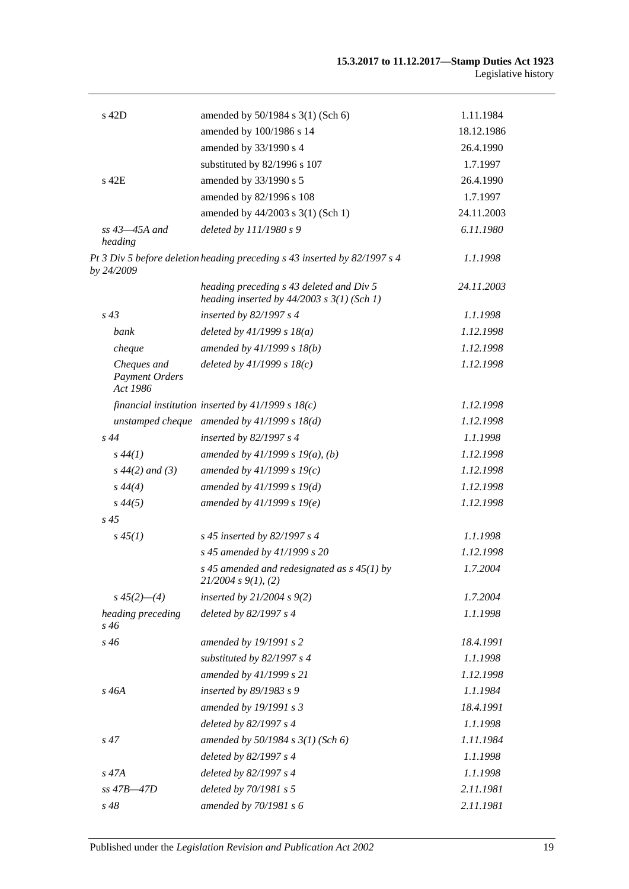| | | |
|---|---|---|
| s 42D | amended by 50/1984 s 3(1) (Sch 6) | 1.11.1984 |
| | amended by 100/1986 s 14 | 18.12.1986 |
| | amended by 33/1990 s 4 | 26.4.1990 |
| | substituted by 82/1996 s 107 | 1.7.1997 |
| s 42E | amended by 33/1990 s 5 | 26.4.1990 |
| | amended by 82/1996 s 108 | 1.7.1997 |
| | amended by 44/2003 s 3(1) (Sch 1) | 24.11.2003 |
| *ss 43—45A and heading* | *deleted by 111/1980 s 9* | *6.11.1980* |
| *Pt 3 Div 5 before deletion by 24/2009* | *heading preceding s 43 inserted by 82/1997 s 4* | *1.1.1998* |
| | *heading preceding s 43 deleted and Div 5 heading inserted by 44/2003 s 3(1) (Sch 1)* | *24.11.2003* |
| *s 43* | *inserted by 82/1997 s 4* | *1.1.1998* |
| *bank* | *deleted by 41/1999 s 18(a)* | *1.12.1998* |
| *cheque* | *amended by 41/1999 s 18(b)* | *1.12.1998* |
| *Cheques and Payment Orders Act 1986* | *deleted by 41/1999 s 18(c)* | *1.12.1998* |
| *financial institution* | *inserted by 41/1999 s 18(c)* | *1.12.1998* |
| *unstamped cheque* | *amended by 41/1999 s 18(d)* | *1.12.1998* |
| *s 44* | *inserted by 82/1997 s 4* | *1.1.1998* |
| *s 44(1)* | *amended by 41/1999 s 19(a), (b)* | *1.12.1998* |
| *s 44(2) and (3)* | *amended by 41/1999 s 19(c)* | *1.12.1998* |
| *s 44(4)* | *amended by 41/1999 s 19(d)* | *1.12.1998* |
| *s 44(5)* | *amended by 41/1999 s 19(e)* | *1.12.1998* |
| *s 45* | | |
| *s 45(1)* | *s 45 inserted by 82/1997 s 4* | *1.1.1998* |
| | *s 45 amended by 41/1999 s 20* | *1.12.1998* |
| | *s 45 amended and redesignated as s 45(1) by 21/2004 s 9(1), (2)* | *1.7.2004* |
| *s 45(2)—(4)* | *inserted by 21/2004 s 9(2)* | *1.7.2004* |
| *heading preceding s 46* | *deleted by 82/1997 s 4* | *1.1.1998* |
| *s 46* | *amended by 19/1991 s 2* | *18.4.1991* |
| | *substituted by 82/1997 s 4* | *1.1.1998* |
| | *amended by 41/1999 s 21* | *1.12.1998* |
| *s 46A* | *inserted by 89/1983 s 9* | *1.1.1984* |
| | *amended by 19/1991 s 3* | *18.4.1991* |
| | *deleted by 82/1997 s 4* | *1.1.1998* |
| *s 47* | *amended by 50/1984 s 3(1) (Sch 6)* | *1.11.1984* |
| | *deleted by 82/1997 s 4* | *1.1.1998* |
| *s 47A* | *deleted by 82/1997 s 4* | *1.1.1998* |
| *ss 47B—47D* | *deleted by 70/1981 s 5* | *2.11.1981* |
| *s 48* | *amended by 70/1981 s 6* | *2.11.1981* |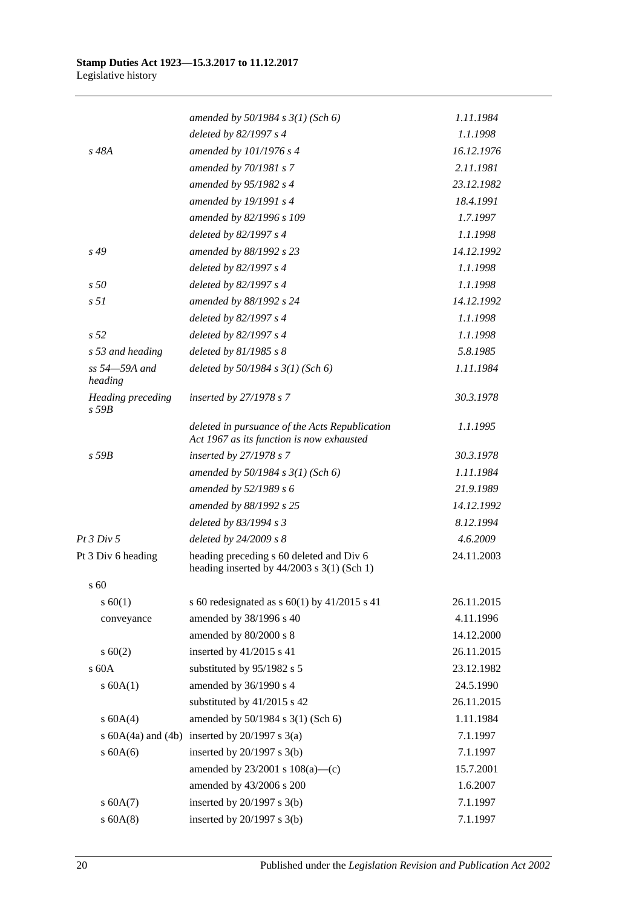| | | |
|---|---|---|
| | *amended by 50/1984 s 3(1) (Sch 6)* | *1.11.1984* |
| | *deleted by 82/1997 s 4* | *1.1.1998* |
| *s 48A* | *amended by 101/1976 s 4* | *16.12.1976* |
| | *amended by 70/1981 s 7* | *2.11.1981* |
| | *amended by 95/1982 s 4* | *23.12.1982* |
| | *amended by 19/1991 s 4* | *18.4.1991* |
| | *amended by 82/1996 s 109* | *1.7.1997* |
| | *deleted by 82/1997 s 4* | *1.1.1998* |
| *s 49* | *amended by 88/1992 s 23* | *14.12.1992* |
| | *deleted by 82/1997 s 4* | *1.1.1998* |
| *s 50* | *deleted by 82/1997 s 4* | *1.1.1998* |
| *s 51* | *amended by 88/1992 s 24* | *14.12.1992* |
| | *deleted by 82/1997 s 4* | *1.1.1998* |
| *s 52* | *deleted by 82/1997 s 4* | *1.1.1998* |
| *s 53 and heading* | *deleted by 81/1985 s 8* | *5.8.1985* |
| *ss 54—59A and heading* | *deleted by 50/1984 s 3(1) (Sch 6)* | *1.11.1984* |
| *Heading preceding s 59B* | *inserted by 27/1978 s 7* | *30.3.1978* |
| | *deleted in pursuance of the Acts Republication Act 1967 as its function is now exhausted* | *1.1.1995* |
| *s 59B* | *inserted by 27/1978 s 7* | *30.3.1978* |
| | *amended by 50/1984 s 3(1) (Sch 6)* | *1.11.1984* |
| | *amended by 52/1989 s 6* | *21.9.1989* |
| | *amended by 88/1992 s 25* | *14.12.1992* |
| | *deleted by 83/1994 s 3* | *8.12.1994* |
| *Pt 3 Div 5* | *deleted by 24/2009 s 8* | *4.6.2009* |
| Pt 3 Div 6 heading | heading preceding s 60 deleted and Div 6 heading inserted by 44/2003 s 3(1) (Sch 1) | 24.11.2003 |
| s 60 | | |
| s 60(1) | s 60 redesignated as s 60(1) by 41/2015 s 41 | 26.11.2015 |
| conveyance | amended by 38/1996 s 40 | 4.11.1996 |
| | amended by 80/2000 s 8 | 14.12.2000 |
| s 60(2) | inserted by 41/2015 s 41 | 26.11.2015 |
| s 60A | substituted by 95/1982 s 5 | 23.12.1982 |
| s 60A(1) | amended by 36/1990 s 4 | 24.5.1990 |
| | substituted by 41/2015 s 42 | 26.11.2015 |
| s 60A(4) | amended by 50/1984 s 3(1) (Sch 6) | 1.11.1984 |
| s 60A(4a) and (4b) | inserted by 20/1997 s 3(a) | 7.1.1997 |
| s 60A(6) | inserted by 20/1997 s 3(b) | 7.1.1997 |
| | amended by 23/2001 s 108(a)—(c) | 15.7.2001 |
| | amended by 43/2006 s 200 | 1.6.2007 |
| s 60A(7) | inserted by 20/1997 s 3(b) | 7.1.1997 |
| s 60A(8) | inserted by 20/1997 s 3(b) | 7.1.1997 |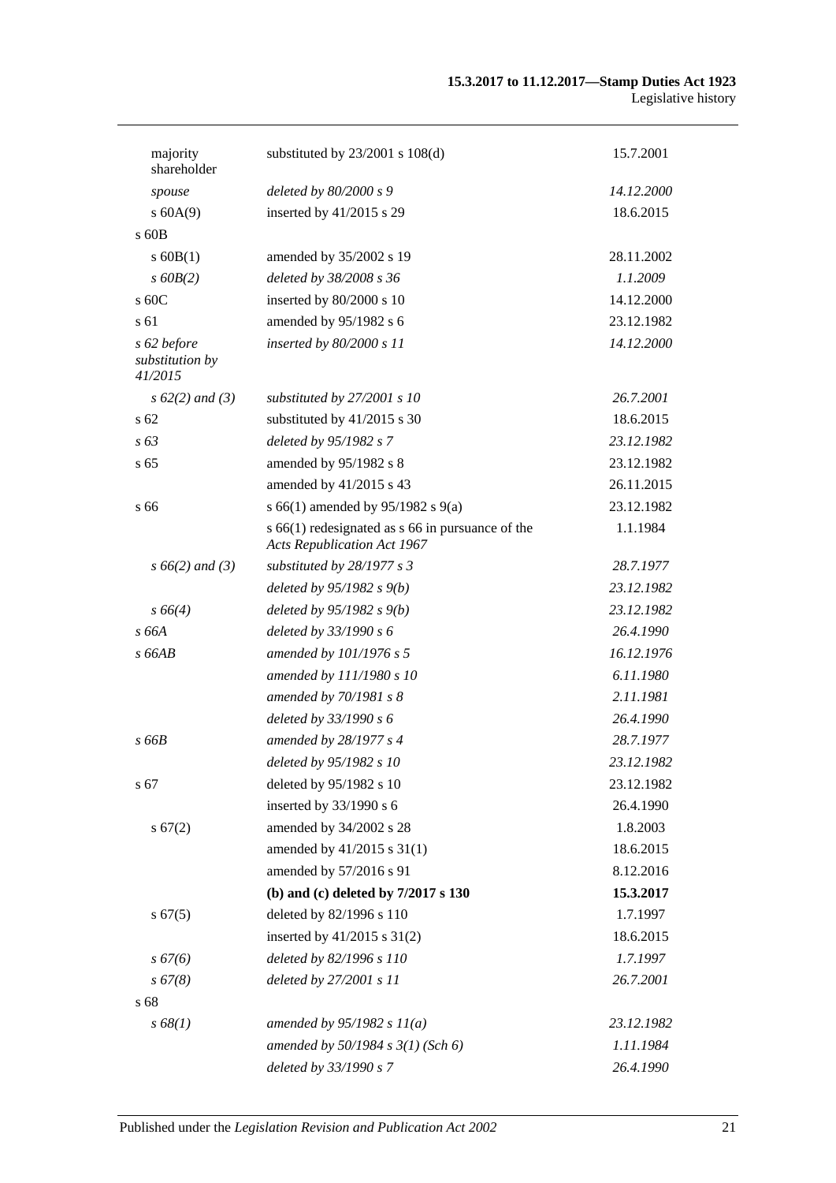| | | |
|---|---|---|
| majority shareholder | substituted by 23/2001 s 108(d) | 15.7.2001 |
| *spouse* | *deleted by 80/2000 s 9* | *14.12.2000* |
| s 60A(9) | inserted by 41/2015 s 29 | 18.6.2015 |
| s 60B | | |
| s 60B(1) | amended by 35/2002 s 19 | 28.11.2002 |
| *s 60B(2)* | *deleted by 38/2008 s 36* | *1.1.2009* |
| s 60C | inserted by 80/2000 s 10 | 14.12.2000 |
| s 61 | amended by 95/1982 s 6 | 23.12.1982 |
| *s 62 before substitution by 41/2015* | *inserted by 80/2000 s 11* | *14.12.2000* |
| *s 62(2) and (3)* | *substituted by 27/2001 s 10* | *26.7.2001* |
| s 62 | substituted by 41/2015 s 30 | 18.6.2015 |
| *s 63* | *deleted by 95/1982 s 7* | *23.12.1982* |
| s 65 | amended by 95/1982 s 8 | 23.12.1982 |
| | amended by 41/2015 s 43 | 26.11.2015 |
| s 66 | s 66(1) amended by 95/1982 s 9(a) | 23.12.1982 |
| | s 66(1) redesignated as s 66 in pursuance of the *Acts Republication Act 1967* | 1.1.1984 |
| *s 66(2) and (3)* | *substituted by 28/1977 s 3* | *28.7.1977* |
| | *deleted by 95/1982 s 9(b)* | *23.12.1982* |
| *s 66(4)* | *deleted by 95/1982 s 9(b)* | *23.12.1982* |
| *s 66A* | *deleted by 33/1990 s 6* | *26.4.1990* |
| *s 66AB* | *amended by 101/1976 s 5* | *16.12.1976* |
| | *amended by 111/1980 s 10* | *6.11.1980* |
| | *amended by 70/1981 s 8* | *2.11.1981* |
| | *deleted by 33/1990 s 6* | *26.4.1990* |
| *s 66B* | *amended by 28/1977 s 4* | *28.7.1977* |
| | *deleted by 95/1982 s 10* | *23.12.1982* |
| s 67 | deleted by 95/1982 s 10 | 23.12.1982 |
| | inserted by 33/1990 s 6 | 26.4.1990 |
| s 67(2) | amended by 34/2002 s 28 | 1.8.2003 |
| | amended by 41/2015 s 31(1) | 18.6.2015 |
| | amended by 57/2016 s 91 | 8.12.2016 |
| | **(b) and (c) deleted by 7/2017 s 130** | **15.3.2017** |
| s 67(5) | deleted by 82/1996 s 110 | 1.7.1997 |
| | inserted by 41/2015 s 31(2) | 18.6.2015 |
| *s 67(6)* | *deleted by 82/1996 s 110* | *1.7.1997* |
| *s 67(8)* | *deleted by 27/2001 s 11* | *26.7.2001* |
| s 68 | | |
| *s 68(1)* | *amended by 95/1982 s 11(a)* | *23.12.1982* |
| | *amended by 50/1984 s 3(1) (Sch 6)* | *1.11.1984* |
| | *deleted by 33/1990 s 7* | *26.4.1990* |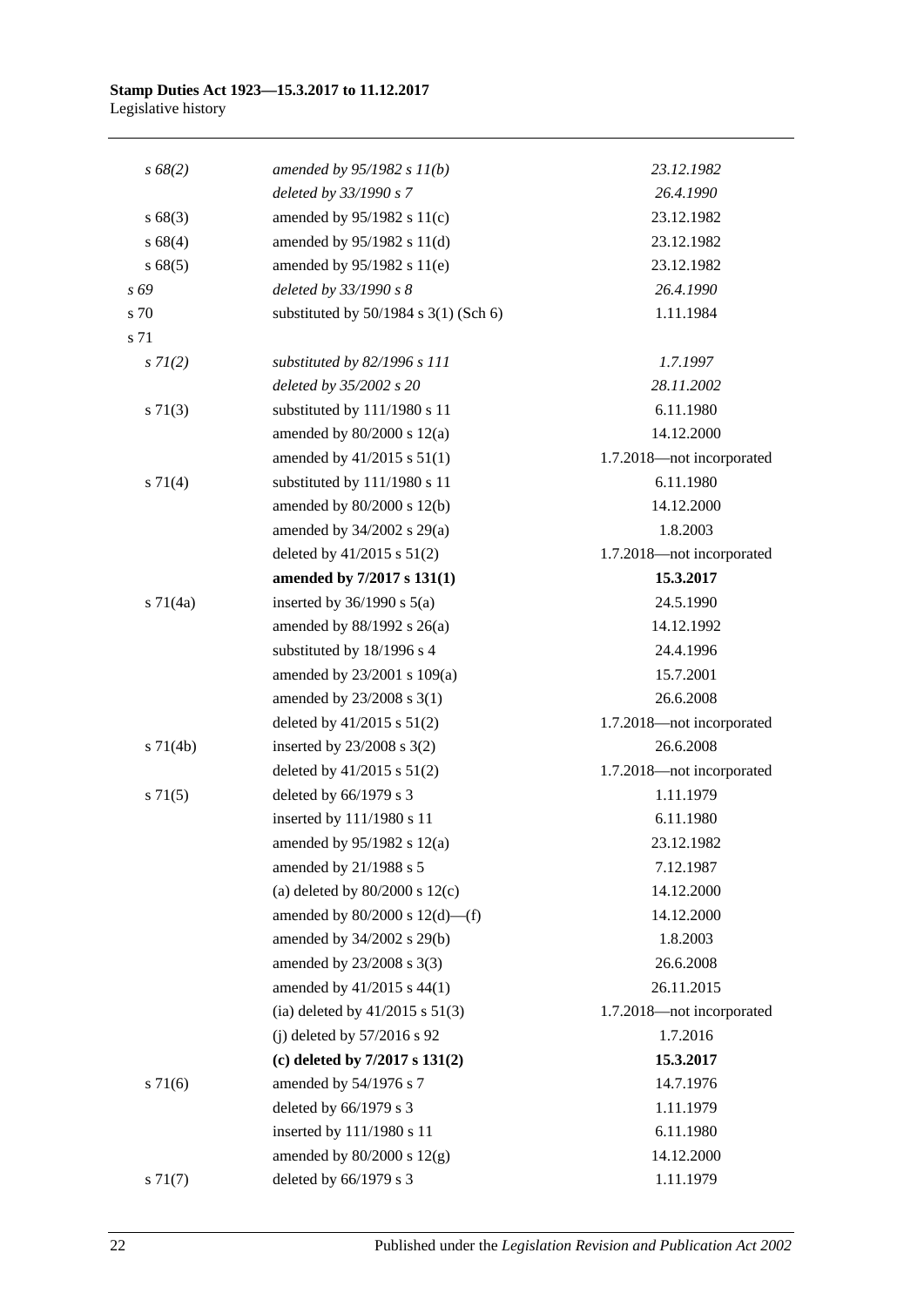| | | |
|---|---|---|
| *s 68(2)* | *amended by 95/1982 s 11(b)* | *23.12.1982* |
| | *deleted by 33/1990 s 7* | *26.4.1990* |
| s 68(3) | amended by 95/1982 s 11(c) | 23.12.1982 |
| s 68(4) | amended by 95/1982 s 11(d) | 23.12.1982 |
| s 68(5) | amended by 95/1982 s 11(e) | 23.12.1982 |
| *s 69* | *deleted by 33/1990 s 8* | *26.4.1990* |
| s 70 | substituted by 50/1984 s 3(1) (Sch 6) | 1.11.1984 |
| s 71 | | |
| *s 71(2)* | *substituted by 82/1996 s 111* | *1.7.1997* |
| | *deleted by 35/2002 s 20* | *28.11.2002* |
| s 71(3) | substituted by 111/1980 s 11 | 6.11.1980 |
| | amended by 80/2000 s 12(a) | 14.12.2000 |
| | amended by 41/2015 s 51(1) | 1.7.2018—not incorporated |
| s 71(4) | substituted by 111/1980 s 11 | 6.11.1980 |
| | amended by 80/2000 s 12(b) | 14.12.2000 |
| | amended by 34/2002 s 29(a) | 1.8.2003 |
| | deleted by 41/2015 s 51(2) | 1.7.2018—not incorporated |
| | **amended by 7/2017 s 131(1)** | **15.3.2017** |
| s 71(4a) | inserted by 36/1990 s 5(a) | 24.5.1990 |
| | amended by 88/1992 s 26(a) | 14.12.1992 |
| | substituted by 18/1996 s 4 | 24.4.1996 |
| | amended by 23/2001 s 109(a) | 15.7.2001 |
| | amended by 23/2008 s 3(1) | 26.6.2008 |
| | deleted by 41/2015 s 51(2) | 1.7.2018—not incorporated |
| s 71(4b) | inserted by 23/2008 s 3(2) | 26.6.2008 |
| | deleted by 41/2015 s 51(2) | 1.7.2018—not incorporated |
| s 71(5) | deleted by 66/1979 s 3 | 1.11.1979 |
| | inserted by 111/1980 s 11 | 6.11.1980 |
| | amended by 95/1982 s 12(a) | 23.12.1982 |
| | amended by 21/1988 s 5 | 7.12.1987 |
| | (a) deleted by 80/2000 s 12(c) | 14.12.2000 |
| | amended by 80/2000 s 12(d)—(f) | 14.12.2000 |
| | amended by 34/2002 s 29(b) | 1.8.2003 |
| | amended by 23/2008 s 3(3) | 26.6.2008 |
| | amended by 41/2015 s 44(1) | 26.11.2015 |
| | (ia) deleted by 41/2015 s 51(3) | 1.7.2018—not incorporated |
| | (j) deleted by 57/2016 s 92 | 1.7.2016 |
| | **(c) deleted by 7/2017 s 131(2)** | **15.3.2017** |
| s 71(6) | amended by 54/1976 s 7 | 14.7.1976 |
| | deleted by 66/1979 s 3 | 1.11.1979 |
| | inserted by 111/1980 s 11 | 6.11.1980 |
| | amended by 80/2000 s 12(g) | 14.12.2000 |
| s 71(7) | deleted by 66/1979 s 3 | 1.11.1979 |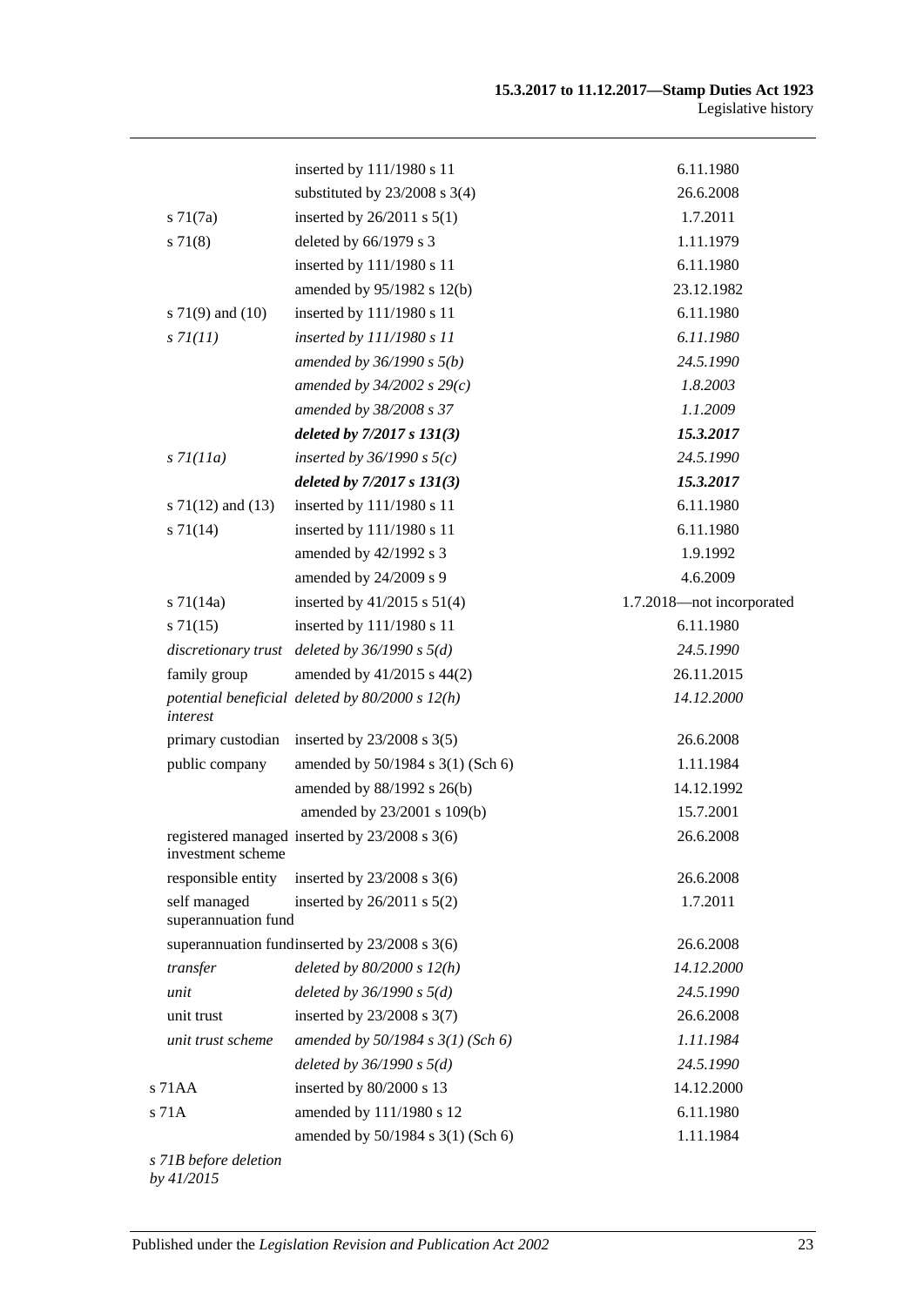| | | |
|---|---|---|
| | inserted by 111/1980 s 11 | 6.11.1980 |
| | substituted by 23/2008 s 3(4) | 26.6.2008 |
| s 71(7a) | inserted by 26/2011 s 5(1) | 1.7.2011 |
| s 71(8) | deleted by 66/1979 s 3 | 1.11.1979 |
| | inserted by 111/1980 s 11 | 6.11.1980 |
| | amended by 95/1982 s 12(b) | 23.12.1982 |
| s 71(9) and (10) | inserted by 111/1980 s 11 | 6.11.1980 |
| *s 71(11)* | *inserted by 111/1980 s 11* | *6.11.1980* |
| | *amended by 36/1990 s 5(b)* | *24.5.1990* |
| | *amended by 34/2002 s 29(c)* | *1.8.2003* |
| | *amended by 38/2008 s 37* | *1.1.2009* |
| | ***deleted by 7/2017 s 131(3)*** | ***15.3.2017*** |
| *s 71(11a)* | *inserted by 36/1990 s 5(c)* | *24.5.1990* |
| | ***deleted by 7/2017 s 131(3)*** | ***15.3.2017*** |
| s 71(12) and (13) | inserted by 111/1980 s 11 | 6.11.1980 |
| s 71(14) | inserted by 111/1980 s 11 | 6.11.1980 |
| | amended by 42/1992 s 3 | 1.9.1992 |
| | amended by 24/2009 s 9 | 4.6.2009 |
| s 71(14a) | inserted by 41/2015 s 51(4) | 1.7.2018—not incorporated |
| s 71(15) | inserted by 111/1980 s 11 | 6.11.1980 |
| *discretionary trust* | *deleted by 36/1990 s 5(d)* | *24.5.1990* |
| family group | amended by 41/2015 s 44(2) | 26.11.2015 |
| *potential beneficial interest* | *deleted by 80/2000 s 12(h)* | *14.12.2000* |
| primary custodian | inserted by 23/2008 s 3(5) | 26.6.2008 |
| public company | amended by 50/1984 s 3(1) (Sch 6) | 1.11.1984 |
| | amended by 88/1992 s 26(b) | 14.12.1992 |
| | amended by 23/2001 s 109(b) | 15.7.2001 |
| registered managed investment scheme | inserted by 23/2008 s 3(6) | 26.6.2008 |
| responsible entity | inserted by 23/2008 s 3(6) | 26.6.2008 |
| self managed superannuation fund | inserted by 26/2011 s 5(2) | 1.7.2011 |
| superannuation fund | inserted by 23/2008 s 3(6) | 26.6.2008 |
| *transfer* | *deleted by 80/2000 s 12(h)* | *14.12.2000* |
| *unit* | *deleted by 36/1990 s 5(d)* | *24.5.1990* |
| unit trust | inserted by 23/2008 s 3(7) | 26.6.2008 |
| *unit trust scheme* | *amended by 50/1984 s 3(1) (Sch 6)* | *1.11.1984* |
| | *deleted by 36/1990 s 5(d)* | *24.5.1990* |
| s 71AA | inserted by 80/2000 s 13 | 14.12.2000 |
| s 71A | amended by 111/1980 s 12 | 6.11.1980 |
| | amended by 50/1984 s 3(1) (Sch 6) | 1.11.1984 |
| *s 71B before deletion by 41/2015* | | |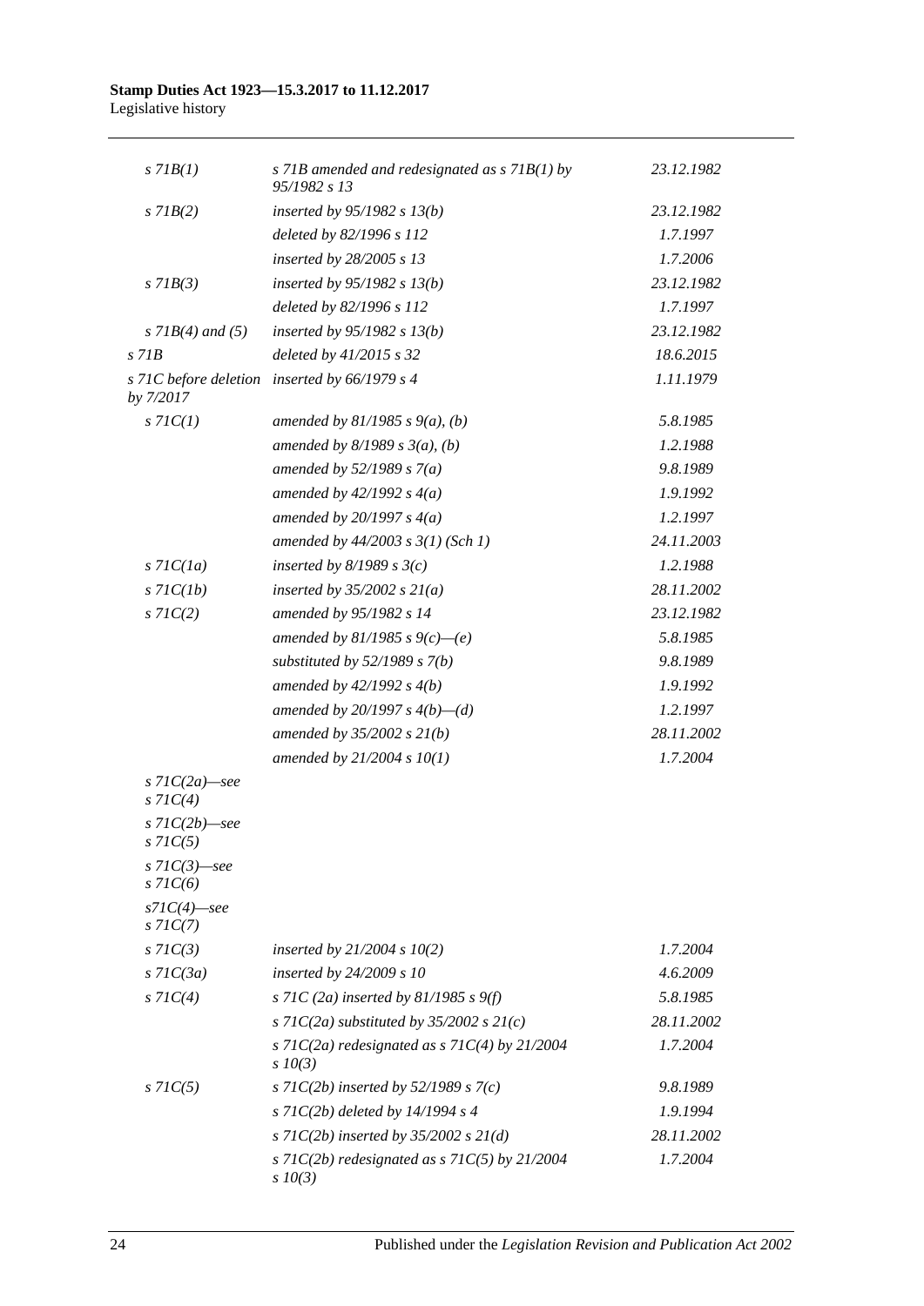| | | |
|---|---|---|
| *s 71B(1)* | *s 71B amended and redesignated as s 71B(1) by 95/1982 s 13* | *23.12.1982* |
| *s 71B(2)* | *inserted by 95/1982 s 13(b)* | *23.12.1982* |
| | *deleted by 82/1996 s 112* | *1.7.1997* |
| | *inserted by 28/2005 s 13* | *1.7.2006* |
| *s 71B(3)* | *inserted by 95/1982 s 13(b)* | *23.12.1982* |
| | *deleted by 82/1996 s 112* | *1.7.1997* |
| *s 71B(4) and (5)* | *inserted by 95/1982 s 13(b)* | *23.12.1982* |
| *s 71B* | *deleted by 41/2015 s 32* | *18.6.2015* |
| *s 71C before deletion by 7/2017* | *inserted by 66/1979 s 4* | *1.11.1979* |
| *s 71C(1)* | *amended by 81/1985 s 9(a), (b)* | *5.8.1985* |
| | *amended by 8/1989 s 3(a), (b)* | *1.2.1988* |
| | *amended by 52/1989 s 7(a)* | *9.8.1989* |
| | *amended by 42/1992 s 4(a)* | *1.9.1992* |
| | *amended by 20/1997 s 4(a)* | *1.2.1997* |
| | *amended by 44/2003 s 3(1) (Sch 1)* | *24.11.2003* |
| *s 71C(1a)* | *inserted by 8/1989 s 3(c)* | *1.2.1988* |
| *s 71C(1b)* | *inserted by 35/2002 s 21(a)* | *28.11.2002* |
| *s 71C(2)* | *amended by 95/1982 s 14* | *23.12.1982* |
| | *amended by 81/1985 s 9(c)—(e)* | *5.8.1985* |
| | *substituted by 52/1989 s 7(b)* | *9.8.1989* |
| | *amended by 42/1992 s 4(b)* | *1.9.1992* |
| | *amended by 20/1997 s 4(b)—(d)* | *1.2.1997* |
| | *amended by 35/2002 s 21(b)* | *28.11.2002* |
| | *amended by 21/2004 s 10(1)* | *1.7.2004* |
| *s 71C(2a)—see s 71C(4)* | | |
| *s 71C(2b)—see s 71C(5)* | | |
| *s 71C(3)—see s 71C(6)* | | |
| *s71C(4)—see s 71C(7)* | | |
| *s 71C(3)* | *inserted by 21/2004 s 10(2)* | *1.7.2004* |
| *s 71C(3a)* | *inserted by 24/2009 s 10* | *4.6.2009* |
| *s 71C(4)* | *s 71C (2a) inserted by 81/1985 s 9(f)* | *5.8.1985* |
| | *s 71C(2a) substituted by 35/2002 s 21(c)* | *28.11.2002* |
| | *s 71C(2a) redesignated as s 71C(4) by 21/2004 s 10(3)* | *1.7.2004* |
| *s 71C(5)* | *s 71C(2b) inserted by 52/1989 s 7(c)* | *9.8.1989* |
| | *s 71C(2b) deleted by 14/1994 s 4* | *1.9.1994* |
| | *s 71C(2b) inserted by 35/2002 s 21(d)* | *28.11.2002* |
| | *s 71C(2b) redesignated as s 71C(5) by 21/2004 s 10(3)* | *1.7.2004* |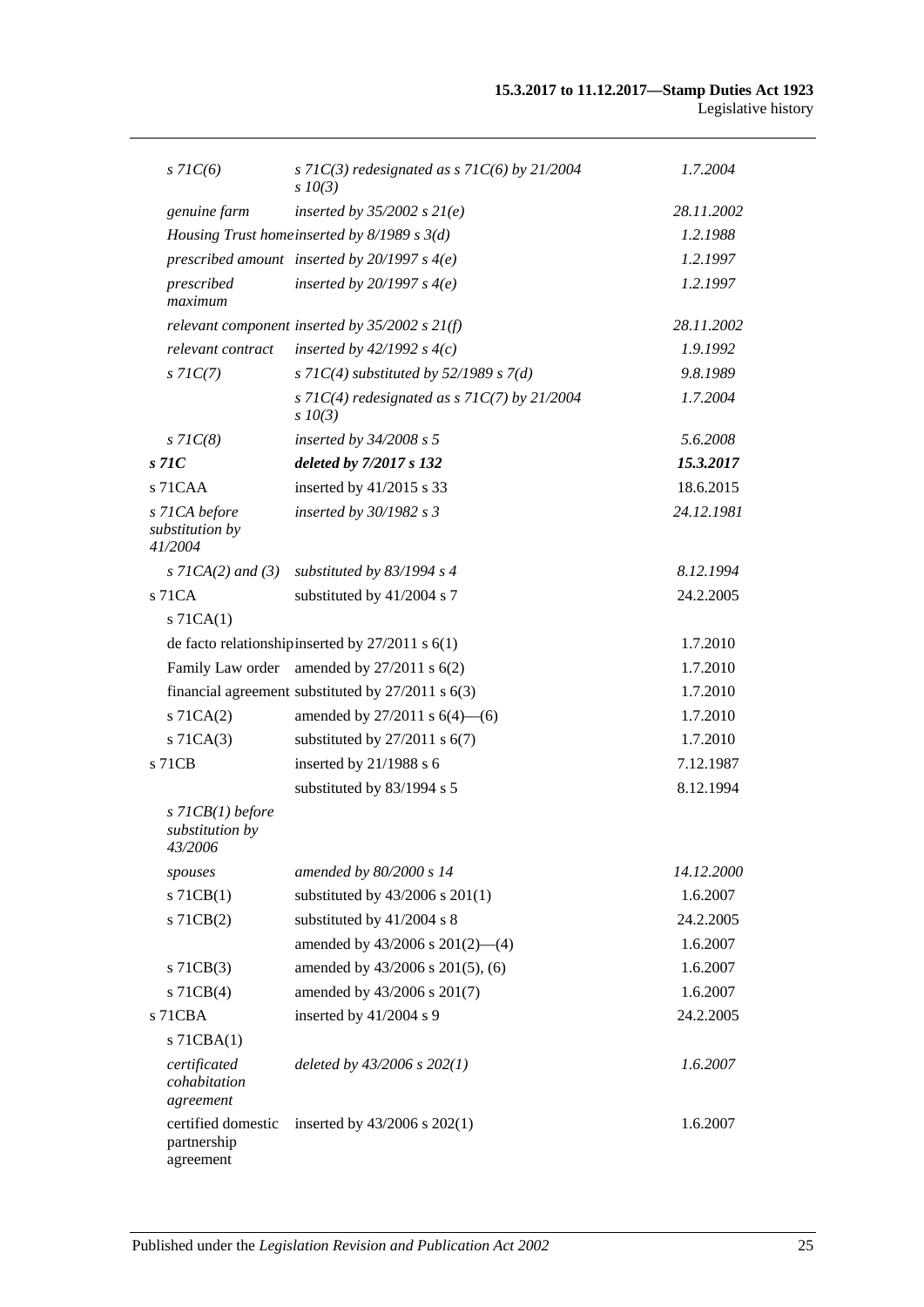| | | |
|---|---|---|
| *s 71C(6)* | *s 71C(3) redesignated as s 71C(6) by 21/2004 s 10(3)* | *1.7.2004* |
| *genuine farm* | *inserted by 35/2002 s 21(e)* | *28.11.2002* |
| *Housing Trust home* | *inserted by 8/1989 s 3(d)* | *1.2.1988* |
| *prescribed amount* | *inserted by 20/1997 s 4(e)* | *1.2.1997* |
| *prescribed maximum* | *inserted by 20/1997 s 4(e)* | *1.2.1997* |
| *relevant component* | *inserted by 35/2002 s 21(f)* | *28.11.2002* |
| *relevant contract* | *inserted by 42/1992 s 4(c)* | *1.9.1992* |
| *s 71C(7)* | *s 71C(4) substituted by 52/1989 s 7(d)* | *9.8.1989* |
| | *s 71C(4) redesignated as s 71C(7) by 21/2004 s 10(3)* | *1.7.2004* |
| *s 71C(8)* | *inserted by 34/2008 s 5* | *5.6.2008* |
| ***s 71C*** | ***deleted by 7/2017 s 132*** | ***15.3.2017*** |
| s 71CAA | inserted by 41/2015 s 33 | 18.6.2015 |
| *s 71CA before substitution by 41/2004* | *inserted by 30/1982 s 3* | *24.12.1981* |
| *s 71CA(2) and (3)* | *substituted by 83/1994 s 4* | *8.12.1994* |
| s 71CA | substituted by 41/2004 s 7 | 24.2.2005 |
| s 71CA(1) | | |
| de facto relationship | inserted by 27/2011 s 6(1) | 1.7.2010 |
| Family Law order | amended by 27/2011 s 6(2) | 1.7.2010 |
| financial agreement | substituted by 27/2011 s 6(3) | 1.7.2010 |
| s 71CA(2) | amended by 27/2011 s 6(4)—(6) | 1.7.2010 |
| s 71CA(3) | substituted by 27/2011 s 6(7) | 1.7.2010 |
| s 71CB | inserted by 21/1988 s 6 | 7.12.1987 |
| | substituted by 83/1994 s 5 | 8.12.1994 |
| *s 71CB(1) before substitution by 43/2006* | | |
| *spouses* | *amended by 80/2000 s 14* | *14.12.2000* |
| s 71CB(1) | substituted by 43/2006 s 201(1) | 1.6.2007 |
| s 71CB(2) | substituted by 41/2004 s 8 | 24.2.2005 |
| | amended by 43/2006 s 201(2)—(4) | 1.6.2007 |
| s 71CB(3) | amended by 43/2006 s 201(5), (6) | 1.6.2007 |
| s 71CB(4) | amended by 43/2006 s 201(7) | 1.6.2007 |
| s 71CBA | inserted by 41/2004 s 9 | 24.2.2005 |
| s 71CBA(1) | | |
| *certificated cohabitation agreement* | *deleted by 43/2006 s 202(1)* | *1.6.2007* |
| certified domestic partnership agreement | inserted by 43/2006 s 202(1) | 1.6.2007 |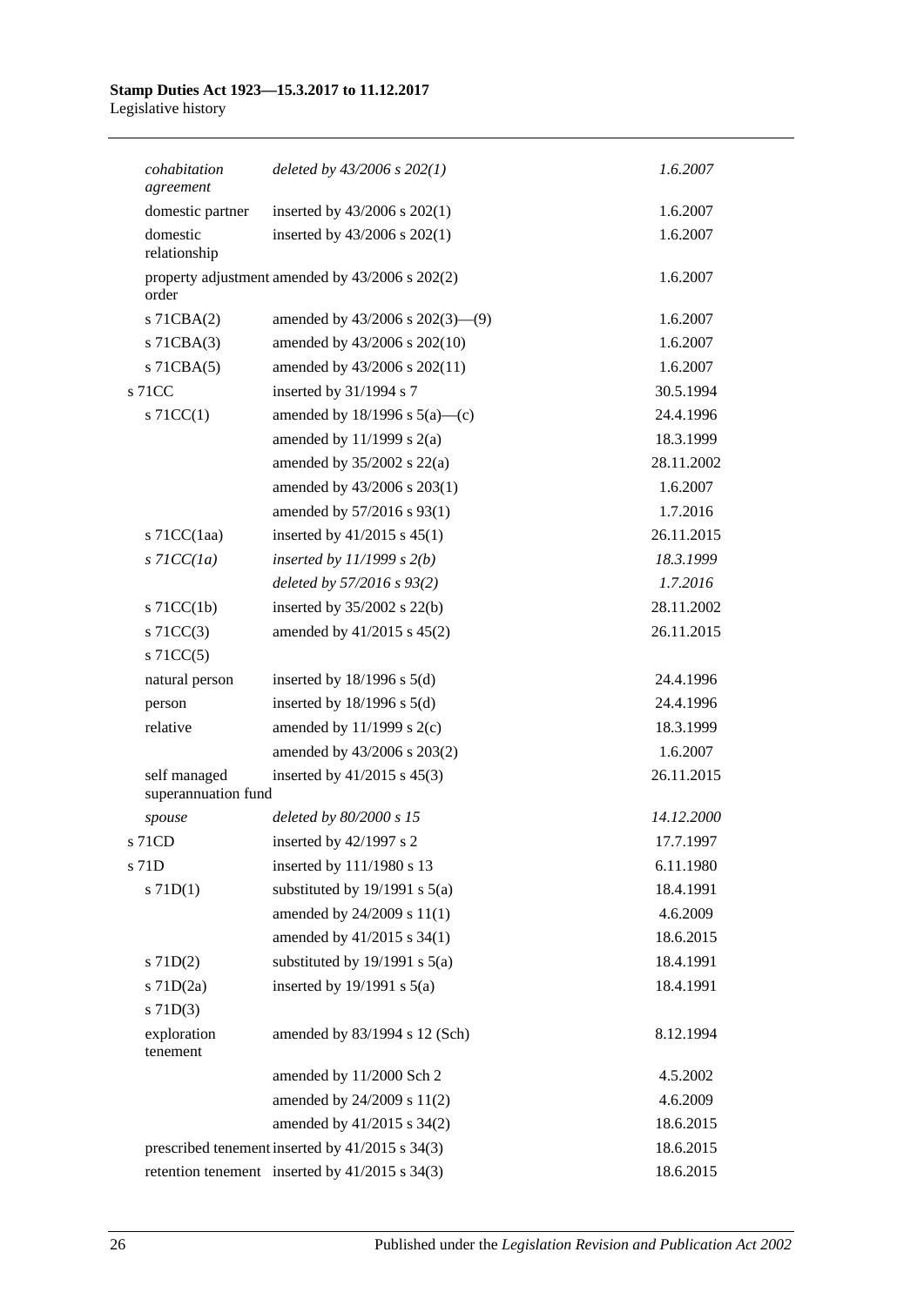| | | |
|---|---|---|
| *cohabitation agreement* | *deleted by 43/2006 s 202(1)* | *1.6.2007* |
| domestic partner | inserted by 43/2006 s 202(1) | 1.6.2007 |
| domestic relationship | inserted by 43/2006 s 202(1) | 1.6.2007 |
| property adjustment order | amended by 43/2006 s 202(2) | 1.6.2007 |
| s 71CBA(2) | amended by 43/2006 s 202(3)—(9) | 1.6.2007 |
| s 71CBA(3) | amended by 43/2006 s 202(10) | 1.6.2007 |
| s 71CBA(5) | amended by 43/2006 s 202(11) | 1.6.2007 |
| s 71CC | inserted by 31/1994 s 7 | 30.5.1994 |
| s 71CC(1) | amended by 18/1996 s 5(a)—(c) | 24.4.1996 |
| | amended by 11/1999 s 2(a) | 18.3.1999 |
| | amended by 35/2002 s 22(a) | 28.11.2002 |
| | amended by 43/2006 s 203(1) | 1.6.2007 |
| | amended by 57/2016 s 93(1) | 1.7.2016 |
| s 71CC(1aa) | inserted by 41/2015 s 45(1) | 26.11.2015 |
| *s 71CC(1a)* | *inserted by 11/1999 s 2(b)* | *18.3.1999* |
| | *deleted by 57/2016 s 93(2)* | *1.7.2016* |
| s 71CC(1b) | inserted by 35/2002 s 22(b) | 28.11.2002 |
| s 71CC(3) | amended by 41/2015 s 45(2) | 26.11.2015 |
| s 71CC(5) | | |
| natural person | inserted by 18/1996 s 5(d) | 24.4.1996 |
| person | inserted by 18/1996 s 5(d) | 24.4.1996 |
| relative | amended by 11/1999 s 2(c) | 18.3.1999 |
| | amended by 43/2006 s 203(2) | 1.6.2007 |
| self managed superannuation fund | inserted by 41/2015 s 45(3) | 26.11.2015 |
| *spouse* | *deleted by 80/2000 s 15* | *14.12.2000* |
| s 71CD | inserted by 42/1997 s 2 | 17.7.1997 |
| s 71D | inserted by 111/1980 s 13 | 6.11.1980 |
| s 71D(1) | substituted by 19/1991 s 5(a) | 18.4.1991 |
| | amended by 24/2009 s 11(1) | 4.6.2009 |
| | amended by 41/2015 s 34(1) | 18.6.2015 |
| s 71D(2) | substituted by 19/1991 s 5(a) | 18.4.1991 |
| s 71D(2a) | inserted by 19/1991 s 5(a) | 18.4.1991 |
| s 71D(3) | | |
| exploration tenement | amended by 83/1994 s 12 (Sch) | 8.12.1994 |
| | amended by 11/2000 Sch 2 | 4.5.2002 |
| | amended by 24/2009 s 11(2) | 4.6.2009 |
| | amended by 41/2015 s 34(2) | 18.6.2015 |
| prescribed tenement | inserted by 41/2015 s 34(3) | 18.6.2015 |
| retention tenement | inserted by 41/2015 s 34(3) | 18.6.2015 |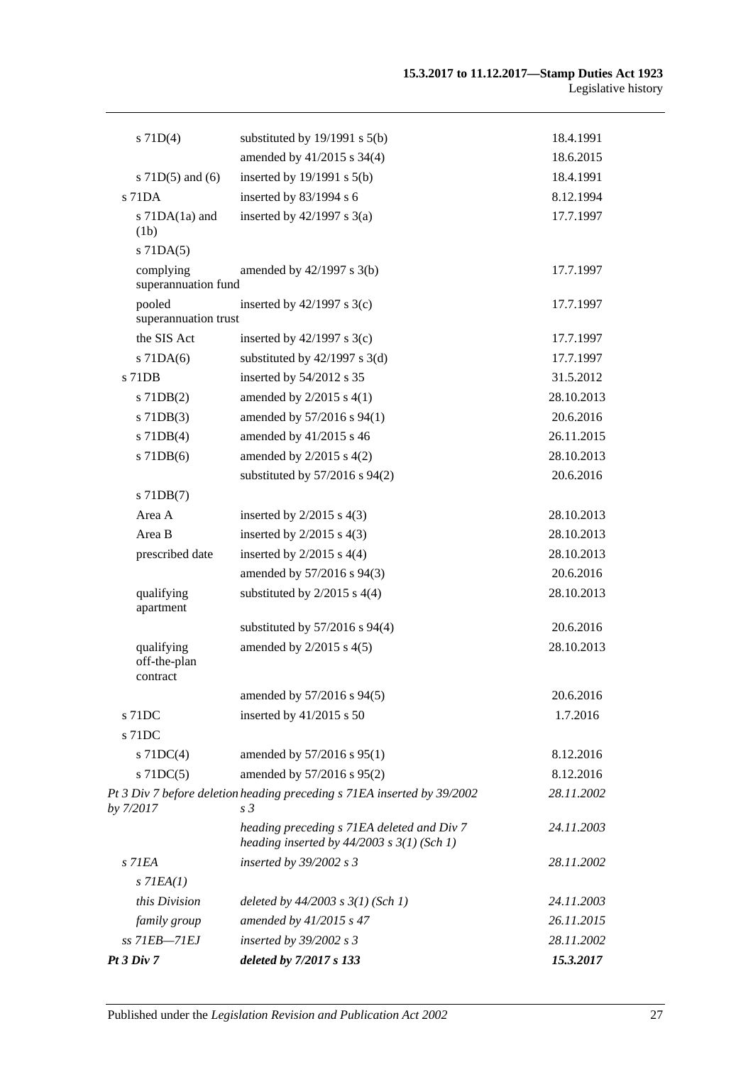| | | |
|---|---|---|
| s 71D(4) | substituted by 19/1991 s 5(b) | 18.4.1991 |
| | amended by 41/2015 s 34(4) | 18.6.2015 |
| s 71D(5) and (6) | inserted by 19/1991 s 5(b) | 18.4.1991 |
| s 71DA | inserted by 83/1994 s 6 | 8.12.1994 |
| s 71DA(1a) and (1b) | inserted by 42/1997 s 3(a) | 17.7.1997 |
| s 71DA(5) | | |
| complying superannuation fund | amended by 42/1997 s 3(b) | 17.7.1997 |
| pooled superannuation trust | inserted by 42/1997 s 3(c) | 17.7.1997 |
| the SIS Act | inserted by 42/1997 s 3(c) | 17.7.1997 |
| s 71DA(6) | substituted by 42/1997 s 3(d) | 17.7.1997 |
| s 71DB | inserted by 54/2012 s 35 | 31.5.2012 |
| s 71DB(2) | amended by 2/2015 s 4(1) | 28.10.2013 |
| s 71DB(3) | amended by 57/2016 s 94(1) | 20.6.2016 |
| s 71DB(4) | amended by 41/2015 s 46 | 26.11.2015 |
| s 71DB(6) | amended by 2/2015 s 4(2) | 28.10.2013 |
| | substituted by 57/2016 s 94(2) | 20.6.2016 |
| s 71DB(7) | | |
| Area A | inserted by 2/2015 s 4(3) | 28.10.2013 |
| Area B | inserted by 2/2015 s 4(3) | 28.10.2013 |
| prescribed date | inserted by 2/2015 s 4(4) | 28.10.2013 |
| | amended by 57/2016 s 94(3) | 20.6.2016 |
| qualifying apartment | substituted by 2/2015 s 4(4) | 28.10.2013 |
| | substituted by 57/2016 s 94(4) | 20.6.2016 |
| qualifying off-the-plan contract | amended by 2/2015 s 4(5) | 28.10.2013 |
| | amended by 57/2016 s 94(5) | 20.6.2016 |
| s 71DC | inserted by 41/2015 s 50 | 1.7.2016 |
| s 71DC | | |
| s 71DC(4) | amended by 57/2016 s 95(1) | 8.12.2016 |
| s 71DC(5) | amended by 57/2016 s 95(2) | 8.12.2016 |
| *Pt 3 Div 7 before deletion by 7/2017* | *heading preceding s 71EA inserted by 39/2002 s 3* | *28.11.2002* |
| | *heading preceding s 71EA deleted and Div 7 heading inserted by 44/2003 s 3(1) (Sch 1)* | *24.11.2003* |
| *s 71EA* | *inserted by 39/2002 s 3* | *28.11.2002* |
| *s 71EA(1)* | | |
| *this Division* | *deleted by 44/2003 s 3(1) (Sch 1)* | *24.11.2003* |
| *family group* | *amended by 41/2015 s 47* | *26.11.2015* |
| *ss 71EB—71EJ* | *inserted by 39/2002 s 3* | *28.11.2002* |
| ***Pt 3 Div 7*** | ***deleted by 7/2017 s 133*** | ***15.3.2017*** |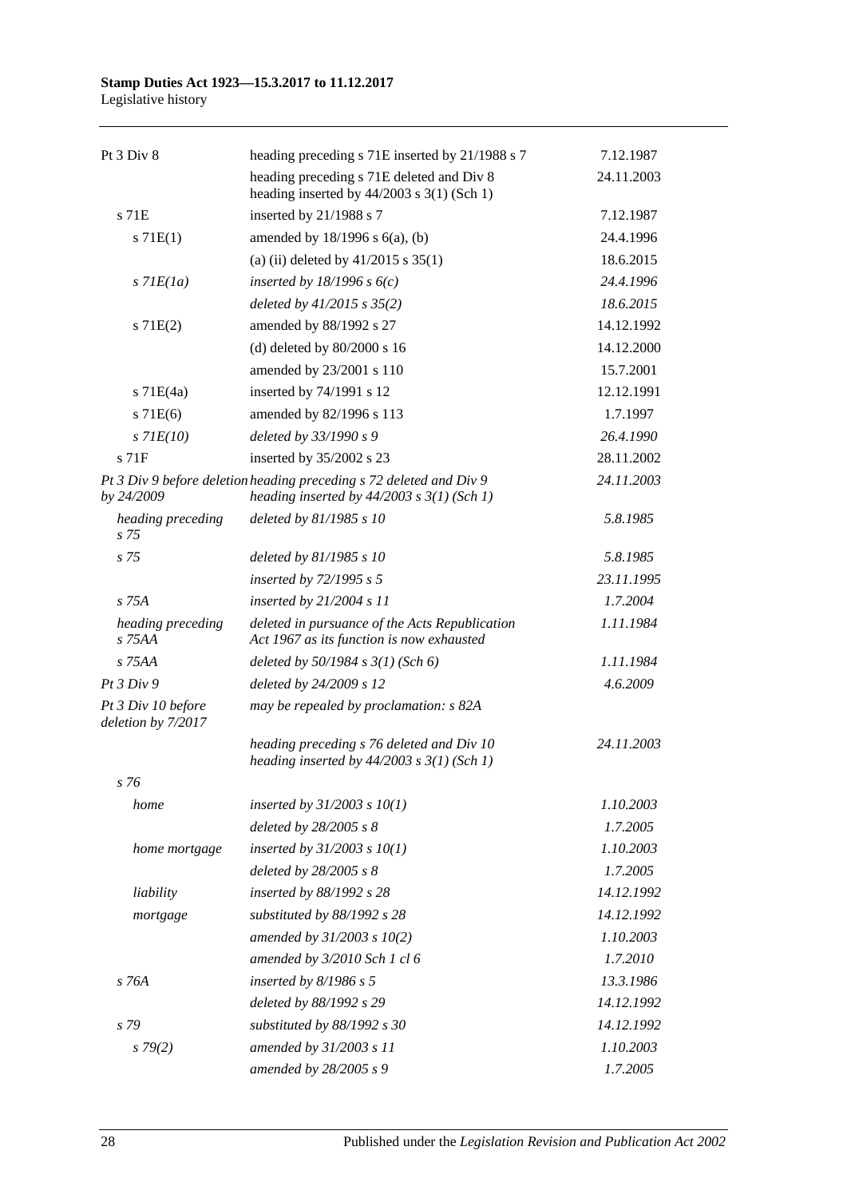| | | |
|---|---|---|
| Pt 3 Div 8 | heading preceding s 71E inserted by 21/1988 s 7 | 7.12.1987 |
| | heading preceding s 71E deleted and Div 8 heading inserted by 44/2003 s 3(1) (Sch 1) | 24.11.2003 |
| s 71E | inserted by 21/1988 s 7 | 7.12.1987 |
| s 71E(1) | amended by 18/1996 s 6(a), (b) | 24.4.1996 |
| | (a) (ii) deleted by 41/2015 s 35(1) | 18.6.2015 |
| *s 71E(1a)* | *inserted by 18/1996 s 6(c)* | *24.4.1996* |
| | *deleted by 41/2015 s 35(2)* | *18.6.2015* |
| s 71E(2) | amended by 88/1992 s 27 | 14.12.1992 |
| | (d) deleted by 80/2000 s 16 | 14.12.2000 |
| | amended by 23/2001 s 110 | 15.7.2001 |
| s 71E(4a) | inserted by 74/1991 s 12 | 12.12.1991 |
| s 71E(6) | amended by 82/1996 s 113 | 1.7.1997 |
| *s 71E(10)* | *deleted by 33/1990 s 9* | *26.4.1990* |
| s 71F | inserted by 35/2002 s 23 | 28.11.2002 |
| *Pt 3 Div 9 before deletion by 24/2009* | *heading preceding s 72 deleted and Div 9 heading inserted by 44/2003 s 3(1) (Sch 1)* | *24.11.2003* |
| *heading preceding s 75* | *deleted by 81/1985 s 10* | *5.8.1985* |
| *s 75* | *deleted by 81/1985 s 10* | *5.8.1985* |
| | *inserted by 72/1995 s 5* | *23.11.1995* |
| *s 75A* | *inserted by 21/2004 s 11* | *1.7.2004* |
| *heading preceding s 75AA* | *deleted in pursuance of the Acts Republication Act 1967 as its function is now exhausted* | *1.11.1984* |
| *s 75AA* | *deleted by 50/1984 s 3(1) (Sch 6)* | *1.11.1984* |
| *Pt 3 Div 9* | *deleted by 24/2009 s 12* | *4.6.2009* |
| *Pt 3 Div 10 before deletion by 7/2017* | *may be repealed by proclamation: s 82A* | |
| | *heading preceding s 76 deleted and Div 10 heading inserted by 44/2003 s 3(1) (Sch 1)* | *24.11.2003* |
| *s 76* | | |
| *home* | *inserted by 31/2003 s 10(1)* | *1.10.2003* |
| | *deleted by 28/2005 s 8* | *1.7.2005* |
| *home mortgage* | *inserted by 31/2003 s 10(1)* | *1.10.2003* |
| | *deleted by 28/2005 s 8* | *1.7.2005* |
| *liability* | *inserted by 88/1992 s 28* | *14.12.1992* |
| *mortgage* | *substituted by 88/1992 s 28* | *14.12.1992* |
| | *amended by 31/2003 s 10(2)* | *1.10.2003* |
| | *amended by 3/2010 Sch 1 cl 6* | *1.7.2010* |
| *s 76A* | *inserted by 8/1986 s 5* | *13.3.1986* |
| | *deleted by 88/1992 s 29* | *14.12.1992* |
| *s 79* | *substituted by 88/1992 s 30* | *14.12.1992* |
| *s 79(2)* | *amended by 31/2003 s 11* | *1.10.2003* |
| | *amended by 28/2005 s 9* | *1.7.2005* |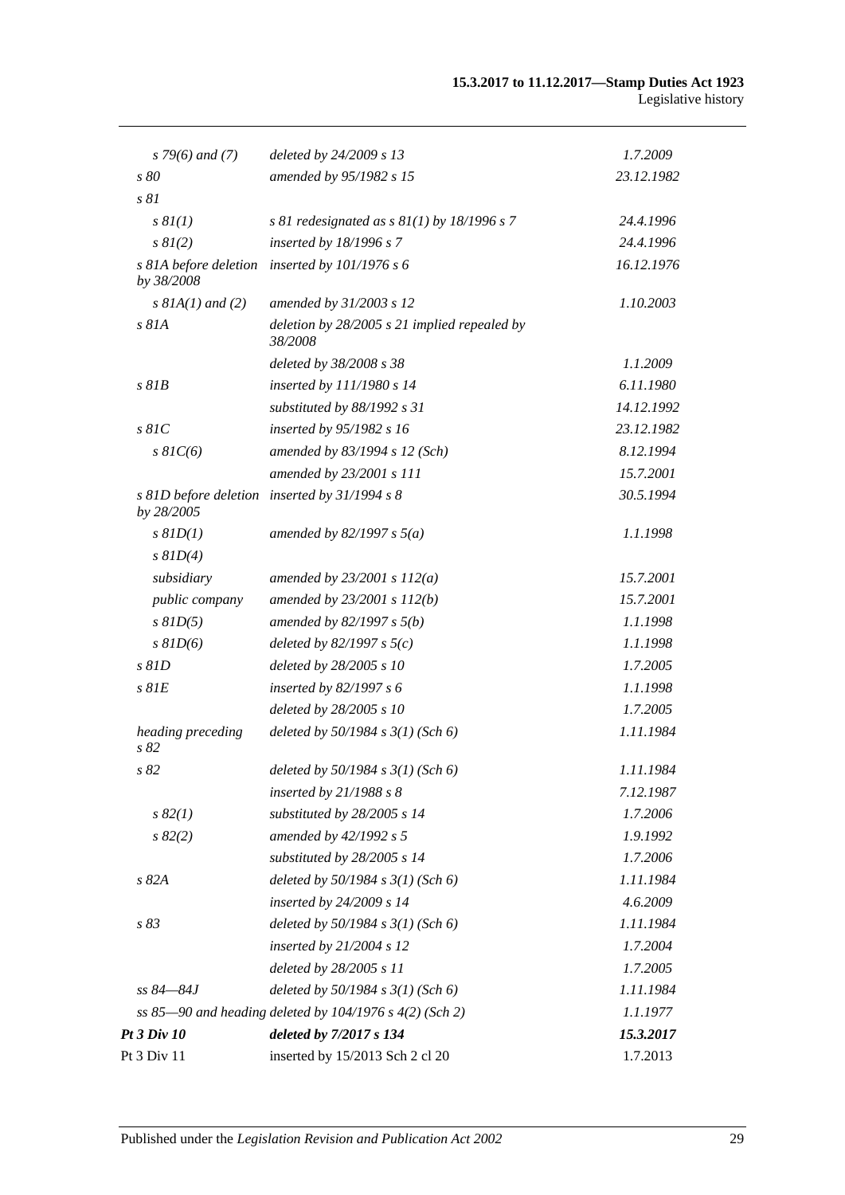| | | |
|---|---|---|
| *s 79(6) and (7)* | *deleted by 24/2009 s 13* | *1.7.2009* |
| *s 80* | *amended by 95/1982 s 15* | *23.12.1982* |
| *s 81* | | |
| *s 81(1)* | *s 81 redesignated as s 81(1) by 18/1996 s 7* | *24.4.1996* |
| *s 81(2)* | *inserted by 18/1996 s 7* | *24.4.1996* |
| *s 81A before deletion by 38/2008* | *inserted by 101/1976 s 6* | *16.12.1976* |
| *s 81A(1) and (2)* | *amended by 31/2003 s 12* | *1.10.2003* |
| *s 81A* | *deletion by 28/2005 s 21 implied repealed by 38/2008* | |
| | *deleted by 38/2008 s 38* | *1.1.2009* |
| *s 81B* | *inserted by 111/1980 s 14* | *6.11.1980* |
| | *substituted by 88/1992 s 31* | *14.12.1992* |
| *s 81C* | *inserted by 95/1982 s 16* | *23.12.1982* |
| *s 81C(6)* | *amended by 83/1994 s 12 (Sch)* | *8.12.1994* |
| | *amended by 23/2001 s 111* | *15.7.2001* |
| *s 81D before deletion by 28/2005* | *inserted by 31/1994 s 8* | *30.5.1994* |
| *s 81D(1)* | *amended by 82/1997 s 5(a)* | *1.1.1998* |
| *s 81D(4)* | | |
| *subsidiary* | *amended by 23/2001 s 112(a)* | *15.7.2001* |
| *public company* | *amended by 23/2001 s 112(b)* | *15.7.2001* |
| *s 81D(5)* | *amended by 82/1997 s 5(b)* | *1.1.1998* |
| *s 81D(6)* | *deleted by 82/1997 s 5(c)* | *1.1.1998* |
| *s 81D* | *deleted by 28/2005 s 10* | *1.7.2005* |
| *s 81E* | *inserted by 82/1997 s 6* | *1.1.1998* |
| | *deleted by 28/2005 s 10* | *1.7.2005* |
| *heading preceding s 82* | *deleted by 50/1984 s 3(1) (Sch 6)* | *1.11.1984* |
| *s 82* | *deleted by 50/1984 s 3(1) (Sch 6)* | *1.11.1984* |
| | *inserted by 21/1988 s 8* | *7.12.1987* |
| *s 82(1)* | *substituted by 28/2005 s 14* | *1.7.2006* |
| *s 82(2)* | *amended by 42/1992 s 5* | *1.9.1992* |
| | *substituted by 28/2005 s 14* | *1.7.2006* |
| *s 82A* | *deleted by 50/1984 s 3(1) (Sch 6)* | *1.11.1984* |
| | *inserted by 24/2009 s 14* | *4.6.2009* |
| *s 83* | *deleted by 50/1984 s 3(1) (Sch 6)* | *1.11.1984* |
| | *inserted by 21/2004 s 12* | *1.7.2004* |
| | *deleted by 28/2005 s 11* | *1.7.2005* |
| *ss 84—84J* | *deleted by 50/1984 s 3(1) (Sch 6)* | *1.11.1984* |
| *ss 85—90 and heading deleted by 104/1976 s 4(2) (Sch 2)* | | *1.1.1977* |
| ***Pt 3 Div 10*** | ***deleted by 7/2017 s 134*** | ***15.3.2017*** |
| Pt 3 Div 11 | inserted by 15/2013 Sch 2 cl 20 | 1.7.2013 |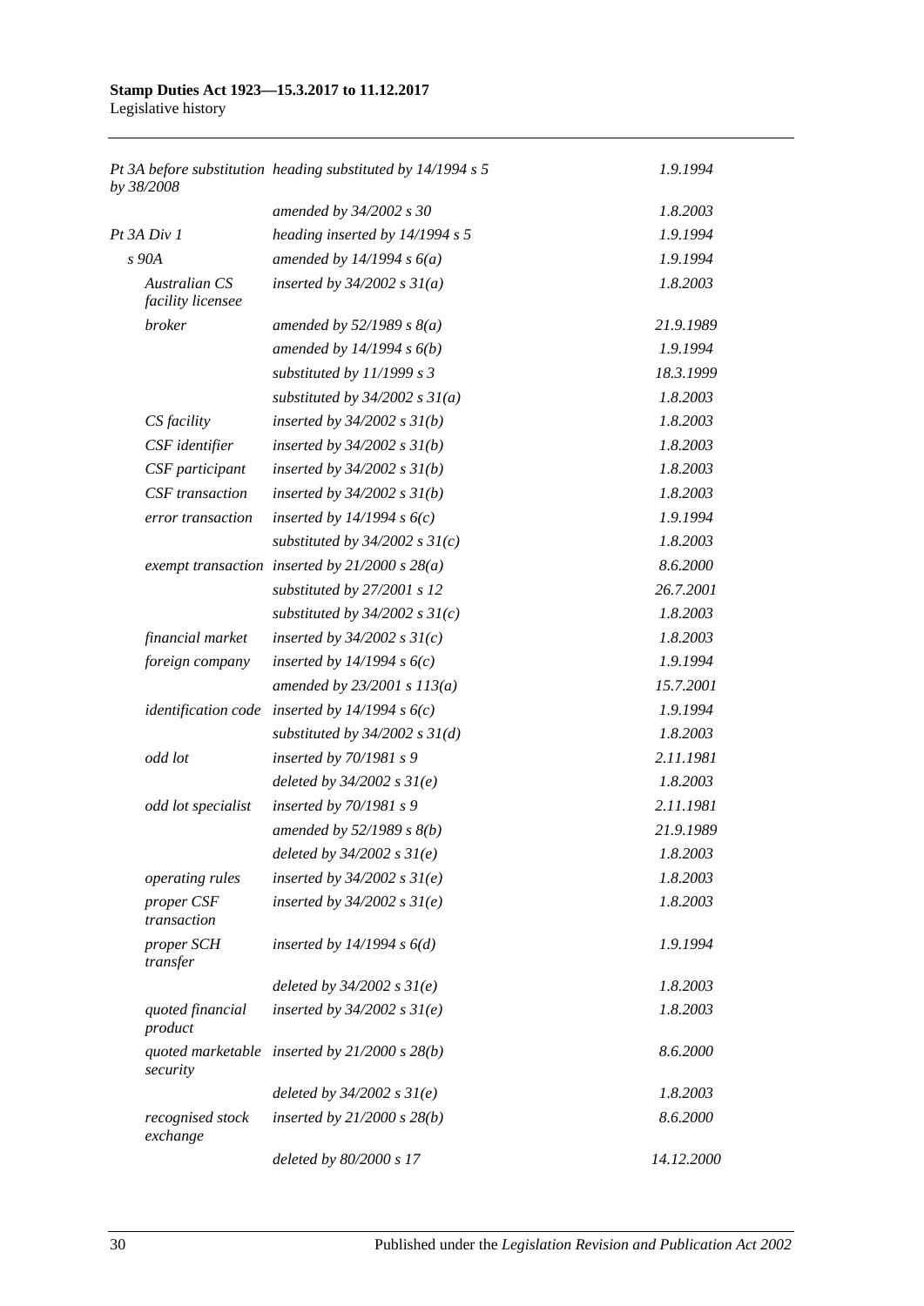| | | |
|---|---|---|
| *Pt 3A before substitution by 38/2008* | *heading substituted by 14/1994 s 5* | *1.9.1994* |
| | *amended by 34/2002 s 30* | *1.8.2003* |
| *Pt 3A Div 1* | *heading inserted by 14/1994 s 5* | *1.9.1994* |
| *s 90A* | *amended by 14/1994 s 6(a)* | *1.9.1994* |
| *Australian CS facility licensee* | *inserted by 34/2002 s 31(a)* | *1.8.2003* |
| *broker* | *amended by 52/1989 s 8(a)* | *21.9.1989* |
| | *amended by 14/1994 s 6(b)* | *1.9.1994* |
| | *substituted by 11/1999 s 3* | *18.3.1999* |
| | *substituted by 34/2002 s 31(a)* | *1.8.2003* |
| *CS facility* | *inserted by 34/2002 s 31(b)* | *1.8.2003* |
| *CSF identifier* | *inserted by 34/2002 s 31(b)* | *1.8.2003* |
| *CSF participant* | *inserted by 34/2002 s 31(b)* | *1.8.2003* |
| *CSF transaction* | *inserted by 34/2002 s 31(b)* | *1.8.2003* |
| *error transaction* | *inserted by 14/1994 s 6(c)* | *1.9.1994* |
| | *substituted by 34/2002 s 31(c)* | *1.8.2003* |
| *exempt transaction* | *inserted by 21/2000 s 28(a)* | *8.6.2000* |
| | *substituted by 27/2001 s 12* | *26.7.2001* |
| | *substituted by 34/2002 s 31(c)* | *1.8.2003* |
| *financial market* | *inserted by 34/2002 s 31(c)* | *1.8.2003* |
| *foreign company* | *inserted by 14/1994 s 6(c)* | *1.9.1994* |
| | *amended by 23/2001 s 113(a)* | *15.7.2001* |
| *identification code* | *inserted by 14/1994 s 6(c)* | *1.9.1994* |
| | *substituted by 34/2002 s 31(d)* | *1.8.2003* |
| *odd lot* | *inserted by 70/1981 s 9* | *2.11.1981* |
| | *deleted by 34/2002 s 31(e)* | *1.8.2003* |
| *odd lot specialist* | *inserted by 70/1981 s 9* | *2.11.1981* |
| | *amended by 52/1989 s 8(b)* | *21.9.1989* |
| | *deleted by 34/2002 s 31(e)* | *1.8.2003* |
| *operating rules* | *inserted by 34/2002 s 31(e)* | *1.8.2003* |
| *proper CSF transaction* | *inserted by 34/2002 s 31(e)* | *1.8.2003* |
| *proper SCH transfer* | *inserted by 14/1994 s 6(d)* | *1.9.1994* |
| | *deleted by 34/2002 s 31(e)* | *1.8.2003* |
| *quoted financial product* | *inserted by 34/2002 s 31(e)* | *1.8.2003* |
| *quoted marketable security* | *inserted by 21/2000 s 28(b)* | *8.6.2000* |
| | *deleted by 34/2002 s 31(e)* | *1.8.2003* |
| *recognised stock exchange* | *inserted by 21/2000 s 28(b)* | *8.6.2000* |
| | *deleted by 80/2000 s 17* | *14.12.2000* |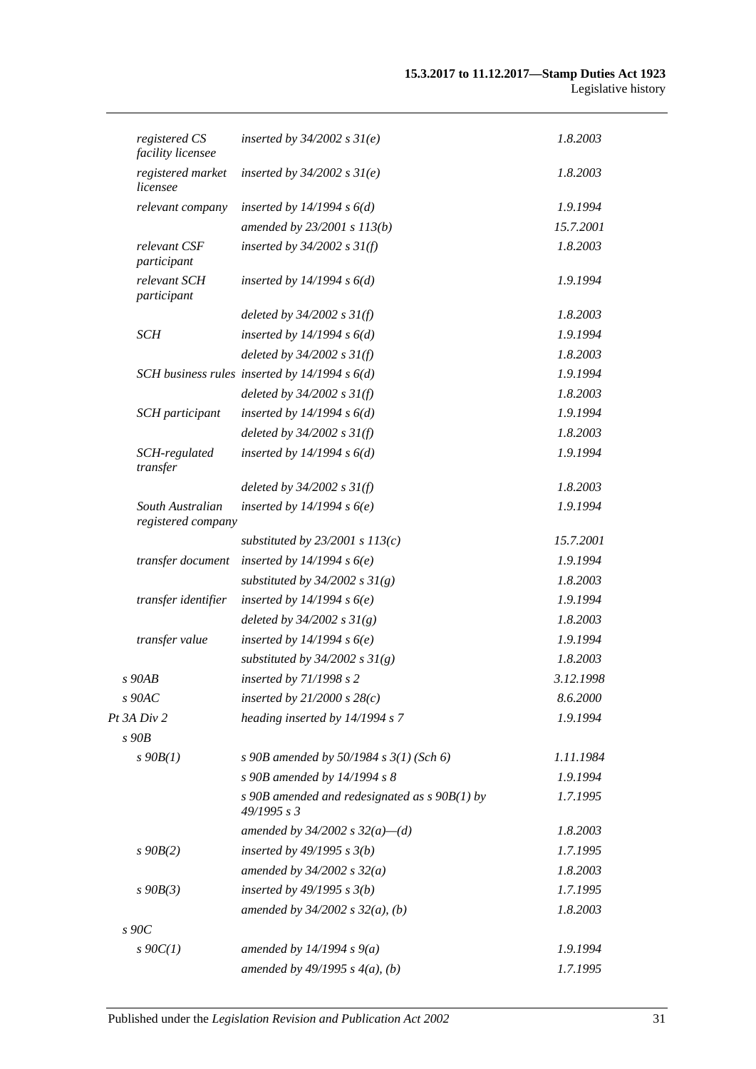| | | |
|---|---|---|
| *registered CS facility licensee* | *inserted by 34/2002 s 31(e)* | *1.8.2003* |
| *registered market licensee* | *inserted by 34/2002 s 31(e)* | *1.8.2003* |
| *relevant company* | *inserted by 14/1994 s 6(d)* | *1.9.1994* |
| | *amended by 23/2001 s 113(b)* | *15.7.2001* |
| *relevant CSF participant* | *inserted by 34/2002 s 31(f)* | *1.8.2003* |
| *relevant SCH participant* | *inserted by 14/1994 s 6(d)* | *1.9.1994* |
| | *deleted by 34/2002 s 31(f)* | *1.8.2003* |
| *SCH* | *inserted by 14/1994 s 6(d)* | *1.9.1994* |
| | *deleted by 34/2002 s 31(f)* | *1.8.2003* |
| *SCH business rules* | *inserted by 14/1994 s 6(d)* | *1.9.1994* |
| | *deleted by 34/2002 s 31(f)* | *1.8.2003* |
| *SCH participant* | *inserted by 14/1994 s 6(d)* | *1.9.1994* |
| | *deleted by 34/2002 s 31(f)* | *1.8.2003* |
| *SCH-regulated transfer* | *inserted by 14/1994 s 6(d)* | *1.9.1994* |
| | *deleted by 34/2002 s 31(f)* | *1.8.2003* |
| *South Australian registered company* | *inserted by 14/1994 s 6(e)* | *1.9.1994* |
| | *substituted by 23/2001 s 113(c)* | *15.7.2001* |
| *transfer document* | *inserted by 14/1994 s 6(e)* | *1.9.1994* |
| | *substituted by 34/2002 s 31(g)* | *1.8.2003* |
| *transfer identifier* | *inserted by 14/1994 s 6(e)* | *1.9.1994* |
| | *deleted by 34/2002 s 31(g)* | *1.8.2003* |
| *transfer value* | *inserted by 14/1994 s 6(e)* | *1.9.1994* |
| | *substituted by 34/2002 s 31(g)* | *1.8.2003* |
| *s 90AB* | *inserted by 71/1998 s 2* | *3.12.1998* |
| *s 90AC* | *inserted by 21/2000 s 28(c)* | *8.6.2000* |
| *Pt 3A Div 2* | *heading inserted by 14/1994 s 7* | *1.9.1994* |
| *s 90B* | | |
| *s 90B(1)* | *s 90B amended by 50/1984 s 3(1) (Sch 6)* | *1.11.1984* |
| | *s 90B amended by 14/1994 s 8* | *1.9.1994* |
| | *s 90B amended and redesignated as s 90B(1) by 49/1995 s 3* | *1.7.1995* |
| | *amended by 34/2002 s 32(a)—(d)* | *1.8.2003* |
| *s 90B(2)* | *inserted by 49/1995 s 3(b)* | *1.7.1995* |
| | *amended by 34/2002 s 32(a)* | *1.8.2003* |
| *s 90B(3)* | *inserted by 49/1995 s 3(b)* | *1.7.1995* |
| | *amended by 34/2002 s 32(a), (b)* | *1.8.2003* |
| *s 90C* | | |
| *s 90C(1)* | *amended by 14/1994 s 9(a)* | *1.9.1994* |
| | *amended by 49/1995 s 4(a), (b)* | *1.7.1995* |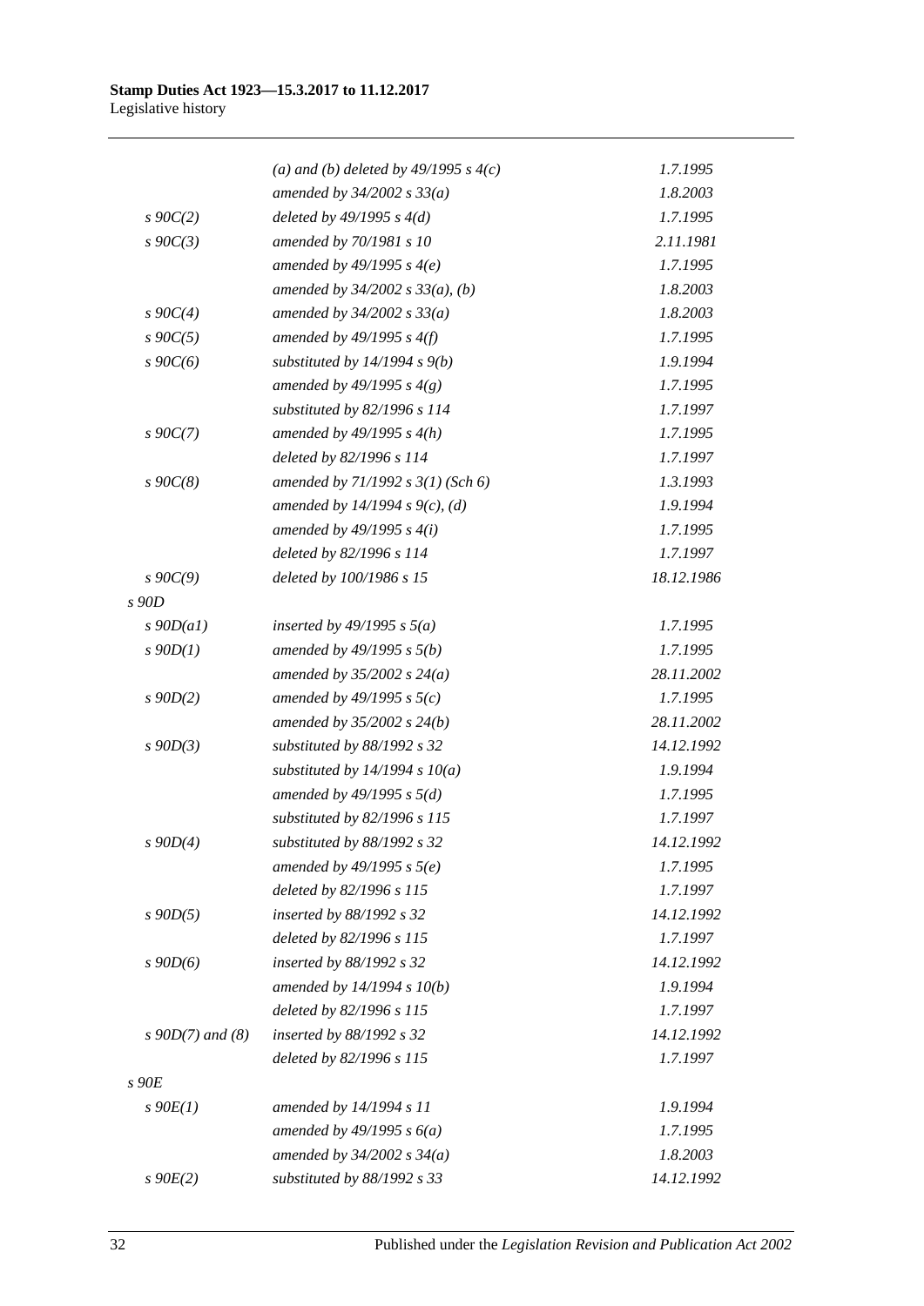| | | |
|---|---|---|
| | *(a) and (b) deleted by 49/1995 s 4(c)* | *1.7.1995* |
| | *amended by 34/2002 s 33(a)* | *1.8.2003* |
| *s 90C(2)* | *deleted by 49/1995 s 4(d)* | *1.7.1995* |
| *s 90C(3)* | *amended by 70/1981 s 10* | *2.11.1981* |
| | *amended by 49/1995 s 4(e)* | *1.7.1995* |
| | *amended by 34/2002 s 33(a), (b)* | *1.8.2003* |
| *s 90C(4)* | *amended by 34/2002 s 33(a)* | *1.8.2003* |
| *s 90C(5)* | *amended by 49/1995 s 4(f)* | *1.7.1995* |
| *s 90C(6)* | *substituted by 14/1994 s 9(b)* | *1.9.1994* |
| | *amended by 49/1995 s 4(g)* | *1.7.1995* |
| | *substituted by 82/1996 s 114* | *1.7.1997* |
| *s 90C(7)* | *amended by 49/1995 s 4(h)* | *1.7.1995* |
| | *deleted by 82/1996 s 114* | *1.7.1997* |
| *s 90C(8)* | *amended by 71/1992 s 3(1) (Sch 6)* | *1.3.1993* |
| | *amended by 14/1994 s 9(c), (d)* | *1.9.1994* |
| | *amended by 49/1995 s 4(i)* | *1.7.1995* |
| | *deleted by 82/1996 s 114* | *1.7.1997* |
| *s 90C(9)* | *deleted by 100/1986 s 15* | *18.12.1986* |
| *s 90D* | | |
| *s 90D(a1)* | *inserted by 49/1995 s 5(a)* | *1.7.1995* |
| *s 90D(1)* | *amended by 49/1995 s 5(b)* | *1.7.1995* |
| | *amended by 35/2002 s 24(a)* | *28.11.2002* |
| *s 90D(2)* | *amended by 49/1995 s 5(c)* | *1.7.1995* |
| | *amended by 35/2002 s 24(b)* | *28.11.2002* |
| *s 90D(3)* | *substituted by 88/1992 s 32* | *14.12.1992* |
| | *substituted by 14/1994 s 10(a)* | *1.9.1994* |
| | *amended by 49/1995 s 5(d)* | *1.7.1995* |
| | *substituted by 82/1996 s 115* | *1.7.1997* |
| *s 90D(4)* | *substituted by 88/1992 s 32* | *14.12.1992* |
| | *amended by 49/1995 s 5(e)* | *1.7.1995* |
| | *deleted by 82/1996 s 115* | *1.7.1997* |
| *s 90D(5)* | *inserted by 88/1992 s 32* | *14.12.1992* |
| | *deleted by 82/1996 s 115* | *1.7.1997* |
| *s 90D(6)* | *inserted by 88/1992 s 32* | *14.12.1992* |
| | *amended by 14/1994 s 10(b)* | *1.9.1994* |
| | *deleted by 82/1996 s 115* | *1.7.1997* |
| *s 90D(7) and (8)* | *inserted by 88/1992 s 32* | *14.12.1992* |
| | *deleted by 82/1996 s 115* | *1.7.1997* |
| *s 90E* | | |
| *s 90E(1)* | *amended by 14/1994 s 11* | *1.9.1994* |
| | *amended by 49/1995 s 6(a)* | *1.7.1995* |
| | *amended by 34/2002 s 34(a)* | *1.8.2003* |
| *s 90E(2)* | *substituted by 88/1992 s 33* | *14.12.1992* |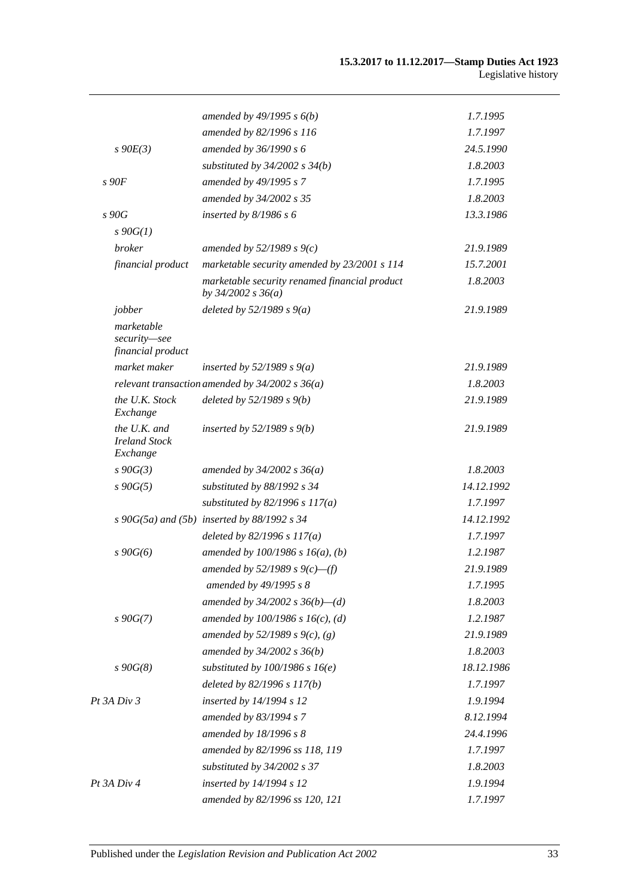| | | |
|---|---|---|
| | *amended by 49/1995 s 6(b)* | *1.7.1995* |
| | *amended by 82/1996 s 116* | *1.7.1997* |
| *s 90E(3)* | *amended by 36/1990 s 6* | *24.5.1990* |
| | *substituted by 34/2002 s 34(b)* | *1.8.2003* |
| *s 90F* | *amended by 49/1995 s 7* | *1.7.1995* |
| | *amended by 34/2002 s 35* | *1.8.2003* |
| *s 90G* | *inserted by 8/1986 s 6* | *13.3.1986* |
| *s 90G(1)* | | |
| *broker* | *amended by 52/1989 s 9(c)* | *21.9.1989* |
| *financial product* | *marketable security amended by 23/2001 s 114* | *15.7.2001* |
| | *marketable security renamed financial product by 34/2002 s 36(a)* | *1.8.2003* |
| *jobber* | *deleted by 52/1989 s 9(a)* | *21.9.1989* |
| *marketable security—see financial product* | | |
| *market maker* | *inserted by 52/1989 s 9(a)* | *21.9.1989* |
| *relevant transaction* | *amended by 34/2002 s 36(a)* | *1.8.2003* |
| *the U.K. Stock Exchange* | *deleted by 52/1989 s 9(b)* | *21.9.1989* |
| *the U.K. and Ireland Stock Exchange* | *inserted by 52/1989 s 9(b)* | *21.9.1989* |
| *s 90G(3)* | *amended by 34/2002 s 36(a)* | *1.8.2003* |
| *s 90G(5)* | *substituted by 88/1992 s 34* | *14.12.1992* |
| | *substituted by 82/1996 s 117(a)* | *1.7.1997* |
| *s 90G(5a) and (5b)* | *inserted by 88/1992 s 34* | *14.12.1992* |
| | *deleted by 82/1996 s 117(a)* | *1.7.1997* |
| *s 90G(6)* | *amended by 100/1986 s 16(a), (b)* | *1.2.1987* |
| | *amended by 52/1989 s 9(c)—(f)* | *21.9.1989* |
| | *amended by 49/1995 s 8* | *1.7.1995* |
| | *amended by 34/2002 s 36(b)—(d)* | *1.8.2003* |
| *s 90G(7)* | *amended by 100/1986 s 16(c), (d)* | *1.2.1987* |
| | *amended by 52/1989 s 9(c), (g)* | *21.9.1989* |
| | *amended by 34/2002 s 36(b)* | *1.8.2003* |
| *s 90G(8)* | *substituted by 100/1986 s 16(e)* | *18.12.1986* |
| | *deleted by 82/1996 s 117(b)* | *1.7.1997* |
| *Pt 3A Div 3* | *inserted by 14/1994 s 12* | *1.9.1994* |
| | *amended by 83/1994 s 7* | *8.12.1994* |
| | *amended by 18/1996 s 8* | *24.4.1996* |
| | *amended by 82/1996 ss 118, 119* | *1.7.1997* |
| | *substituted by 34/2002 s 37* | *1.8.2003* |
| *Pt 3A Div 4* | *inserted by 14/1994 s 12* | *1.9.1994* |
| | *amended by 82/1996 ss 120, 121* | *1.7.1997* |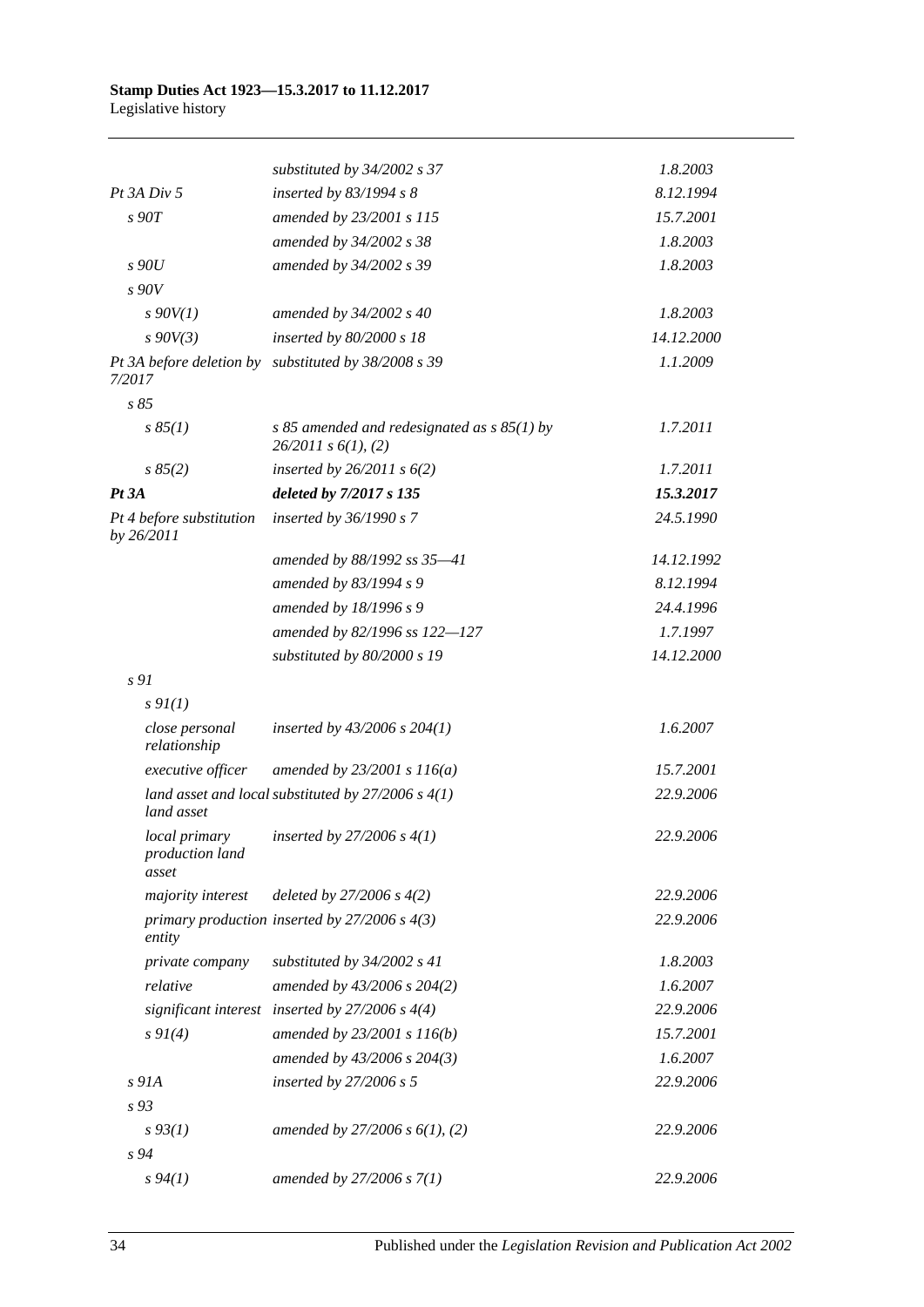| | | |
|---|---|---|
| | *substituted by 34/2002 s 37* | *1.8.2003* |
| *Pt 3A Div 5* | *inserted by 83/1994 s 8* | *8.12.1994* |
| *s 90T* | *amended by 23/2001 s 115* | *15.7.2001* |
| | *amended by 34/2002 s 38* | *1.8.2003* |
| *s 90U* | *amended by 34/2002 s 39* | *1.8.2003* |
| *s 90V* | | |
| *s 90V(1)* | *amended by 34/2002 s 40* | *1.8.2003* |
| *s 90V(3)* | *inserted by 80/2000 s 18* | *14.12.2000* |
| *Pt 3A before deletion by 7/2017* | *substituted by 38/2008 s 39* | *1.1.2009* |
| *s 85* | | |
| *s 85(1)* | *s 85 amended and redesignated as s 85(1) by 26/2011 s 6(1), (2)* | *1.7.2011* |
| *s 85(2)* | *inserted by 26/2011 s 6(2)* | *1.7.2011* |
| ***Pt 3A*** | ***deleted by 7/2017 s 135*** | ***15.3.2017*** |
| *Pt 4 before substitution by 26/2011* | *inserted by 36/1990 s 7* | *24.5.1990* |
| | *amended by 88/1992 ss 35—41* | *14.12.1992* |
| | *amended by 83/1994 s 9* | *8.12.1994* |
| | *amended by 18/1996 s 9* | *24.4.1996* |
| | *amended by 82/1996 ss 122—127* | *1.7.1997* |
| | *substituted by 80/2000 s 19* | *14.12.2000* |
| *s 91* | | |
| *s 91(1)* | | |
| *close personal relationship* | *inserted by 43/2006 s 204(1)* | *1.6.2007* |
| *executive officer* | *amended by 23/2001 s 116(a)* | *15.7.2001* |
| *land asset and local land asset* | *substituted by 27/2006 s 4(1)* | *22.9.2006* |
| *local primary production land asset* | *inserted by 27/2006 s 4(1)* | *22.9.2006* |
| *majority interest* | *deleted by 27/2006 s 4(2)* | *22.9.2006* |
| *primary production entity* | *inserted by 27/2006 s 4(3)* | *22.9.2006* |
| *private company* | *substituted by 34/2002 s 41* | *1.8.2003* |
| *relative* | *amended by 43/2006 s 204(2)* | *1.6.2007* |
| *significant interest* | *inserted by 27/2006 s 4(4)* | *22.9.2006* |
| *s 91(4)* | *amended by 23/2001 s 116(b)* | *15.7.2001* |
| | *amended by 43/2006 s 204(3)* | *1.6.2007* |
| *s 91A* | *inserted by 27/2006 s 5* | *22.9.2006* |
| *s 93* | | |
| *s 93(1)* | *amended by 27/2006 s 6(1), (2)* | *22.9.2006* |
| *s 94* | | |
| *s 94(1)* | *amended by 27/2006 s 7(1)* | *22.9.2006* |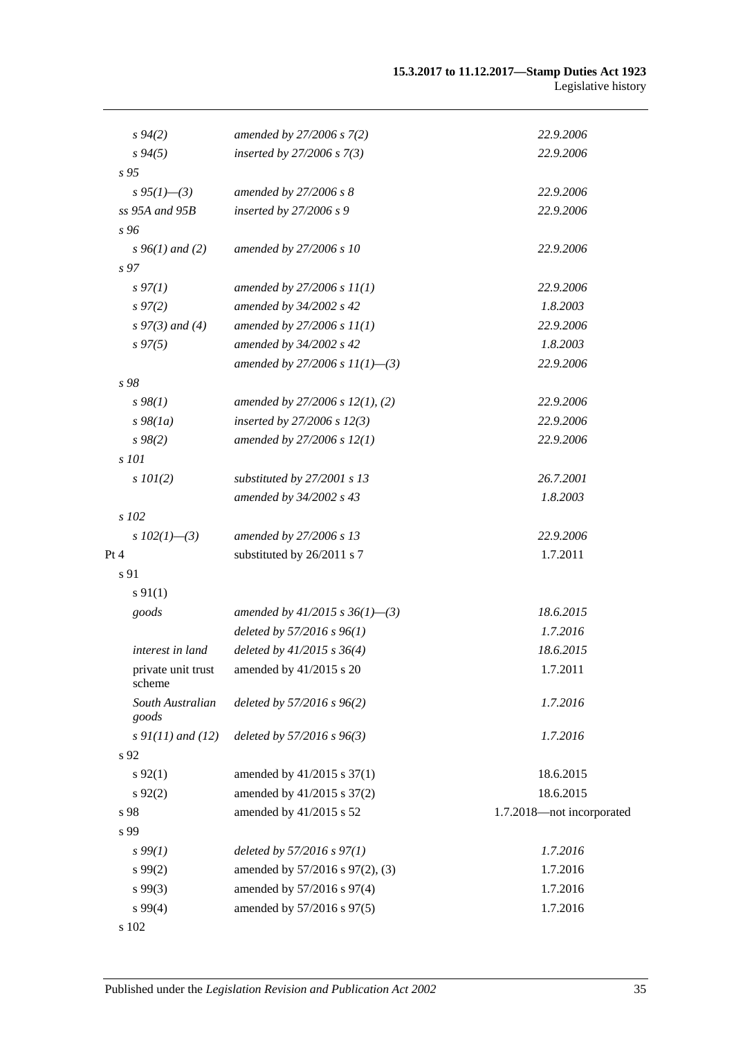| | | |
|---|---|---|
| *s 94(2)* | *amended by 27/2006 s 7(2)* | *22.9.2006* |
| *s 94(5)* | *inserted by 27/2006 s 7(3)* | *22.9.2006* |
| *s 95* | | |
| *s 95(1)—(3)* | *amended by 27/2006 s 8* | *22.9.2006* |
| *ss 95A and 95B* | *inserted by 27/2006 s 9* | *22.9.2006* |
| *s 96* | | |
| *s 96(1) and (2)* | *amended by 27/2006 s 10* | *22.9.2006* |
| *s 97* | | |
| *s 97(1)* | *amended by 27/2006 s 11(1)* | *22.9.2006* |
| *s 97(2)* | *amended by 34/2002 s 42* | *1.8.2003* |
| *s 97(3) and (4)* | *amended by 27/2006 s 11(1)* | *22.9.2006* |
| *s 97(5)* | *amended by 34/2002 s 42* | *1.8.2003* |
| | *amended by 27/2006 s 11(1)—(3)* | *22.9.2006* |
| *s 98* | | |
| *s 98(1)* | *amended by 27/2006 s 12(1), (2)* | *22.9.2006* |
| *s 98(1a)* | *inserted by 27/2006 s 12(3)* | *22.9.2006* |
| *s 98(2)* | *amended by 27/2006 s 12(1)* | *22.9.2006* |
| *s 101* | | |
| *s 101(2)* | *substituted by 27/2001 s 13* | *26.7.2001* |
| | *amended by 34/2002 s 43* | *1.8.2003* |
| *s 102* | | |
| *s 102(1)—(3)* | *amended by 27/2006 s 13* | *22.9.2006* |
| Pt 4 | substituted by 26/2011 s 7 | 1.7.2011 |
| s 91 | | |
| s 91(1) | | |
| *goods* | *amended by 41/2015 s 36(1)—(3)* | *18.6.2015* |
| | *deleted by 57/2016 s 96(1)* | *1.7.2016* |
| *interest in land* | *deleted by 41/2015 s 36(4)* | *18.6.2015* |
| private unit trust scheme | amended by 41/2015 s 20 | 1.7.2011 |
| *South Australian goods* | *deleted by 57/2016 s 96(2)* | *1.7.2016* |
| *s 91(11) and (12)* | *deleted by 57/2016 s 96(3)* | *1.7.2016* |
| s 92 | | |
| s 92(1) | amended by 41/2015 s 37(1) | 18.6.2015 |
| s 92(2) | amended by 41/2015 s 37(2) | 18.6.2015 |
| s 98 | amended by 41/2015 s 52 | 1.7.2018—not incorporated |
| s 99 | | |
| *s 99(1)* | *deleted by 57/2016 s 97(1)* | *1.7.2016* |
| s 99(2) | amended by 57/2016 s 97(2), (3) | 1.7.2016 |
| s 99(3) | amended by 57/2016 s 97(4) | 1.7.2016 |
| s 99(4) | amended by 57/2016 s 97(5) | 1.7.2016 |
| s 102 | | |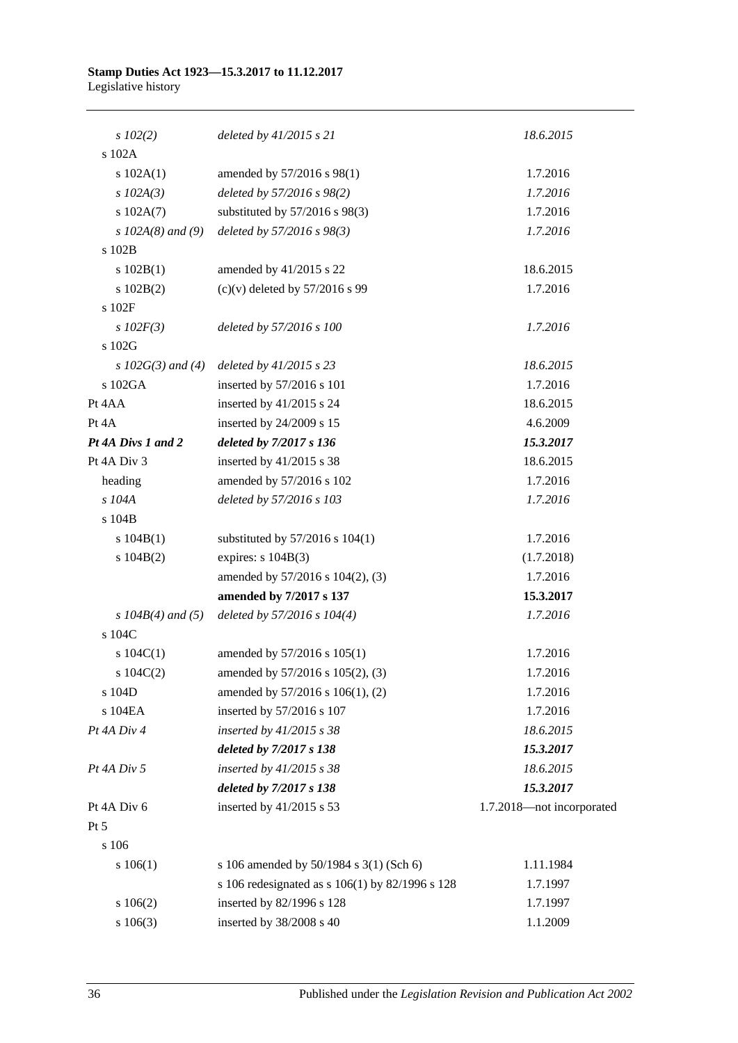| | | |
|---|---|---|
| *s 102(2)* | *deleted by 41/2015 s 21* | *18.6.2015* |
| s 102A | | |
| s 102A(1) | amended by 57/2016 s 98(1) | 1.7.2016 |
| *s 102A(3)* | *deleted by 57/2016 s 98(2)* | *1.7.2016* |
| s 102A(7) | substituted by 57/2016 s 98(3) | 1.7.2016 |
| *s 102A(8) and (9)* | *deleted by 57/2016 s 98(3)* | *1.7.2016* |
| s 102B | | |
| s 102B(1) | amended by 41/2015 s 22 | 18.6.2015 |
| s 102B(2) | (c)(v) deleted by 57/2016 s 99 | 1.7.2016 |
| s 102F | | |
| *s 102F(3)* | *deleted by 57/2016 s 100* | *1.7.2016* |
| s 102G | | |
| *s 102G(3) and (4)* | *deleted by 41/2015 s 23* | *18.6.2015* |
| s 102GA | inserted by 57/2016 s 101 | 1.7.2016 |
| Pt 4AA | inserted by 41/2015 s 24 | 18.6.2015 |
| Pt 4A | inserted by 24/2009 s 15 | 4.6.2009 |
| ***Pt 4A Divs 1 and 2*** | ***deleted by 7/2017 s 136*** | ***15.3.2017*** |
| Pt 4A Div 3 | inserted by 41/2015 s 38 | 18.6.2015 |
| heading | amended by 57/2016 s 102 | 1.7.2016 |
| *s 104A* | *deleted by 57/2016 s 103* | *1.7.2016* |
| s 104B | | |
| s 104B(1) | substituted by 57/2016 s 104(1) | 1.7.2016 |
| s 104B(2) | expires: s 104B(3) | (1.7.2018) |
| | amended by 57/2016 s 104(2), (3) | 1.7.2016 |
| | **amended by 7/2017 s 137** | **15.3.2017** |
| *s 104B(4) and (5)* | *deleted by 57/2016 s 104(4)* | *1.7.2016* |
| s 104C | | |
| s 104C(1) | amended by 57/2016 s 105(1) | 1.7.2016 |
| s 104C(2) | amended by 57/2016 s 105(2), (3) | 1.7.2016 |
| s 104D | amended by 57/2016 s 106(1), (2) | 1.7.2016 |
| s 104EA | inserted by 57/2016 s 107 | 1.7.2016 |
| *Pt 4A Div 4* | *inserted by 41/2015 s 38* | *18.6.2015* |
| | ***deleted by 7/2017 s 138*** | ***15.3.2017*** |
| *Pt 4A Div 5* | *inserted by 41/2015 s 38* | *18.6.2015* |
| | ***deleted by 7/2017 s 138*** | ***15.3.2017*** |
| Pt 4A Div 6 | inserted by 41/2015 s 53 | 1.7.2018—not incorporated |
| Pt 5 | | |
| s 106 | | |
| s 106(1) | s 106 amended by 50/1984 s 3(1) (Sch 6) | 1.11.1984 |
| | s 106 redesignated as s 106(1) by 82/1996 s 128 | 1.7.1997 |
| s 106(2) | inserted by 82/1996 s 128 | 1.7.1997 |
| s 106(3) | inserted by 38/2008 s 40 | 1.1.2009 |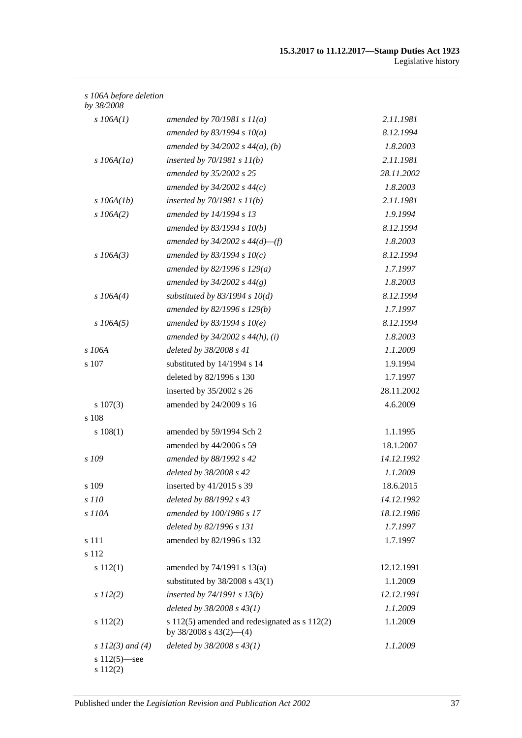| | | |
|---|---|---|
| *s 106A before deletion by 38/2008* | | |
| *s 106A(1)* | *amended by 70/1981 s 11(a)* | *2.11.1981* |
| | *amended by 83/1994 s 10(a)* | *8.12.1994* |
| | *amended by 34/2002 s 44(a), (b)* | *1.8.2003* |
| *s 106A(1a)* | *inserted by 70/1981 s 11(b)* | *2.11.1981* |
| | *amended by 35/2002 s 25* | *28.11.2002* |
| | *amended by 34/2002 s 44(c)* | *1.8.2003* |
| *s 106A(1b)* | *inserted by 70/1981 s 11(b)* | *2.11.1981* |
| *s 106A(2)* | *amended by 14/1994 s 13* | *1.9.1994* |
| | *amended by 83/1994 s 10(b)* | *8.12.1994* |
| | *amended by 34/2002 s 44(d)—(f)* | *1.8.2003* |
| *s 106A(3)* | *amended by 83/1994 s 10(c)* | *8.12.1994* |
| | *amended by 82/1996 s 129(a)* | *1.7.1997* |
| | *amended by 34/2002 s 44(g)* | *1.8.2003* |
| *s 106A(4)* | *substituted by 83/1994 s 10(d)* | *8.12.1994* |
| | *amended by 82/1996 s 129(b)* | *1.7.1997* |
| *s 106A(5)* | *amended by 83/1994 s 10(e)* | *8.12.1994* |
| | *amended by 34/2002 s 44(h), (i)* | *1.8.2003* |
| *s 106A* | *deleted by 38/2008 s 41* | *1.1.2009* |
| s 107 | substituted by 14/1994 s 14 | 1.9.1994 |
| | deleted by 82/1996 s 130 | 1.7.1997 |
| | inserted by 35/2002 s 26 | 28.11.2002 |
| s 107(3) | amended by 24/2009 s 16 | 4.6.2009 |
| s 108 | | |
| s 108(1) | amended by 59/1994 Sch 2 | 1.1.1995 |
| | amended by 44/2006 s 59 | 18.1.2007 |
| *s 109* | *amended by 88/1992 s 42* | *14.12.1992* |
| | *deleted by 38/2008 s 42* | *1.1.2009* |
| s 109 | inserted by 41/2015 s 39 | 18.6.2015 |
| *s 110* | *deleted by 88/1992 s 43* | *14.12.1992* |
| *s 110A* | *amended by 100/1986 s 17* | *18.12.1986* |
| | *deleted by 82/1996 s 131* | *1.7.1997* |
| s 111 | amended by 82/1996 s 132 | 1.7.1997 |
| s 112 | | |
| s 112(1) | amended by 74/1991 s 13(a) | 12.12.1991 |
| | substituted by 38/2008 s 43(1) | 1.1.2009 |
| *s 112(2)* | *inserted by 74/1991 s 13(b)* | *12.12.1991* |
| | *deleted by 38/2008 s 43(1)* | *1.1.2009* |
| s 112(2) | s 112(5) amended and redesignated as s 112(2) by 38/2008 s 43(2)—(4) | 1.1.2009 |
| *s 112(3) and (4)* | *deleted by 38/2008 s 43(1)* | *1.1.2009* |
| s 112(5)—see s 112(2) | | |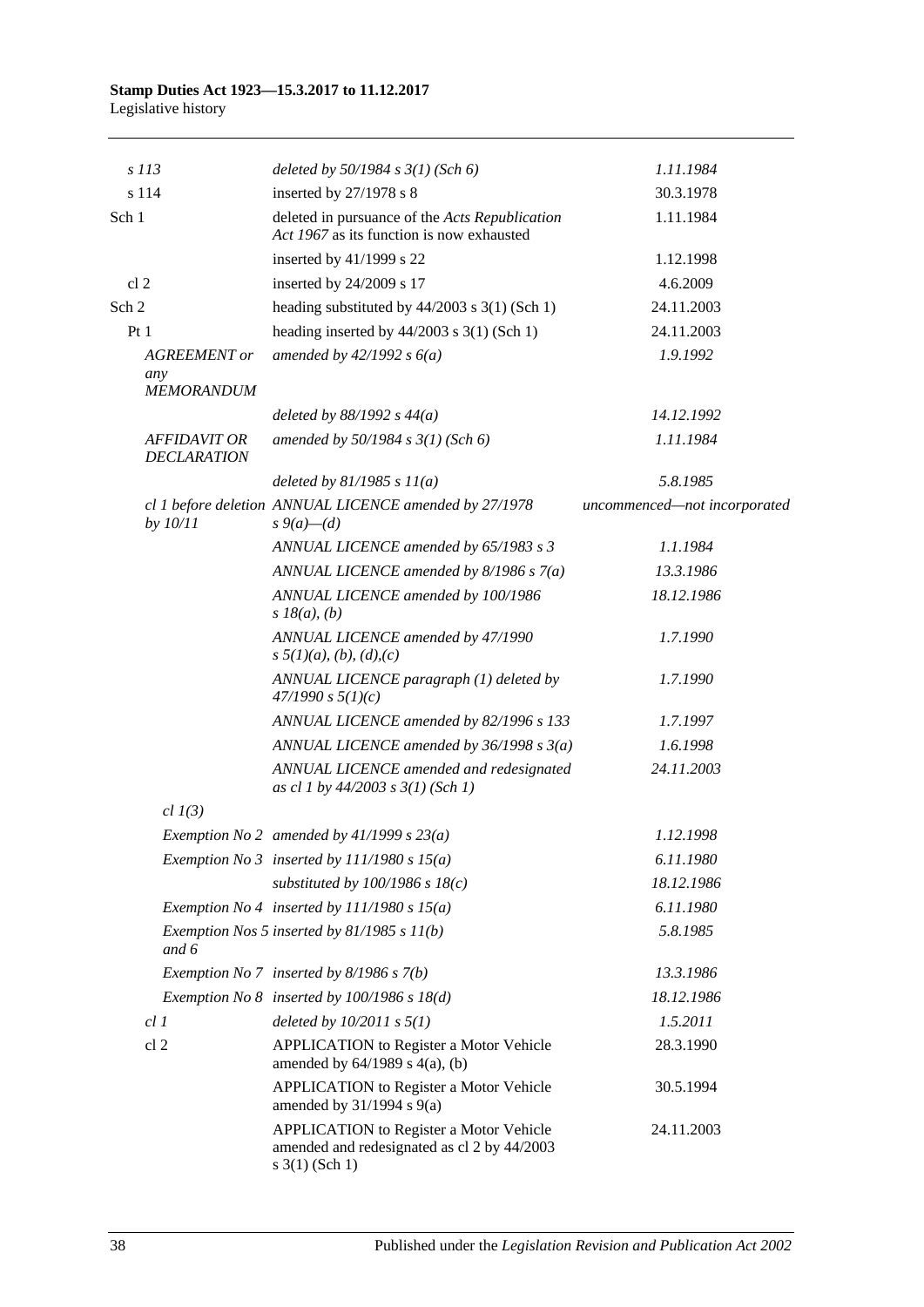| | | |
|---|---|---|
| *s 113* | *deleted by 50/1984 s 3(1) (Sch 6)* | *1.11.1984* |
| s 114 | inserted by 27/1978 s 8 | 30.3.1978 |
| Sch 1 | deleted in pursuance of the *Acts Republication Act 1967* as its function is now exhausted | 1.11.1984 |
| | inserted by 41/1999 s 22 | 1.12.1998 |
| cl 2 | inserted by 24/2009 s 17 | 4.6.2009 |
| Sch 2 | heading substituted by 44/2003 s 3(1) (Sch 1) | 24.11.2003 |
| Pt 1 | heading inserted by 44/2003 s 3(1) (Sch 1) | 24.11.2003 |
| *AGREEMENT or any MEMORANDUM* | *amended by 42/1992 s 6(a)* | *1.9.1992* |
| | *deleted by 88/1992 s 44(a)* | *14.12.1992* |
| *AFFIDAVIT OR DECLARATION* | *amended by 50/1984 s 3(1) (Sch 6)* | *1.11.1984* |
| | *deleted by 81/1985 s 11(a)* | *5.8.1985* |
| *cl 1 before deletion by 10/11* | *ANNUAL LICENCE amended by 27/1978 s 9(a)—(d)* | *uncommenced—not incorporated* |
| | *ANNUAL LICENCE amended by 65/1983 s 3* | *1.1.1984* |
| | *ANNUAL LICENCE amended by 8/1986 s 7(a)* | *13.3.1986* |
| | *ANNUAL LICENCE amended by 100/1986 s 18(a), (b)* | *18.12.1986* |
| | *ANNUAL LICENCE amended by 47/1990 s 5(1)(a), (b), (d),(c)* | *1.7.1990* |
| | *ANNUAL LICENCE paragraph (1) deleted by 47/1990 s 5(1)(c)* | *1.7.1990* |
| | *ANNUAL LICENCE amended by 82/1996 s 133* | *1.7.1997* |
| | *ANNUAL LICENCE amended by 36/1998 s 3(a)* | *1.6.1998* |
| | *ANNUAL LICENCE amended and redesignated as cl 1 by 44/2003 s 3(1) (Sch 1)* | *24.11.2003* |
| *cl 1(3)* | | |
| | *Exemption No 2 amended by 41/1999 s 23(a)* | *1.12.1998* |
| | *Exemption No 3 inserted by 111/1980 s 15(a)* | *6.11.1980* |
| | *substituted by 100/1986 s 18(c)* | *18.12.1986* |
| | *Exemption No 4 inserted by 111/1980 s 15(a)* | *6.11.1980* |
| | *Exemption Nos 5 and 6 inserted by 81/1985 s 11(b)* | *5.8.1985* |
| | *Exemption No 7 inserted by 8/1986 s 7(b)* | *13.3.1986* |
| | *Exemption No 8 inserted by 100/1986 s 18(d)* | *18.12.1986* |
| *cl 1* | *deleted by 10/2011 s 5(1)* | *1.5.2011* |
| cl 2 | APPLICATION to Register a Motor Vehicle amended by 64/1989 s 4(a), (b) | 28.3.1990 |
| | APPLICATION to Register a Motor Vehicle amended by 31/1994 s 9(a) | 30.5.1994 |
| | APPLICATION to Register a Motor Vehicle amended and redesignated as cl 2 by 44/2003 s 3(1) (Sch 1) | 24.11.2003 |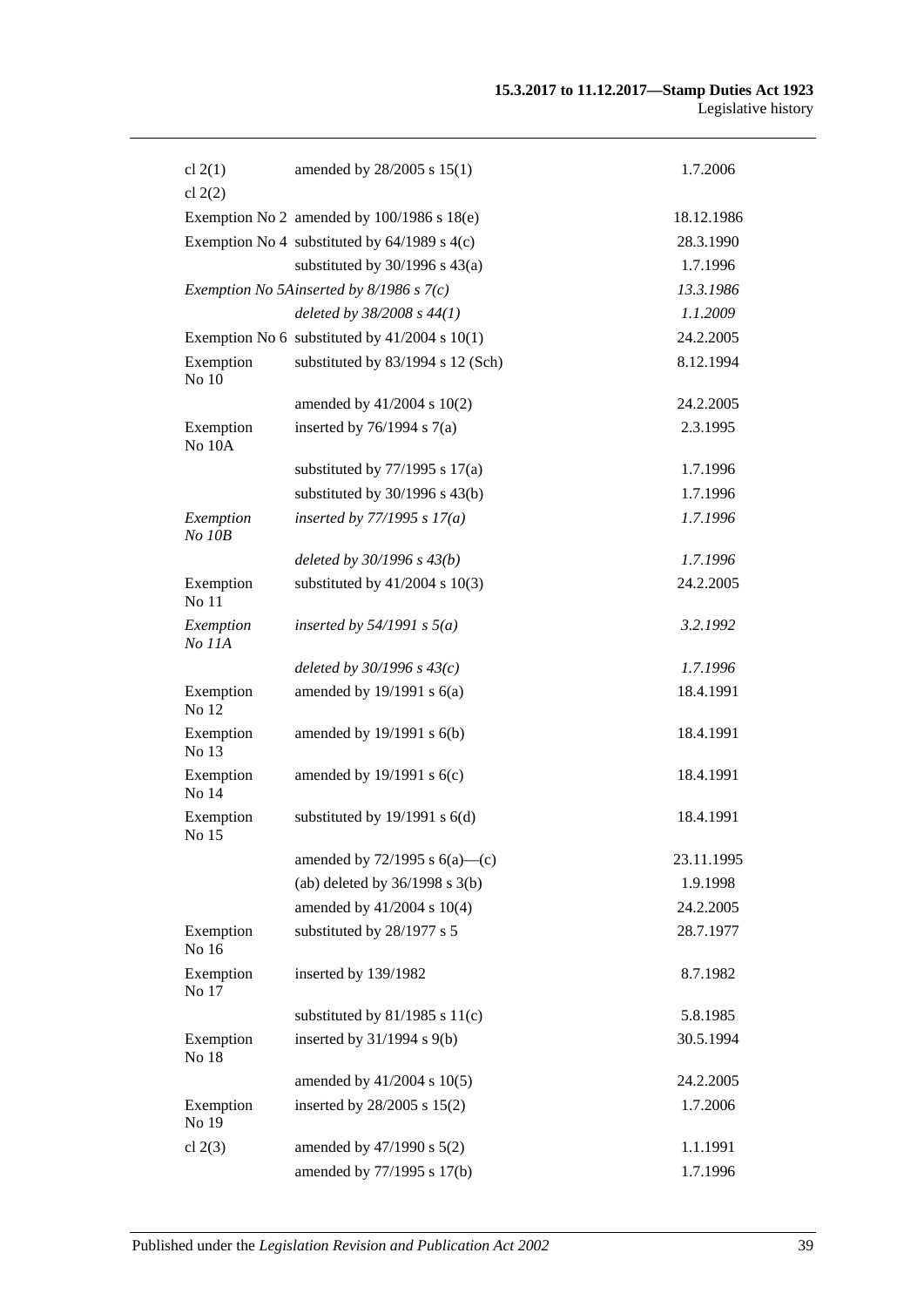| | | |
|---|---|---|
| cl 2(1) | amended by 28/2005 s 15(1) | 1.7.2006 |
| cl 2(2) | | |
| Exemption No 2 | amended by 100/1986 s 18(e) | 18.12.1986 |
| Exemption No 4 | substituted by 64/1989 s 4(c) | 28.3.1990 |
| | substituted by 30/1996 s 43(a) | 1.7.1996 |
| *Exemption No 5A* | *inserted by 8/1986 s 7(c)* | *13.3.1986* |
| | *deleted by 38/2008 s 44(1)* | *1.1.2009* |
| Exemption No 6 | substituted by 41/2004 s 10(1) | 24.2.2005 |
| Exemption No 10 | substituted by 83/1994 s 12 (Sch) | 8.12.1994 |
| | amended by 41/2004 s 10(2) | 24.2.2005 |
| Exemption No 10A | inserted by 76/1994 s 7(a) | 2.3.1995 |
| | substituted by 77/1995 s 17(a) | 1.7.1996 |
| | substituted by 30/1996 s 43(b) | 1.7.1996 |
| *Exemption No 10B* | *inserted by 77/1995 s 17(a)* | *1.7.1996* |
| | *deleted by 30/1996 s 43(b)* | *1.7.1996* |
| Exemption No 11 | substituted by 41/2004 s 10(3) | 24.2.2005 |
| *Exemption No 11A* | *inserted by 54/1991 s 5(a)* | *3.2.1992* |
| | *deleted by 30/1996 s 43(c)* | *1.7.1996* |
| Exemption No 12 | amended by 19/1991 s 6(a) | 18.4.1991 |
| Exemption No 13 | amended by 19/1991 s 6(b) | 18.4.1991 |
| Exemption No 14 | amended by 19/1991 s 6(c) | 18.4.1991 |
| Exemption No 15 | substituted by 19/1991 s 6(d) | 18.4.1991 |
| | amended by 72/1995 s 6(a)—(c) | 23.11.1995 |
| | (ab) deleted by 36/1998 s 3(b) | 1.9.1998 |
| | amended by 41/2004 s 10(4) | 24.2.2005 |
| Exemption No 16 | substituted by 28/1977 s 5 | 28.7.1977 |
| Exemption No 17 | inserted by 139/1982 | 8.7.1982 |
| | substituted by 81/1985 s 11(c) | 5.8.1985 |
| Exemption No 18 | inserted by 31/1994 s 9(b) | 30.5.1994 |
| | amended by 41/2004 s 10(5) | 24.2.2005 |
| Exemption No 19 | inserted by 28/2005 s 15(2) | 1.7.2006 |
| cl 2(3) | amended by 47/1990 s 5(2) | 1.1.1991 |
| | amended by 77/1995 s 17(b) | 1.7.1996 |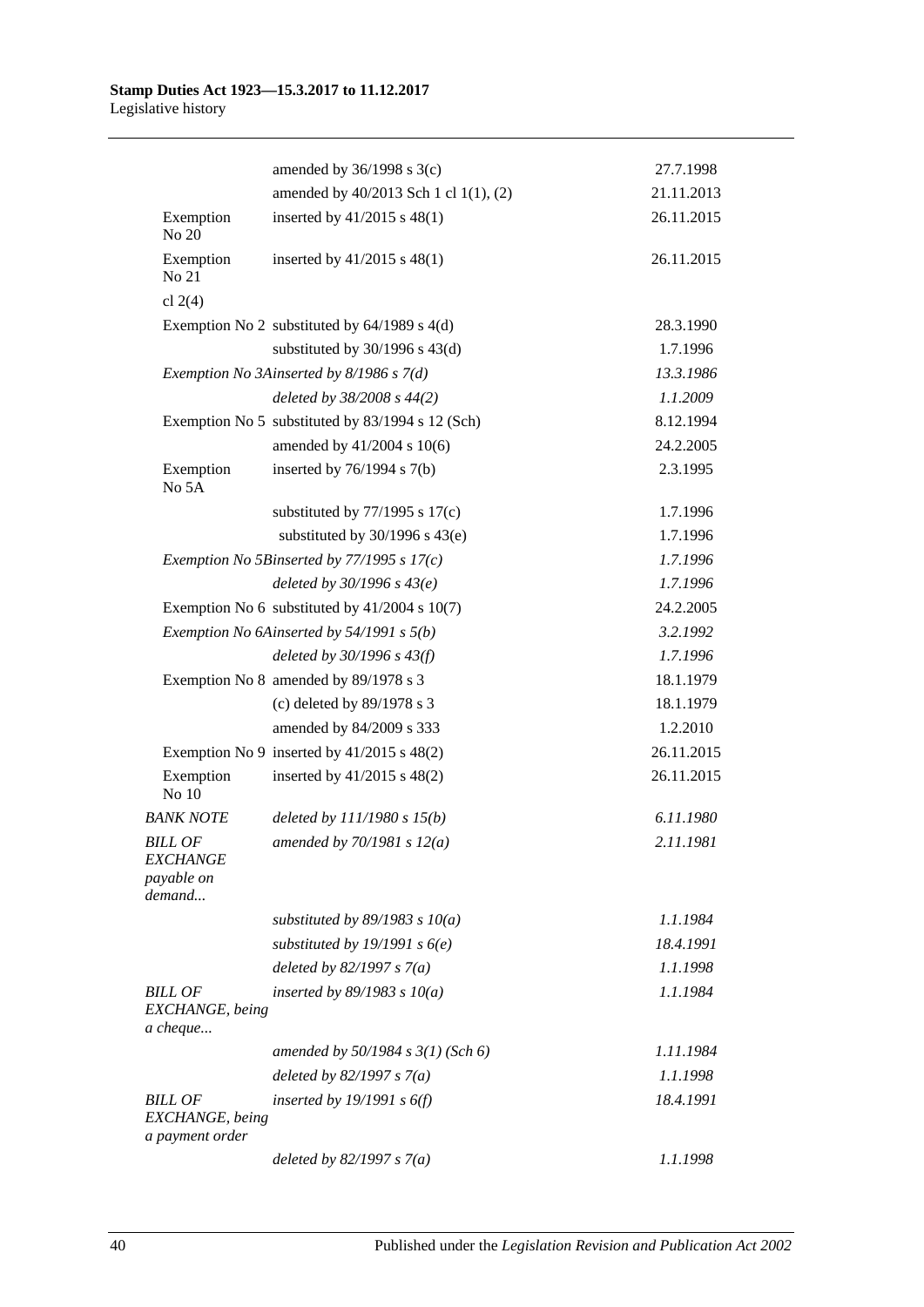| | | |
|---|---|---|
| | amended by 36/1998 s 3(c) | 27.7.1998 |
| | amended by 40/2013 Sch 1 cl 1(1), (2) | 21.11.2013 |
| Exemption No 20 | inserted by 41/2015 s 48(1) | 26.11.2015 |
| Exemption No 21 | inserted by 41/2015 s 48(1) | 26.11.2015 |
| cl 2(4) | | |
| Exemption No 2 | substituted by 64/1989 s 4(d) | 28.3.1990 |
| | substituted by 30/1996 s 43(d) | 1.7.1996 |
| *Exemption No 3A* | *inserted by 8/1986 s 7(d)* | *13.3.1986* |
| | *deleted by 38/2008 s 44(2)* | *1.1.2009* |
| Exemption No 5 | substituted by 83/1994 s 12 (Sch) | 8.12.1994 |
| | amended by 41/2004 s 10(6) | 24.2.2005 |
| Exemption No 5A | inserted by 76/1994 s 7(b) | 2.3.1995 |
| | substituted by 77/1995 s 17(c) | 1.7.1996 |
| | substituted by 30/1996 s 43(e) | 1.7.1996 |
| *Exemption No 5B* | *inserted by 77/1995 s 17(c)* | *1.7.1996* |
| | *deleted by 30/1996 s 43(e)* | *1.7.1996* |
| Exemption No 6 | substituted by 41/2004 s 10(7) | 24.2.2005 |
| *Exemption No 6A* | *inserted by 54/1991 s 5(b)* | *3.2.1992* |
| | *deleted by 30/1996 s 43(f)* | *1.7.1996* |
| Exemption No 8 | amended by 89/1978 s 3 | 18.1.1979 |
| | (c) deleted by 89/1978 s 3 | 18.1.1979 |
| | amended by 84/2009 s 333 | 1.2.2010 |
| Exemption No 9 | inserted by 41/2015 s 48(2) | 26.11.2015 |
| Exemption No 10 | inserted by 41/2015 s 48(2) | 26.11.2015 |
| *BANK NOTE* | *deleted by 111/1980 s 15(b)* | *6.11.1980* |
| *BILL OF EXCHANGE payable on demand...* | *amended by 70/1981 s 12(a)* | *2.11.1981* |
| | *substituted by 89/1983 s 10(a)* | *1.1.1984* |
| | *substituted by 19/1991 s 6(e)* | *18.4.1991* |
| | *deleted by 82/1997 s 7(a)* | *1.1.1998* |
| *BILL OF EXCHANGE, being a cheque...* | *inserted by 89/1983 s 10(a)* | *1.1.1984* |
| | *amended by 50/1984 s 3(1) (Sch 6)* | *1.11.1984* |
| | *deleted by 82/1997 s 7(a)* | *1.1.1998* |
| *BILL OF EXCHANGE, being a payment order* | *inserted by 19/1991 s 6(f)* | *18.4.1991* |
| | *deleted by 82/1997 s 7(a)* | *1.1.1998* |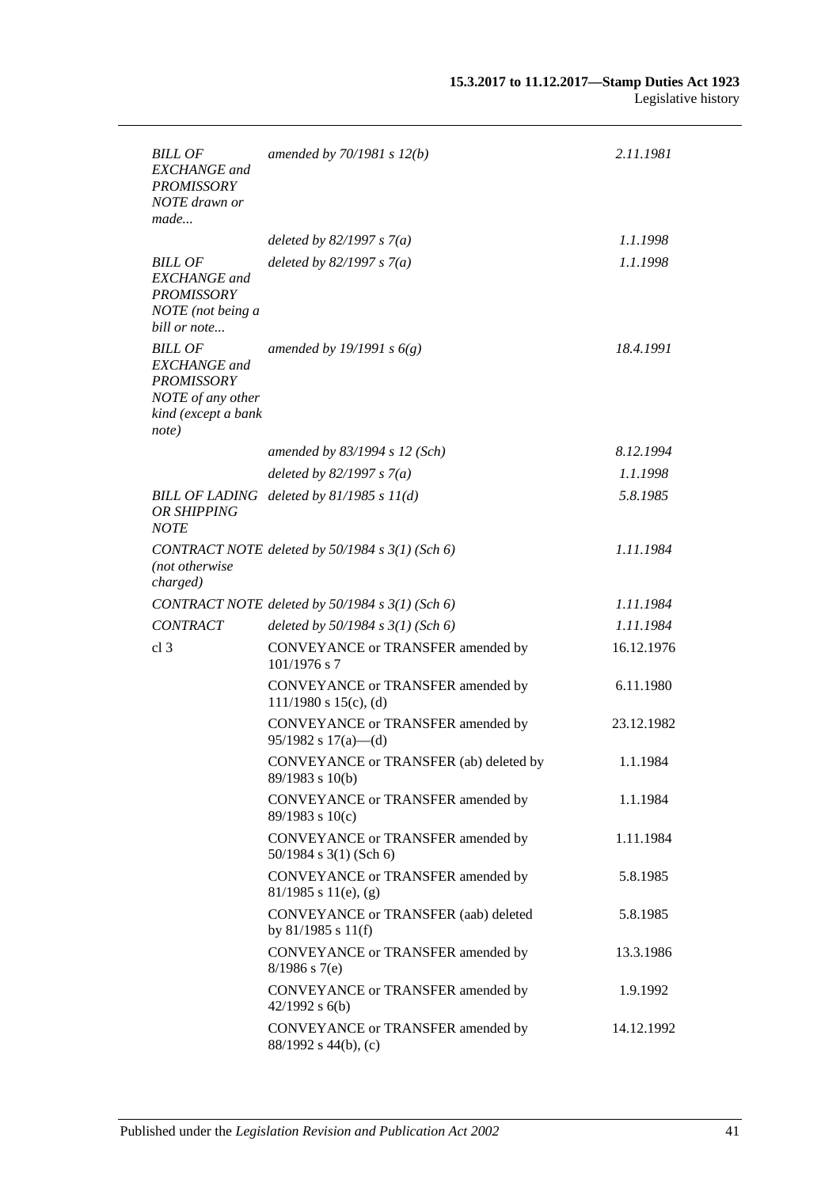| | | |
|---|---|---|
| *BILL OF EXCHANGE and PROMISSORY NOTE drawn or made...* | *amended by 70/1981 s 12(b)* | *2.11.1981* |
| | *deleted by 82/1997 s 7(a)* | *1.1.1998* |
| *BILL OF EXCHANGE and PROMISSORY NOTE (not being a bill or note...* | *deleted by 82/1997 s 7(a)* | *1.1.1998* |
| *BILL OF EXCHANGE and PROMISSORY NOTE of any other kind (except a bank note)* | *amended by 19/1991 s 6(g)* | *18.4.1991* |
| | *amended by 83/1994 s 12 (Sch)* | *8.12.1994* |
| | *deleted by 82/1997 s 7(a)* | *1.1.1998* |
| *BILL OF LADING OR SHIPPING NOTE* | *deleted by 81/1985 s 11(d)* | *5.8.1985* |
| *CONTRACT NOTE (not otherwise charged)* | *deleted by 50/1984 s 3(1) (Sch 6)* | *1.11.1984* |
| *CONTRACT NOTE* | *deleted by 50/1984 s 3(1) (Sch 6)* | *1.11.1984* |
| *CONTRACT* | *deleted by 50/1984 s 3(1) (Sch 6)* | *1.11.1984* |
| cl 3 | CONVEYANCE or TRANSFER amended by 101/1976 s 7 | 16.12.1976 |
| | CONVEYANCE or TRANSFER amended by 111/1980 s 15(c), (d) | 6.11.1980 |
| | CONVEYANCE or TRANSFER amended by 95/1982 s 17(a)—(d) | 23.12.1982 |
| | CONVEYANCE or TRANSFER (ab) deleted by 89/1983 s 10(b) | 1.1.1984 |
| | CONVEYANCE or TRANSFER amended by 89/1983 s 10(c) | 1.1.1984 |
| | CONVEYANCE or TRANSFER amended by 50/1984 s 3(1) (Sch 6) | 1.11.1984 |
| | CONVEYANCE or TRANSFER amended by 81/1985 s 11(e), (g) | 5.8.1985 |
| | CONVEYANCE or TRANSFER (aab) deleted by 81/1985 s 11(f) | 5.8.1985 |
| | CONVEYANCE or TRANSFER amended by 8/1986 s 7(e) | 13.3.1986 |
| | CONVEYANCE or TRANSFER amended by 42/1992 s 6(b) | 1.9.1992 |
| | CONVEYANCE or TRANSFER amended by 88/1992 s 44(b), (c) | 14.12.1992 |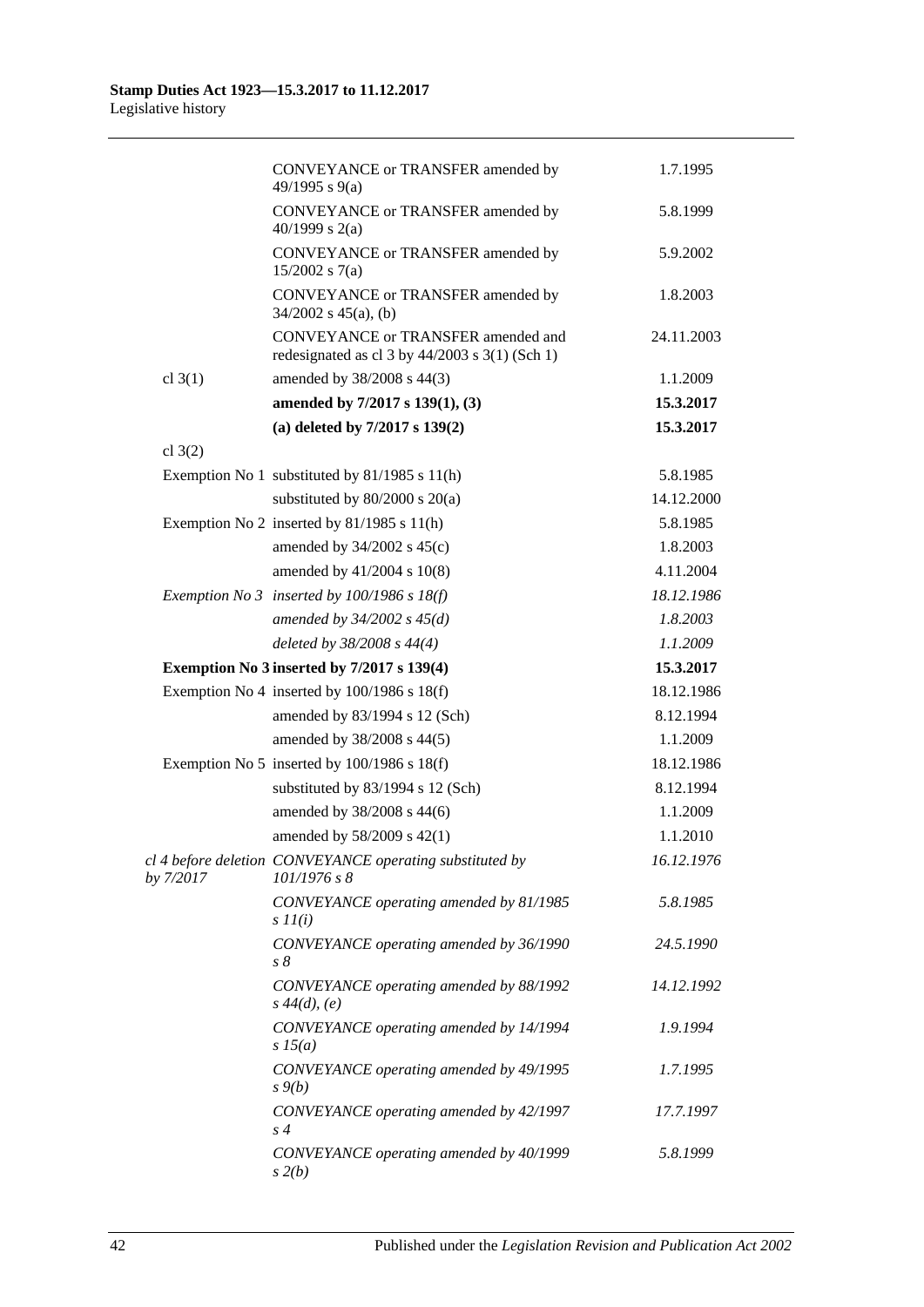| | | |
|---|---|---|
| | CONVEYANCE or TRANSFER amended by 49/1995 s 9(a) | 1.7.1995 |
| | CONVEYANCE or TRANSFER amended by 40/1999 s 2(a) | 5.8.1999 |
| | CONVEYANCE or TRANSFER amended by 15/2002 s 7(a) | 5.9.2002 |
| | CONVEYANCE or TRANSFER amended by 34/2002 s 45(a), (b) | 1.8.2003 |
| | CONVEYANCE or TRANSFER amended and redesignated as cl 3 by 44/2003 s 3(1) (Sch 1) | 24.11.2003 |
| cl 3(1) | amended by 38/2008 s 44(3) | 1.1.2009 |
| | **amended by 7/2017 s 139(1), (3)** | **15.3.2017** |
| | **(a) deleted by 7/2017 s 139(2)** | **15.3.2017** |
| cl 3(2) | | |
| Exemption No 1 | substituted by 81/1985 s 11(h) | 5.8.1985 |
| | substituted by 80/2000 s 20(a) | 14.12.2000 |
| Exemption No 2 | inserted by 81/1985 s 11(h) | 5.8.1985 |
| | amended by 34/2002 s 45(c) | 1.8.2003 |
| | amended by 41/2004 s 10(8) | 4.11.2004 |
| *Exemption No 3* | *inserted by 100/1986 s 18(f)* | *18.12.1986* |
| | *amended by 34/2002 s 45(d)* | *1.8.2003* |
| | *deleted by 38/2008 s 44(4)* | *1.1.2009* |
| **Exemption No 3** | **inserted by 7/2017 s 139(4)** | **15.3.2017** |
| Exemption No 4 | inserted by 100/1986 s 18(f) | 18.12.1986 |
| | amended by 83/1994 s 12 (Sch) | 8.12.1994 |
| | amended by 38/2008 s 44(5) | 1.1.2009 |
| Exemption No 5 | inserted by 100/1986 s 18(f) | 18.12.1986 |
| | substituted by 83/1994 s 12 (Sch) | 8.12.1994 |
| | amended by 38/2008 s 44(6) | 1.1.2009 |
| | amended by 58/2009 s 42(1) | 1.1.2010 |
| *cl 4 before deletion by 7/2017* | *CONVEYANCE operating substituted by 101/1976 s 8* | *16.12.1976* |
| | *CONVEYANCE operating amended by 81/1985 s 11(i)* | *5.8.1985* |
| | *CONVEYANCE operating amended by 36/1990 s 8* | *24.5.1990* |
| | *CONVEYANCE operating amended by 88/1992 s 44(d), (e)* | *14.12.1992* |
| | *CONVEYANCE operating amended by 14/1994 s 15(a)* | *1.9.1994* |
| | *CONVEYANCE operating amended by 49/1995 s 9(b)* | *1.7.1995* |
| | *CONVEYANCE operating amended by 42/1997 s 4* | *17.7.1997* |
| | *CONVEYANCE operating amended by 40/1999 s 2(b)* | *5.8.1999* |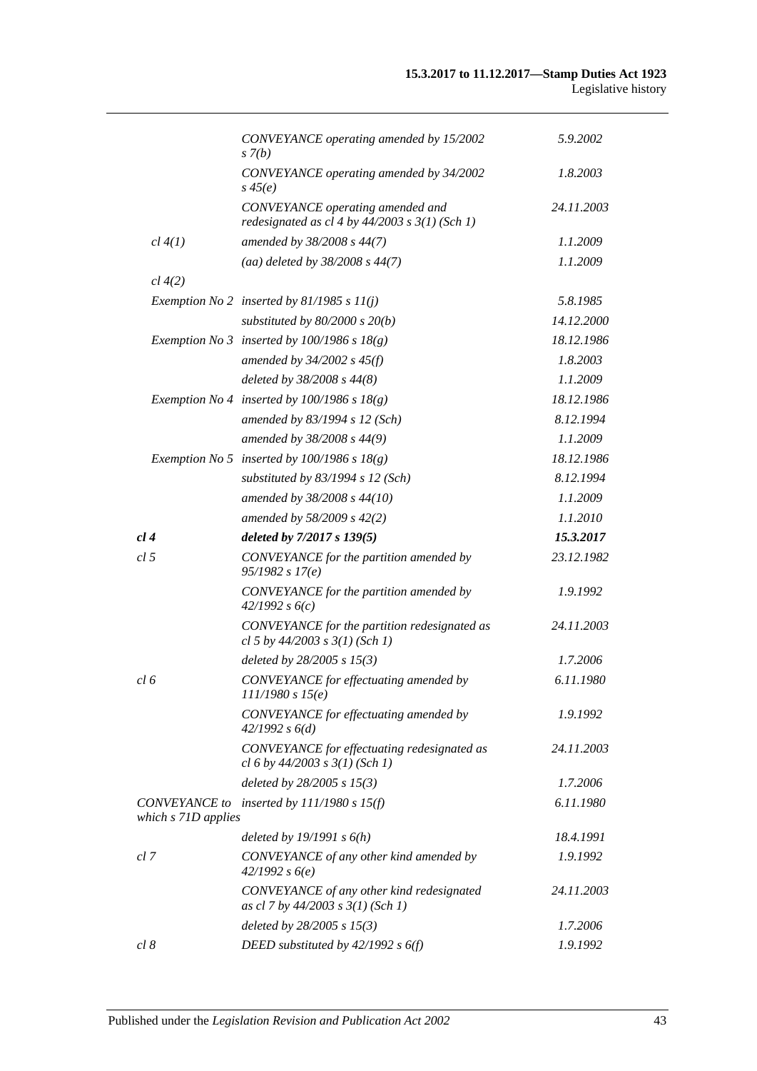| | | |
|---|---|---|
| | *CONVEYANCE operating amended by 15/2002 s 7(b)* | *5.9.2002* |
| | *CONVEYANCE operating amended by 34/2002 s 45(e)* | *1.8.2003* |
| | *CONVEYANCE operating amended and redesignated as cl 4 by 44/2003 s 3(1) (Sch 1)* | *24.11.2003* |
| *cl 4(1)* | *amended by 38/2008 s 44(7)* | *1.1.2009* |
| | *(aa) deleted by 38/2008 s 44(7)* | *1.1.2009* |
| *cl 4(2)* | | |
| *Exemption No 2* | *inserted by 81/1985 s 11(j)* | *5.8.1985* |
| | *substituted by 80/2000 s 20(b)* | *14.12.2000* |
| *Exemption No 3* | *inserted by 100/1986 s 18(g)* | *18.12.1986* |
| | *amended by 34/2002 s 45(f)* | *1.8.2003* |
| | *deleted by 38/2008 s 44(8)* | *1.1.2009* |
| *Exemption No 4* | *inserted by 100/1986 s 18(g)* | *18.12.1986* |
| | *amended by 83/1994 s 12 (Sch)* | *8.12.1994* |
| | *amended by 38/2008 s 44(9)* | *1.1.2009* |
| *Exemption No 5* | *inserted by 100/1986 s 18(g)* | *18.12.1986* |
| | *substituted by 83/1994 s 12 (Sch)* | *8.12.1994* |
| | *amended by 38/2008 s 44(10)* | *1.1.2009* |
| | *amended by 58/2009 s 42(2)* | *1.1.2010* |
| ***cl 4*** | ***deleted by 7/2017 s 139(5)*** | ***15.3.2017*** |
| *cl 5* | *CONVEYANCE for the partition amended by 95/1982 s 17(e)* | *23.12.1982* |
| | *CONVEYANCE for the partition amended by 42/1992 s 6(c)* | *1.9.1992* |
| | *CONVEYANCE for the partition redesignated as cl 5 by 44/2003 s 3(1) (Sch 1)* | *24.11.2003* |
| | *deleted by 28/2005 s 15(3)* | *1.7.2006* |
| *cl 6* | *CONVEYANCE for effectuating amended by 111/1980 s 15(e)* | *6.11.1980* |
| | *CONVEYANCE for effectuating amended by 42/1992 s 6(d)* | *1.9.1992* |
| | *CONVEYANCE for effectuating redesignated as cl 6 by 44/2003 s 3(1) (Sch 1)* | *24.11.2003* |
| | *deleted by 28/2005 s 15(3)* | *1.7.2006* |
| *CONVEYANCE to which s 71D applies* | *inserted by 111/1980 s 15(f)* | *6.11.1980* |
| | *deleted by 19/1991 s 6(h)* | *18.4.1991* |
| *cl 7* | *CONVEYANCE of any other kind amended by 42/1992 s 6(e)* | *1.9.1992* |
| | *CONVEYANCE of any other kind redesignated as cl 7 by 44/2003 s 3(1) (Sch 1)* | *24.11.2003* |
| | *deleted by 28/2005 s 15(3)* | *1.7.2006* |
| *cl 8* | *DEED substituted by 42/1992 s 6(f)* | *1.9.1992* |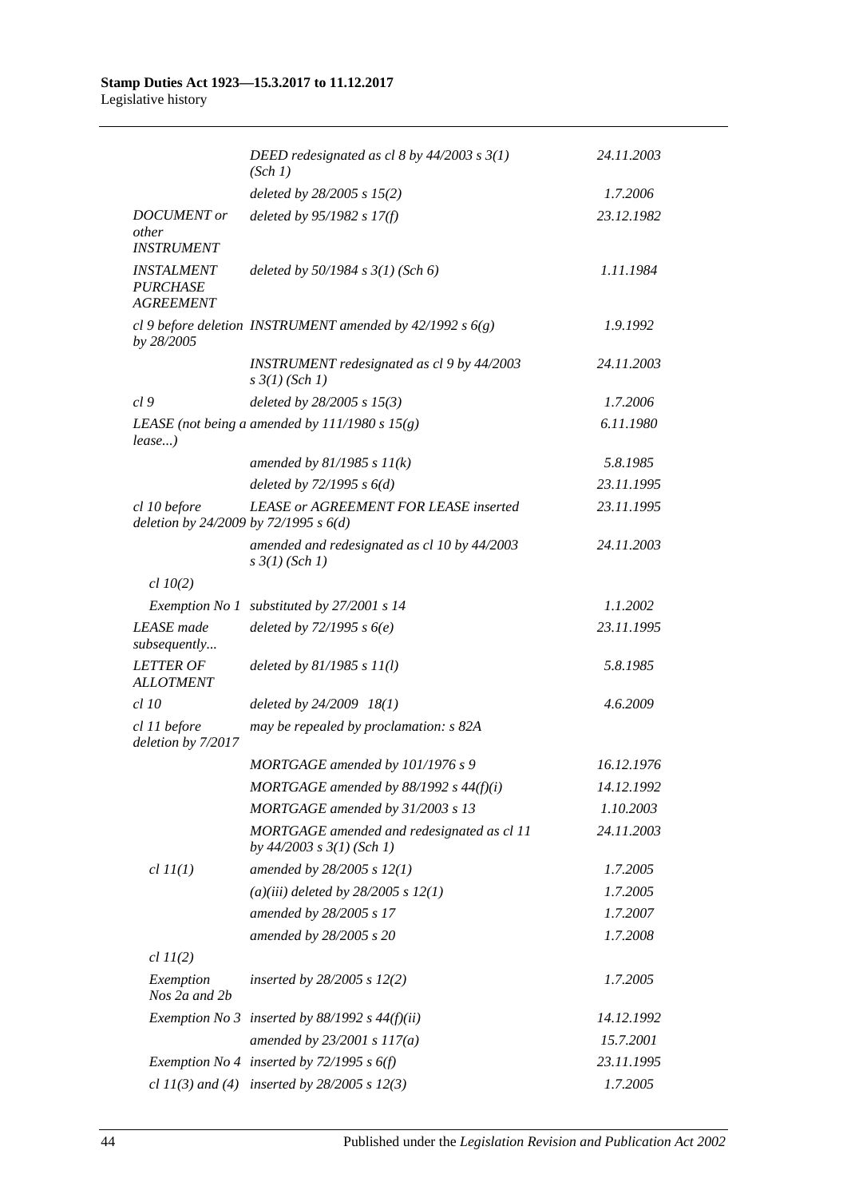| | | |
|---|---|---|
| | *DEED redesignated as cl 8 by 44/2003 s 3(1) (Sch 1)* | *24.11.2003* |
| | *deleted by 28/2005 s 15(2)* | *1.7.2006* |
| *DOCUMENT or other INSTRUMENT* | *deleted by 95/1982 s 17(f)* | *23.12.1982* |
| *INSTALMENT PURCHASE AGREEMENT* | *deleted by 50/1984 s 3(1) (Sch 6)* | *1.11.1984* |
| *cl 9 before deletion by 28/2005* | *INSTRUMENT amended by 42/1992 s 6(g)* | *1.9.1992* |
| | *INSTRUMENT redesignated as cl 9 by 44/2003 s 3(1) (Sch 1)* | *24.11.2003* |
| *cl 9* | *deleted by 28/2005 s 15(3)* | *1.7.2006* |
| *LEASE (not being a lease...)* | *amended by 111/1980 s 15(g)* | *6.11.1980* |
| | *amended by 81/1985 s 11(k)* | *5.8.1985* |
| | *deleted by 72/1995 s 6(d)* | *23.11.1995* |
| *cl 10 before deletion by 24/2009* | *LEASE or AGREEMENT FOR LEASE inserted by 72/1995 s 6(d)* | *23.11.1995* |
| | *amended and redesignated as cl 10 by 44/2003 s 3(1) (Sch 1)* | *24.11.2003* |
| *cl 10(2)* | | |
| *Exemption No 1* | *substituted by 27/2001 s 14* | *1.1.2002* |
| *LEASE made subsequently...* | *deleted by 72/1995 s 6(e)* | *23.11.1995* |
| *LETTER OF ALLOTMENT* | *deleted by 81/1985 s 11(l)* | *5.8.1985* |
| *cl 10* | *deleted by 24/2009 18(1)* | *4.6.2009* |
| *cl 11 before deletion by 7/2017* | *may be repealed by proclamation: s 82A* | |
| | *MORTGAGE amended by 101/1976 s 9* | *16.12.1976* |
| | *MORTGAGE amended by 88/1992 s 44(f)(i)* | *14.12.1992* |
| | *MORTGAGE amended by 31/2003 s 13* | *1.10.2003* |
| | *MORTGAGE amended and redesignated as cl 11 by 44/2003 s 3(1) (Sch 1)* | *24.11.2003* |
| *cl 11(1)* | *amended by 28/2005 s 12(1)* | *1.7.2005* |
| | *(a)(iii) deleted by 28/2005 s 12(1)* | *1.7.2005* |
| | *amended by 28/2005 s 17* | *1.7.2007* |
| | *amended by 28/2005 s 20* | *1.7.2008* |
| *cl 11(2)* | | |
| *Exemption Nos 2a and 2b* | *inserted by 28/2005 s 12(2)* | *1.7.2005* |
| *Exemption No 3* | *inserted by 88/1992 s 44(f)(ii)* | *14.12.1992* |
| | *amended by 23/2001 s 117(a)* | *15.7.2001* |
| *Exemption No 4* | *inserted by 72/1995 s 6(f)* | *23.11.1995* |
| *cl 11(3) and (4)* | *inserted by 28/2005 s 12(3)* | *1.7.2005* |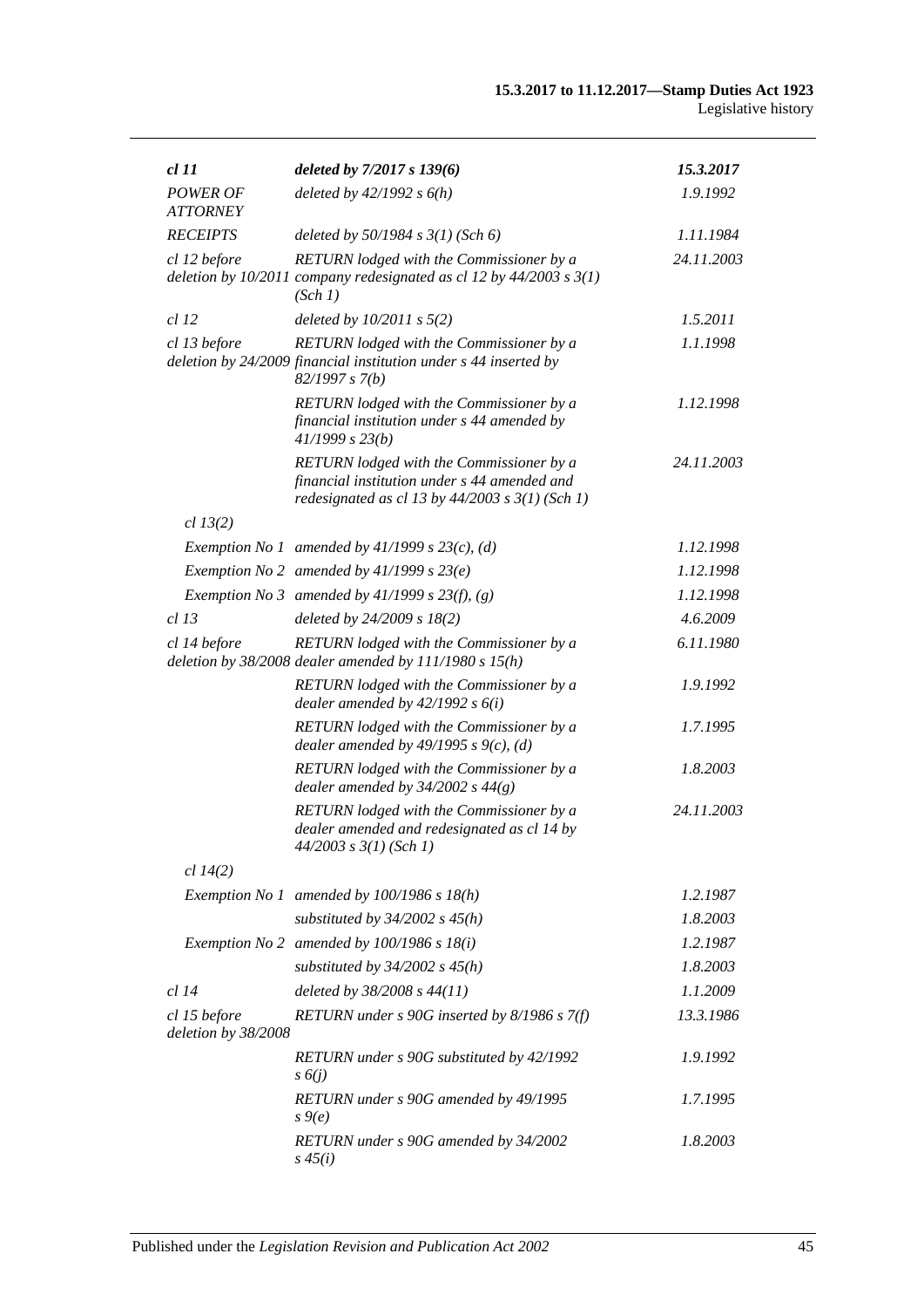| | | |
|---|---|---|
| ***cl 11*** | ***deleted by 7/2017 s 139(6)*** | ***15.3.2017*** |
| *POWER OF ATTORNEY* | *deleted by 42/1992 s 6(h)* | *1.9.1992* |
| *RECEIPTS* | *deleted by 50/1984 s 3(1) (Sch 6)* | *1.11.1984* |
| *cl 12 before deletion by 10/2011* | *RETURN lodged with the Commissioner by a company redesignated as cl 12 by 44/2003 s 3(1) (Sch 1)* | *24.11.2003* |
| *cl 12* | *deleted by 10/2011 s 5(2)* | *1.5.2011* |
| *cl 13 before deletion by 24/2009* | *RETURN lodged with the Commissioner by a financial institution under s 44 inserted by 82/1997 s 7(b)* | *1.1.1998* |
| | *RETURN lodged with the Commissioner by a financial institution under s 44 amended by 41/1999 s 23(b)* | *1.12.1998* |
| | *RETURN lodged with the Commissioner by a financial institution under s 44 amended and redesignated as cl 13 by 44/2003 s 3(1) (Sch 1)* | *24.11.2003* |
| *cl 13(2)* | | |
| *Exemption No 1* | *amended by 41/1999 s 23(c), (d)* | *1.12.1998* |
| *Exemption No 2* | *amended by 41/1999 s 23(e)* | *1.12.1998* |
| *Exemption No 3* | *amended by 41/1999 s 23(f), (g)* | *1.12.1998* |
| *cl 13* | *deleted by 24/2009 s 18(2)* | *4.6.2009* |
| *cl 14 before deletion by 38/2008* | *RETURN lodged with the Commissioner by a dealer amended by 111/1980 s 15(h)* | *6.11.1980* |
| | *RETURN lodged with the Commissioner by a dealer amended by 42/1992 s 6(i)* | *1.9.1992* |
| | *RETURN lodged with the Commissioner by a dealer amended by 49/1995 s 9(c), (d)* | *1.7.1995* |
| | *RETURN lodged with the Commissioner by a dealer amended by 34/2002 s 44(g)* | *1.8.2003* |
| | *RETURN lodged with the Commissioner by a dealer amended and redesignated as cl 14 by 44/2003 s 3(1) (Sch 1)* | *24.11.2003* |
| *cl 14(2)* | | |
| *Exemption No 1* | *amended by 100/1986 s 18(h)* | *1.2.1987* |
| | *substituted by 34/2002 s 45(h)* | *1.8.2003* |
| *Exemption No 2* | *amended by 100/1986 s 18(i)* | *1.2.1987* |
| | *substituted by 34/2002 s 45(h)* | *1.8.2003* |
| *cl 14* | *deleted by 38/2008 s 44(11)* | *1.1.2009* |
| *cl 15 before deletion by 38/2008* | *RETURN under s 90G inserted by 8/1986 s 7(f)* | *13.3.1986* |
| | *RETURN under s 90G substituted by 42/1992 s 6(j)* | *1.9.1992* |
| | *RETURN under s 90G amended by 49/1995 s 9(e)* | *1.7.1995* |
| | *RETURN under s 90G amended by 34/2002 s 45(i)* | *1.8.2003* |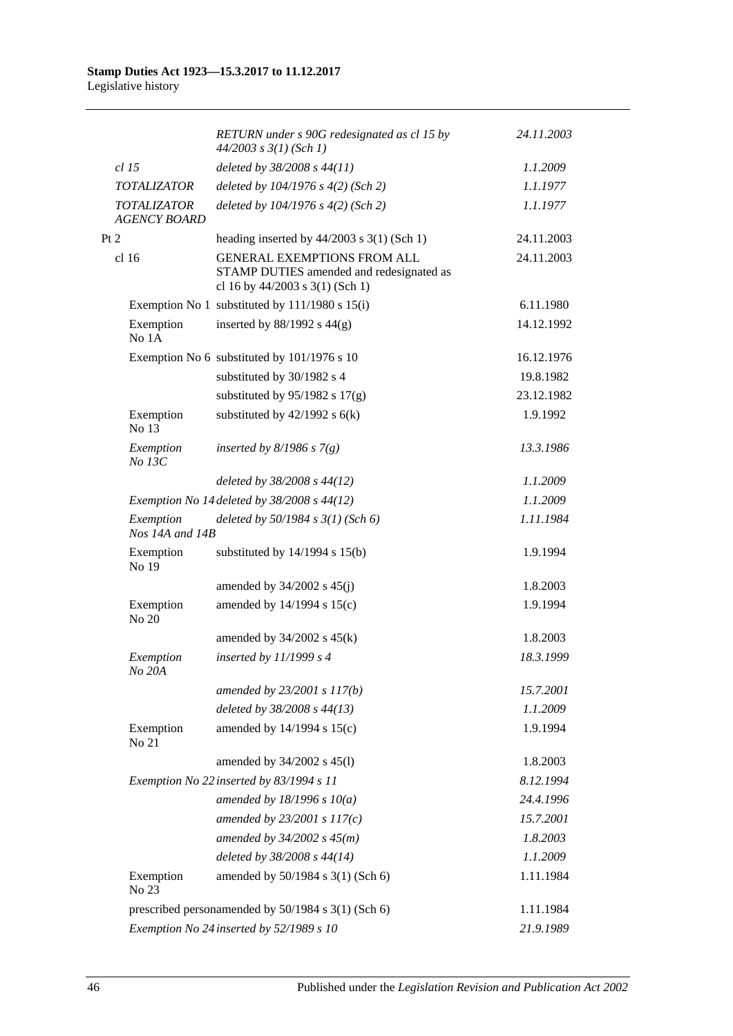| | | |
|---|---|---|
| | *RETURN under s 90G redesignated as cl 15 by 44/2003 s 3(1) (Sch 1)* | *24.11.2003* |
| *cl 15* | *deleted by 38/2008 s 44(11)* | *1.1.2009* |
| *TOTALIZATOR* | *deleted by 104/1976 s 4(2) (Sch 2)* | *1.1.1977* |
| *TOTALIZATOR AGENCY BOARD* | *deleted by 104/1976 s 4(2) (Sch 2)* | *1.1.1977* |
| Pt 2 | heading inserted by 44/2003 s 3(1) (Sch 1) | 24.11.2003 |
| cl 16 | GENERAL EXEMPTIONS FROM ALL STAMP DUTIES amended and redesignated as cl 16 by 44/2003 s 3(1) (Sch 1) | 24.11.2003 |
| Exemption No 1 | substituted by 111/1980 s 15(i) | 6.11.1980 |
| Exemption No 1A | inserted by 88/1992 s 44(g) | 14.12.1992 |
| Exemption No 6 | substituted by 101/1976 s 10 | 16.12.1976 |
| | substituted by 30/1982 s 4 | 19.8.1982 |
| | substituted by 95/1982 s 17(g) | 23.12.1982 |
| Exemption No 13 | substituted by 42/1992 s 6(k) | 1.9.1992 |
| *Exemption No 13C* | *inserted by 8/1986 s 7(g)* | *13.3.1986* |
| | *deleted by 38/2008 s 44(12)* | *1.1.2009* |
| *Exemption No 14* | *deleted by 38/2008 s 44(12)* | *1.1.2009* |
| *Exemption Nos 14A and 14B* | *deleted by 50/1984 s 3(1) (Sch 6)* | *1.11.1984* |
| Exemption No 19 | substituted by 14/1994 s 15(b) | 1.9.1994 |
| | amended by 34/2002 s 45(j) | 1.8.2003 |
| Exemption No 20 | amended by 14/1994 s 15(c) | 1.9.1994 |
| | amended by 34/2002 s 45(k) | 1.8.2003 |
| *Exemption No 20A* | *inserted by 11/1999 s 4* | *18.3.1999* |
| | *amended by 23/2001 s 117(b)* | *15.7.2001* |
| | *deleted by 38/2008 s 44(13)* | *1.1.2009* |
| Exemption No 21 | amended by 14/1994 s 15(c) | 1.9.1994 |
| | amended by 34/2002 s 45(l) | 1.8.2003 |
| *Exemption No 22* | *inserted by 83/1994 s 11* | *8.12.1994* |
| | *amended by 18/1996 s 10(a)* | *24.4.1996* |
| | *amended by 23/2001 s 117(c)* | *15.7.2001* |
| | *amended by 34/2002 s 45(m)* | *1.8.2003* |
| | *deleted by 38/2008 s 44(14)* | *1.1.2009* |
| Exemption No 23 | amended by 50/1984 s 3(1) (Sch 6) | 1.11.1984 |
| prescribed person | amended by 50/1984 s 3(1) (Sch 6) | 1.11.1984 |
| *Exemption No 24* | *inserted by 52/1989 s 10* | *21.9.1989* |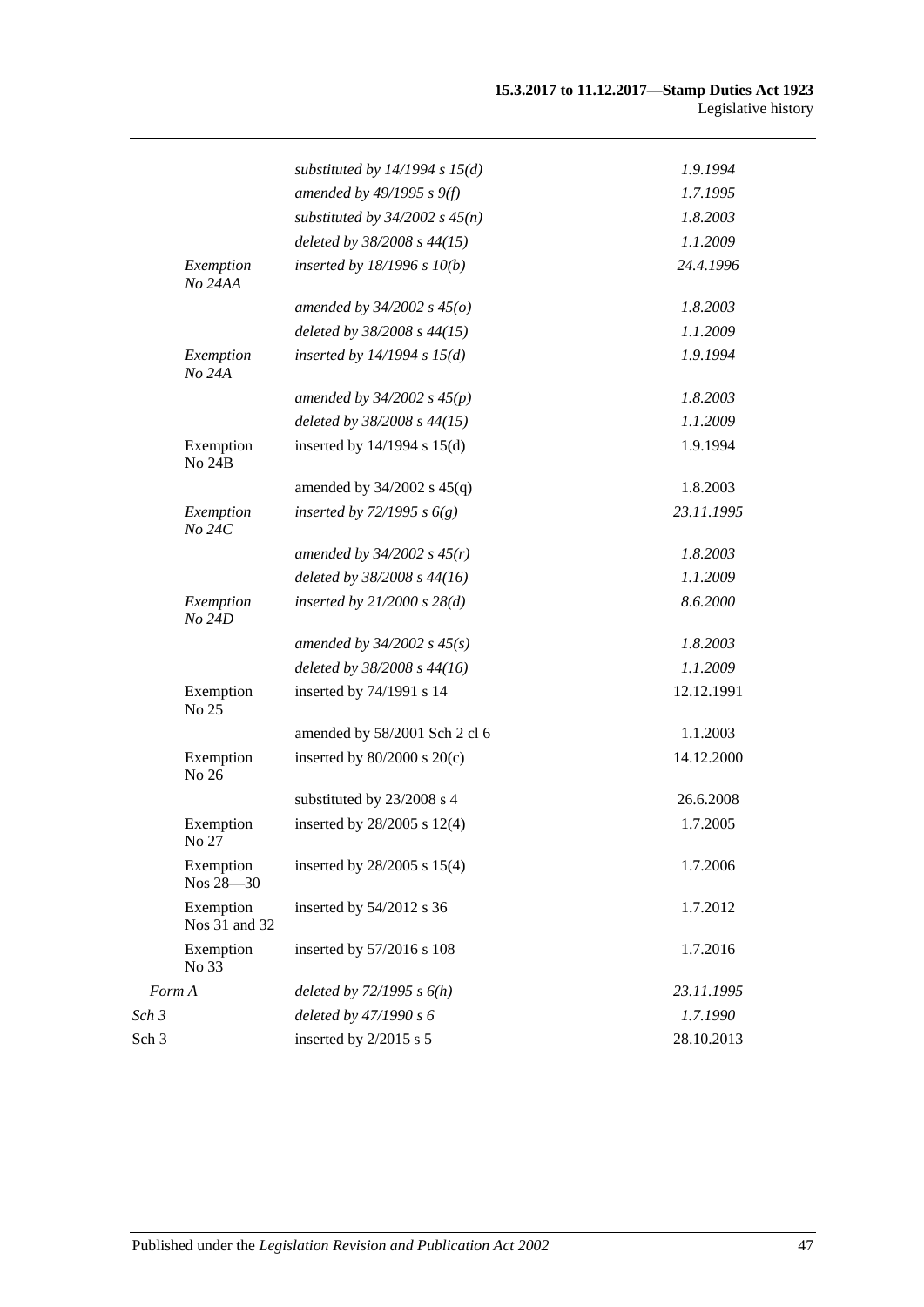| | | |
|---|---|---|
| | *substituted by 14/1994 s 15(d)* | *1.9.1994* |
| | *amended by 49/1995 s 9(f)* | *1.7.1995* |
| | *substituted by 34/2002 s 45(n)* | *1.8.2003* |
| | *deleted by 38/2008 s 44(15)* | *1.1.2009* |
| *Exemption No 24AA* | *inserted by 18/1996 s 10(b)* | *24.4.1996* |
| | *amended by 34/2002 s 45(o)* | *1.8.2003* |
| | *deleted by 38/2008 s 44(15)* | *1.1.2009* |
| *Exemption No 24A* | *inserted by 14/1994 s 15(d)* | *1.9.1994* |
| | *amended by 34/2002 s 45(p)* | *1.8.2003* |
| | *deleted by 38/2008 s 44(15)* | *1.1.2009* |
| Exemption No 24B | inserted by 14/1994 s 15(d) | 1.9.1994 |
| | amended by 34/2002 s 45(q) | 1.8.2003 |
| *Exemption No 24C* | *inserted by 72/1995 s 6(g)* | *23.11.1995* |
| | *amended by 34/2002 s 45(r)* | *1.8.2003* |
| | *deleted by 38/2008 s 44(16)* | *1.1.2009* |
| *Exemption No 24D* | *inserted by 21/2000 s 28(d)* | *8.6.2000* |
| | *amended by 34/2002 s 45(s)* | *1.8.2003* |
| | *deleted by 38/2008 s 44(16)* | *1.1.2009* |
| Exemption No 25 | inserted by 74/1991 s 14 | 12.12.1991 |
| | amended by 58/2001 Sch 2 cl 6 | 1.1.2003 |
| Exemption No 26 | inserted by 80/2000 s 20(c) | 14.12.2000 |
| | substituted by 23/2008 s 4 | 26.6.2008 |
| Exemption No 27 | inserted by 28/2005 s 12(4) | 1.7.2005 |
| Exemption Nos 28—30 | inserted by 28/2005 s 15(4) | 1.7.2006 |
| Exemption Nos 31 and 32 | inserted by 54/2012 s 36 | 1.7.2012 |
| Exemption No 33 | inserted by 57/2016 s 108 | 1.7.2016 |
| *Form A* | *deleted by 72/1995 s 6(h)* | *23.11.1995* |
| *Sch 3* | *deleted by 47/1990 s 6* | *1.7.1990* |
| Sch 3 | inserted by 2/2015 s 5 | 28.10.2013 |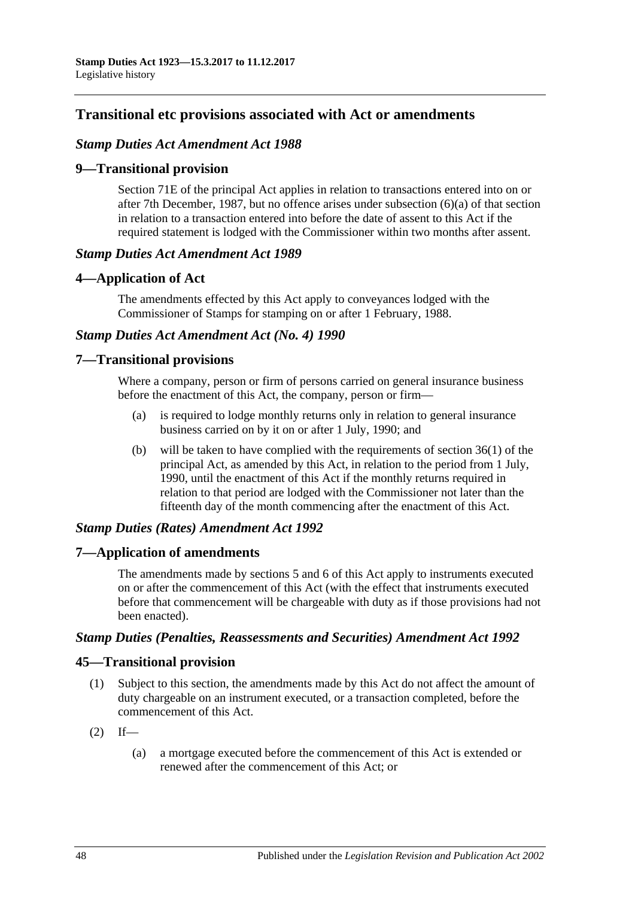## Transitional etc provisions associated with Act or amendments

### *Stamp Duties Act Amendment Act 1988*

### 9—Transitional provision

Section 71E of the principal Act applies in relation to transactions entered into on or after 7th December, 1987, but no offence arises under subsection (6)(a) of that section in relation to a transaction entered into before the date of assent to this Act if the required statement is lodged with the Commissioner within two months after assent.

### *Stamp Duties Act Amendment Act 1989*

### 4—Application of Act

The amendments effected by this Act apply to conveyances lodged with the Commissioner of Stamps for stamping on or after 1 February, 1988.

### *Stamp Duties Act Amendment Act (No. 4) 1990*

### 7—Transitional provisions

Where a company, person or firm of persons carried on general insurance business before the enactment of this Act, the company, person or firm—

(a) is required to lodge monthly returns only in relation to general insurance business carried on by it on or after 1 July, 1990; and

(b) will be taken to have complied with the requirements of section 36(1) of the principal Act, as amended by this Act, in relation to the period from 1 July, 1990, until the enactment of this Act if the monthly returns required in relation to that period are lodged with the Commissioner not later than the fifteenth day of the month commencing after the enactment of this Act.

### *Stamp Duties (Rates) Amendment Act 1992*

### 7—Application of amendments

The amendments made by sections 5 and 6 of this Act apply to instruments executed on or after the commencement of this Act (with the effect that instruments executed before that commencement will be chargeable with duty as if those provisions had not been enacted).

### *Stamp Duties (Penalties, Reassessments and Securities) Amendment Act 1992*

### 45—Transitional provision

(1) Subject to this section, the amendments made by this Act do not affect the amount of duty chargeable on an instrument executed, or a transaction completed, before the commencement of this Act.

(2) If—

(a) a mortgage executed before the commencement of this Act is extended or renewed after the commencement of this Act; or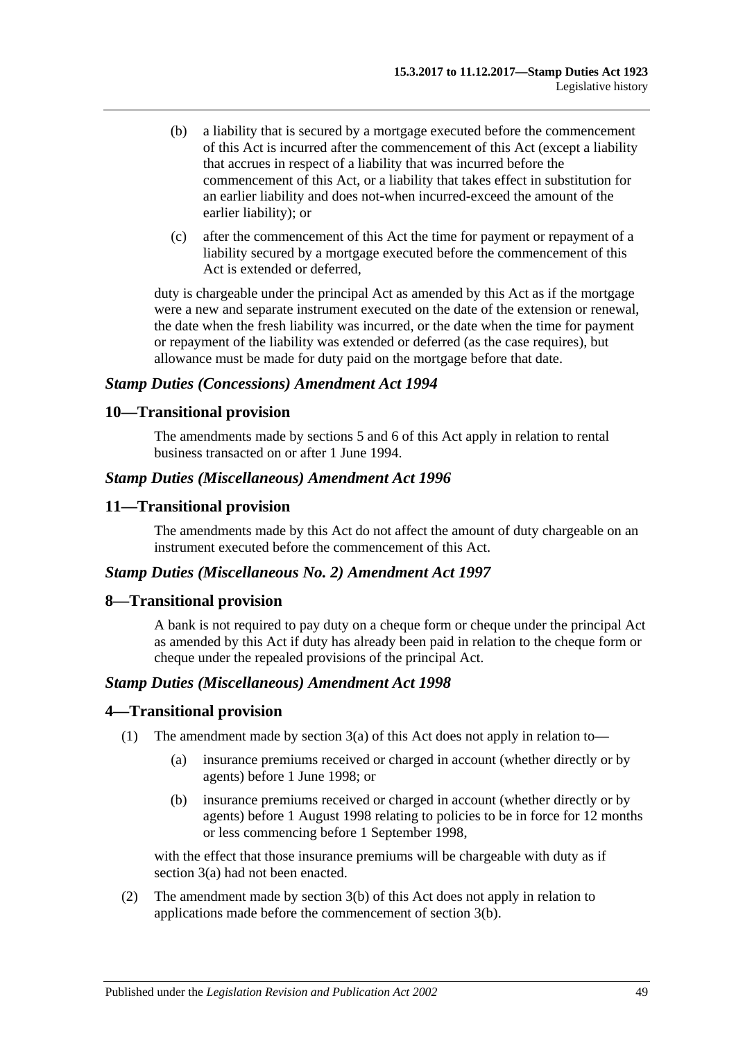(b) a liability that is secured by a mortgage executed before the commencement of this Act is incurred after the commencement of this Act (except a liability that accrues in respect of a liability that was incurred before the commencement of this Act, or a liability that takes effect in substitution for an earlier liability and does not-when incurred-exceed the amount of the earlier liability); or

(c) after the commencement of this Act the time for payment or repayment of a liability secured by a mortgage executed before the commencement of this Act is extended or deferred,

duty is chargeable under the principal Act as amended by this Act as if the mortgage were a new and separate instrument executed on the date of the extension or renewal, the date when the fresh liability was incurred, or the date when the time for payment or repayment of the liability was extended or deferred (as the case requires), but allowance must be made for duty paid on the mortgage before that date.

### *Stamp Duties (Concessions) Amendment Act 1994*

## 10—Transitional provision

The amendments made by sections 5 and 6 of this Act apply in relation to rental business transacted on or after 1 June 1994.

### *Stamp Duties (Miscellaneous) Amendment Act 1996*

## 11—Transitional provision

The amendments made by this Act do not affect the amount of duty chargeable on an instrument executed before the commencement of this Act.

### *Stamp Duties (Miscellaneous No. 2) Amendment Act 1997*

## 8—Transitional provision

A bank is not required to pay duty on a cheque form or cheque under the principal Act as amended by this Act if duty has already been paid in relation to the cheque form or cheque under the repealed provisions of the principal Act.

### *Stamp Duties (Miscellaneous) Amendment Act 1998*

## 4—Transitional provision

(1) The amendment made by section 3(a) of this Act does not apply in relation to—

(a) insurance premiums received or charged in account (whether directly or by agents) before 1 June 1998; or

(b) insurance premiums received or charged in account (whether directly or by agents) before 1 August 1998 relating to policies to be in force for 12 months or less commencing before 1 September 1998,

with the effect that those insurance premiums will be chargeable with duty as if section 3(a) had not been enacted.

(2) The amendment made by section 3(b) of this Act does not apply in relation to applications made before the commencement of section 3(b).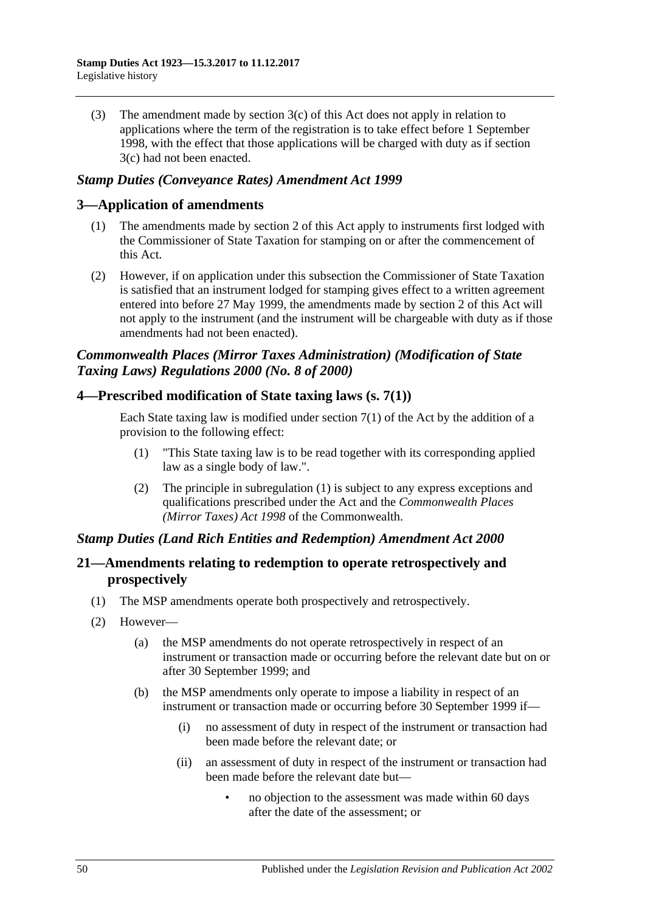(3) The amendment made by section 3(c) of this Act does not apply in relation to applications where the term of the registration is to take effect before 1 September 1998, with the effect that those applications will be charged with duty as if section 3(c) had not been enacted.

### *Stamp Duties (Conveyance Rates) Amendment Act 1999*

## 3—Application of amendments

(1) The amendments made by section 2 of this Act apply to instruments first lodged with the Commissioner of State Taxation for stamping on or after the commencement of this Act.

(2) However, if on application under this subsection the Commissioner of State Taxation is satisfied that an instrument lodged for stamping gives effect to a written agreement entered into before 27 May 1999, the amendments made by section 2 of this Act will not apply to the instrument (and the instrument will be chargeable with duty as if those amendments had not been enacted).

### *Commonwealth Places (Mirror Taxes Administration) (Modification of State Taxing Laws) Regulations 2000 (No. 8 of 2000)*

## 4—Prescribed modification of State taxing laws (s. 7(1))

Each State taxing law is modified under section 7(1) of the Act by the addition of a provision to the following effect:

(1) "This State taxing law is to be read together with its corresponding applied law as a single body of law.".

(2) The principle in subregulation (1) is subject to any express exceptions and qualifications prescribed under the Act and the *Commonwealth Places (Mirror Taxes) Act 1998* of the Commonwealth.

### *Stamp Duties (Land Rich Entities and Redemption) Amendment Act 2000*

## 21—Amendments relating to redemption to operate retrospectively and prospectively

(1) The MSP amendments operate both prospectively and retrospectively.

(2) However—

(a) the MSP amendments do not operate retrospectively in respect of an instrument or transaction made or occurring before the relevant date but on or after 30 September 1999; and

(b) the MSP amendments only operate to impose a liability in respect of an instrument or transaction made or occurring before 30 September 1999 if—

(i) no assessment of duty in respect of the instrument or transaction had been made before the relevant date; or

(ii) an assessment of duty in respect of the instrument or transaction had been made before the relevant date but—

- no objection to the assessment was made within 60 days after the date of the assessment; or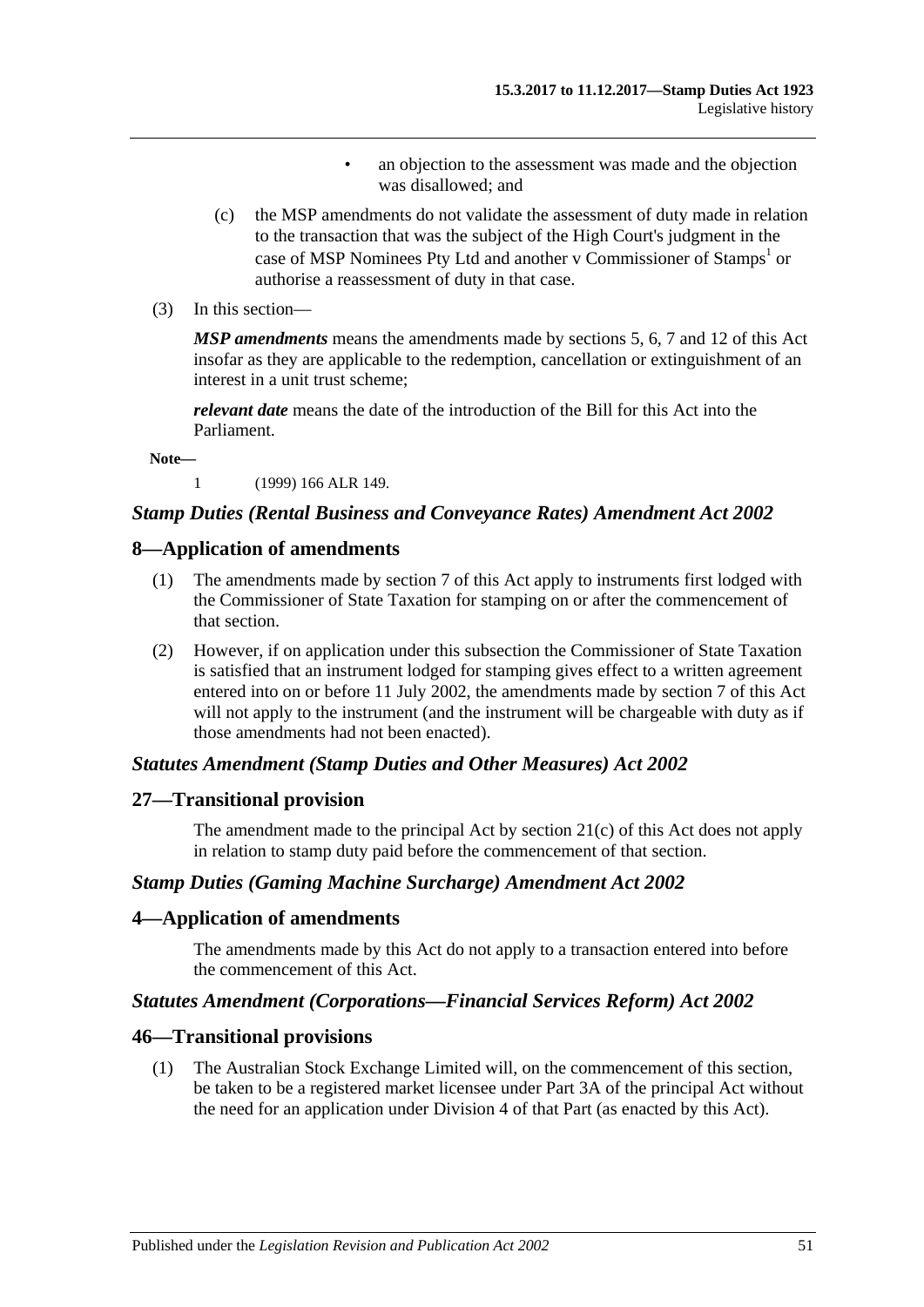- an objection to the assessment was made and the objection was disallowed; and

(c) the MSP amendments do not validate the assessment of duty made in relation to the transaction that was the subject of the High Court's judgment in the case of MSP Nominees Pty Ltd and another v Commissioner of Stamps[1] or authorise a reassessment of duty in that case.

(3) In this section—

***MSP amendments*** means the amendments made by sections 5, 6, 7 and 12 of this Act insofar as they are applicable to the redemption, cancellation or extinguishment of an interest in a unit trust scheme;

***relevant date*** means the date of the introduction of the Bill for this Act into the Parliament.

**Note—**

1 (1999) 166 ALR 149.

### *Stamp Duties (Rental Business and Conveyance Rates) Amendment Act 2002*

## 8—Application of amendments

(1) The amendments made by section 7 of this Act apply to instruments first lodged with the Commissioner of State Taxation for stamping on or after the commencement of that section.

(2) However, if on application under this subsection the Commissioner of State Taxation is satisfied that an instrument lodged for stamping gives effect to a written agreement entered into on or before 11 July 2002, the amendments made by section 7 of this Act will not apply to the instrument (and the instrument will be chargeable with duty as if those amendments had not been enacted).

### *Statutes Amendment (Stamp Duties and Other Measures) Act 2002*

## 27—Transitional provision

The amendment made to the principal Act by section 21(c) of this Act does not apply in relation to stamp duty paid before the commencement of that section.

### *Stamp Duties (Gaming Machine Surcharge) Amendment Act 2002*

## 4—Application of amendments

The amendments made by this Act do not apply to a transaction entered into before the commencement of this Act.

### *Statutes Amendment (Corporations—Financial Services Reform) Act 2002*

## 46—Transitional provisions

(1) The Australian Stock Exchange Limited will, on the commencement of this section, be taken to be a registered market licensee under Part 3A of the principal Act without the need for an application under Division 4 of that Part (as enacted by this Act).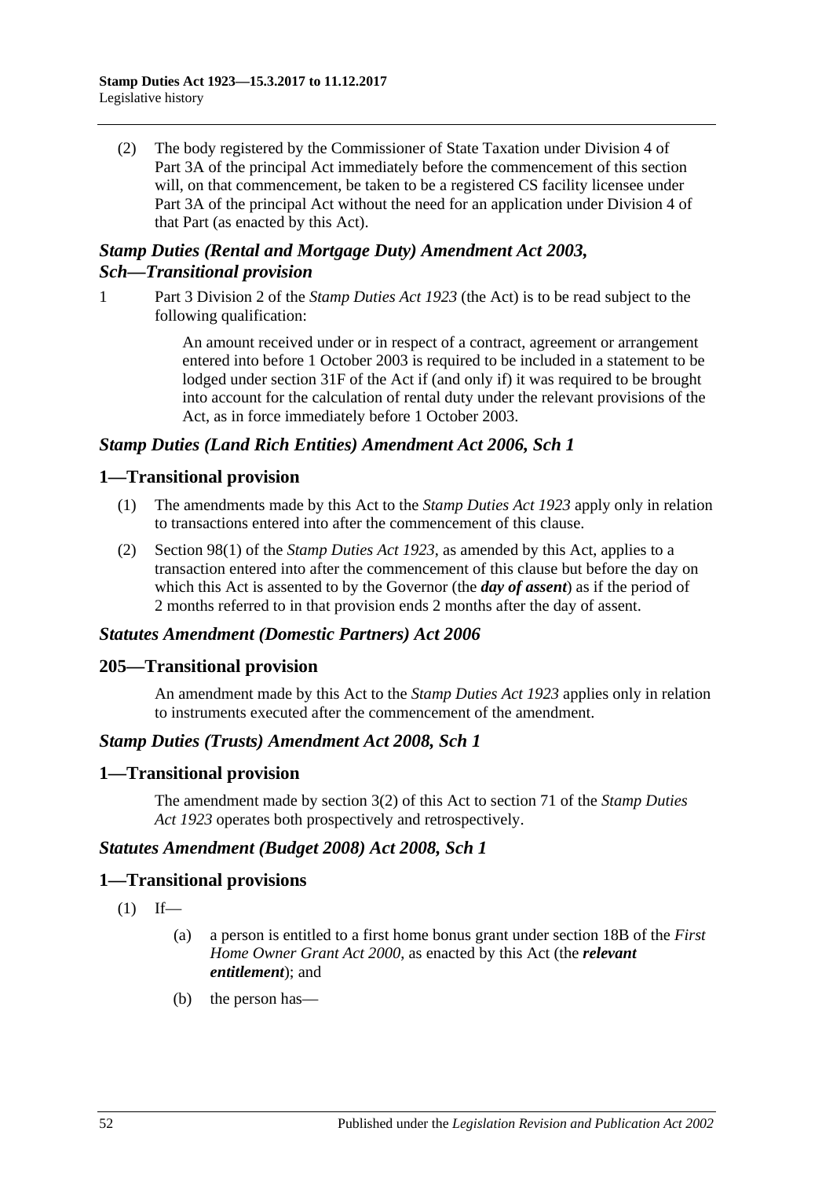(2) The body registered by the Commissioner of State Taxation under Division 4 of Part 3A of the principal Act immediately before the commencement of this section will, on that commencement, be taken to be a registered CS facility licensee under Part 3A of the principal Act without the need for an application under Division 4 of that Part (as enacted by this Act).

### *Stamp Duties (Rental and Mortgage Duty) Amendment Act 2003, Sch—Transitional provision*

1 Part 3 Division 2 of the *Stamp Duties Act 1923* (the Act) is to be read subject to the following qualification:

> An amount received under or in respect of a contract, agreement or arrangement entered into before 1 October 2003 is required to be included in a statement to be lodged under section 31F of the Act if (and only if) it was required to be brought into account for the calculation of rental duty under the relevant provisions of the Act, as in force immediately before 1 October 2003.

### *Stamp Duties (Land Rich Entities) Amendment Act 2006, Sch 1*

## 1—Transitional provision

(1) The amendments made by this Act to the *Stamp Duties Act 1923* apply only in relation to transactions entered into after the commencement of this clause.

(2) Section 98(1) of the *Stamp Duties Act 1923*, as amended by this Act, applies to a transaction entered into after the commencement of this clause but before the day on which this Act is assented to by the Governor (the ***day of assent***) as if the period of 2 months referred to in that provision ends 2 months after the day of assent.

### *Statutes Amendment (Domestic Partners) Act 2006*

## 205—Transitional provision

An amendment made by this Act to the *Stamp Duties Act 1923* applies only in relation to instruments executed after the commencement of the amendment.

### *Stamp Duties (Trusts) Amendment Act 2008, Sch 1*

## 1—Transitional provision

The amendment made by section 3(2) of this Act to section 71 of the *Stamp Duties Act 1923* operates both prospectively and retrospectively.

### *Statutes Amendment (Budget 2008) Act 2008, Sch 1*

## 1—Transitional provisions

(1) If—

(a) a person is entitled to a first home bonus grant under section 18B of the *First Home Owner Grant Act 2000*, as enacted by this Act (the ***relevant entitlement***); and

(b) the person has—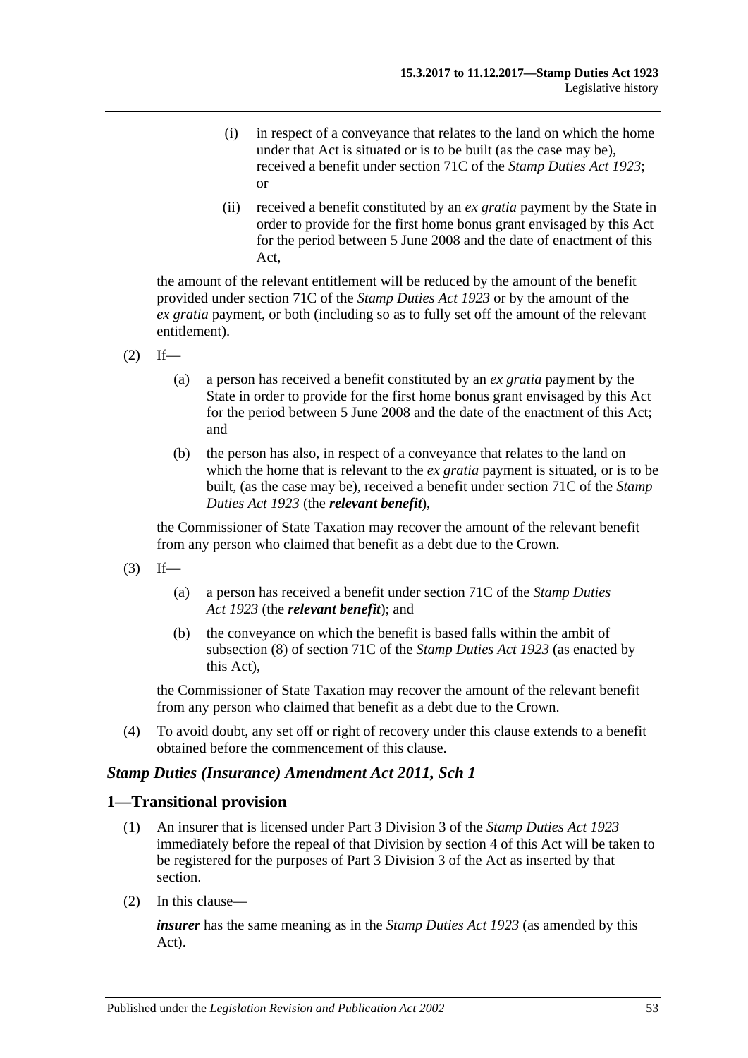(i) in respect of a conveyance that relates to the land on which the home under that Act is situated or is to be built (as the case may be), received a benefit under section 71C of the *Stamp Duties Act 1923*; or

(ii) received a benefit constituted by an *ex gratia* payment by the State in order to provide for the first home bonus grant envisaged by this Act for the period between 5 June 2008 and the date of enactment of this Act,

the amount of the relevant entitlement will be reduced by the amount of the benefit provided under section 71C of the *Stamp Duties Act 1923* or by the amount of the *ex gratia* payment, or both (including so as to fully set off the amount of the relevant entitlement).

(2) If—

(a) a person has received a benefit constituted by an *ex gratia* payment by the State in order to provide for the first home bonus grant envisaged by this Act for the period between 5 June 2008 and the date of the enactment of this Act; and

(b) the person has also, in respect of a conveyance that relates to the land on which the home that is relevant to the *ex gratia* payment is situated, or is to be built, (as the case may be), received a benefit under section 71C of the *Stamp Duties Act 1923* (the ***relevant benefit***),

the Commissioner of State Taxation may recover the amount of the relevant benefit from any person who claimed that benefit as a debt due to the Crown.

(3) If—

(a) a person has received a benefit under section 71C of the *Stamp Duties Act 1923* (the ***relevant benefit***); and

(b) the conveyance on which the benefit is based falls within the ambit of subsection (8) of section 71C of the *Stamp Duties Act 1923* (as enacted by this Act),

the Commissioner of State Taxation may recover the amount of the relevant benefit from any person who claimed that benefit as a debt due to the Crown.

(4) To avoid doubt, any set off or right of recovery under this clause extends to a benefit obtained before the commencement of this clause.

### *Stamp Duties (Insurance) Amendment Act 2011, Sch 1*

## 1—Transitional provision

(1) An insurer that is licensed under Part 3 Division 3 of the *Stamp Duties Act 1923* immediately before the repeal of that Division by section 4 of this Act will be taken to be registered for the purposes of Part 3 Division 3 of the Act as inserted by that section.

(2) In this clause—

***insurer*** has the same meaning as in the *Stamp Duties Act 1923* (as amended by this Act).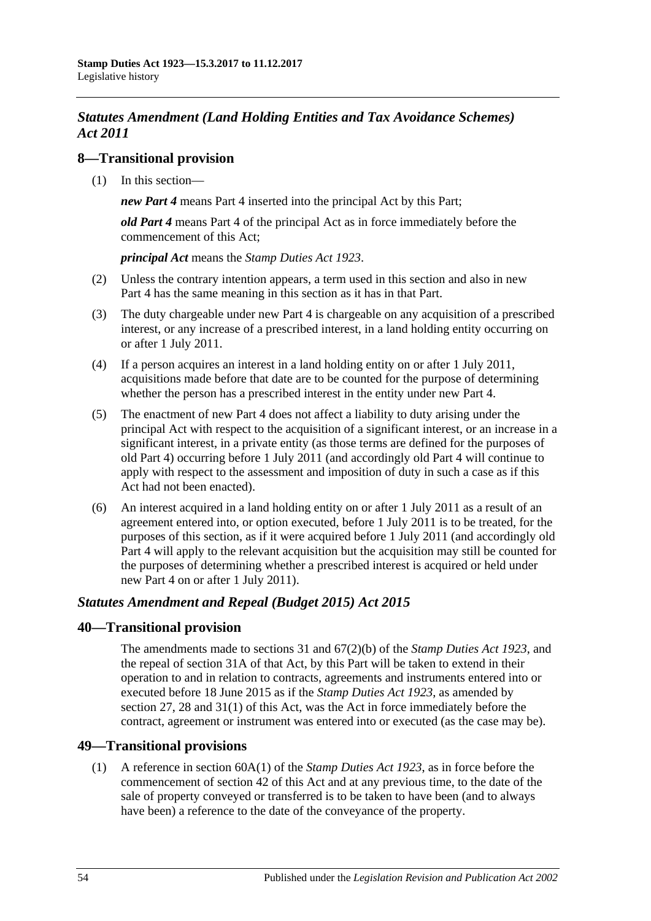## *Statutes Amendment (Land Holding Entities and Tax Avoidance Schemes) Act 2011*

### 8—Transitional provision

(1) In this section—

***new Part 4*** means Part 4 inserted into the principal Act by this Part;

***old Part 4*** means Part 4 of the principal Act as in force immediately before the commencement of this Act;

***principal Act*** means the *Stamp Duties Act 1923*.

(2) Unless the contrary intention appears, a term used in this section and also in new Part 4 has the same meaning in this section as it has in that Part.

(3) The duty chargeable under new Part 4 is chargeable on any acquisition of a prescribed interest, or any increase of a prescribed interest, in a land holding entity occurring on or after 1 July 2011.

(4) If a person acquires an interest in a land holding entity on or after 1 July 2011, acquisitions made before that date are to be counted for the purpose of determining whether the person has a prescribed interest in the entity under new Part 4.

(5) The enactment of new Part 4 does not affect a liability to duty arising under the principal Act with respect to the acquisition of a significant interest, or an increase in a significant interest, in a private entity (as those terms are defined for the purposes of old Part 4) occurring before 1 July 2011 (and accordingly old Part 4 will continue to apply with respect to the assessment and imposition of duty in such a case as if this Act had not been enacted).

(6) An interest acquired in a land holding entity on or after 1 July 2011 as a result of an agreement entered into, or option executed, before 1 July 2011 is to be treated, for the purposes of this section, as if it were acquired before 1 July 2011 (and accordingly old Part 4 will apply to the relevant acquisition but the acquisition may still be counted for the purposes of determining whether a prescribed interest is acquired or held under new Part 4 on or after 1 July 2011).

## *Statutes Amendment and Repeal (Budget 2015) Act 2015*

### 40—Transitional provision

The amendments made to sections 31 and 67(2)(b) of the *Stamp Duties Act 1923*, and the repeal of section 31A of that Act, by this Part will be taken to extend in their operation to and in relation to contracts, agreements and instruments entered into or executed before 18 June 2015 as if the *Stamp Duties Act 1923*, as amended by section 27, 28 and 31(1) of this Act, was the Act in force immediately before the contract, agreement or instrument was entered into or executed (as the case may be).

### 49—Transitional provisions

(1) A reference in section 60A(1) of the *Stamp Duties Act 1923*, as in force before the commencement of section 42 of this Act and at any previous time, to the date of the sale of property conveyed or transferred is to be taken to have been (and to always have been) a reference to the date of the conveyance of the property.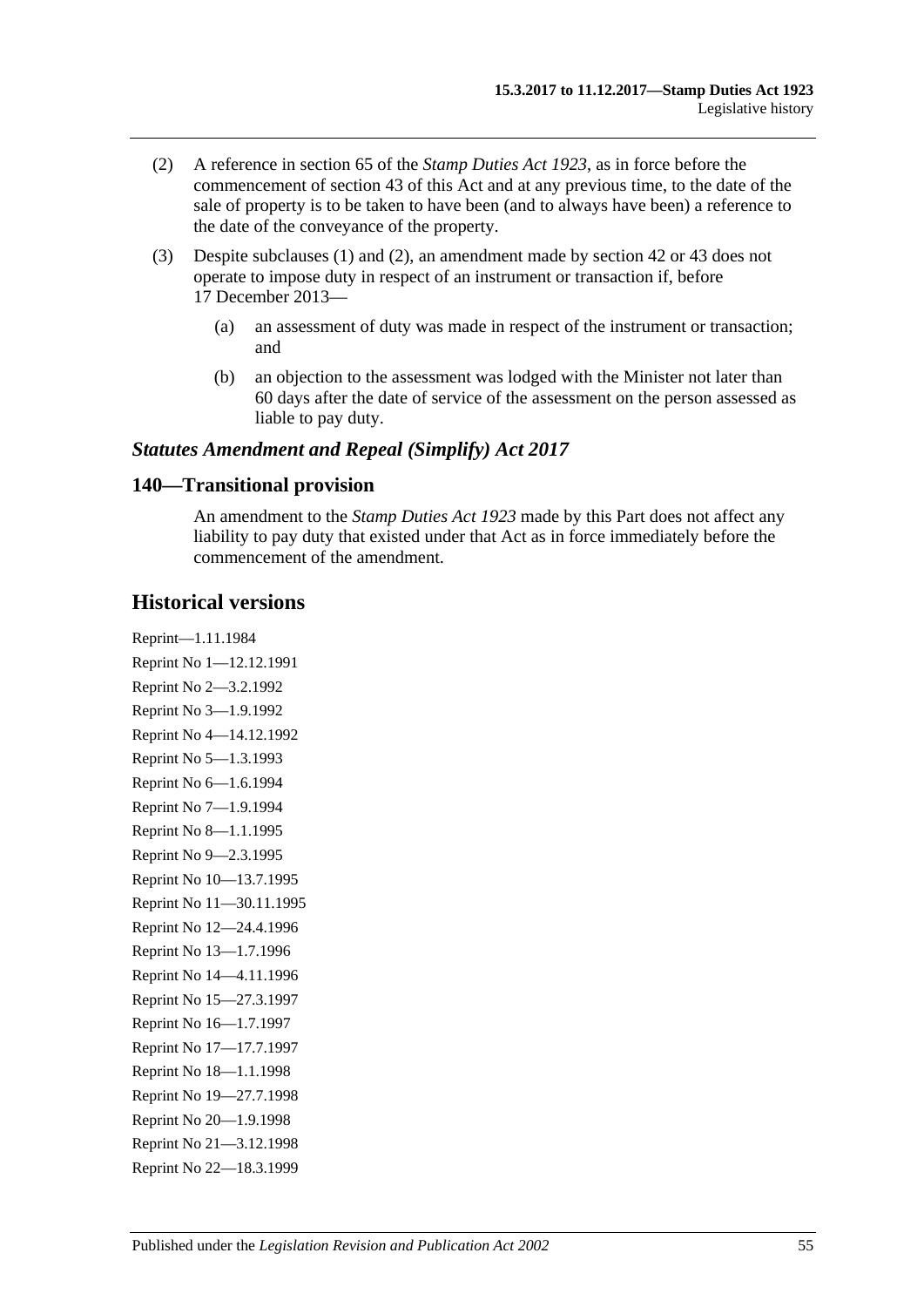(2) A reference in section 65 of the *Stamp Duties Act 1923*, as in force before the commencement of section 43 of this Act and at any previous time, to the date of the sale of property is to be taken to have been (and to always have been) a reference to the date of the conveyance of the property.

(3) Despite subclauses (1) and (2), an amendment made by section 42 or 43 does not operate to impose duty in respect of an instrument or transaction if, before 17 December 2013—

(a) an assessment of duty was made in respect of the instrument or transaction; and

(b) an objection to the assessment was lodged with the Minister not later than 60 days after the date of service of the assessment on the person assessed as liable to pay duty.

### *Statutes Amendment and Repeal (Simplify) Act 2017*

### 140—Transitional provision

An amendment to the *Stamp Duties Act 1923* made by this Part does not affect any liability to pay duty that existed under that Act as in force immediately before the commencement of the amendment.

## Historical versions

Reprint—1.11.1984

Reprint No 1—12.12.1991

Reprint No 2—3.2.1992

Reprint No 3—1.9.1992

Reprint No 4—14.12.1992

Reprint No 5—1.3.1993

Reprint No 6—1.6.1994

Reprint No 7—1.9.1994

Reprint No 8—1.1.1995

Reprint No 9—2.3.1995

Reprint No 10—13.7.1995

Reprint No 11—30.11.1995

Reprint No 12—24.4.1996

Reprint No 13—1.7.1996

Reprint No 14—4.11.1996

Reprint No 15—27.3.1997

Reprint No 16—1.7.1997

Reprint No 17—17.7.1997

Reprint No 18—1.1.1998

Reprint No 19—27.7.1998

Reprint No 20—1.9.1998

Reprint No 21—3.12.1998

Reprint No 22—18.3.1999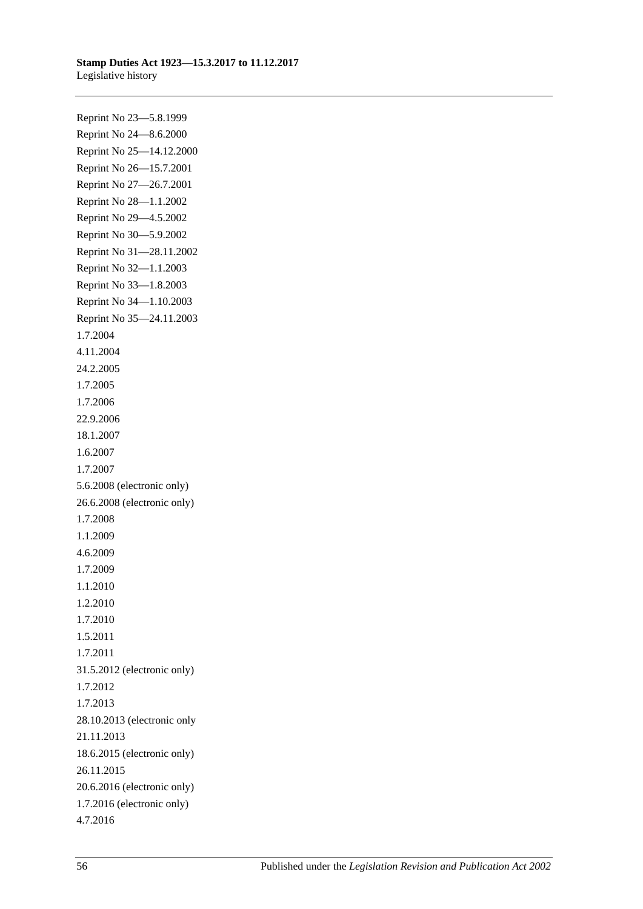Reprint No 23—5.8.1999

Reprint No 24—8.6.2000

Reprint No 25—14.12.2000

Reprint No 26—15.7.2001

Reprint No 27—26.7.2001

Reprint No 28—1.1.2002

Reprint No 29—4.5.2002

Reprint No 30—5.9.2002

Reprint No 31—28.11.2002

Reprint No 32—1.1.2003

Reprint No 33—1.8.2003

Reprint No 34—1.10.2003

Reprint No 35—24.11.2003

1.7.2004

4.11.2004

24.2.2005

1.7.2005

1.7.2006

22.9.2006

18.1.2007

1.6.2007

1.7.2007

5.6.2008 (electronic only)

26.6.2008 (electronic only)

1.7.2008

1.1.2009

4.6.2009

1.7.2009

1.1.2010

1.2.2010

1.7.2010

1.5.2011

1.7.2011

31.5.2012 (electronic only)

1.7.2012

1.7.2013

28.10.2013 (electronic only

21.11.2013

18.6.2015 (electronic only)

26.11.2015

20.6.2016 (electronic only)

1.7.2016 (electronic only)

4.7.2016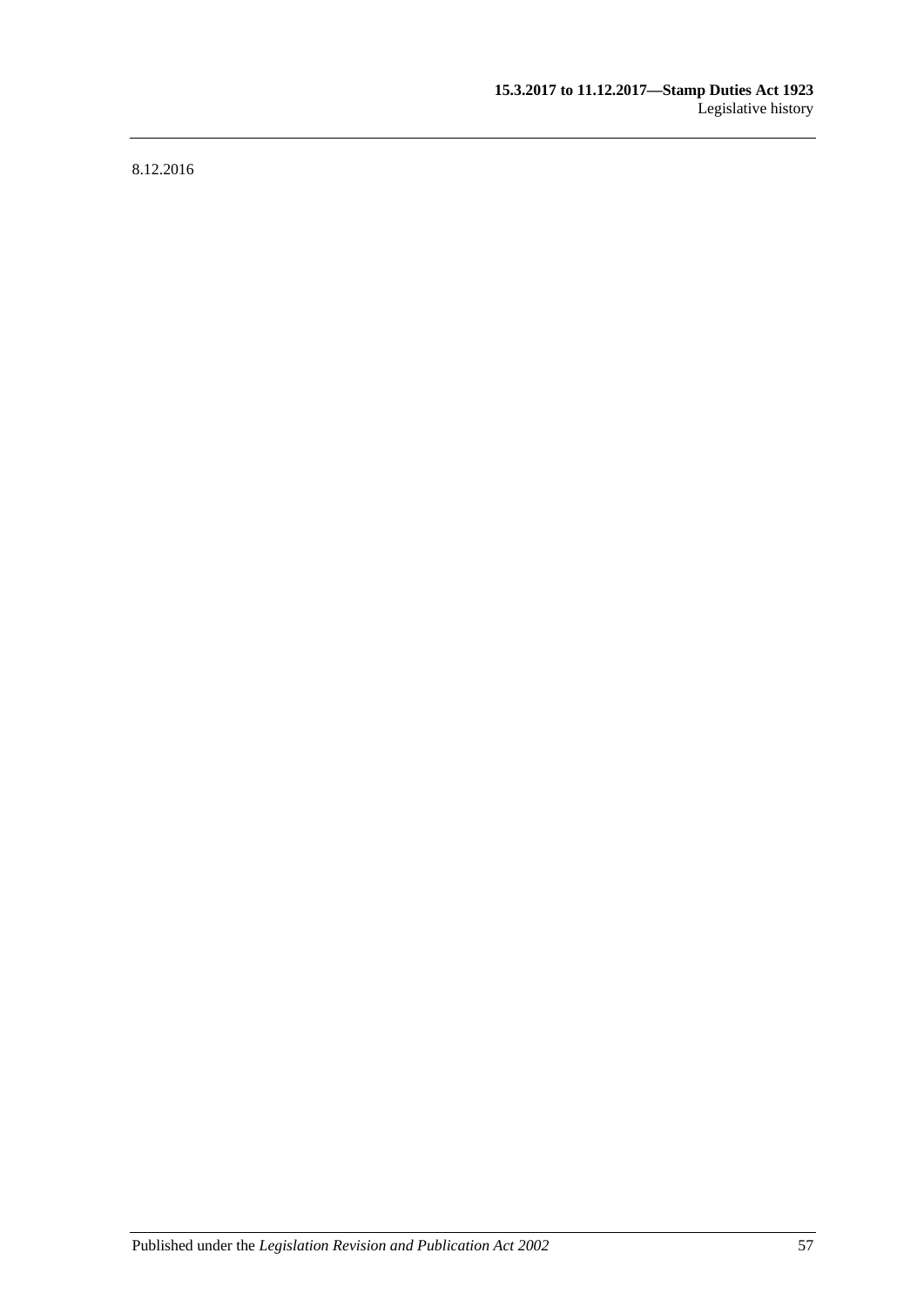8.12.2016